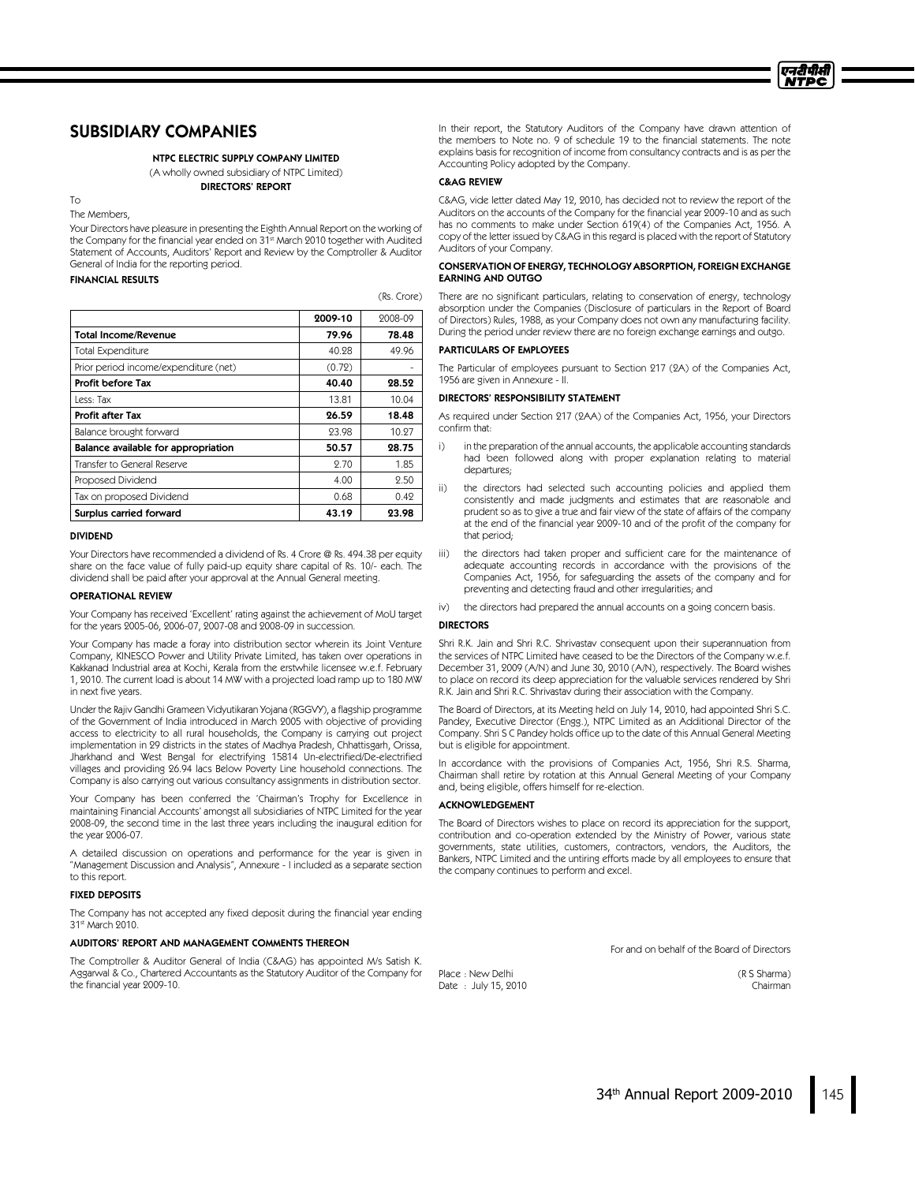# SUBSIDIARY COMPANIES

**NTPC ELECTRIC SUPPLY COMPANY LIMITED**

(A wholly owned subsidiary of NTPC Limited)

**DIRECTORS' REPORT**

To

The Members,

Your Directors have pleasure in presenting the Eighth Annual Report on the working of the Company for the financial year ended on 31st March 2010 together with Audited Statement of Accounts, Auditors' Report and Review by the Comptroller & Auditor General of India for the reporting period.

### FINANCIAL RESULTS

(Rs. Crore)

| | 2009-10 | 2008-09 |
|---|---|---|
| **Total Income/Revenue** | **79.96** | **78.48** |
| Total Expenditure | 40.28 | 49.96 |
| Prior period income/expenditure (net) | (0.72) | - |
| **Profit before Tax** | **40.40** | **28.52** |
| Less: Tax | 13.81 | 10.04 |
| **Profit after Tax** | **26.59** | **18.48** |
| Balance brought forward | 23.98 | 10.27 |
| **Balance available for appropriation** | **50.57** | **28.75** |
| Transfer to General Reserve | 2.70 | 1.85 |
| Proposed Dividend | 4.00 | 2.50 |
| Tax on proposed Dividend | 0.68 | 0.42 |
| **Surplus carried forward** | **43.19** | **23.98** |

### DIVIDEND

Your Directors have recommended a dividend of Rs. 4 Crore @ Rs. 494.38 per equity share on the face value of fully paid-up equity share capital of Rs. 10/- each. The dividend shall be paid after your approval at the Annual General meeting.

### OPERATIONAL REVIEW

Your Company has received 'Excellent' rating against the achievement of MoU target for the years 2005-06, 2006-07, 2007-08 and 2008-09 in succession.

Your Company has made a foray into distribution sector wherein its Joint Venture Company, KINESCO Power and Utility Private Limited, has taken over operations in Kakkanad Industrial area at Kochi, Kerala from the erstwhile licensee w.e.f. February 1, 2010. The current load is about 14 MW with a projected load ramp up to 180 MW in next five years.

Under the Rajiv Gandhi Grameen Vidyutikaran Yojana (RGGVY), a flagship programme of the Government of India introduced in March 2005 with objective of providing access to electricity to all rural households, the Company is carrying out project implementation in 29 districts in the states of Madhya Pradesh, Chhattisgarh, Orissa, Jharkhand and West Bengal for electrifying 15814 Un-electrified/De-electrified villages and providing 26.94 lacs Below Poverty Line household connections. The Company is also carrying out various consultancy assignments in distribution sector.

Your Company has been conferred the 'Chairman's Trophy for Excellence in maintaining Financial Accounts' amongst all subsidiaries of NTPC Limited for the year 2008-09, the second time in the last three years including the inaugural edition for the year 2006-07.

A detailed discussion on operations and performance for the year is given in "Management Discussion and Analysis", Annexure - I included as a separate section to this report.

### FIXED DEPOSITS

The Company has not accepted any fixed deposit during the financial year ending 31st March 2010.

### AUDITORS' REPORT AND MANAGEMENT COMMENTS THEREON

The Comptroller & Auditor General of India (C&AG) has appointed M/s Satish K. Aggarwal & Co., Chartered Accountants as the Statutory Auditor of the Company for the financial year 2009-10.

In their report, the Statutory Auditors of the Company have drawn attention of the members to Note no. 9 of schedule 19 to the financial statements. The note explains basis for recognition of income from consultancy contracts and is as per the Accounting Policy adopted by the Company.

### C&AG REVIEW

C&AG, vide letter dated May 12, 2010, has decided not to review the report of the Auditors on the accounts of the Company for the financial year 2009-10 and as such has no comments to make under Section 619(4) of the Companies Act, 1956. A copy of the letter issued by C&AG in this regard is placed with the report of Statutory Auditors of your Company.

### CONSERVATION OF ENERGY, TECHNOLOGY ABSORPTION, FOREIGN EXCHANGE EARNING AND OUTGO

There are no significant particulars, relating to conservation of energy, technology absorption under the Companies (Disclosure of particulars in the Report of Board of Directors) Rules, 1988, as your Company does not own any manufacturing facility. During the period under review there are no foreign exchange earnings and outgo.

### PARTICULARS OF EMPLOYEES

The Particular of employees pursuant to Section 217 (2A) of the Companies Act, 1956 are given in Annexure - II.

### DIRECTORS' RESPONSIBILITY STATEMENT

As required under Section 217 (2AA) of the Companies Act, 1956, your Directors confirm that:

i) in the preparation of the annual accounts, the applicable accounting standards had been followed along with proper explanation relating to material departures;

ii) the directors had selected such accounting policies and applied them consistently and made judgments and estimates that are reasonable and prudent so as to give a true and fair view of the state of affairs of the company at the end of the financial year 2009-10 and of the profit of the company for that period;

iii) the directors had taken proper and sufficient care for the maintenance of adequate accounting records in accordance with the provisions of the Companies Act, 1956, for safeguarding the assets of the company and for preventing and detecting fraud and other irregularities; and

iv) the directors had prepared the annual accounts on a going concern basis.

### DIRECTORS

Shri R.K. Jain and Shri R.C. Shrivastav consequent upon their superannuation from the services of NTPC Limited have ceased to be the Directors of the Company w.e.f. December 31, 2009 (A/N) and June 30, 2010 (A/N), respectively. The Board wishes to place on record its deep appreciation for the valuable services rendered by Shri R.K. Jain and Shri R.C. Shrivastav during their association with the Company.

The Board of Directors, at its Meeting held on July 14, 2010, had appointed Shri S.C. Pandey, Executive Director (Engg.), NTPC Limited as an Additional Director of the Company. Shri S C Pandey holds office up to the date of this Annual General Meeting but is eligible for appointment.

In accordance with the provisions of Companies Act, 1956, Shri R.S. Sharma, Chairman shall retire by rotation at this Annual General Meeting of your Company and, being eligible, offers himself for re-election.

### ACKNOWLEDGEMENT

The Board of Directors wishes to place on record its appreciation for the support, contribution and co-operation extended by the Ministry of Power, various state governments, state utilities, customers, contractors, vendors, the Auditors, the Bankers, NTPC Limited and the untiring efforts made by all employees to ensure that the company continues to perform and excel.

For and on behalf of the Board of Directors

Place : New Delhi
Date : July 15, 2010

(R S Sharma)
Chairman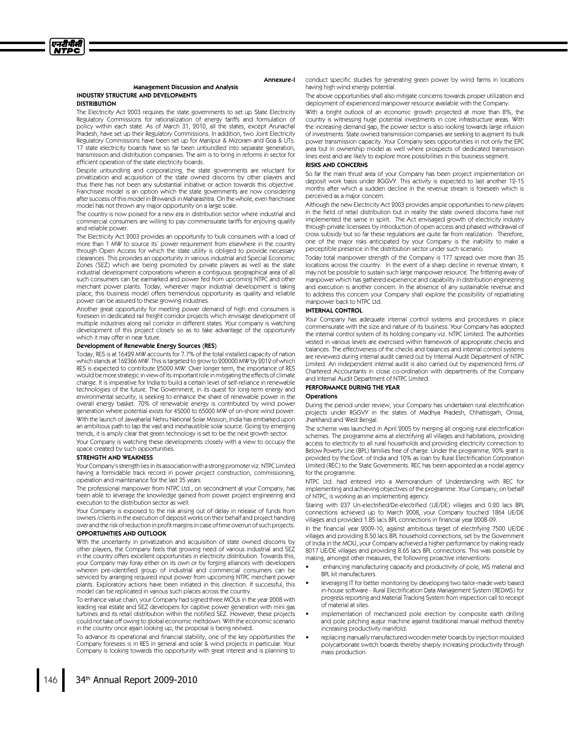Annexure-I

## Management Discussion and Analysis

### INDUSTRY STRUCTURE AND DEVELOPMENTS

#### DISTRIBUTION

The Electricity Act 2003 requires the state governments to set up State Electricity Regulatory Commissions for rationalization of energy tariffs and formulation of policy within each state. As of March 31, 2010, all the states, except Arunachal Pradesh, have set up their Regulatory Commissions. In addition, two Joint Electricity Regulatory Commissions have been set up for Manipur & Mizoram and Goa & UTs. 17 state electricity boards have so far been unbundled into separate generation, transmission and distribution companies. The aim is to bring in reforms in sector for efficient operation of the state electricity boards.

Despite unbundling and corporatizing, the state governments are reluctant for privatization and acquisition of the state owned discoms by other players and thus there has not been any substantial initiative or action towards this objective. Franchisee model is an option which the state governments are now considering after success of this model in Bhiwandi in Maharashtra. On the whole, even franchisee model has not thrown any major opportunity on a large scale.

The country is now poised for a new era in distribution sector where industrial and commercial consumers are willing to pay commensurate tariffs for enjoying quality and reliable power.

The Electricity Act 2003 provides an opportunity to bulk consumers with a load of more than 1 MW to source its' power requirement from elsewhere in the country through Open Access for which the state utility is obliged to provide necessary clearances. This provides an opportunity in various industrial and Special Economic Zones (SEZ) which are being promoted by private players as well as the state industrial development corporations wherein a contiguous geographical area of all such consumers can be earmarked and power fed from upcoming NTPC and other merchant power plants. Today, wherever major industrial development is taking place, this business model offers tremendous opportunity as quality and reliable power can be assured to these growing industries.

Another great opportunity for meeting power demand of high end consumers is foreseen in dedicated rail freight corridor projects which envisage development of multiple industries along rail corridor in different states. Your company is watching development of this project closely so as to take advantage of the opportunity which it may offer in near future.

#### Development of Renewable Energy Sources (RES)

Today, RES is at 16429 MW accounts for 7.7% of the total installed capacity of nation which stands at 162366 MW. This is targeted to grow to 200000 MW by 2012 of which RES is expected to contribute 25000 MW. Over longer term, the importance of RES would be more strategic in view of its important role in mitigating the effects of climate change. It is imperative for India to build a certain level of self-reliance in renewable technologies of the future. The Government, in its quest for long-term energy and environmental security, is seeking to enhance the share of renewable power in the overall energy basket. 70% of renewable energy is contributed by wind power generation where potential exists for 45000 to 65000 MW of on-shore wind power. With the launch of Jawaharlal Nehru National Solar Mission, India has embarked upon an ambitious path to tap the vast and inexhaustible solar source. Going by emerging trends, it is amply clear that green technology is set to be the next growth sector.

Your Company is watching these developments closely with a view to occupy the space created by such opportunities.

### STRENGTH AND WEAKNESS

Your Company's strength lies in its association with a strong promoter viz. NTPC Limited having a formidable track record in power project construction, commissioning, operation and maintenance for the last 35 years.

The professional manpower from NTPC Ltd., on secondment at your Company, has been able to leverage the knowledge gained from power project engineering and execution to the distribution sector as well.

Your Company is exposed to the risk arising out of delay in release of funds from owners /clients in the execution of deposit works on their behalf and project handing over and the risk of reduction in profit margins in case of time overrun of such projects.

### OPPORTUNITIES AND OUTLOOK

With the uncertainty in privatization and acquisition of state owned discoms by other players, the Company feels that growing need of various industrial and SEZ in the country offers excellent opportunities in electricity distribution. Towards this, your Company may foray either on its own or by forging alliances with developers wherein pre-identified group of industrial and commercial consumers can be serviced by arranging required input power from upcoming NTPC merchant power plants. Exploratory actions have been initiated in this direction. If successful, this model can be replicated in various such places across the country.

To enhance value chain, your Company had signed three MOUs in the year 2008 with leading real estate and SEZ developers for captive power generation with mini gas turbines and its retail distribution within the notified SEZ. However, these projects could not take off owing to global economic meltdown. With the economic scenario in the country once again looking up, the proposal is being revived.

To advance its operational and financial stability, one of the key opportunities the Company foresees is in RES in general and solar & wind projects in particular. Your Company is looking towards this opportunity with great interest and is planning to conduct specific studies for generating green power by wind farms in locations having high wind energy potential.

The above opportunities shall also mitigate concerns towards proper utilization and deployment of experienced manpower resource available with the Company.

With a bright outlook of an economic growth projected at more than 8%, the country is witnessing huge potential investments in core infrastructure areas. With the increasing demand gap, the power sector is also looking towards large infusion of investments. State owned transmission companies are seeking to augment its bulk power transmission capacity. Your Company sees opportunities in not only the EPC area but in ownership model as well where prospects of dedicated transmission lines exist and are likely to explore more possibilities in this business segment.

### RISKS AND CONCERNS

So far the main thrust area of your Company has been project implementation on deposit work basis under RGGVY. This activity is expected to last another 12-15 months after which a sudden decline in the revenue stream is foreseen which is perceived as a major concern.

Although the new Electricity Act 2003 provides ample opportunities to new players in the field of retail distribution but in reality the state owned discoms have not implemented the same in spirit. The Act envisaged growth of electricity industry through private licensees by introduction of open access and phased withdrawal of cross subsidy but so far these regulations are quite far from realization. Therefore, one of the major risks anticipated by your Company is the inability to make a perceptible presence in the distribution sector under such scenario.

Today total manpower strength of the Company is 177 spread over more than 35 locations across the country. In the event of a sharp decline in revenue stream, it may not be possible to sustain such large manpower resource. The frittering away of manpower which has gathered experience and capability in distribution engineering and execution is another concern. In the absence of any sustainable revenue and to address this concern your Company shall explore the possibility of repatriating manpower back to NTPC Ltd.

### INTERNAL CONTROL

Your Company has adequate internal control systems and procedures in place commensurate with the size and nature of its business. Your Company has adopted the internal control system of its holding company viz. NTPC Limited. The authorities vested in various levels are exercised within framework of appropriate checks and balances. The effectiveness of the checks and balances and internal control systems are reviewed during internal audit carried out by Internal Audit Department of NTPC Limited. An independent internal audit is also carried out by experienced firms of Chartered Accountants in close co-ordination with departments of the Company and Internal Audit Department of NTPC Limited.

### PERFORMANCE DURING THE YEAR

#### Operations

During the period under review, your Company has undertaken rural electrification projects under RGGVY in the states of Madhya Pradesh, Chhattisgarh, Orissa, Jharkhand and West Bengal.

The scheme was launched in April 2005 by merging all ongoing rural electrification schemes. The programme aims at electrifying all villages and habitations, providing access to electricity to all rural households and providing electricity connection to Below Poverty Line (BPL) families free of charge. Under the programme, 90% grant is provided by the Govt. of India and 10% as loan by Rural Electrification Corporation Limited (REC) to the State Governments. REC has been appointed as a nodal agency for the programme.

NTPC Ltd. had entered into a Memorandum of Understanding with REC for implementing and achieving objectives of the programme. Your Company, on behalf of NTPC, is working as an implementing agency.

Staring with 237 Un-electrified/De-electrified (UE/DE) villages and 0.20 lacs BPL connections achieved up to March 2008, your Company touched 1864 UE/DE villages and provided 1.85 lacs BPL connections in financial year 2008-09.

In the financial year 2009-10, against ambitious target of electrifying 7500 UE/DE villages and providing 8.50 lacs BPL household connections, set by the Government of India in the MOU, your Company achieved a higher performance by making ready 8017 UE/DE villages and providing 8.65 lacs BPL connections. This was possible by making, amongst other measures, the following proactive interventions:

- enhancing manufacturing capacity and productivity of pole, MS material and BPL kit manufacturers.
- leveraging IT for better monitoring by developing two tailor-made web based in-house software - Rural Electrification Data Management System (REDMS) for progress reporting and Material Tracking System from inspection call to receipt of material at sites.
- implementation of mechanized pole erection by composite earth drilling and pole pitching augur machine against traditional manual method thereby increasing productivity manifold.
- replacing manually manufactured wooden meter boards by injection moulded polycarbonate switch boards thereby sharply increasing productivity through mass production.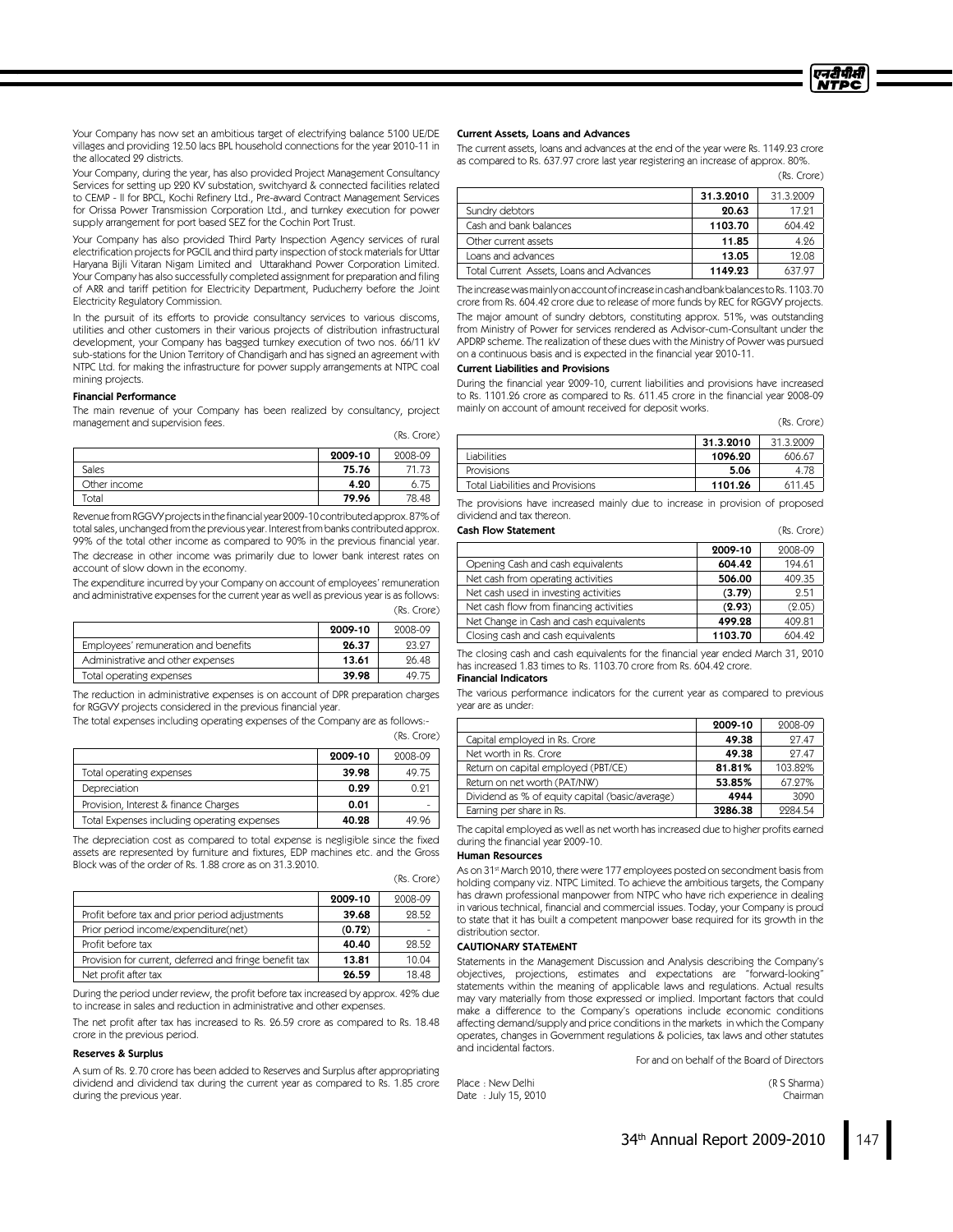Your Company has now set an ambitious target of electrifying balance 5100 UE/DE villages and providing 12.50 lacs BPL household connections for the year 2010-11 in the allocated 29 districts.

Your Company, during the year, has also provided Project Management Consultancy Services for setting up 220 KV substation, switchyard & connected facilities related to CEMP - II for BPCL, Kochi Refinery Ltd., Pre-award Contract Management Services for Orissa Power Transmission Corporation Ltd., and turnkey execution for power supply arrangement for port based SEZ for the Cochin Port Trust.

Your Company has also provided Third Party Inspection Agency services of rural electrification projects for PGCIL and third party inspection of stock materials for Uttar Haryana Bijli Vitaran Nigam Limited and Uttarakhand Power Corporation Limited. Your Company has also successfully completed assignment for preparation and filing of ARR and tariff petition for Electricity Department, Puducherry before the Joint Electricity Regulatory Commission.

In the pursuit of its efforts to provide consultancy services to various discoms, utilities and other customers in their various projects of distribution infrastructural development, your Company has bagged turnkey execution of two nos. 66/11 kV sub-stations for the Union Territory of Chandigarh and has signed an agreement with NTPC Ltd. for making the infrastructure for power supply arrangements at NTPC coal mining projects.

**Financial Performance**

The main revenue of your Company has been realized by consultancy, project management and supervision fees.

(Rs. Crore)

| | 2009-10 | 2008-09 |
|---|---|---|
| Sales | **75.76** | 71.73 |
| Other income | **4.20** | 6.75 |
| Total | **79.96** | 78.48 |

Revenue from RGGVY projects in the financial year 2009-10 contributed approx. 87% of total sales, unchanged from the previous year. Interest from banks contributed approx. 99% of the total other income as compared to 90% in the previous financial year. The decrease in other income was primarily due to lower bank interest rates on account of slow down in the economy.

The expenditure incurred by your Company on account of employees' remuneration and administrative expenses for the current year as well as previous year is as follows:

(Rs. Crore)

| | 2009-10 | 2008-09 |
|---|---|---|
| Employees' remuneration and benefits | **26.37** | 23.27 |
| Administrative and other expenses | **13.61** | 26.48 |
| Total operating expenses | **39.98** | 49.75 |

The reduction in administrative expenses is on account of DPR preparation charges for RGGVY projects considered in the previous financial year.

The total expenses including operating expenses of the Company are as follows:-

(Rs. Crore)

| | 2009-10 | 2008-09 |
|---|---|---|
| Total operating expenses | **39.98** | 49.75 |
| Depreciation | **0.29** | 0.21 |
| Provision, Interest & finance Charges | **0.01** | - |
| Total Expenses including operating expenses | **40.28** | 49.96 |

The depreciation cost as compared to total expense is negligible since the fixed assets are represented by furniture and fixtures, EDP machines etc. and the Gross Block was of the order of Rs. 1.88 crore as on 31.3.2010.

(Rs. Crore)

| | 2009-10 | 2008-09 |
|---|---|---|
| Profit before tax and prior period adjustments | **39.68** | 28.52 |
| Prior period income/expenditure(net) | **(0.72)** | - |
| Profit before tax | **40.40** | 28.52 |
| Provision for current, deferred and fringe benefit tax | **13.81** | 10.04 |
| Net profit after tax | **26.59** | 18.48 |

During the period under review, the profit before tax increased by approx. 42% due to increase in sales and reduction in administrative and other expenses.

The net profit after tax has increased to Rs. 26.59 crore as compared to Rs. 18.48 crore in the previous period.

**Reserves & Surplus**

A sum of Rs. 2.70 crore has been added to Reserves and Surplus after appropriating dividend and dividend tax during the current year as compared to Rs. 1.85 crore during the previous year.

**Current Assets, Loans and Advances**

The current assets, loans and advances at the end of the year were Rs. 1149.23 crore as compared to Rs. 637.97 crore last year registering an increase of approx. 80%.

(Rs. Crore)

| | 31.3.2010 | 31.3.2009 |
|---|---|---|
| Sundry debtors | **20.63** | 17.21 |
| Cash and bank balances | **1103.70** | 604.42 |
| Other current assets | **11.85** | 4.26 |
| Loans and advances | **13.05** | 12.08 |
| Total Current Assets, Loans and Advances | **1149.23** | 637.97 |

The increase was mainly on account of increase in cash and bank balances to Rs. 1103.70 crore from Rs. 604.42 crore due to release of more funds by REC for RGGVY projects.

The major amount of sundry debtors, constituting approx. 51%, was outstanding from Ministry of Power for services rendered as Advisor-cum-Consultant under the APDRP scheme. The realization of these dues with the Ministry of Power was pursued on a continuous basis and is expected in the financial year 2010-11.

**Current Liabilities and Provisions**

During the financial year 2009-10, current liabilities and provisions have increased to Rs. 1101.26 crore as compared to Rs. 611.45 crore in the financial year 2008-09 mainly on account of amount received for deposit works.

(Rs. Crore)

| | 31.3.2010 | 31.3.2009 |
|---|---|---|
| Liabilities | **1096.20** | 606.67 |
| Provisions | **5.06** | 4.78 |
| Total Liabilities and Provisions | **1101.26** | 611.45 |

The provisions have increased mainly due to increase in provision of proposed dividend and tax thereon.

**Cash Flow Statement**

(Rs. Crore)

| | 2009-10 | 2008-09 |
|---|---|---|
| Opening Cash and cash equivalents | **604.42** | 194.61 |
| Net cash from operating activities | **506.00** | 409.35 |
| Net cash used in investing activities | **(3.79)** | 2.51 |
| Net cash flow from financing activities | **(2.93)** | (2.05) |
| Net Change in Cash and cash equivalents | **499.28** | 409.81 |
| Closing cash and cash equivalents | **1103.70** | 604.42 |

The closing cash and cash equivalents for the financial year ended March 31, 2010 has increased 1.83 times to Rs. 1103.70 crore from Rs. 604.42 crore.

**Financial Indicators**

The various performance indicators for the current year as compared to previous year are as under:

| | 2009-10 | 2008-09 |
|---|---|---|
| Capital employed in Rs. Crore | **49.38** | 27.47 |
| Net worth in Rs. Crore | **49.38** | 27.47 |
| Return on capital employed (PBT/CE) | **81.81%** | 103.82% |
| Return on net worth (PAT/NW) | **53.85%** | 67.27% |
| Dividend as % of equity capital (basic/average) | **4944** | 3090 |
| Earning per share in Rs. | **3286.38** | 2284.54 |

The capital employed as well as net worth has increased due to higher profits earned during the financial year 2009-10.

**Human Resources**

As on 31st March 2010, there were 177 employees posted on secondment basis from holding company viz. NTPC Limited. To achieve the ambitious targets, the Company has drawn professional manpower from NTPC who have rich experience in dealing in various technical, financial and commercial issues. Today, your Company is proud to state that it has built a competent manpower base required for its growth in the distribution sector.

**CAUTIONARY STATEMENT**

Statements in the Management Discussion and Analysis describing the Company's objectives, projections, estimates and expectations are "forward-looking" statements within the meaning of applicable laws and regulations. Actual results may vary materially from those expressed or implied. Important factors that could make a difference to the Company's operations include economic conditions affecting demand/supply and price conditions in the markets in which the Company operates, changes in Government regulations & policies, tax laws and other statutes and incidental factors.

For and on behalf of the Board of Directors

Place : New Delhi
Date : July 15, 2010

(R S Sharma)
Chairman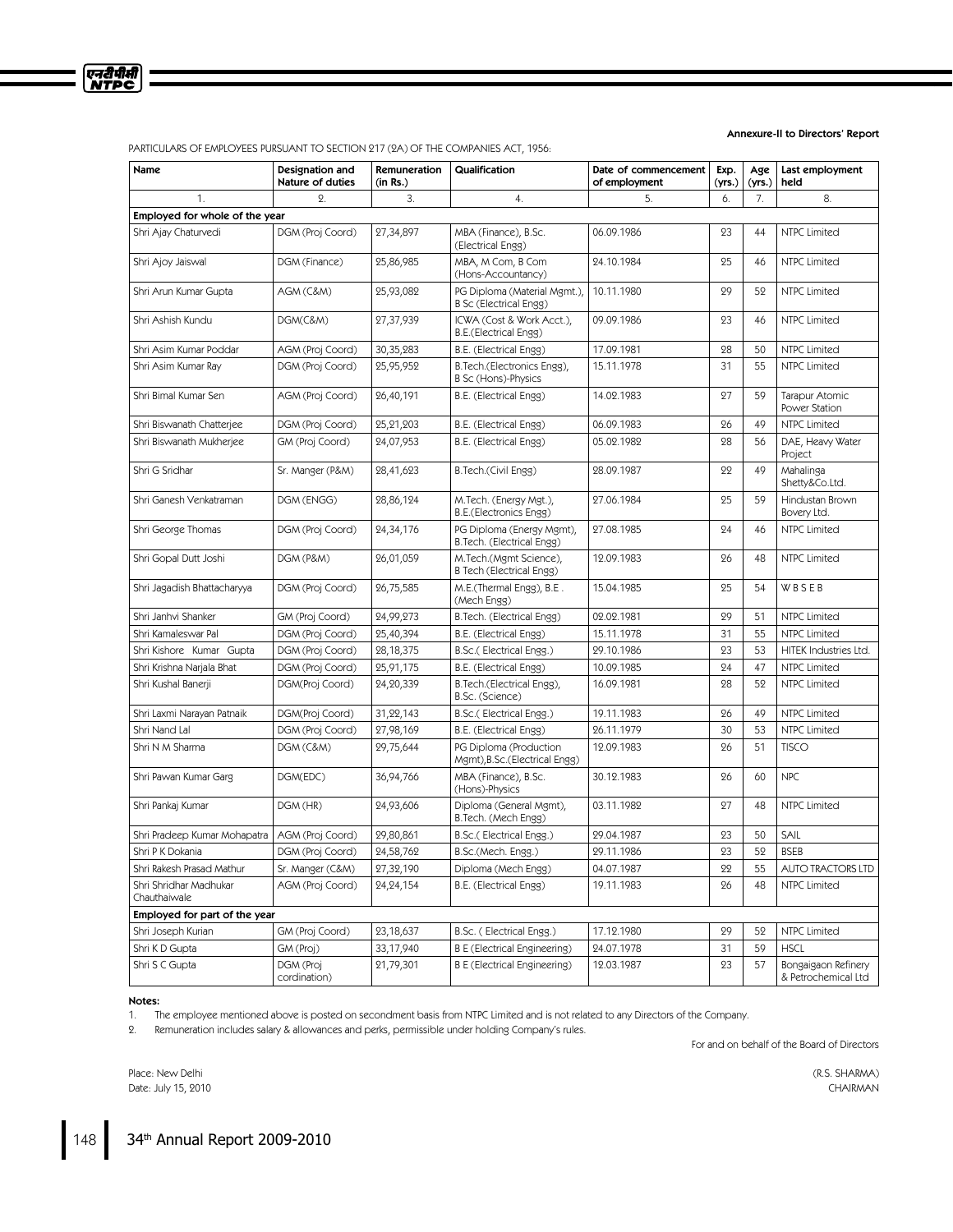Annexure-II to Directors' Report

PARTICULARS OF EMPLOYEES PURSUANT TO SECTION 217 (2A) OF THE COMPANIES ACT, 1956:

| Name | Designation and Nature of duties | Remuneration (in Rs.) | Qualification | Date of commencement of employment | Exp. (yrs.) | Age (yrs.) | Last employment held |
|---|---|---|---|---|---|---|---|
| 1. | 2. | 3. | 4. | 5. | 6. | 7. | 8. |
| **Employed for whole of the year** | | | | | | | |
| Shri Ajay Chaturvedi | DGM (Proj Coord) | 27,34,897 | MBA (Finance), B.Sc. (Electrical Engg) | 06.09.1986 | 23 | 44 | NTPC Limited |
| Shri Ajoy Jaiswal | DGM (Finance) | 25,86,985 | MBA, M Com, B Com (Hons-Accountancy) | 24.10.1984 | 25 | 46 | NTPC Limited |
| Shri Arun Kumar Gupta | AGM (C&M) | 25,93,082 | PG Diploma (Material Mgmt.), B Sc (Electrical Engg) | 10.11.1980 | 29 | 52 | NTPC Limited |
| Shri Ashish Kundu | DGM(C&M) | 27,37,939 | ICWA (Cost & Work Acct.), B.E.(Electrical Engg) | 09.09.1986 | 23 | 46 | NTPC Limited |
| Shri Asim Kumar Poddar | AGM (Proj Coord) | 30,35,283 | B.E. (Electrical Engg) | 17.09.1981 | 28 | 50 | NTPC Limited |
| Shri Asim Kumar Ray | DGM (Proj Coord) | 25,95,952 | B.Tech.(Electronics Engg), B Sc (Hons)-Physics | 15.11.1978 | 31 | 55 | NTPC Limited |
| Shri Bimal Kumar Sen | AGM (Proj Coord) | 26,40,191 | B.E. (Electrical Engg) | 14.02.1983 | 27 | 59 | Tarapur Atomic Power Station |
| Shri Biswanath Chatterjee | DGM (Proj Coord) | 25,21,203 | B.E. (Electrical Engg) | 06.09.1983 | 26 | 49 | NTPC Limited |
| Shri Biswanath Mukherjee | GM (Proj Coord) | 24,07,953 | B.E. (Electrical Engg) | 05.02.1982 | 28 | 56 | DAE, Heavy Water Project |
| Shri G Sridhar | Sr. Manger (P&M) | 28,41,623 | B.Tech.(Civil Engg) | 28.09.1987 | 22 | 49 | Mahalinga Shetty&Co.Ltd. |
| Shri Ganesh Venkatraman | DGM (ENGG) | 28,86,124 | M.Tech. (Energy Mgt.), B.E.(Electronics Engg) | 27.06.1984 | 25 | 59 | Hindustan Brown Bovery Ltd. |
| Shri George Thomas | DGM (Proj Coord) | 24,34,176 | PG Diploma (Energy Mgmt), B.Tech. (Electrical Engg) | 27.08.1985 | 24 | 46 | NTPC Limited |
| Shri Gopal Dutt Joshi | DGM (P&M) | 26,01,059 | M.Tech.(Mgmt Science), B Tech (Electrical Engg) | 12.09.1983 | 26 | 48 | NTPC Limited |
| Shri Jagadish Bhattacharyya | DGM (Proj Coord) | 26,75,585 | M.E.(Thermal Engg), B.E . (Mech Engg) | 15.04.1985 | 25 | 54 | W B S E B |
| Shri Janhvi Shanker | GM (Proj Coord) | 24,99,273 | B.Tech. (Electrical Engg) | 02.02.1981 | 29 | 51 | NTPC Limited |
| Shri Kamaleswar Pal | DGM (Proj Coord) | 25,40,394 | B.E. (Electrical Engg) | 15.11.1978 | 31 | 55 | NTPC Limited |
| Shri Kishore Kumar Gupta | DGM (Proj Coord) | 28,18,375 | B.Sc.( Electrical Engg.) | 29.10.1986 | 23 | 53 | HITEK Industries Ltd. |
| Shri Krishna Narjala Bhat | DGM (Proj Coord) | 25,91,175 | B.E. (Electrical Engg) | 10.09.1985 | 24 | 47 | NTPC Limited |
| Shri Kushal Banerji | DGM(Proj Coord) | 24,20,339 | B.Tech.(Electrical Engg), B.Sc. (Science) | 16.09.1981 | 28 | 52 | NTPC Limited |
| Shri Laxmi Narayan Patnaik | DGM(Proj Coord) | 31,22,143 | B.Sc.( Electrical Engg.) | 19.11.1983 | 26 | 49 | NTPC Limited |
| Shri Nand Lal | DGM (Proj Coord) | 27,98,169 | B.E. (Electrical Engg) | 26.11.1979 | 30 | 53 | NTPC Limited |
| Shri N M Sharma | DGM (C&M) | 29,75,644 | PG Diploma (Production Mgmt),B.Sc.(Electrical Engg) | 12.09.1983 | 26 | 51 | TISCO |
| Shri Pawan Kumar Garg | DGM(EDC) | 36,94,766 | MBA (Finance), B.Sc. (Hons)-Physics | 30.12.1983 | 26 | 60 | NPC |
| Shri Pankaj Kumar | DGM (HR) | 24,93,606 | Diploma (General Mgmt), B.Tech. (Mech Engg) | 03.11.1982 | 27 | 48 | NTPC Limited |
| Shri Pradeep Kumar Mohapatra | AGM (Proj Coord) | 29,80,861 | B.Sc.( Electrical Engg.) | 29.04.1987 | 23 | 50 | SAIL |
| Shri P K Dokania | DGM (Proj Coord) | 24,58,762 | B.Sc.(Mech. Engg.) | 29.11.1986 | 23 | 52 | BSEB |
| Shri Rakesh Prasad Mathur | Sr. Manger (C&M) | 27,32,190 | Diploma (Mech Engg) | 04.07.1987 | 22 | 55 | AUTO TRACTORS LTD |
| Shri Shridhar Madhukar Chauthaiwale | AGM (Proj Coord) | 24,24,154 | B.E. (Electrical Engg) | 19.11.1983 | 26 | 48 | NTPC Limited |
| **Employed for part of the year** | | | | | | | |
| Shri Joseph Kurian | GM (Proj Coord) | 23,18,637 | B.Sc. ( Electrical Engg.) | 17.12.1980 | 29 | 52 | NTPC Limited |
| Shri K D Gupta | GM (Proj) | 33,17,940 | B E (Electrical Engineering) | 24.07.1978 | 31 | 59 | HSCL |
| Shri S C Gupta | DGM (Proj cordination) | 21,79,301 | B E (Electrical Engineering) | 12.03.1987 | 23 | 57 | Bongaigaon Refinery & Petrochemical Ltd |

**Notes:**

1. The employee mentioned above is posted on secondment basis from NTPC Limited and is not related to any Directors of the Company.
2. Remuneration includes salary & allowances and perks, permissible under holding Company's rules.

For and on behalf of the Board of Directors

Place: New Delhi
Date: July 15, 2010

(R.S. SHARMA)
CHAIRMAN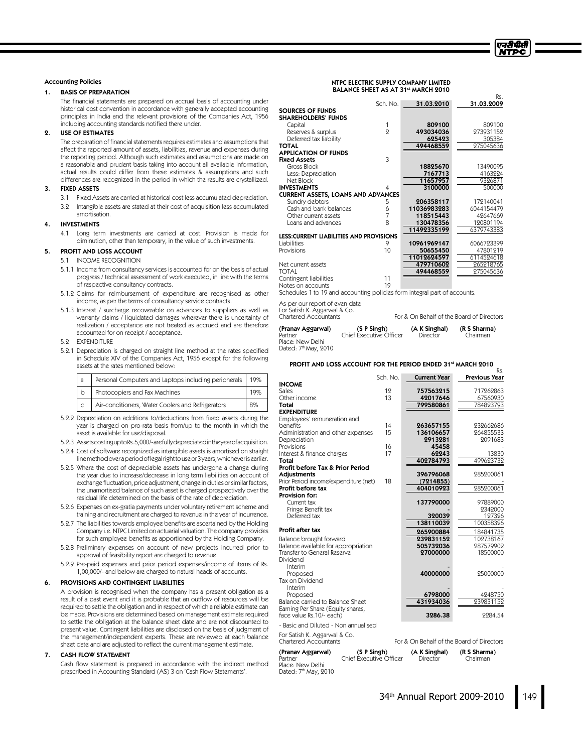## Accounting Policies

### 1. BASIS OF PREPARATION

The financial statements are prepared on accrual basis of accounting under historical cost convention in accordance with generally accepted accounting principles in India and the relevant provisions of the Companies Act, 1956 including accounting standards notified there under.

### 2. USE OF ESTIMATES

The preparation of financial statements requires estimates and assumptions that affect the reported amount of assets, liabilities, revenue and expenses during the reporting period. Although such estimates and assumptions are made on a reasonable and prudent basis taking into account all available information, actual results could differ from these estimates & assumptions and such differences are recognized in the period in which the results are crystallized.

### 3. FIXED ASSETS

3.1 Fixed Assets are carried at historical cost less accumulated depreciation.

3.2 Intangible assets are stated at their cost of acquisition less accumulated amortisation.

### 4. INVESTMENTS

4.1 Long term investments are carried at cost. Provision is made for diminution, other than temporary, in the value of such investments.

### 5. PROFIT AND LOSS ACCOUNT

5.1 INCOME RECOGNITION

5.1.1 Income from consultancy services is accounted for on the basis of actual progress / technical assessment of work executed, in line with the terms of respective consultancy contracts.

5.1.2 Claims for reimbursement of expenditure are recognised as other income, as per the terms of consultancy service contracts.

5.1.3 Interest / surcharge recoverable on advances to suppliers as well as warranty claims / liquidated damages wherever there is uncertainty of realization / acceptance are not treated as accrued and are therefore accounted for on receipt / acceptance.

5.2 EXPENDITURE

5.2.1 Depreciation is charged on straight line method at the rates specified in Schedule XIV of the Companies Act, 1956 except for the following assets at the rates mentioned below:

| | | |
|---|---|---|
| a | Personal Computers and Laptops including peripherals | 19% |
| b | Photocopiers and Fax Machines | 19% |
| c | Air-conditioners, Water Coolers and Refrigerators | 8% |

5.2.2 Depreciation on additions to/deductions from fixed assets during the year is charged on pro-rata basis from/up to the month in which the asset is available for use/disposal.

5.2.3 Assets costing up to Rs.5,000/- are fully depreciated in the year of acquisition.

5.2.4 Cost of software recognized as intangible assets is amortised on straight line method over a period of legal right to use or 3 years, whichever is earlier.

5.2.5 Where the cost of depreciable assets has undergone a change during the year due to increase/decrease in long term liabilities on account of exchange fluctuation, price adjustment, change in duties or similar factors, the unamortised balance of such asset is charged prospectively over the residual life determined on the basis of the rate of depreciation.

5.2.6 Expenses on ex-gratia payments under voluntary retirement scheme and training and recruitment are charged to revenue in the year of incurrence.

5.2.7 The liabilities towards employee benefits are ascertained by the Holding Company i.e. NTPC Limited on actuarial valuation. The company provides for such employee benefits as apportioned by the Holding Company.

5.2.8 Preliminary expenses on account of new projects incurred prior to approval of feasibility report are charged to revenue.

5.2.9 Pre-paid expenses and prior period expenses/income of items of Rs. 1,00,000/- and below are charged to natural heads of accounts.

### 6. PROVISIONS AND CONTINGENT LIABILITIES

A provision is recognised when the company has a present obligation as a result of a past event and it is probable that an outflow of resources will be required to settle the obligation and in respect of which a reliable estimate can be made. Provisions are determined based on management estimate required to settle the obligation at the balance sheet date and are not discounted to present value. Contingent liabilities are disclosed on the basis of judgment of the management/independent experts. These are reviewed at each balance sheet date and are adjusted to reflect the current management estimate.

### 7. CASH FLOW STATEMENT

Cash flow statement is prepared in accordance with the indirect method prescribed in Accounting Standard (AS) 3 on 'Cash Flow Statements'.

## NTPC ELECTRIC SUPPLY COMPANY LIMITED
## BALANCE SHEET AS AT 31st MARCH 2010

Rs.

| | Sch. No. | 31.03.2010 | 31.03.2009 |
|---|---|---|---|
| **SOURCES OF FUNDS** | | | |
| **SHAREHOLDERS' FUNDS** | | | |
| Capital | 1 | 809100 | 809100 |
| Reserves & surplus | 2 | 493034036 | 273931152 |
| Deferred tax liability | | 625423 | 305384 |
| **TOTAL** | | 494468559 | 275045636 |
| **APPLICATION OF FUNDS** | | | |
| **Fixed Assets** | 3 | | |
| Gross Block | | 18825670 | 13490095 |
| Less: Depreciation | | 7167713 | 4163224 |
| Net Block | | 11657957 | 9326871 |
| **INVESTMENTS** | 4 | 3100000 | 500000 |
| **CURRENT ASSETS, LOANS AND ADVANCES** | | | |
| Sundry debtors | 5 | 206358117 | 172140041 |
| Cash and bank balances | 6 | 11036983283 | 6044154479 |
| Other current assets | 7 | 118515443 | 42647669 |
| Loans and advances | 8 | 130478356 | 120801194 |
| | | 11492335199 | 6379743383 |
| **LESS:CURRENT LIABILITIES AND PROVISIONS** | | | |
| Liabilities | 9 | 10961969147 | 6066723399 |
| Provisions | 10 | 50655450 | 47801219 |
| | | 11012624597 | 6114524618 |
| Net current assets | | 479710602 | 265218765 |
| TOTAL | | 494468559 | 275045636 |
| Contingent liabilities | 11 | | |
| Notes on accounts | 19 | | |

Schedules 1 to 19 and accounting policies form integral part of accounts.

As per our report of even date
For Satish K. Aggarwal & Co.
Chartered Accountants

For & On Behalf of the Board of Directors

| (Pranav Aggarwal) | (S P Singh) | (A K Singhal) | (R S Sharma) |
|---|---|---|---|
| Partner | Chief Executive Officer | Director | Chairman |

Place: New Delhi
Dated: 7th May, 2010

## PROFIT AND LOSS ACCOUNT FOR THE PERIOD ENDED 31st MARCH 2010

Rs.

| | Sch. No. | Current Year | Previous Year |
|---|---|---|---|
| **INCOME** | | | |
| Sales | 12 | 757563215 | 717262863 |
| Other income | 13 | 42017646 | 67560930 |
| **Total** | | 799580861 | 784823793 |
| **EXPENDITURE** | | | |
| Employees' remuneration and benefits | 14 | 263657155 | 232662686 |
| Administration and other expenses | 15 | 136106657 | 264855533 |
| Depreciation | | 2913281 | 2091683 |
| Provisions | 16 | 45458 | - |
| Interest & finance charges | 17 | 62243 | 13830 |
| **Total** | | 402784793 | 499623732 |
| **Profit before Tax & Prior Period Adjustments** | | 396796068 | 285200061 |
| Prior Period income/expenditure (net) | 18 | (7214855) | - |
| **Profit before tax** | | 404010923 | 285200061 |
| **Provision for:** | | | |
| Current tax | | 137790000 | 97889000 |
| Fringe Benefit tax | | - | 2342000 |
| Deferred tax | | 320039 | 127326 |
| | | 138110039 | 100358326 |
| **Profit after tax** | | 265900884 | 184841735 |
| Balance brought forward | | 239831152 | 102738167 |
| Balance available for appropriation | | 505732036 | 287579902 |
| Transfer to General Reserve | | 27000000 | 18500000 |
| Dividend | | | |
| Interim | | - | - |
| Proposed | | 40000000 | 25000000 |
| Tax on Dividend | | | |
| Interim | | - | - |
| Proposed | | 6798000 | 4248750 |
| Balance carried to Balance Sheet | | 431934036 | 239831152 |
| Earning Per Share (Equity shares, face value Rs.10/- each) | | 3286.38 | 2284.54 |

- Basic and Diluted - Non annualised

For Satish K. Aggarwal & Co.
Chartered Accountants

For & On Behalf of the Board of Directors

| (Pranav Aggarwal) | (S P Singh) | (A K Singhal) | (R S Sharma) |
|---|---|---|---|
| Partner | Chief Executive Officer | Director | Chairman |

Place: New Delhi
Dated: 7th May, 2010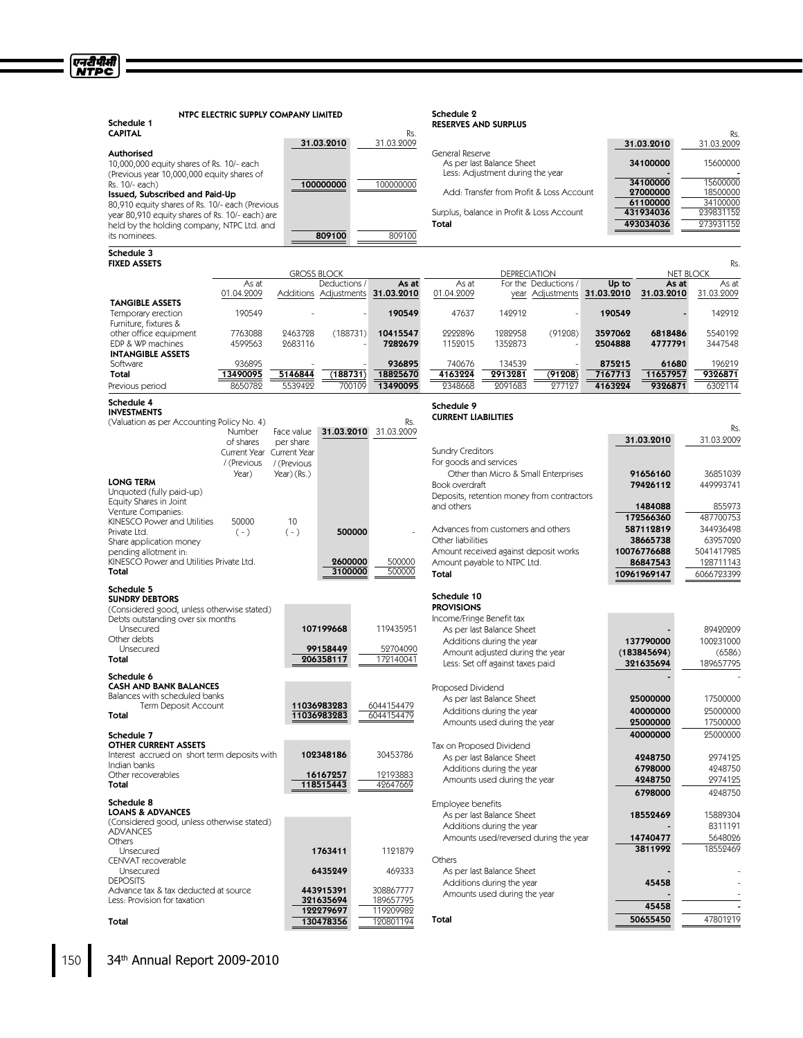## NTPC ELECTRIC SUPPLY COMPANY LIMITED

### Schedule 1
**CAPITAL**

| | 31.03.2010 | Rs. 31.03.2009 |
|---|---|---|
| **Authorised** | | |
| 10,000,000 equity shares of Rs. 10/- each (Previous year 10,000,000 equity shares of Rs. 10/- each) | 100000000 | 100000000 |
| **Issued, Subscribed and Paid-Up** | | |
| 80,910 equity shares of Rs. 10/- each (Previous year 80,910 equity shares of Rs. 10/- each) are held by the holding company, NTPC Ltd. and its nominees. | 809100 | 809100 |

### Schedule 2
**RESERVES AND SURPLUS**

| | 31.03.2010 | Rs. 31.03.2009 |
|---|---|---|
| General Reserve | | |
| As per last Balance Sheet | 34100000 | 15600000 |
| Less: Adjustment during the year | - | - |
| | 34100000 | 15600000 |
| Add: Transfer from Profit & Loss Account | 27000000 | 18500000 |
| | 61100000 | 34100000 |
| Surplus, balance in Profit & Loss Account | 431934036 | 239831152 |
| **Total** | 493034036 | 273931152 |

### Schedule 3
**FIXED ASSETS**

Rs.

| | GROSS BLOCK | | | | DEPRECIATION | | | | NET BLOCK | |
|---|---|---|---|---|---|---|---|---|---|---|
| | As at 01.04.2009 | Additions | Deductions / Adjustments | As at 31.03.2010 | As at 01.04.2009 | For the year | Deductions / Adjustments | Up to 31.03.2010 | As at 31.03.2010 | As at 31.03.2009 |
| **TANGIBLE ASSETS** | | | | | | | | | | |
| Temporary erection | 190549 | - | - | 190549 | 47637 | 142912 | - | 190549 | - | 142912 |
| Furniture, fixtures & other office equipment | 7763088 | 2463728 | (188731) | 10415547 | 2222896 | 1282958 | (91208) | 3597062 | 6818486 | 5540192 |
| EDP & WP machines | 4599563 | 2683116 | - | 7282679 | 1152015 | 1352873 | - | 2504888 | 4777791 | 3447548 |
| **INTANGIBLE ASSETS** | | | | | | | | | | |
| Software | 936895 | - | - | 936895 | 740676 | 134539 | - | 875215 | 61680 | 196219 |
| **Total** | 13490095 | 5146844 | (188731) | 18825670 | 4163224 | 2913281 | (91208) | 7167713 | 11657957 | 9326871 |
| Previous period | 8650782 | 5539422 | 700109 | 13490095 | 2348668 | 2091683 | 277127 | 4163224 | 9326871 | 6302114 |

### Schedule 4
**INVESTMENTS**

(Valuation as per Accounting Policy No. 4)

| | Number of shares Current Year / (Previous Year) | Face value per share Current Year / (Previous Year) (Rs.) | 31.03.2010 | Rs. 31.03.2009 |
|---|---|---|---|---|
| **LONG TERM** | | | | |
| Unquoted (fully paid-up) | | | | |
| Equity Shares in Joint Venture Companies: | | | | |
| KINESCO Power and Utilities Private Ltd. | 50000 (-) | 10 (-) | 500000 | - |
| Share application money pending allotment in: | | | | |
| KINESCO Power and Utilities Private Ltd. | | | 2600000 | 500000 |
| **Total** | | | 3100000 | 500000 |

### Schedule 5
**SUNDRY DEBTORS**

| | 31.03.2010 | 31.03.2009 |
|---|---|---|
| (Considered good, unless otherwise stated) | | |
| Debts outstanding over six months | | |
| Unsecured | 107199668 | 119435951 |
| Other debts | | |
| Unsecured | 99158449 | 52704090 |
| **Total** | 206358117 | 172140041 |

### Schedule 6
**CASH AND BANK BALANCES**

| | 31.03.2010 | 31.03.2009 |
|---|---|---|
| Balances with scheduled banks | | |
| Term Deposit Account | 11036983283 | 6044154479 |
| **Total** | 11036983283 | 6044154479 |

### Schedule 7
**OTHER CURRENT ASSETS**

| | 31.03.2010 | 31.03.2009 |
|---|---|---|
| Interest accrued on short term deposits with Indian banks | 102348186 | 30453786 |
| Other recoverables | 16167257 | 12193883 |
| **Total** | 118515443 | 42647669 |

### Schedule 8
**LOANS & ADVANCES**

| | 31.03.2010 | 31.03.2009 |
|---|---|---|
| (Considered good, unless otherwise stated) | | |
| ADVANCES | | |
| Others | | |
| Unsecured | 1763411 | 1121879 |
| CENVAT recoverable | | |
| Unsecured | 6435249 | 469333 |
| DEPOSITS | | |
| Advance tax & tax deducted at source | 443915391 | 308867777 |
| Less: Provision for taxation | 321635694 | 189657795 |
| | 122279697 | 119209982 |
| **Total** | 130478356 | 120801194 |

### Schedule 9
**CURRENT LIABILITIES**

| | 31.03.2010 | Rs. 31.03.2009 |
|---|---|---|
| Sundry Creditors | | |
| For goods and services | | |
| Other than Micro & Small Enterprises | 91656160 | 36851039 |
| Book overdraft | 79426112 | 449993741 |
| Deposits, retention money from contractors and others | 1484088 | 855973 |
| | 172566360 | 487700753 |
| Advances from customers and others | 587112819 | 344936498 |
| Other liabilities | 38665738 | 63957020 |
| Amount received against deposit works | 10076776688 | 5041417985 |
| Amount payable to NTPC Ltd. | 86847543 | 128711143 |
| **Total** | 10961969147 | 6066723399 |

### Schedule 10
**PROVISIONS**

| | 31.03.2010 | 31.03.2009 |
|---|---|---|
| Income/Fringe Benefit tax | | |
| As per last Balance Sheet | - | 89420209 |
| Additions during the year | 137790000 | 100231000 |
| Amount adjusted during the year | (183845694) | (6586) |
| Less: Set off against taxes paid | 321635694 | 189657795 |
| | - | - |
| Proposed Dividend | | |
| As per last Balance Sheet | 25000000 | 17500000 |
| Additions during the year | 40000000 | 25000000 |
| Amounts used during the year | 25000000 | 17500000 |
| | 40000000 | 25000000 |
| Tax on Proposed Dividend | | |
| As per last Balance Sheet | 4248750 | 2974125 |
| Additions during the year | 6798000 | 4248750 |
| Amounts used during the year | 4248750 | 2974125 |
| | 6798000 | 4248750 |
| Employee benefits | | |
| As per last Balance Sheet | 18552469 | 15889304 |
| Additions during the year | - | 8311191 |
| Amounts used/reversed during the year | 14740477 | 5648026 |
| | 3811992 | 18552469 |
| Others | | |
| As per last Balance Sheet | - | - |
| Additions during the year | 45458 | - |
| Amounts used during the year | - | - |
| | 45458 | - |
| **Total** | 50655450 | 47801219 |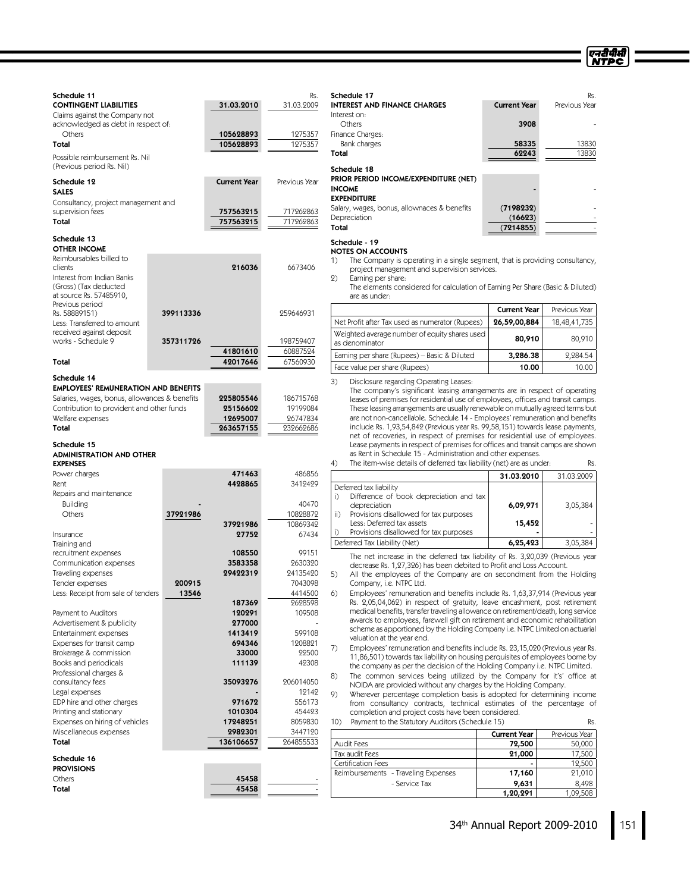### Schedule 11

**CONTINGENT LIABILITIES**

| | 31.03.2010 | Rs. 31.03.2009 |
|---|---|---|
| Claims against the Company not acknowledged as debt in respect of: | | |
| Others | 105628893 | 1275357 |
| **Total** | **105628893** | **1275357** |

Possible reimbursement Rs. Nil (Previous period Rs. Nil)

### Schedule 12

**SALES**

| | Current Year | Previous Year |
|---|---|---|
| Consultancy, project management and supervision fees | 757563215 | 717262863 |
| **Total** | **757563215** | **717262863** |

### Schedule 13

**OTHER INCOME**

| | | Current Year | Previous Year |
|---|---|---|---|
| Reimbursables billed to clients | | 216036 | 6673406 |
| Interest from Indian Banks (Gross) (Tax deducted at source Rs. 57485910, Previous period Rs. 58889151) | 399113336 | | 259646931 |
| Less: Transferred to amount received against deposit works - Schedule 9 | 357311726 | | 198759407 |
| | | 41801610 | 60887524 |
| **Total** | | **42017646** | **67560930** |

### Schedule 14

**EMPLOYEES' REMUNERATION AND BENEFITS**

| | Current Year | Previous Year |
|---|---|---|
| Salaries, wages, bonus, allowances & benefits | 225805546 | 186715768 |
| Contribution to provident and other funds | 25156602 | 19199084 |
| Welfare expenses | 12695007 | 26747834 |
| **Total** | **263657155** | **232662686** |

### Schedule 15

**ADMINISTRATION AND OTHER EXPENSES**

| | | Current Year | Previous Year |
|---|---|---|---|
| Power charges | | 471463 | 486856 |
| Rent | | 4428865 | 3412429 |
| Repairs and maintenance | | | |
| Building | - | | 40470 |
| Others | 37921986 | | 10828872 |
| | | 37921986 | 10869342 |
| Insurance | | 27752 | 67434 |
| Training and recruitment expenses | | 108550 | 99151 |
| Communication expenses | | 3583358 | 2630320 |
| Traveling expenses | | 29422319 | 24135420 |
| Tender expenses | 200915 | | 7043098 |
| Less: Receipt from sale of tenders | 13546 | | 4414500 |
| | | 187369 | 2628598 |
| Payment to Auditors | | 120291 | 109508 |
| Advertisement & publicity | | 277000 | - |
| Entertainment expenses | | 1413419 | 599108 |
| Expenses for transit camp | | 694346 | 1208821 |
| Brokerage & commission | | 33000 | 22500 |
| Books and periodicals | | 111139 | 42308 |
| Professional charges & consultancy fees | | 35093276 | 206014050 |
| Legal expenses | | - | 12142 |
| EDP hire and other charges | | 971672 | 556173 |
| Printing and stationary | | 1010304 | 454423 |
| Expenses on hiring of vehicles | | 17248251 | 8059830 |
| Miscellaneous expenses | | 2982301 | 3447120 |
| **Total** | | **136106657** | **264855533** |

### Schedule 16

**PROVISIONS**

| | Current Year | Previous Year |
|---|---|---|
| Others | 45458 | - |
| **Total** | **45458** | - |

### Schedule 17

**INTEREST AND FINANCE CHARGES**

| | Current Year | Rs. Previous Year |
|---|---|---|
| Interest on: | | |
| Others | 3908 | - |
| Finance Charges: | | |
| Bank charges | 58335 | 13830 |
| **Total** | **62243** | **13830** |

### Schedule 18

**PRIOR PERIOD INCOME/EXPENDITURE (NET)**

| | Current Year | Previous Year |
|---|---|---|
| **INCOME** | - | - |
| **EXPENDITURE** | | |
| Salary, wages, bonus, allownaces & benefits | (7198232) | - |
| Depreciation | (16623) | - |
| **Total** | **(7214855)** | - |

### Schedule - 19

**NOTES ON ACCOUNTS**

1) The Company is operating in a single segment, that is providing consultancy, project management and supervision services.

2) Earning per share:

The elements considered for calculation of Earning Per Share (Basic & Diluted) are as under:

| | Current Year | Previous Year |
|---|---|---|
| Net Profit after Tax used as numerator (Rupees) | 26,59,00,884 | 18,48,41,735 |
| Weighted average number of equity shares used as denominator | 80,910 | 80,910 |
| Earning per share (Rupees) – Basic & Diluted | 3,286.38 | 2,284.54 |
| Face value per share (Rupees) | 10.00 | 10.00 |

3) Disclosure regarding Operating Leases:

The company's significant leasing arrangements are in respect of operating leases of premises for residential use of employees, offices and transit camps. These leasing arrangements are usually renewable on mutually agreed terms but are not non-cancellable. Schedule 14 - Employees' remuneration and benefits include Rs. 1,93,54,842 (Previous year Rs. 99,58,151) towards lease payments, net of recoveries, in respect of premises for residential use of employees. Lease payments in respect of premises for offices and transit camps are shown as Rent in Schedule 15 - Administration and other expenses.

4) The item-wise details of deferred tax liability (net) are as under: Rs.

| | | 31.03.2010 | 31.03.2009 |
|---|---|---|---|
| | Deferred tax liability | | |
| i) | Difference of book depreciation and tax depreciation | 6,09,971 | 3,05,384 |
| ii) | Provisions disallowed for tax purposes | | |
| | Less: Deferred tax assets | 15,452 | - |
| i) | Provisions disallowed for tax purposes | - | - |
| | Deferred Tax Liability (Net) | 6,25,423 | 3,05,384 |

The net increase in the deferred tax liability of Rs. 3,20,039 (Previous year decrease Rs. 1,27,326) has been debited to Profit and Loss Account.

5) All the employees of the Company are on secondment from the Holding Company, i.e. NTPC Ltd.

6) Employees' remuneration and benefits include Rs. 1,63,37,914 (Previous year Rs. 2,05,04,062) in respect of gratuity, leave encashment, post retirement medical benefits, transfer traveling allowance on retirement/death, long service awards to employees, farewell gift on retirement and economic rehabilitation scheme as apportioned by the Holding Company i.e. NTPC Limited on actuarial valuation at the year end.

7) Employees' remuneration and benefits include Rs. 23,15,020 (Previous year Rs. 11,86,501) towards tax liability on housing perquisites of employees borne by the company as per the decision of the Holding Company i.e. NTPC Limited.

8) The common services being utilized by the Company for it's' office at NOIDA are provided without any charges by the Holding Company.

9) Wherever percentage completion basis is adopted for determining income from consultancy contracts, technical estimates of the percentage of completion and project costs have been considered.

10) Payment to the Statutory Auditors (Schedule 15) Rs.

| | Current Year | Previous Year |
|---|---|---|
| Audit Fees | 72,500 | 50,000 |
| Tax audit Fees | 21,000 | 17,500 |
| Certification Fees | - | 12,500 |
| Reimbursements - Traveling Expenses | 17,160 | 21,010 |
| - Service Tax | 9,631 | 8,498 |
| | 1,20,291 | 1,09,508 |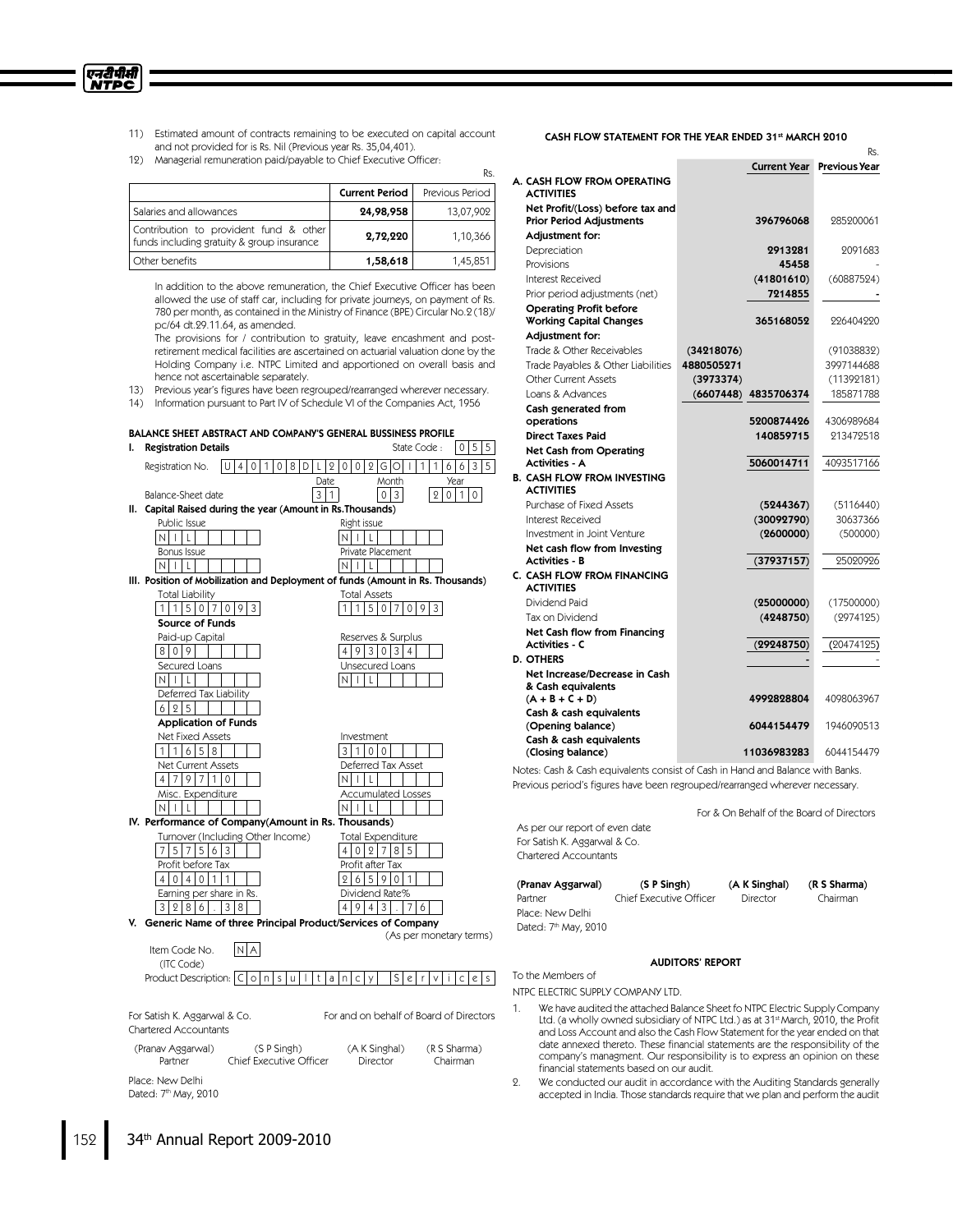11) Estimated amount of contracts remaining to be executed on capital account and not provided for is Rs. Nil (Previous year Rs. 35,04,401).

12) Managerial remuneration paid/payable to Chief Executive Officer:

Rs.

| | Current Period | Previous Period |
|---|---|---|
| Salaries and allowances | **24,98,958** | 13,07,902 |
| Contribution to provident fund & other funds including gratuity & group insurance | **2,72,220** | 1,10,366 |
| Other benefits | **1,58,618** | 1,45,851 |

In addition to the above remuneration, the Chief Executive Officer has been allowed the use of staff car, including for private journeys, on payment of Rs. 780 per month, as contained in the Ministry of Finance (BPE) Circular No.2 (18)/pc/64 dt.29.11.64, as amended.

The provisions for / contribution to gratuity, leave encashment and post-retirement medical facilities are ascertained on actuarial valuation done by the Holding Company i.e. NTPC Limited and apportioned on overall basis and hence not ascertainable separately.

13) Previous year's figures have been regrouped/rearranged wherever necessary.

14) Information pursuant to Part IV of Schedule VI of the Companies Act, 1956

## BALANCE SHEET ABSTRACT AND COMPANY'S GENERAL BUSSINESS PROFILE

**I. Registration Details**

Registration No. U40108DL2002GOI116635 State Code : 055

Balance-Sheet date: Date 31 Month 03 Year 2010

**II. Capital Raised during the year (Amount in Rs.Thousands)**

| Public Issue | Right issue |
|---|---|
| NIL | NIL |
| **Bonus Issue** | **Private Placement** |
| NIL | NIL |

**III. Position of Mobilization and Deployment of funds (Amount in Rs. Thousands)**

| Total Liability | Total Assets |
|---|---|
| 11507093 | 11507093 |

**Source of Funds**

| Paid-up Capital | Reserves & Surplus |
|---|---|
| 809 | 4930934 |
| **Secured Loans** | **Unsecured Loans** |
| NIL | NIL |
| **Deferred Tax Liability** | |
| 625 | |

**Application of Funds**

| Net Fixed Assets | Investment |
|---|---|
| 11658 | 3100 |
| **Net Current Assets** | **Deferred Tax Asset** |
| 4797710 | NIL |
| **Misc. Expenditure** | **Accumulated Losses** |
| NIL | NIL |

**IV. Performance of Company(Amount in Rs. Thousands)**

| Turnover (Including Other Income) | Total Expenditure |
|---|---|
| 757563 | 402785 |
| **Profit before Tax** | **Profit after Tax** |
| 404011 | 265901 |
| **Earning per share in Rs.** | **Dividend Rate%** |
| 3286.38 | 4943.76 |

**V. Generic Name of three Principal Product/Services of Company** (As per monetary terms)

Item Code No. (ITC Code): NA

Product Description: Consultancy Services

For Satish K. Aggarwal & Co.
Chartered Accountants

For and on behalf of Board of Directors

| (Pranav Aggarwal) | (S P Singh) | (A K Singhal) | (R S Sharma) |
|---|---|---|---|
| Partner | Chief Executive Officer | Director | Chairman |

Place: New Delhi
Dated: 7th May, 2010

## CASH FLOW STATEMENT FOR THE YEAR ENDED 31st MARCH 2010

Rs.

| | | Current Year | Previous Year |
|---|---|---|---|
| **A. CASH FLOW FROM OPERATING ACTIVITIES** | | | |
| **Net Profit/(Loss) before tax and Prior Period Adjustments** | | **396796068** | 285200061 |
| **Adjustment for:** | | | |
| Depreciation | | **2913281** | 2091683 |
| Provisions | | **45458** | - |
| Interest Received | | **(41801610)** | (60887524) |
| Prior period adjustments (net) | | **7214855** | - |
| **Operating Profit before Working Capital Changes** | | **365168052** | 226404220 |
| **Adjustment for:** | | | |
| Trade & Other Receivables | **(34218076)** | | (91038832) |
| Trade Payables & Other Liabilities | **4880505271** | | 3997144688 |
| Other Current Assets | **(3973374)** | | (11392181) |
| Loans & Advances | **(6607448)** | **4835706374** | 185871788 |
| **Cash generated from operations** | | **5200874426** | 4306989684 |
| **Direct Taxes Paid** | | **140859715** | 213472518 |
| **Net Cash from Operating Activities - A** | | **5060014711** | 4093517166 |
| **B. CASH FLOW FROM INVESTING ACTIVITIES** | | | |
| Purchase of Fixed Assets | | **(5244367)** | (5116440) |
| Interest Received | | **(30092790)** | 30637366 |
| Investment in Joint Venture | | **(2600000)** | (500000) |
| **Net cash flow from Investing Activities - B** | | **(37937157)** | 25020926 |
| **C. CASH FLOW FROM FINANCING ACTIVITIES** | | | |
| Dividend Paid | | **(25000000)** | (17500000) |
| Tax on Dividend | | **(4248750)** | (2974125) |
| **Net Cash flow from Financing Activities - C** | | **(29248750)** | (20474125) |
| **D. OTHERS** | | **-** | - |
| **Net Increase/Decrease in Cash & Cash equivalents (A + B + C + D)** | | **4992828804** | 4098063967 |
| **Cash & cash equivalents (Opening balance)** | | **6044154479** | 1946090513 |
| **Cash & cash equivalents (Closing balance)** | | **11036983283** | 6044154479 |

Notes: Cash & Cash equivalents consist of Cash in Hand and Balance with Banks.
Previous period's figures have been regrouped/rearranged wherever necessary.

For & On Behalf of the Board of Directors

As per our report of even date
For Satish K. Aggarwal & Co.
Chartered Accountants

| (Pranav Aggarwal) | (S P Singh) | (A K Singhal) | (R S Sharma) |
|---|---|---|---|
| Partner | Chief Executive Officer | Director | Chairman |

Place: New Delhi
Dated: 7th May, 2010

## AUDITORS' REPORT

To the Members of

NTPC ELECTRIC SUPPLY COMPANY LTD.

1. We have audited the attached Balance Sheet fo NTPC Electric Supply Company Ltd. (a wholly owned subsidiary of NTPC Ltd.) as at 31st March, 2010, the Profit and Loss Account and also the Cash Flow Statement for the year ended on that date annexed thereto. These financial statements are the responsibility of the company's managment. Our responsibility is to express an opinion on these financial statements based on our audit.

2. We conducted our audit in accordance with the Auditing Standards generally accepted in India. Those standards require that we plan and perform the audit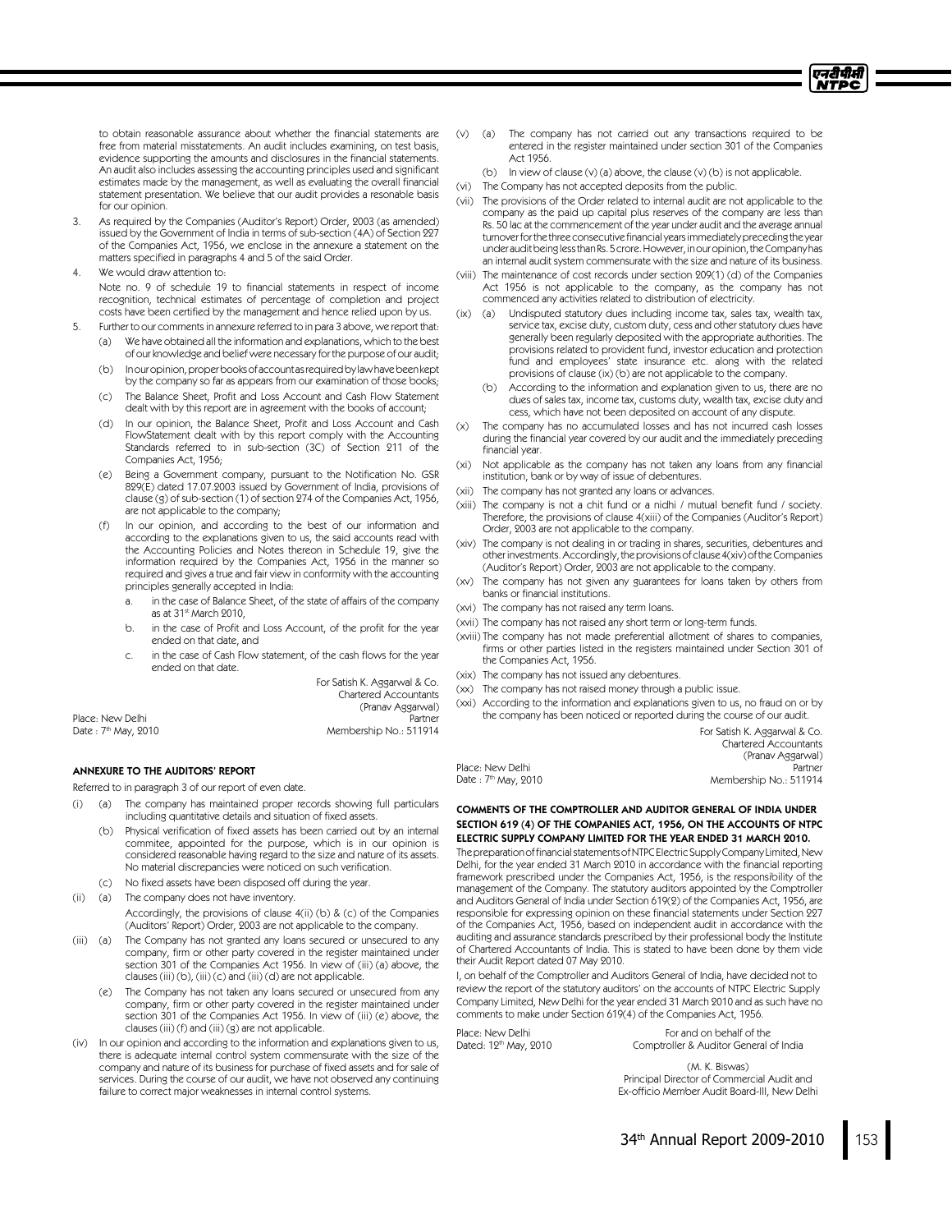to obtain reasonable assurance about whether the financial statements are free from material misstatements. An audit includes examining, on test basis, evidence supporting the amounts and disclosures in the financial statements. An audit also includes assessing the accounting principles used and significant estimates made by the management, as well as evaluating the overall financial statement presentation. We believe that our audit provides a resonable basis for our opinion.

3. As required by the Companies (Auditor's Report) Order, 2003 (as amended) issued by the Government of India in terms of sub-section (4A) of Section 227 of the Companies Act, 1956, we enclose in the annexure a statement on the matters specified in paragraphs 4 and 5 of the said Order.

4. We would draw attention to:

   Note no. 9 of schedule 19 to financial statements in respect of income recognition, technical estimates of percentage of completion and project costs have been certified by the management and hence relied upon by us.

5. Further to our comments in annexure referred to in para 3 above, we report that:

   (a) We have obtained all the information and explanations, which to the best of our knowledge and belief were necessary for the purpose of our audit;

   (b) In our opinion, proper books of account as required by law have been kept by the company so far as appears from our examination of those books;

   (c) The Balance Sheet, Profit and Loss Account and Cash Flow Statement dealt with by this report are in agreement with the books of account;

   (d) In our opinion, the Balance Sheet, Profit and Loss Account and Cash FlowStatement dealt with by this report comply with the Accounting Standards referred to in sub-section (3C) of Section 211 of the Companies Act, 1956;

   (e) Being a Government company, pursuant to the Notification No. GSR 829(E) dated 17.07.2003 issued by Government of India, provisions of clause (g) of sub-section (1) of section 274 of the Companies Act, 1956, are not applicable to the company;

   (f) In our opinion, and according to the best of our information and according to the explanations given to us, the said accounts read with the Accounting Policies and Notes thereon in Schedule 19, give the information required by the Companies Act, 1956 in the manner so required and gives a true and fair view in conformity with the accounting principles generally accepted in India:

      a. in the case of Balance Sheet, of the state of affairs of the company as at 31st March 2010,

      b. in the case of Profit and Loss Account, of the profit for the year ended on that date, and

      c. in the case of Cash Flow statement, of the cash flows for the year ended on that date.

For Satish K. Aggarwal & Co.
Chartered Accountants
(Pranav Aggarwal)
Partner
Membership No.: 511914

Place: New Delhi
Date : 7th May, 2010

## ANNEXURE TO THE AUDITORS' REPORT

Referred to in paragraph 3 of our report of even date.

(i) (a) The company has maintained proper records showing full particulars including quantitative details and situation of fixed assets.

   (b) Physical verification of fixed assets has been carried out by an internal commitee, appointed for the purpose, which is in our opinion is considered reasonable having regard to the size and nature of its assets. No material discrepancies were noticed on such verification.

   (c) No fixed assets have been disposed off during the year.

(ii) (a) The company does not have inventory.

   Accordingly, the provisions of clause 4(ii) (b) & (c) of the Companies (Auditors' Report) Order, 2003 are not applicable to the company.

(iii) (a) The Company has not granted any loans secured or unsecured to any company, firm or other party covered in the register maintained under section 301 of the Companies Act 1956. In view of (iii) (a) above, the clauses (iii) (b), (iii) (c) and (iii) (d) are not applicable.

   (e) The Company has not taken any loans secured or unsecured from any company, firm or other party covered in the register maintained under section 301 of the Companies Act 1956. In view of (iii) (e) above, the clauses (iii) (f) and (iii) (g) are not applicable.

(iv) In our opinion and according to the information and explanations given to us, there is adequate internal control system commensurate with the size of the company and nature of its business for purchase of fixed assets and for sale of services. During the course of our audit, we have not observed any continuing failure to correct major weaknesses in internal control systems.

(v) (a) The company has not carried out any transactions required to be entered in the register maintained under section 301 of the Companies Act 1956.

   (b) In view of clause (v) (a) above, the clause (v) (b) is not applicable.

(vi) The Company has not accepted deposits from the public.

(vii) The provisions of the Order related to internal audit are not applicable to the company as the paid up capital plus reserves of the company are less than Rs. 50 lac at the commencement of the year under audit and the average annual turnover for the three consecutive financial years immediately preceding the year under audit being less than Rs. 5 crore. However, in our opinion, the Company has an internal audit system commensurate with the size and nature of its business.

(viii) The maintenance of cost records under section 209(1) (d) of the Companies Act 1956 is not applicable to the company, as the company has not commenced any activities related to distribution of electricity.

(ix) (a) Undisputed statutory dues including income tax, sales tax, wealth tax, service tax, excise duty, custom duty, cess and other statutory dues have generally been regularly deposited with the appropriate authorities. The provisions related to provident fund, investor education and protection fund and employees' state insurance etc. along with the related provisions of clause (ix) (b) are not applicable to the company.

   (b) According to the information and explanation given to us, there are no dues of sales tax, income tax, customs duty, wealth tax, excise duty and cess, which have not been deposited on account of any dispute.

(x) The company has no accumulated losses and has not incurred cash losses during the financial year covered by our audit and the immediately preceding financial year.

(xi) Not applicable as the company has not taken any loans from any financial institution, bank or by way of issue of debentures.

(xii) The company has not granted any loans or advances.

(xiii) The company is not a chit fund or a nidhi / mutual benefit fund / society. Therefore, the provisions of clause 4(xiii) of the Companies (Auditor's Report) Order, 2003 are not applicable to the company.

(xiv) The company is not dealing in or trading in shares, securities, debentures and other investments. Accordingly, the provisions of clause 4(xiv) of the Companies (Auditor's Report) Order, 2003 are not applicable to the company.

(xv) The company has not given any guarantees for loans taken by others from banks or financial institutions.

(xvi) The company has not raised any term loans.

(xvii) The company has not raised any short term or long-term funds.

(xviii) The company has not made preferential allotment of shares to companies, firms or other parties listed in the registers maintained under Section 301 of the Companies Act, 1956.

(xix) The company has not issued any debentures.

(xx) The company has not raised money through a public issue.

(xxi) According to the information and explanations given to us, no fraud on or by the company has been noticed or reported during the course of our audit.

For Satish K. Aggarwal & Co.
Chartered Accountants
(Pranav Aggarwal)
Partner
Membership No.: 511914

Place: New Delhi
Date : 7th May, 2010

### COMMENTS OF THE COMPTROLLER AND AUDITOR GENERAL OF INDIA UNDER SECTION 619 (4) OF THE COMPANIES ACT, 1956, ON THE ACCOUNTS OF NTPC ELECTRIC SUPPLY COMPANY LIMITED FOR THE YEAR ENDED 31 MARCH 2010.

The preparation of financial statements of NTPC Electric Supply Company Limited, New Delhi, for the year ended 31 March 2010 in accordance with the financial reporting framework prescribed under the Companies Act, 1956, is the responsibility of the management of the Company. The statutory auditors appointed by the Comptroller and Auditors General of India under Section 619(2) of the Companies Act, 1956, are responsible for expressing opinion on these financial statements under Section 227 of the Companies Act, 1956, based on independent audit in accordance with the auditing and assurance standards prescribed by their professional body the Institute of Chartered Accountants of India. This is stated to have been done by them vide their Audit Report dated 07 May 2010.

I, on behalf of the Comptroller and Auditors General of India, have decided not to review the report of the statutory auditors' on the accounts of NTPC Electric Supply Company Limited, New Delhi for the year ended 31 March 2010 and as such have no comments to make under Section 619(4) of the Companies Act, 1956.

Place: New Delhi
Dated: 12th May, 2010

For and on behalf of the
Comptroller & Auditor General of India

(M. K. Biswas)
Principal Director of Commercial Audit and
Ex-officio Member Audit Board-III, New Delhi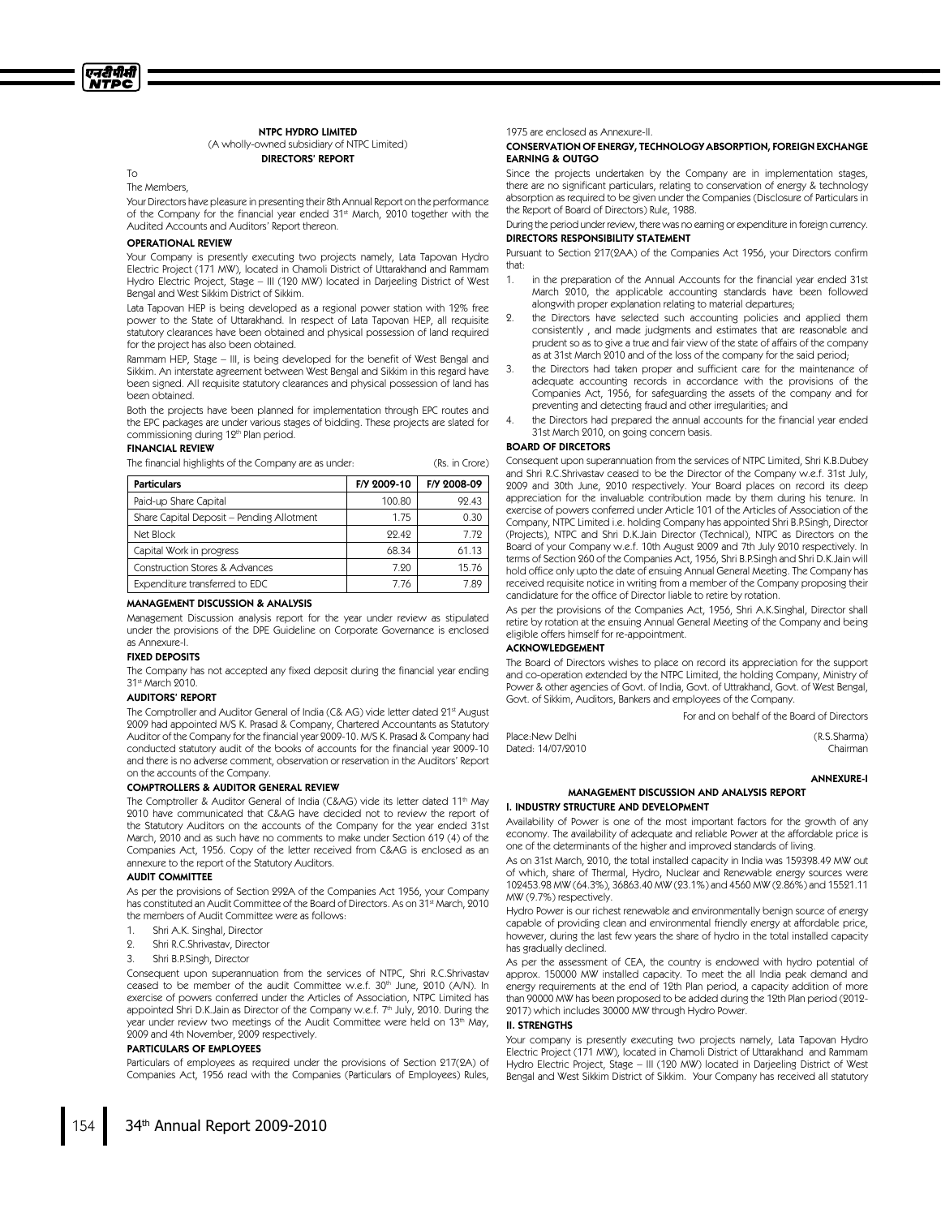## NTPC HYDRO LIMITED

(A wholly-owned subsidiary of NTPC Limited)

**DIRECTORS' REPORT**

To

The Members,

Your Directors have pleasure in presenting their 8th Annual Report on the performance of the Company for the financial year ended 31st March, 2010 together with the Audited Accounts and Auditors' Report thereon.

### OPERATIONAL REVIEW

Your Company is presently executing two projects namely, Lata Tapovan Hydro Electric Project (171 MW), located in Chamoli District of Uttarakhand and Rammam Hydro Electric Project, Stage – III (120 MW) located in Darjeeling District of West Bengal and West Sikkim District of Sikkim.

Lata Tapovan HEP is being developed as a regional power station with 12% free power to the State of Uttarakhand. In respect of Lata Tapovan HEP, all requisite statutory clearances have been obtained and physical possession of land required for the project has also been obtained.

Rammam HEP, Stage – III, is being developed for the benefit of West Bengal and Sikkim. An interstate agreement between West Bengal and Sikkim in this regard have been signed. All requisite statutory clearances and physical possession of land has been obtained.

Both the projects have been planned for implementation through EPC routes and the EPC packages are under various stages of bidding. These projects are slated for commissioning during 12th Plan period.

### FINANCIAL REVIEW

The financial highlights of the Company are as under: (Rs. in Crore)

| Particulars | F/Y 2009-10 | F/Y 2008-09 |
|---|---|---|
| Paid-up Share Capital | 100.80 | 92.43 |
| Share Capital Deposit – Pending Allotment | 1.75 | 0.30 |
| Net Block | 22.42 | 7.72 |
| Capital Work in progress | 68.34 | 61.13 |
| Construction Stores & Advances | 7.20 | 15.76 |
| Expenditure transferred to EDC | 7.76 | 7.89 |

### MANAGEMENT DISCUSSION & ANALYSIS

Management Discussion analysis report for the year under review as stipulated under the provisions of the DPE Guideline on Corporate Governance is enclosed as Annexure-I.

### FIXED DEPOSITS

The Company has not accepted any fixed deposit during the financial year ending 31st March 2010.

### AUDITORS' REPORT

The Comptroller and Auditor General of India (C& AG) vide letter dated 21st August 2009 had appointed M/S K. Prasad & Company, Chartered Accountants as Statutory Auditor of the Company for the financial year 2009-10. M/S K. Prasad & Company had conducted statutory audit of the books of accounts for the financial year 2009-10 and there is no adverse comment, observation or reservation in the Auditors' Report on the accounts of the Company.

### COMPTROLLERS & AUDITOR GENERAL REVIEW

The Comptroller & Auditor General of India (C&AG) vide its letter dated 11th May 2010 have communicated that C&AG have decided not to review the report of the Statutory Auditors on the accounts of the Company for the year ended 31st March, 2010 and as such have no comments to make under Section 619 (4) of the Companies Act, 1956. Copy of the letter received from C&AG is enclosed as an annexure to the report of the Statutory Auditors.

### AUDIT COMMITTEE

As per the provisions of Section 292A of the Companies Act 1956, your Company has constituted an Audit Committee of the Board of Directors. As on 31st March, 2010 the members of Audit Committee were as follows:

1. Shri A.K. Singhal, Director
2. Shri R.C.Shrivastav, Director
3. Shri B.P.Singh, Director

Consequent upon superannuation from the services of NTPC, Shri R.C.Shrivastav ceased to be member of the audit Committee w.e.f. 30th June, 2010 (A/N). In exercise of powers conferred under the Articles of Association, NTPC Limited has appointed Shri D.K.Jain as Director of the Company w.e.f. 7th July, 2010. During the year under review two meetings of the Audit Committee were held on 13th May, 2009 and 4th November, 2009 respectively.

### PARTICULARS OF EMPLOYEES

Particulars of employees as required under the provisions of Section 217(2A) of Companies Act, 1956 read with the Companies (Particulars of Employees) Rules, 1975 are enclosed as Annexure-II.

### CONSERVATION OF ENERGY, TECHNOLOGY ABSORPTION, FOREIGN EXCHANGE EARNING & OUTGO

Since the projects undertaken by the Company are in implementation stages, there are no significant particulars, relating to conservation of energy & technology absorption as required to be given under the Companies (Disclosure of Particulars in the Report of Board of Directors) Rule, 1988.

During the period under review, there was no earning or expenditure in foreign currency.

### DIRECTORS RESPONSIBILITY STATEMENT

Pursuant to Section 217(2AA) of the Companies Act 1956, your Directors confirm that:

1. in the preparation of the Annual Accounts for the financial year ended 31st March 2010, the applicable accounting standards have been followed alongwith proper explanation relating to material departures;
2. the Directors have selected such accounting policies and applied them consistently , and made judgments and estimates that are reasonable and prudent so as to give a true and fair view of the state of affairs of the company as at 31st March 2010 and of the loss of the company for the said period;
3. the Directors had taken proper and sufficient care for the maintenance of adequate accounting records in accordance with the provisions of the Companies Act, 1956, for safeguarding the assets of the company and for preventing and detecting fraud and other irregularities; and
4. the Directors had prepared the annual accounts for the financial year ended 31st March 2010, on going concern basis.

### BOARD OF DIRCETORS

Consequent upon superannuation from the services of NTPC Limited, Shri K.B.Dubey and Shri R.C.Shrivastav ceased to be the Director of the Company w.e.f. 31st July, 2009 and 30th June, 2010 respectively. Your Board places on record its deep appreciation for the invaluable contribution made by them during his tenure. In exercise of powers conferred under Article 101 of the Articles of Association of the Company, NTPC Limited i.e. holding Company has appointed Shri B.P.Singh, Director (Projects), NTPC and Shri D.K.Jain Director (Technical), NTPC as Directors on the Board of your Company w.e.f. 10th August 2009 and 7th July 2010 respectively. In terms of Section 260 of the Companies Act, 1956, Shri B.P.Singh and Shri D.K.Jain will hold office only upto the date of ensuing Annual General Meeting. The Company has received requisite notice in writing from a member of the Company proposing their candidature for the office of Director liable to retire by rotation.

As per the provisions of the Companies Act, 1956, Shri A.K.Singhal, Director shall retire by rotation at the ensuing Annual General Meeting of the Company and being eligible offers himself for re-appointment.

### ACKNOWLEDGEMENT

The Board of Directors wishes to place on record its appreciation for the support and co-operation extended by the NTPC Limited, the holding Company, Ministry of Power & other agencies of Govt. of India, Govt. of Uttrakhand, Govt. of West Bengal, Govt. of Sikkim, Auditors, Bankers and employees of the Company.

For and on behalf of the Board of Directors

Place:New Delhi (R.S.Sharma)
Dated: 14/07/2010 Chairman

**ANNEXURE-I**

## MANAGEMENT DISCUSSION AND ANALYSIS REPORT

### I. INDUSTRY STRUCTURE AND DEVELOPMENT

Availability of Power is one of the most important factors for the growth of any economy. The availability of adequate and reliable Power at the affordable price is one of the determinants of the higher and improved standards of living.

As on 31st March, 2010, the total installed capacity in India was 159398.49 MW out of which, share of Thermal, Hydro, Nuclear and Renewable energy sources were 102453.98 MW (64.3%), 36863.40 MW (23.1%) and 4560 MW (2.86%) and 15521.11 MW (9.7%) respectively.

Hydro Power is our richest renewable and environmentally benign source of energy capable of providing clean and environmental friendly energy at affordable price, however, during the last few years the share of hydro in the total installed capacity has gradually declined.

As per the assessment of CEA, the country is endowed with hydro potential of approx. 150000 MW installed capacity. To meet the all India peak demand and energy requirements at the end of 12th Plan period, a capacity addition of more than 90000 MW has been proposed to be added during the 12th Plan period (2012-2017) which includes 30000 MW through Hydro Power.

### II. STRENGTHS

Your company is presently executing two projects namely, Lata Tapovan Hydro Electric Project (171 MW), located in Chamoli District of Uttarakhand and Rammam Hydro Electric Project, Stage – III (120 MW) located in Darjeeling District of West Bengal and West Sikkim District of Sikkim. Your Company has received all statutory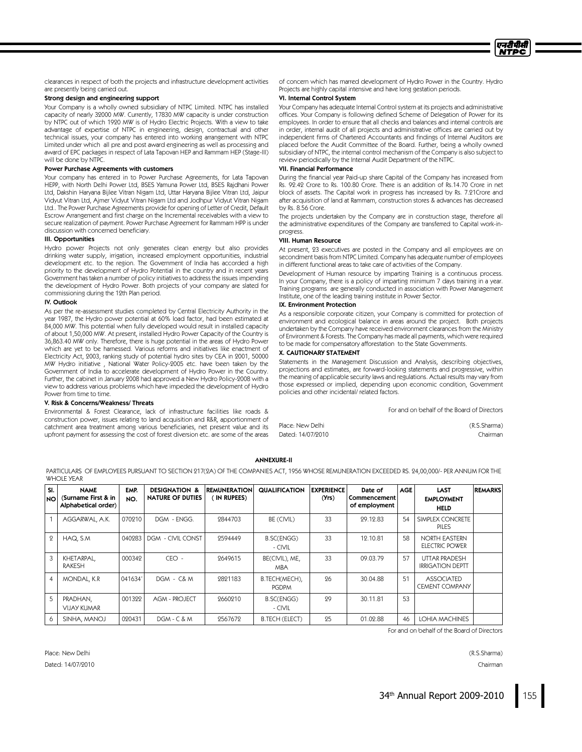clearances in respect of both the projects and infrastructure development activities are presently being carried out.

**Strong design and engineering support**

Your Company is a wholly owned subsidiary of NTPC Limited. NTPC has installed capacity of nearly 32000 MW. Currently, 17830 MW capacity is under construction by NTPC out of which 1920 MW is of Hydro Electric Projects. With a view to take advantage of expertise of NTPC in engineering, design, contractual and other technical issues, your company has entered into working arrangement with NTPC Limited under which all pre and post award engineering as well as processing and award of EPC packages in respect of Lata Tapovan HEP and Rammam HEP (Stage-III) will be done by NTPC.

**Power Purchase Agreements with customers**

Your company has entered in to Power Purchase Agreements, for Lata Tapovan HEPP, with North Delhi Power Ltd, BSES Yamuna Power Ltd, BSES Rajdhani Power Ltd, Dakshin Haryana Bijlee Vitran Nigam Ltd, Uttar Haryana Bijlee Vitran Ltd, Jaipur Vidyut Vitran Ltd, Ajmer Vidyut Vitran Nigam Ltd and Jodhpur Vidyut Vitran Nigam Ltd.. The Power Purchase Agreements provide for opening of Letter of Credit, Default Escrow Arrangement and first charge on the Incremental receivables with a view to secure realization of payment. Power Purchase Agreement for Rammam HPP is under discussion with concerned beneficiary.

## III. Opportunities

Hydro power Projects not only generates clean energy but also provides drinking water supply, irrigation, increased employment opportunities, industrial development etc. to the region. The Government of India has accorded a high priority to the development of Hydro Potential in the country and in recent years Government has taken a number of policy initiatives to address the issues impending the development of Hydro Power. Both projects of your company are slated for commissioning during the 12th Plan period.

## IV. Outlook

As per the re-assessment studies completed by Central Electricity Authority in the year 1987, the Hydro power potential at 60% load factor, had been estimated at 84,000 MW. This potential when fully developed would result in installed capacity of about 1,50,000 MW. At present, installed Hydro Power Capacity of the Country is 36,863.40 MW only. Therefore, there is huge potential in the areas of Hydro Power which are yet to be harnessed. Various reforms and initiatives like enactment of Electricity Act, 2003, ranking study of potential hydro sites by CEA in 2001, 50000 MW Hydro initiative , National Water Policy-2005 etc. have been taken by the Government of India to accelerate development of Hydro Power in the Country. Further, the cabinet in January 2008 had approved a New Hydro Policy-2008 with a view to address various problems which have impeded the development of Hydro Power from time to time.

## V. Risk & Concerns/Weakness/ Threats

Environmental & Forest Clearance, lack of infrastructure facilities like roads & construction power, issues relating to land acquisition and R&R, apportionment of catchment area treatment among various beneficiaries, net present value and its upfront payment for assessing the cost of forest diversion etc. are some of the areas of concern which has marred development of Hydro Power in the Country. Hydro Projects are highly capital intensive and have long gestation periods.

## VI. Internal Control System

Your Company has adequate Internal Control system at its projects and administrative offices. Your Company is following defined Scheme of Delegation of Power for its employees. In order to ensure that all checks and balances and internal controls are in order, internal audit of all projects and administrative offices are carried out by independent firms of Chartered Accountants and findings of Internal Auditors are placed before the Audit Committee of the Board. Further, being a wholly owned subsidiary of NTPC, the internal control mechanism of the Company is also subject to review periodically by the Internal Audit Department of the NTPC.

## VII. Financial Performance

During the financial year Paid-up share Capital of the Company has increased from Rs. 92.42 Crore to Rs. 100.80 Crore. There is an addition of Rs.14.70 Crore in net block of assets. The Capital work in progress has increased by Rs. 7.21Crore and after acquisition of land at Rammam, construction stores & advances has decreased by Rs. 8.56 Crore.

The projects undertaken by the Company are in construction stage, therefore all the administrative expenditures of the Company are transferred to Capital work-in-progress.

## VIII. Human Resource

At present, 23 executives are posted in the Company and all employees are on secondment basis from NTPC Limited. Company has adequate number of employees in different functional areas to take care of activities of the Company.

Development of Human resource by imparting Training is a continuous process. In your Company, there is a policy of imparting minimum 7 days training in a year. Training programs are generally conducted in association with Power Management Institute, one of the leading training institute in Power Sector.

## IX. Environment Protection

As a responsible corporate citizen, your Company is committed for protection of environment and ecological balance in areas around the project. Both projects undertaken by the Company have received environment clearances from the Ministry of Environment & Forests. The Company has made all payments, which were required to be made for compensatory afforestation to the State Governments.

## X. CAUTIONARY STATEMENT

Statements in the Management Discussion and Analysis, describing objectives, projections and estimates, are forward-looking statements and progressive, within the meaning of applicable security laws and regulations. Actual results may vary from those expressed or implied, depending upon economic condition, Government policies and other incidental/ related factors.

For and on behalf of the Board of Directors

Place: New Delhi (R.S.Sharma)
Dated: 14/07/2010 Chairman

## ANNEXURE-II

PARTICULARS OF EMPLOYEES PURSUANT TO SECTION 217(2A) OF THE COMPANIES ACT, 1956 WHOSE REMUNERATION EXCEEDED RS. 24,00,000/- PER ANNUM FOR THE WHOLE YEAR

| Sl. NO | NAME (Surname First & in Alphabetical order) | EMP. NO. | DESIGNATION & NATURE OF DUTIES | REMUNERATION ( IN RUPEES) | QUALIFICATION | EXPERIENCE (Yrs) | Date of Commencement of employment | AGE | LAST EMPLOYMENT HELD | REMARKS |
|---|---|---|---|---|---|---|---|---|---|---|
| 1 | AGGARWAL, A.K. | 070210 | DGM - ENGG. | 2844703 | BE (CIVIL) | 33 | 29.12.83 | 54 | SIMPLEX CONCRETE PILES | |
| 2 | HAQ, S.M | 040283 | DGM - CIVIL CONST | 2594449 | B.SC(ENGG) - CIVIL | 33 | 12.10.81 | 58 | NORTH EASTERN ELECTRIC POWER | |
| 3 | KHETARPAL, RAKESH | 000342 | CEO - | 2649615 | BE(CIVIL), ME, MBA | 33 | 09.03.79 | 57 | UTTAR PRADESH IRRIGATION DEPTT | |
| 4 | MONDAL, K.R | 041634' | DGM - C& M | 2821183 | B.TECH(MECH), PGDPM | 26 | 30.04.88 | 51 | ASSOCIATED CEMENT COMPANY | |
| 5 | PRADHAN, VIJAY KUMAR | 001322 | AGM - PROJECT | 2660210 | B.SC(ENGG) - CIVIL | 29 | 30.11.81 | 53 | | |
| 6 | SINHA, MANOJ | 020431 | DGM - C & M | 2567672 | B.TECH (ELECT) | 25 | 01.02.88 | 46 | LOHIA MACHINES | |

For and on behalf of the Board of Directors

Place: New Delhi (R.S.Sharma)
Dated: 14/07/2010 Chairman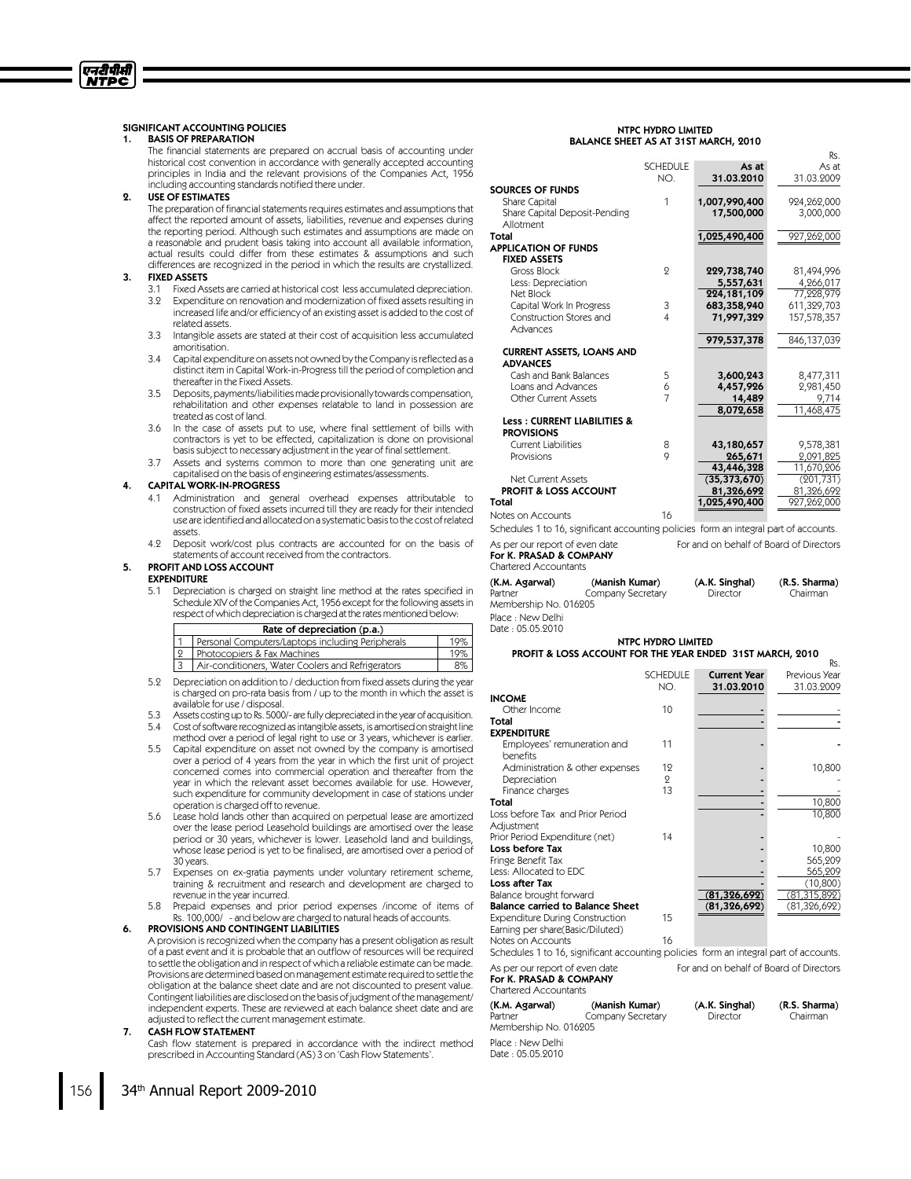## SIGNIFICANT ACCOUNTING POLICIES

### 1. BASIS OF PREPARATION

The financial statements are prepared on accrual basis of accounting under historical cost convention in accordance with generally accepted accounting principles in India and the relevant provisions of the Companies Act, 1956 including accounting standards notified there under.

### 2. USE OF ESTIMATES

The preparation of financial statements requires estimates and assumptions that affect the reported amount of assets, liabilities, revenue and expenses during the reporting period. Although such estimates and assumptions are made on a reasonable and prudent basis taking into account all available information, actual results could differ from these estimates & assumptions and such differences are recognized in the period in which the results are crystallized.

### 3. FIXED ASSETS

3.1 Fixed Assets are carried at historical cost less accumulated depreciation.

3.2 Expenditure on renovation and modernization of fixed assets resulting in increased life and/or efficiency of an existing asset is added to the cost of related assets.

3.3 Intangible assets are stated at their cost of acquisition less accumulated amortisation.

3.4 Capital expenditure on assets not owned by the Company is reflected as a distinct item in Capital Work-in-Progress till the period of completion and thereafter in the Fixed Assets.

3.5 Deposits, payments/liabilities made provisionally towards compensation, rehabilitation and other expenses relatable to land in possession are treated as cost of land.

3.6 In the case of assets put to use, where final settlement of bills with contractors is yet to be effected, capitalization is done on provisional basis subject to necessary adjustment in the year of final settlement.

3.7 Assets and systems common to more than one generating unit are capitalised on the basis of engineering estimates/assessments.

### 4. CAPITAL WORK-IN-PROGRESS

4.1 Administration and general overhead expenses attributable to construction of fixed assets incurred till they are ready for their intended use are identified and allocated on a systematic basis to the cost of related assets.

4.2 Deposit work/cost plus contracts are accounted for on the basis of statements of account received from the contractors.

### 5. PROFIT AND LOSS ACCOUNT

**EXPENDITURE**

5.1 Depreciation is charged on straight line method at the rates specified in Schedule XIV of the Companies Act, 1956 except for the following assets in respect of which depreciation is charged at the rates mentioned below:

| | Rate of depreciation (p.a.) | |
|---|---|---|
| 1 | Personal Computers/Laptops including Peripherals | 19% |
| 2 | Photocopiers & Fax Machines | 19% |
| 3 | Air-conditioners, Water Coolers and Refrigerators | 8% |

5.2 Depreciation on addition to / deduction from fixed assets during the year is charged on pro-rata basis from / up to the month in which the asset is available for use / disposal.

5.3 Assets costing up to Rs. 5000/- are fully depreciated in the year of acquisition.

5.4 Cost of software recognized as intangible assets, is amortised on straight line method over a period of legal right to use or 3 years, whichever is earlier.

5.5 Capital expenditure on asset not owned by the company is amortised over a period of 4 years from the year in which the first unit of project concerned comes into commercial operation and thereafter from the year in which the relevant asset becomes available for use. However, such expenditure for community development in case of stations under operation is charged off to revenue.

5.6 Lease hold lands other than acquired on perpetual lease are amortized over the lease period Leasehold buildings are amortised over the lease period or 30 years, whichever is lower. Leasehold land and buildings, whose lease period is yet to be finalised, are amortised over a period of 30 years.

5.7 Expenses on ex-gratia payments under voluntary retirement scheme, training & recruitment and research and development are charged to revenue in the year incurred.

5.8 Prepaid expenses and prior period expenses /income of items of Rs. 100,000/ - and below are charged to natural heads of accounts.

### 6. PROVISIONS AND CONTINGENT LIABILITIES

A provision is recognized when the company has a present obligation as result of a past event and it is probable that an outflow of resources will be required to settle the obligation and in respect of which a reliable estimate can be made. Provisions are determined based on management estimate required to settle the obligation at the balance sheet date and are not discounted to present value. Contingent liabilities are disclosed on the basis of judgment of the management/ independent experts. These are reviewed at each balance sheet date and are adjusted to reflect the current management estimate.

### 7. CASH FLOW STATEMENT

Cash flow statement is prepared in accordance with the indirect method prescribed in Accounting Standard (AS) 3 on 'Cash Flow Statements'.

## NTPC HYDRO LIMITED
## BALANCE SHEET AS AT 31ST MARCH, 2010

Rs.

| | SCHEDULE NO. | As at 31.03.2010 | As at 31.03.2009 |
|---|---|---|---|
| **SOURCES OF FUNDS** | | | |
| Share Capital | 1 | 1,007,990,400 | 924,262,000 |
| Share Capital Deposit-Pending Allotment | | 17,500,000 | 3,000,000 |
| **Total** | | 1,025,490,400 | 927,262,000 |
| **APPLICATION OF FUNDS** | | | |
| **FIXED ASSETS** | | | |
| Gross Block | 2 | 229,738,740 | 81,494,996 |
| Less: Depreciation | | 5,557,631 | 4,266,017 |
| Net Block | | 224,181,109 | 77,228,979 |
| Capital Work In Progress | 3 | 683,358,940 | 611,329,703 |
| Construction Stores and Advances | 4 | 71,997,329 | 157,578,357 |
| | | 979,537,378 | 846,137,039 |
| **CURRENT ASSETS, LOANS AND ADVANCES** | | | |
| Cash and Bank Balances | 5 | 3,600,243 | 8,477,311 |
| Loans and Advances | 6 | 4,457,926 | 2,981,450 |
| Other Current Assets | 7 | 14,489 | 9,714 |
| | | 8,072,658 | 11,468,475 |
| **Less : CURRENT LIABILITIES & PROVISIONS** | | | |
| Current Liabilities | 8 | 43,180,657 | 9,578,381 |
| Provisions | 9 | 265,671 | 2,091,825 |
| | | 43,446,328 | 11,670,206 |
| Net Current Assets | | (35,373,670) | (201,731) |
| **PROFIT & LOSS ACCOUNT** | | 81,326,692 | 81,326,692 |
| **Total** | | 1,025,490,400 | 927,262,000 |
| Notes on Accounts | 16 | | |

Schedules 1 to 16, significant accounting policies form an integral part of accounts.

As per our report of even date
**For K. PRASAD & COMPANY**
Chartered Accountants

For and on behalf of Board of Directors

| **(K.M. Agarwal)** | **(Manish Kumar)** | **(A.K. Singhal)** | **(R.S. Sharma)** |
|---|---|---|---|
| Partner | Company Secretary | Director | Chairman |

Membership No. 016205
Place : New Delhi
Date : 05.05.2010

## NTPC HYDRO LIMITED
## PROFIT & LOSS ACCOUNT FOR THE YEAR ENDED 31ST MARCH, 2010

Rs.

| | SCHEDULE NO. | Current Year 31.03.2010 | Previous Year 31.03.2009 |
|---|---|---|---|
| **INCOME** | | | |
| Other Income | 10 | - | - |
| **Total** | | - | - |
| **EXPENDITURE** | | | |
| Employees' remuneration and benefits | 11 | - | - |
| Administration & other expenses | 12 | - | 10,800 |
| Depreciation | 2 | - | - |
| Finance charges | 13 | - | - |
| **Total** | | - | 10,800 |
| Loss before Tax and Prior Period Adjustment | | - | 10,800 |
| Prior Period Expenditure (net) | 14 | - | - |
| **Loss before Tax** | | - | 10,800 |
| Fringe Benefit Tax | | - | 565,209 |
| Less: Allocated to EDC | | - | 565,209 |
| **Loss after Tax** | | - | (10,800) |
| Balance brought forward | | (81,326,692) | (81,315,892) |
| **Balance carried to Balance Sheet** | | (81,326,692) | (81,326,692) |
| Expenditure During Construction | 15 | | |
| Earning per share(Basic/Diluted) | | | |
| Notes on Accounts | 16 | | |

Schedules 1 to 16, significant accounting policies form an integral part of accounts.

As per our report of even date
**For K. PRASAD & COMPANY**
Chartered Accountants

For and on behalf of Board of Directors

| **(K.M. Agarwal)** | **(Manish Kumar)** | **(A.K. Singhal)** | **(R.S. Sharma)** |
|---|---|---|---|
| Partner | Company Secretary | Director | Chairman |

Membership No. 016205
Place : New Delhi
Date : 05.05.2010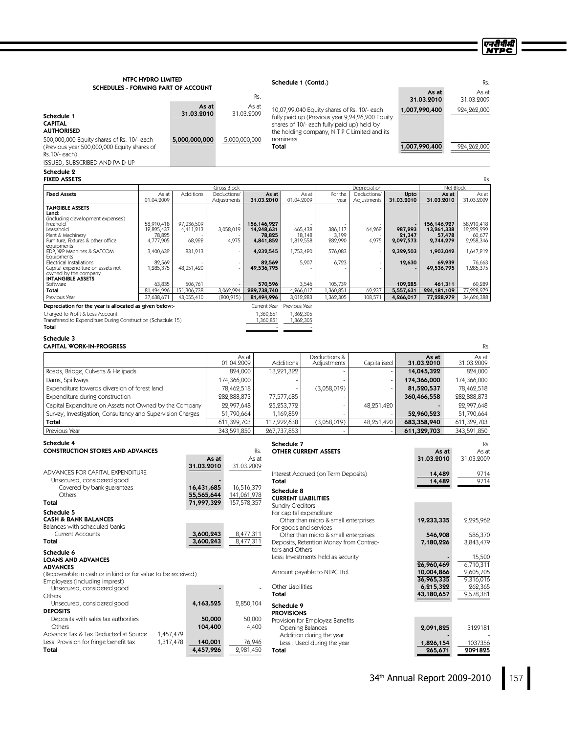## NTPC HYDRO LIMITED
### SCHEDULES - FORMING PART OF ACCOUNT

Rs.

| | As at 31.03.2010 | As at 31.03.2009 |
|---|---|---|
| **Schedule 1** | | |
| **CAPITAL** | | |
| **AUTHORISED** | | |
| 500,000,000 Equity shares of Rs. 10/- each (Previous year 500,000,000 Equity shares of Rs.10/- each) | **5,000,000,000** | 5,000,000,000 |
| ISSUED, SUBSCRIBED AND PAID-UP | | |

**Schedule 1 (Contd.)**

Rs.

| | As at 31.03.2010 | As at 31.03.2009 |
|---|---|---|
| 10,07,99,040 Equity shares of Rs. 10/- each fully paid up (Previous year 9,24,26,200 Equity shares of 10/- each fully paid up) held by the holding company, N T P C Limited and its nominees | **1,007,990,400** | 924,262,000 |
| **Total** | **1,007,990,400** | 924,262,000 |

### Schedule 2
### FIXED ASSETS

Rs.

| Fixed Assets | Gross Block | | | | Depreciation | | | | Net Block | |
|---|---|---|---|---|---|---|---|---|---|---|
| | As at 01.04.2009 | Additions | Deductions/ Adjustments | As at 31.03.2010 | As at 01.04.2009 | For the year | Deductions/ Adjustments | Upto 31.03.2010 | As at 31.03.2010 | As at 31.03.2009 |
| **TANGIBLE ASSETS** | | | | | | | | | | |
| **Land:** (including development expenses) | | | | | | | | | | |
| Freehold | 58,910,418 | 97,236,509 | - | **156,146,927** | - | - | - | **-** | **156,146,927** | 58,910,418 |
| Leasehold | 12,895,437 | 4,411,213 | 3,058,019 | **14,248,631** | 665,438 | 386,117 | 64,262 | **987,293** | **13,261,338** | 12,229,999 |
| Plant & Machinery | 78,825 | - | - | **78,825** | 18,148 | 3,199 | - | **21,347** | **57,478** | 60,677 |
| Furniture, Fixtures & other office equipments | 4,777,905 | 68,922 | 4,975 | **4,841,852** | 1,819,558 | 282,990 | 4,975 | **2,097,573** | **2,744,279** | 2,958,346 |
| EDP, WP Machines & SATCOM Equipments | 3,400,632 | 831,913 | - | **4,232,545** | 1,753,420 | 576,083 | - | **2,329,503** | **1,903,042** | 1,647,212 |
| Electrical Installations | 82,569 | - | - | **82,569** | 5,907 | 6,723 | - | **12,630** | **69,939** | 76,663 |
| Capital expenditure on assets not owned by the company | 1,285,375 | 48,251,420 | - | **49,536,795** | - | - | - | **-** | **49,536,795** | 1,285,375 |
| **INTANGIBLE ASSETS** | | | | | | | | | | |
| Software | 63,835 | 506,761 | - | **570,596** | 3,546 | 105,739 | | **109,285** | **461,311** | 60,289 |
| **Total** | 81,494,996 | 151,306,738 | 3,062,994 | **229,738,740** | 4,266,017 | 1,360,851 | 69,237 | **5,557,631** | **224,181,109** | 77,228,979 |
| Previous Year | 37,638,671 | 43,055,410 | (800,915) | **81,494,996** | 3,012,283 | 1,362,305 | 108,571 | **4,266,017** | **77,228,979** | 34,626,388 |

| **Depreciation for the year is allocated as given below:-** | Current Year | Previous Year |
|---|---|---|
| Charged to Profit & Loss Account | 1,360,851 | 1,362,305 |
| Transferred to Expenditure During Construction (Schedule 15) | 1,360,851 | 1,362,305 |
| **Total** | - | - |

### Schedule 3
### CAPITAL WORK-IN-PROGRESS

Rs.

| | As at 01.04.2009 | Additions | Deductions & Adjustments | Capitalised | As at 31.03.2010 | As at 31.03.2009 |
|---|---|---|---|---|---|---|
| Roads, Bridge, Culverts & Helipads | 824,000 | 13,221,322 | - | - | **14,045,322** | 824,000 |
| Dams, Spillways | 174,366,000 | - | - | - | **174,366,000** | 174,366,000 |
| Expenditure towards diversion of forest land | 78,462,518 | - | (3,058,019) | - | **81,520,537** | 78,462,518 |
| Expenditure during construction | 282,888,873 | 77,577,685 | - | - | **360,466,558** | 282,888,873 |
| Capital Expenditure on Assets not Owned by the Company | 22,997,648 | 25,253,772 | - | 48,251,420 | **-** | 22,997,648 |
| Survey, Investigation, Consultancy and Supervision Charges | 51,790,664 | 1,169,859 | - | - | **52,960,523** | 51,790,664 |
| **Total** | 611,329,703 | 117,222,638 | (3,058,019) | 48,251,420 | **683,358,940** | 611,329,703 |
| Previous Year | 343,591,850 | 267,737,853 | - | - | **611,329,703** | 343,591,850 |

### Schedule 4
### CONSTRUCTION STORES AND ADVANCES

Rs.

| | | As at 31.03.2010 | As at 31.03.2009 |
|---|---|---|---|
| ADVANCES FOR CAPITAL EXPENDITURE | | | |
| Unsecured, considered good | | **-** | |
| Covered by bank guarantees | | **16,431,685** | 16,516,379 |
| Others | | **55,565,644** | 141,061,978 |
| **Total** | | **71,997,329** | 157,578,357 |
| **Schedule 5** | | | |
| **CASH & BANK BALANCES** | | | |
| Balances with scheduled banks | | | |
| Current Accounts | | **3,600,243** | 8,477,311 |
| **Total** | | **3,600,243** | 8,477,311 |
| **Schedule 6** | | | |
| **LOANS AND ADVANCES** | | | |
| **ADVANCES** | | | |
| (Recoverable in cash or in kind or for value to be received) | | | |
| Employees (including imprest) | | | |
| Unsecured, considered good | | **-** | - |
| Others | | | |
| Unsecured, considered good | | **4,163,525** | 2,850,104 |
| **DEPOSITS** | | | |
| Deposits with sales tax authorities | | **50,000** | 50,000 |
| Others | | **104,400** | 4,400 |
| Advance Tax & Tax Deducted at Source | 1,457,479 | | |
| Less: Provision for fringe benefit tax | 1,317,478 | **140,001** | 76,946 |
| **Total** | | **4,457,926** | 2,981,450 |

### Schedule 7
### OTHER CURRENT ASSETS

Rs.

| | As at 31.03.2010 | As at 31.03.2009 |
|---|---|---|
| Interest Accrued (on Term Deposits) | **14,489** | 9714 |
| **Total** | **14,489** | 9714 |
| **Schedule 8** | | |
| **CURRENT LIABILITIES** | | |
| Sundry Creditors | | |
| For capital expenditure | | |
| Other than micro & small enterprises | **19,233,335** | 2,295,962 |
| For goods and services | | |
| Other than micro & small enterprises | **546,908** | 586,370 |
| Deposits, Retention Money from Contractors and Others | **7,180,226** | 3,843,479 |
| Less: Investments held as security | **-** | 15,500 |
| | **26,960,469** | 6,710,311 |
| Amount payable to NTPC Ltd. | **10,004,866** | 2,605,705 |
| | **36,965,335** | 9,316,016 |
| Other Liabilities | **6,215,322** | 262,365 |
| **Total** | **43,180,657** | 9,578,381 |
| **Schedule 9** | | |
| **PROVISIONS** | | |
| Provision for Employee Benefits | | |
| Opening Balances | **2,091,825** | 3129181 |
| Addition during the year | **-** | - |
| Less : Used during the year | **1,826,154** | 1037356 |
| **Total** | **265,671** | 2091825 |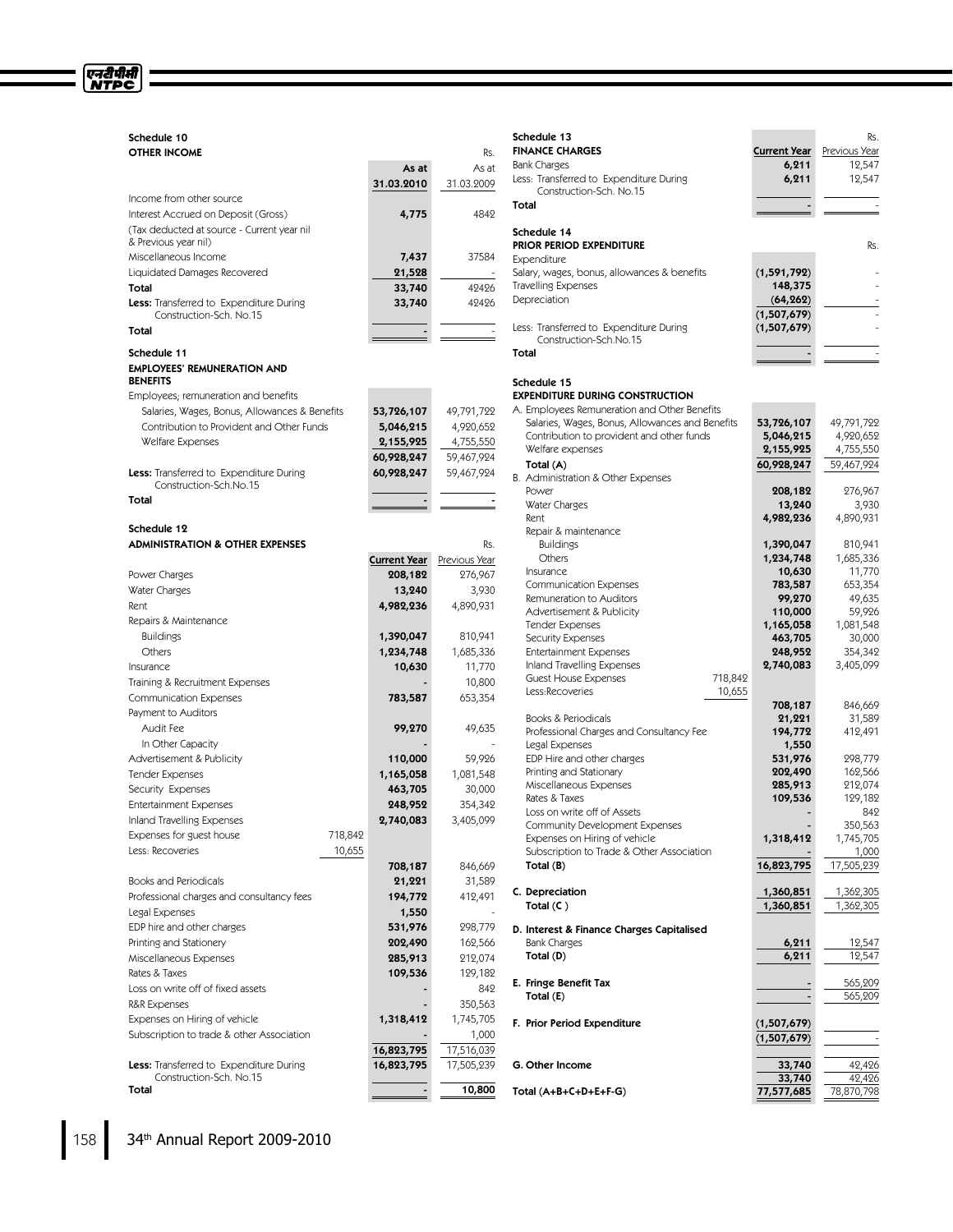### Schedule 10

**OTHER INCOME** (Rs.)

| | As at 31.03.2010 | As at 31.03.2009 |
|---|---|---|
| Income from other source | | |
| Interest Accrued on Deposit (Gross) | **4,775** | 4842 |
| (Tax deducted at source - Current year nil & Previous year nil) | | |
| Miscellaneous Income | **7,437** | 37584 |
| Liquidated Damages Recovered | **21,528** | - |
| **Total** | **33,740** | 42426 |
| **Less:** Transferred to Expenditure During Construction-Sch. No.15 | **33,740** | 42426 |
| **Total** | **-** | - |

### Schedule 11

**EMPLOYEES' REMUNERATION AND BENEFITS**

| | | |
|---|---|---|
| Employees; remuneration and benefits | | |
| Salaries, Wages, Bonus, Allowances & Benefits | **53,726,107** | 49,791,722 |
| Contribution to Provident and Other Funds | **5,046,215** | 4,920,652 |
| Welfare Expenses | **2,155,925** | 4,755,550 |
| | **60,928,247** | 59,467,924 |
| **Less:** Transferred to Expenditure During Construction-Sch.No.15 | **60,928,247** | 59,467,924 |
| **Total** | **-** | **-** |

### Schedule 12

**ADMINISTRATION & OTHER EXPENSES** (Rs.)

| | | Current Year | Previous Year |
|---|---|---|---|
| Power Charges | | **208,182** | 276,967 |
| Water Charges | | **13,240** | 3,930 |
| Rent | | **4,982,236** | 4,890,931 |
| Repairs & Maintenance | | | |
| Buildings | | **1,390,047** | 810,941 |
| Others | | **1,234,748** | 1,685,336 |
| Insurance | | **10,630** | 11,770 |
| Training & Recruitment Expenses | | **-** | 10,800 |
| Communication Expenses | | **783,587** | 653,354 |
| Payment to Auditors | | | |
| Audit Fee | | **99,270** | 49,635 |
| In Other Capacity | | **-** | - |
| Advertisement & Publicity | | **110,000** | 59,926 |
| Tender Expenses | | **1,165,058** | 1,081,548 |
| Security Expenses | | **463,705** | 30,000 |
| Entertainment Expenses | | **248,952** | 354,342 |
| Inland Travelling Expenses | | **2,740,083** | 3,405,099 |
| Expenses for guest house | 718,842 | | |
| Less: Recoveries | 10,655 | | |
| | | **708,187** | 846,669 |
| Books and Periodicals | | **21,221** | 31,589 |
| Professional charges and consultancy fees | | **194,772** | 412,491 |
| Legal Expenses | | **1,550** | - |
| EDP hire and other charges | | **531,976** | 298,779 |
| Printing and Stationery | | **202,490** | 162,566 |
| Miscellaneous Expenses | | **285,913** | 212,074 |
| Rates & Taxes | | **109,536** | 129,182 |
| Loss on write off of fixed assets | | **-** | 842 |
| R&R Expenses | | **-** | 350,563 |
| Expenses on Hiring of vehicle | | **1,318,412** | 1,745,705 |
| Subscription to trade & other Association | | **-** | 1,000 |
| | | **16,823,795** | 17,516,039 |
| **Less:** Transferred to Expenditure During Construction-Sch. No.15 | | **16,823,795** | 17,505,239 |
| **Total** | | **-** | **10,800** |

### Schedule 13

**FINANCE CHARGES** (Rs.)

| | Current Year | Previous Year |
|---|---|---|
| Bank Charges | **6,211** | 12,547 |
| Less: Transferred to Expenditure During Construction-Sch. No.15 | **6,211** | 12,547 |
| **Total** | **-** | - |

### Schedule 14

**PRIOR PERIOD EXPENDITURE** (Rs.)

| | | |
|---|---|---|
| Expenditure | | |
| Salary, wages, bonus, allowances & benefits | **(1,591,792)** | - |
| Travelling Expenses | **148,375** | - |
| Depreciation | **(64,262)** | - |
| | **(1,507,679)** | - |
| Less: Transferred to Expenditure During Construction-Sch.No.15 | **(1,507,679)** | - |
| **Total** | **-** | - |

### Schedule 15

**EXPENDITURE DURING CONSTRUCTION**

| | | Current Year | Previous Year |
|---|---|---|---|
| A. Employees Remuneration and Other Benefits | | | |
| Salaries, Wages, Bonus, Allowances and Benefits | | **53,726,107** | 49,791,722 |
| Contribution to provident and other funds | | **5,046,215** | 4,920,652 |
| Welfare expenses | | **2,155,925** | 4,755,550 |
| Total (A) | | **60,928,247** | 59,467,924 |
| B. Administration & Other Expenses | | | |
| Power | | **208,182** | 276,967 |
| Water Charges | | **13,240** | 3,930 |
| Rent | | **4,982,236** | 4,890,931 |
| Repair & maintenance | | | |
| Buildings | | **1,390,047** | 810,941 |
| Others | | **1,234,748** | 1,685,336 |
| Insurance | | **10,630** | 11,770 |
| Communication Expenses | | **783,587** | 653,354 |
| Remuneration to Auditors | | **99,270** | 49,635 |
| Advertisement & Publicity | | **110,000** | 59,926 |
| Tender Expenses | | **1,165,058** | 1,081,548 |
| Security Expenses | | **463,705** | 30,000 |
| Entertainment Expenses | | **248,952** | 354,342 |
| Inland Travelling Expenses | | **2,740,083** | 3,405,099 |
| Guest House Expenses | 718,842 | | |
| Less:Recoveries | 10,655 | | |
| | | **708,187** | 846,669 |
| Books & Periodicals | | **21,221** | 31,589 |
| Professional Charges and Consultancy Fee | | **194,772** | 412,491 |
| Legal Expenses | | **1,550** | |
| EDP Hire and other charges | | **531,976** | 298,779 |
| Printing and Stationery | | **202,490** | 162,566 |
| Miscellaneous Expenses | | **285,913** | 212,074 |
| Rates & Taxes | | **109,536** | 129,182 |
| Loss on write off of Assets | | **-** | 842 |
| Community Development Expenses | | **-** | 350,563 |
| Expenses on Hiring of vehicle | | **1,318,412** | 1,745,705 |
| Subscription to Trade & Other Association | | **-** | 1,000 |
| Total (B) | | **16,823,795** | 17,505,239 |
| **C. Depreciation** | | **1,360,851** | 1,362,305 |
| **Total (C )** | | **1,360,851** | 1,362,305 |
| **D. Interest & Finance Charges Capitalised** | | | |
| Bank Charges | | **6,211** | 12,547 |
| Total (D) | | **6,211** | 12,547 |
| **E. Fringe Benefit Tax** | | **-** | 565,209 |
| Total (E) | | **-** | 565,209 |
| **F. Prior Period Expenditure** | | **(1,507,679)** | |
| | | **(1,507,679)** | - |
| **G. Other Income** | | **33,740** | 42,426 |
| | | **33,740** | 42,426 |
| **Total (A+B+C+D+E+F-G)** | | **77,577,685** | 78,870,798 |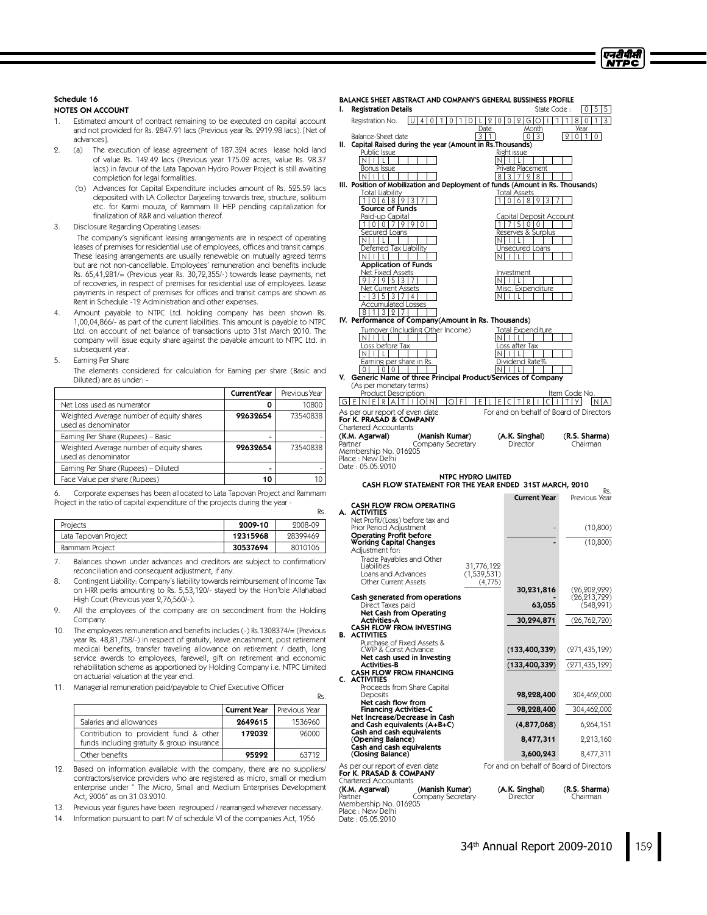## Schedule 16

### NOTES ON ACCOUNT

1. Estimated amount of contract remaining to be executed on capital account and not provided for Rs. 2847.91 lacs (Previous year Rs. 2919.98 lacs). [Net of advances].

2. (a) The execution of lease agreement of 187.324 acres lease hold land of value Rs. 142.49 lacs (Previous year 175.02 acres, value Rs. 98.37 lacs) in favour of the Lata Tapovan Hydro Power Project is still awaiting completion for legal formalities.

   (b) Advances for Capital Expenditure includes amount of Rs. 525.59 lacs deposited with LA Collector Darjeeling towards tree, structure, solitium etc. for Karmi mouza, of Rammam III HEP pending capitalization for finalization of R&R and valuation thereof.

3. Disclosure Regarding Operating Leases:

   The company's significant leasing arrangements are in respect of operating leases of premises for residential use of employees, offices and transit camps. These leasing arrangements are usually renewable on mutually agreed terms but are not non-cancellable. Employees' remuneration and benefits include Rs. 65,41,281/= (Previous year Rs. 30,72,355/-) towards lease payments, net of recoveries, in respect of premises for residential use of employees. Lease payments in respect of premises for offices and transit camps are shown as Rent in Schedule -12 Administration and other expenses.

4. Amount payable to NTPC Ltd. holding company has been shown Rs. 1,00,04,866/- as part of the current liabilities. This amount is payable to NTPC Ltd. on account of net balance of transactions upto 31st March 2010. The company will issue equity share against the payable amount to NTPC Ltd. in subsequent year.

5. Earning Per Share

   The elements considered for calculation for Earning per share (Basic and Diluted) are as under: -

| | CurrentYear | Previous Year |
|---|---|---|
| Net Loss used as numerator | 0 | 10800 |
| Weighted Average number of equity shares used as denominator | 92632654 | 73540838 |
| Earning Per Share (Rupees) – Basic | - | - |
| Weighted Average number of equity shares used as denominator | 92632654 | 73540838 |
| Earning Per Share (Rupees) – Diluted | - | - |
| Face Value per share (Rupees) | 10 | 10 |

6. Corporate expenses has been allocated to Lata Tapovan Project and Rammam Project in the ratio of capital expenditure of the projects during the year -

Rs.

| Projects | 2009-10 | 2008-09 |
|---|---|---|
| Lata Tapovan Project | 12315968 | 28399469 |
| Rammam Project | 30537694 | 8010106 |

7. Balances shown under advances and creditors are subject to confirmation/ reconciliation and consequent adjustment, if any.

8. Contingent Liability: Company's liability towards reimbursement of Income Tax on HRR perks amounting to Rs. 5,53,120/- stayed by the Hon'ble Allahabad High Court (Previous year 2,76,560/-).

9. All the employees of the company are on secondment from the Holding Company.

10. The employees remuneration and benefits includes (-) Rs.1308374/= (Previous year Rs. 48,81,758/-) in respect of gratuity, leave encashment, post retirement medical benefits, transfer traveling allowance on retirement / death, long service awards to employees, farewell, gift on retirement and economic rehabilitation scheme as apportioned by Holding Company i.e. NTPC Limited on actuarial valuation at the year end.

11. Managerial remuneration paid/payable to Chief Executive Officer

Rs.

| | Current Year | Previous Year |
|---|---|---|
| Salaries and allowances | 2649615 | 1536960 |
| Contribution to provident fund & other funds including gratuity & group insurance | 172032 | 96000 |
| Other benefits | 95292 | 63712 |

12. Based on information available with the company, there are no suppliers/ contractors/service providers who are registered as micro, small or medium enterprise under " The Micro, Small and Medium Enterprises Development Act, 2006" as on 31.03.2010.

13. Previous year figures have been regrouped / rearranged wherever necessary.

14. Information pursuant to part IV of schedule VI of the companies Act, 1956

## BALANCE SHEET ABSTRACT AND COMPANY'S GENERAL BUSSINESS PROFILE

**I. Registration Details**

Registration No. U40101DL2002GOI118013 &nbsp;&nbsp; State Code : 055

Balance-Sheet date: Date 31, Month 03, Year 2010

**II. Capital Raised during the year (Amount in Rs.Thousands)**

| Public Issue | Right issue |
|---|---|
| NIL | NIL |
| **Bonus Issue** | **Private Placement** |
| NIL | 83728 |

**III. Position of Mobilization and Deployment of funds (Amount in Rs. Thousands)**

| Total Liability | Total Assets |
|---|---|
| 1068937 | 1068937 |

**Source of Funds**

| Paid-up Capital | Capital Deposit Account |
|---|---|
| 1007990 | 17500 |
| **Secured Loans** | **Reserves & Surplus** |
| NIL | NIL |
| **Deferred Tax Liability** | **Unsecured Loans** |
| NIL | NIL |

**Application of Funds**

| Net Fixed Assets | Investment |
|---|---|
| 979537 | NIL |
| **Net Current Assets** | **Misc. Expenditure** |
| -35374 | NIL |
| **Accumulated Losses** | |
| 81327 | |

**IV. Performance of Company(Amount in Rs. Thousands)**

| Turnover (Including Other Income) | Total Expenditure |
|---|---|
| NIL | NIL |
| **Loss before Tax** | **Loss after Tax** |
| NIL | NIL |
| **Earning per share in Rs.** | **Dividend Rate%** |
| 0.00 | NIL |

**V. Generic Name of three Principal Product/Services of Company**

(As per monetary terms)

| Product Description: | Item Code No. |
|---|---|
| GENERATION OF ELECTRICITY | NA |

As per our report of even date
**For K. PRASAD & COMPANY**
Chartered Accountants

For and on behalf of Board of Directors

| **(K.M. Agarwal)** | **(Manish Kumar)** | **(A.K. Singhal)** | **(R.S. Sharma)** |
|---|---|---|---|
| Partner | Company Secretary | Director | Chairman |

Membership No. 016205
Place : New Delhi
Date : 05.05.2010

## NTPC HYDRO LIMITED

### CASH FLOW STATEMENT FOR THE YEAR ENDED 31ST MARCH, 2010

Rs.

| | | Current Year | Previous Year |
|---|---|---|---|
| **A. CASH FLOW FROM OPERATING ACTIVITIES** | | | |
| Net Profit/(Loss) before tax and Prior Period Adjustment | | - | (10,800) |
| **Operating Profit before Working Capital Changes** | | - | (10,800) |
| Adjustment for: | | | |
| Trade Payables and Other Liabilities | 31,776,122 | | |
| Loans and Advances | (1,539,531) | | |
| Other Current Assets | (4,775) | | |
| | | 30,231,816 | (26,202,929) |
| **Cash generated from operations** | | - | (26,213,729) |
| Direct Taxes paid | | 63,055 | (548,991) |
| **Net Cash from Operating Activities-A** | | 30,294,871 | (26,762,720) |
| **B. CASH FLOW FROM INVESTING ACTIVITIES** | | | |
| Purchase of Fixed Assets & CWIP & Const Advance | | (133,400,339) | (271,435,129) |
| **Net cash used in Investing Activities-B** | | (133,400,339) | (271,435,129) |
| **C. CASH FLOW FROM FINANCING ACTIVITIES** | | | |
| Proceeds from Share Capital Deposits | | 98,228,400 | 304,462,000 |
| **Net cash flow from Financing Activities-C** | | 98,228,400 | 304,462,000 |
| **Net Increase/Decrease in Cash and Cash equivalents (A+B+C)** | | (4,877,068) | 6,264,151 |
| **Cash and cash equivalents (Opening Balance)** | | 8,477,311 | 2,213,160 |
| **Cash and cash equivalents (Closing Balance)** | | 3,600,243 | 8,477,311 |

As per our report of even date
**For K. PRASAD & COMPANY**
Chartered Accountants

For and on behalf of Board of Directors

| **(K.M. Agarwal)** | **(Manish Kumar)** | **(A.K. Singhal)** | **(R.S. Sharma)** |
|---|---|---|---|
| Partner | Company Secretary | Director | Chairman |

Membership No. 016205
Place : New Delhi
Date : 05.05.2010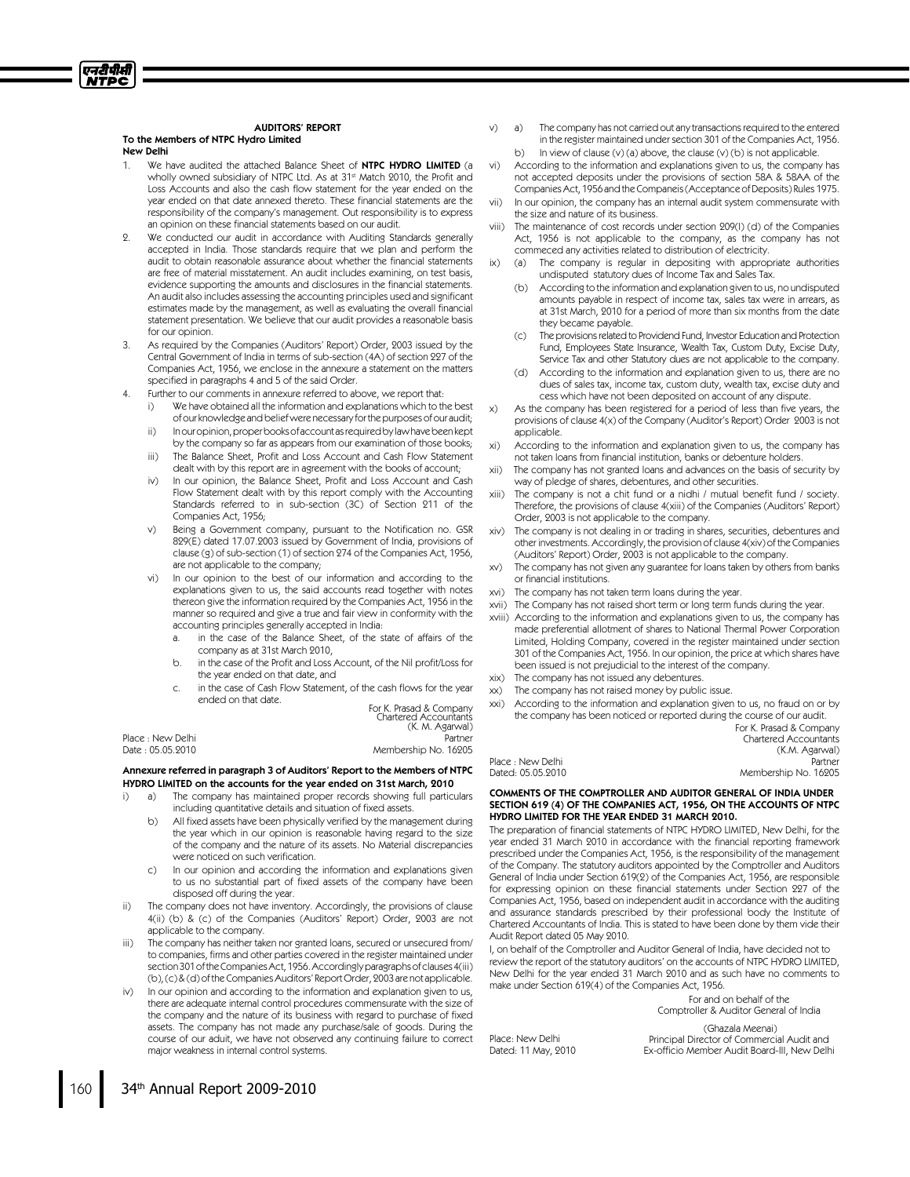## AUDITORS' REPORT

**To the Members of NTPC Hydro Limited**
**New Delhi**

1. We have audited the attached Balance Sheet of **NTPC HYDRO LIMITED** (a wholly owned subsidiary of NTPC Ltd. As at 31st Match 2010, the Profit and Loss Accounts and also the cash flow statement for the year ended on the year ended on that date annexed thereto. These financial statements are the responsibility of the company's management. Out responsibility is to express an opinion on these financial statements based on our audit.
2. We conducted our audit in accordance with Auditing Standards generally accepted in India. Those standards require that we plan and perform the audit to obtain reasonable assurance about whether the financial statements are free of material misstatement. An audit includes examining, on test basis, evidence supporting the amounts and disclosures in the financial statements. An audit also includes assessing the accounting principles used and significant estimates made by the management, as well as evaluating the overall financial statement presentation. We believe that our audit provides a reasonable basis for our opinion.
3. As required by the Companies (Auditors' Report) Order, 2003 issued by the Central Government of India in terms of sub-section (4A) of section 227 of the Companies Act, 1956, we enclose in the annexure a statement on the matters specified in paragraphs 4 and 5 of the said Order.
4. Further to our comments in annexure referred to above, we report that:
   i) We have obtained all the information and explanations which to the best of our knowledge and belief were necessary for the purposes of our audit;
   ii) In our opinion, proper books of account as required by law have been kept by the company so far as appears from our examination of those books;
   iii) The Balance Sheet, Profit and Loss Account and Cash Flow Statement dealt with by this report are in agreement with the books of account;
   iv) In our opinion, the Balance Sheet, Profit and Loss Account and Cash Flow Statement dealt with by this report comply with the Accounting Standards referred to in sub-section (3C) of Section 211 of the Companies Act, 1956;
   v) Being a Government company, pursuant to the Notification no. GSR 829(E) dated 17.07.2003 issued by Government of India, provisions of clause (g) of sub-section (1) of section 274 of the Companies Act, 1956, are not applicable to the company;
   vi) In our opinion to the best of our information and according to the explanations given to us, the said accounts read together with notes thereon give the information required by the Companies Act, 1956 in the manner so required and give a true and fair view in conformity with the accounting principles generally accepted in India:
      a. in the case of the Balance Sheet, of the state of affairs of the company as at 31st March 2010,
      b. in the case of the Profit and Loss Account, of the Nil profit/Loss for the year ended on that date, and
      c. in the case of Cash Flow Statement, of the cash flows for the year ended on that date.

For K. Prasad & Company
Chartered Accountants
(K. M. Agarwal)
Partner
Membership No. 16205

Place : New Delhi
Date : 05.05.2010

### Annexure referred in paragraph 3 of Auditors' Report to the Members of NTPC HYDRO LIMITED on the accounts for the year ended on 31st March, 2010

i) a) The company has maintained proper records showing full particulars including quantitative details and situation of fixed assets.
   b) All fixed assets have been physically verified by the management during the year which in our opinion is reasonable having regard to the size of the company and the nature of its assets. No Material discrepancies were noticed on such verification.
   c) In our opinion and according the information and explanations given to us no substantial part of fixed assets of the company have been disposed off during the year.

ii) The company does not have inventory. Accordingly, the provisions of clause 4(ii) (b) & (c) of the Companies (Auditors' Report) Order, 2003 are not applicable to the company.

iii) The company has neither taken nor granted loans, secured or unsecured from/ to companies, firms and other parties covered in the register maintained under section 301 of the Companies Act, 1956. Accordingly paragraphs of clauses 4(iii) (b), (c) & (d) of the Companies Auditors' Report Order, 2003 are not applicable.

iv) In our opinion and according to the information and explanation given to us, there are adequate internal control procedures commensurate with the size of the company and the nature of its business with regard to purchase of fixed assets. The company has not made any purchase/sale of goods. During the course of our adult, we have not observed any continuing failure to correct major weakness in internal control systems.

v) a) The company has not carried out any transactions required to the entered in the register maintained under section 301 of the Companies Act, 1956.
   b) In view of clause (v) (a) above, the clause (v) (b) is not applicable.

vi) According to the information and explanations given to us, the company has not accepted deposits under the provisions of section 58A & 58AA of the Companies Act, 1956 and the Companeis (Acceptance of Deposits) Rules 1975.

vii) In our opinion, the company has an internal audit system commensurate with the size and nature of its business.

viii) The maintenance of cost records under section 209(I) (d) of the Companies Act, 1956 is not applicable to the company, as the company has not commeced any activities related to distribution of electricity.

ix) (a) The company is regular in depositing with appropriate authorities undisputed statutory dues of Income Tax and Sales Tax.
   (b) According to the information and explanation given to us, no undisputed amounts payable in respect of income tax, sales tax were in arrears, as at 31st March, 2010 for a period of more than six months from the date they became payable.
   (c) The provisions related to Providend Fund, Investor Education and Protection Fund, Employees State Insurance, Wealth Tax, Custom Duty, Excise Duty, Service Tax and other Statutory dues are not applicable to the company.
   (d) According to the information and explanation given to us, there are no dues of sales tax, income tax, custom duty, wealth tax, excise duty and cess which have not been deposited on account of any dispute.

x) As the company has been registered for a period of less than five years, the provisions of clause 4(x) of the Company (Auditor's Report) Order 2003 is not applicable.

xi) According to the information and explanation given to us, the company has not taken loans from financial institution, banks or debenture holders.

xii) The company has not granted loans and advances on the basis of security by way of pledge of shares, debentures, and other securities.

xiii) The company is not a chit fund or a nidhi / mutual benefit fund / society. Therefore, the provisions of clause 4(xiii) of the Companies (Auditors' Report) Order, 2003 is not applicable to the company.

xiv) The company is not dealing in or trading in shares, securities, debentures and other investments. Accordingly, the provision of clause 4(xiv) of the Companies (Auditors' Report) Order, 2003 is not applicable to the company.

xv) The company has not given any guarantee for loans taken by others from banks or financial institutions.

xvi) The company has not taken term loans during the year.

xvii) The Company has not raised short term or long term funds during the year.

xviii) According to the information and explanation given to us, the company has made preferential allotment of shares to National Thermal Power Corporation Limited, Holding Company, covered in the register maintained under section 301 of the Companies Act, 1956. In our opinion, the price at which shares have been issued is not prejudicial to the interest of the company.

xix) The company has not issued any debentures.

xx) The company has not raised money by public issue.

xxi) According to the information and explanation given to us, no fraud on or by the company has been noticed or reported during the course of our audit.

For K. Prasad & Company
Chartered Accountants
(K.M. Agarwal)
Partner
Membership No. 16205

Place : New Delhi
Dated: 05.05.2010

### COMMENTS OF THE COMPTROLLER AND AUDITOR GENERAL OF INDIA UNDER SECTION 619 (4) OF THE COMPANIES ACT, 1956, ON THE ACCOUNTS OF NTPC HYDRO LIMITED FOR THE YEAR ENDED 31 MARCH 2010.

The preparation of financial statements of NTPC HYDRO LIMITED, New Delhi, for the year ended 31 March 2010 in accordance with the financial reporting framework prescribed under the Companies Act, 1956, is the responsibility of the management of the Company. The statutory auditors appointed by the Comptroller and Auditors General of India under Section 619(2) of the Companies Act, 1956, are responsible for expressing opinion on these financial statements under Section 227 of the Companies Act, 1956, based on independent audit in accordance with the auditing and assurance standards prescribed by their professional body the Institute of Chartered Accountants of India. This is stated to have been done by them vide their Audit Report dated 05 May 2010.

I, on behalf of the Comptroller and Auditor General of India, have decided not to review the report of the statutory auditors' on the accounts of NTPC HYDRO LIMITED, New Delhi for the year ended 31 March 2010 and as such have no comments to make under Section 619(4) of the Companies Act, 1956.

For and on behalf of the
Comptroller & Auditor General of India

(Ghazala Meenai)
Principal Director of Commercial Audit and
Ex-officio Member Audit Board-III, New Delhi

Place: New Delhi
Dated: 11 May, 2010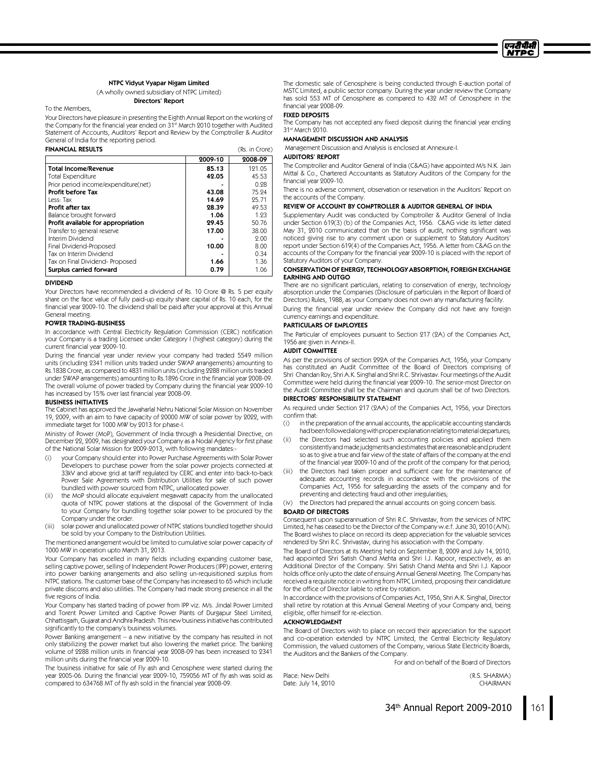# NTPC Vidyut Vyapar Nigam Limited

(A wholly owned subsidiary of NTPC Limited)

## Directors' Report

To the Members,

Your Directors have pleasure in presenting the Eighth Annual Report on the working of the Company for the financial year ended on 31st March 2010 together with Audited Statement of Accounts, Auditors' Report and Review by the Comptroller & Auditor General of India for the reporting period.

### FINANCIAL RESULTS

(Rs. in Crore)

| | 2009-10 | 2008-09 |
|---|---|---|
| **Total Income/Revenue** | **85.13** | 121.05 |
| Total Expenditure | 42.05 | 45.53 |
| Prior period income/expenditure(net) | - | 0.28 |
| **Profit before Tax** | **43.08** | 75.24 |
| Less: Tax | 14.69 | 25.71 |
| **Profit after tax** | **28.39** | 49.53 |
| Balance brought forward | 1.06 | 1.23 |
| **Profit available for appropriation** | **29.45** | 50.76 |
| Transfer to general reserve | 17.00 | 38.00 |
| Interim Dividend | - | 2.00 |
| Final Dividend-Proposed | 10.00 | 8.00 |
| Tax on Interim Dividend | - | 0.34 |
| Tax on Final Dividend- Proposed | 1.66 | 1.36 |
| **Surplus carried forward** | **0.79** | 1.06 |

### DIVIDEND

Your Directors have recommended a dividend of Rs. 10 Crore @ Rs. 5 per equity share on the face value of fully paid-up equity share capital of Rs. 10 each, for the financial year 2009-10. The dividend shall be paid after your approval at this Annual General meeting.

### POWER TRADING-BUSINESS

In accordance with Central Electricity Regulation Commission (CERC) notification your Company is a trading Licensee under Category I (highest category) during the current financial year 2009-10.

During the financial year under review your company had traded 5549 million units (including 2341 million units traded under SWAP arrangements) amounting to Rs.1838 Crore, as compared to 4831 million units (including 2288 million units traded under SWAP arrangements) amounting to Rs.1896 Crore in the financial year 2008-09. The overall volume of power traded by Company during the financial year 2009-10 has increased by 15% over last financial year 2008-09.

### BUSINESS INITIATIVES

The Cabinet has approved the Jawaharlal Nehru National Solar Mission on November 19, 2009, with an aim to have capacity of 20000 MW of solar power by 2022, with immediate target for 1000 MW by 2013 for phase-I.

Ministry of Power (MoP), Government of India through a Presidential Directive, on December 22, 2009, has designated your Company as a Nodal Agency for first phase of the National Solar Mission for 2009-2013, with following mandates:-

(i) your Company should enter into Power Purchase Agreements with Solar Power Developers to purchase power from the solar power projects connected at 33kV and above grid at tariff regulated by CERC and enter into back-to-back Power Sale Agreements with Distribution Utilities for sale of such power bundled with power sourced from NTPC, unallocated power.

(ii) the MoP should allocate equivalent megawatt capacity from the unallocated quota of NTPC power stations at the disposal of the Government of India to your Company for bundling together solar power to be procured by the Company under the order.

(iii) solar power and unallocated power of NTPC stations bundled together should be sold by your Company to the Distribution Utilities.

The mentioned arrangement would be limited to cumulative solar power capacity of 1000 MW in operation upto March 31, 2013.

Your Company has excelled in many fields including expanding customer base, selling captive power, selling of Independent Power Producers (IPP) power, entering into power banking arrangements and also selling un-requisitioned surplus from NTPC stations. The customer base of the Company has increased to 65 which include private discoms and also utilities. The Company had made strong presence in all the five regions of India.

Your Company has started trading of power from IPP viz. M/s. Jindal Power Limited and Torent Power Limited and Captive Power Plants of Durgapur Steel Limited, Chhattisgarh, Gujarat and Andhra Pradesh. This new business initiative has contributed significantly to the company's business volumes.

Power Banking arrangement – a new initiative by the company has resulted in not only stabilizing the power market but also lowering the market price. The banking volume of 2288 million units in financial year 2008-09 has been increased to 2341 million units during the financial year 2009-10.

The business initiative for sale of Fly ash and Cenosphere were started during the year 2005-06. During the financial year 2009-10, 759056 MT of fly ash was sold as compared to 634768 MT of fly ash sold in the financial year 2008-09.

The domestic sale of Cenosphere is being conducted through E-auction portal of MSTC Limited, a public sector company. During the year under review the Company has sold 553 MT of Cenosphere as compared to 432 MT of Cenosphere in the financial year 2008-09.

### FIXED DEPOSITS

The Company has not accepted any fixed deposit during the financial year ending 31st March 2010.

### MANAGEMENT DISCUSSION AND ANALYSIS

Management Discussion and Analysis is enclosed at Annexure-I.

### AUDITORS' REPORT

The Comptroller and Auditor General of India (C&AG) have appointed M/s N.K. Jain Mittal & Co., Chartered Accountants as Statutory Auditors of the Company for the financial year 2009-10.

There is no adverse comment, observation or reservation in the Auditors' Report on the accounts of the Company.

### REVIEW OF ACCOUNT BY COMPTROLLER & AUDITOR GENERAL OF INDIA

Supplementary Audit was conducted by Comptroller & Auditor General of India under Section 619(3) (b) of the Companies Act, 1956. C&AG vide its letter dated May 31, 2010 communicated that on the basis of audit, nothing significant was noticed giving rise to any comment upon or supplement to Statutory Auditors' report under Section 619(4) of the Companies Act, 1956. A letter from C&AG on the accounts of the Company for the financial year 2009-10 is placed with the report of Statutory Auditors of your Company.

### CONSERVATION OF ENERGY, TECHNOLOGY ABSORPTION, FOREIGN EXCHANGE EARNING AND OUTGO

There are no significant particulars, relating to conservation of energy, technology absorption under the Companies (Disclosure of particulars in the Report of Board of Directors) Rules, 1988, as your Company does not own any manufacturing facility.

During the financial year under review the Company did not have any foreign currency earnings and expenditure.

### PARTICULARS OF EMPLOYEES

The Particular of employees pursuant to Section 217 (2A) of the Companies Act, 1956 are given in Annex-II.

### AUDIT COMMITTEE

As per the provisions of section 292A of the Companies Act, 1956, your Company has constituted an Audit Committee of the Board of Directors comprising of Shri Chandan Roy, Shri A.K. Singhal and Shri R.C. Shrivastav. Four meetings of the Audit Committee were held during the financial year 2009-10. The senior-most Director on the Audit Committee shall be the Chairman and quorum shall be of two Directors.

### DIRECTORS' RESPONSIBILITY STATEMENT

As required under Section 217 (2AA) of the Companies Act, 1956, your Directors confirm that:

(i) in the preparation of the annual accounts, the applicable accounting standards had been followed along with proper explanation relating to material departures;

(ii) the Directors had selected such accounting policies and applied them consistently and made judgments and estimates that are reasonable and prudent so as to give a true and fair view of the state of affairs of the company at the end of the financial year 2009-10 and of the profit of the company for that period;

(iii) the Directors had taken proper and sufficient care for the maintenance of adequate accounting records in accordance with the provisions of the Companies Act, 1956 for safeguarding the assets of the company and for preventing and detecting fraud and other irregularities;

(iv) the Directors had prepared the annual accounts on going concern basis.

### BOARD OF DIRECTORS

Consequent upon superannuation of Shri R.C. Shrivastav, from the services of NTPC Limited, he has ceased to be the Director of the Company w.e.f. June 30, 2010 (A/N). The Board wishes to place on record its deep appreciation for the valuable services rendered by Shri R.C. Shrivastav, during his association with the Company.

The Board of Directors at its Meeting held on September 8, 2009 and July 14, 2010, had appointed Shri Satish Chand Mehta and Shri I.J. Kapoor, respectively, as an Additional Director of the Company. Shri Satish Chand Mehta and Shri I.J. Kapoor holds office only upto the date of ensuing Annual General Meeting. The Company has received a requisite notice in writing from NTPC Limited, proposing their candidature for the office of Director liable to retire by rotation.

In accordance with the provisions of Companies Act, 1956, Shri A.K. Singhal, Director shall retire by rotation at this Annual General Meeting of your Company and, being eligible, offer himself for re-election.

### ACKNOWLEDGMENT

The Board of Directors wish to place on record their appreciation for the support and co-operation extended by NTPC Limited, the Central Electricity Regulatory Commission, the valued customers of the Company, various State Electricity Boards, the Auditors and the Bankers of the Company.

For and on behalf of the Board of Directors

Place: New Delhi
Date: July 14, 2010

(R.S. SHARMA)
CHAIRMAN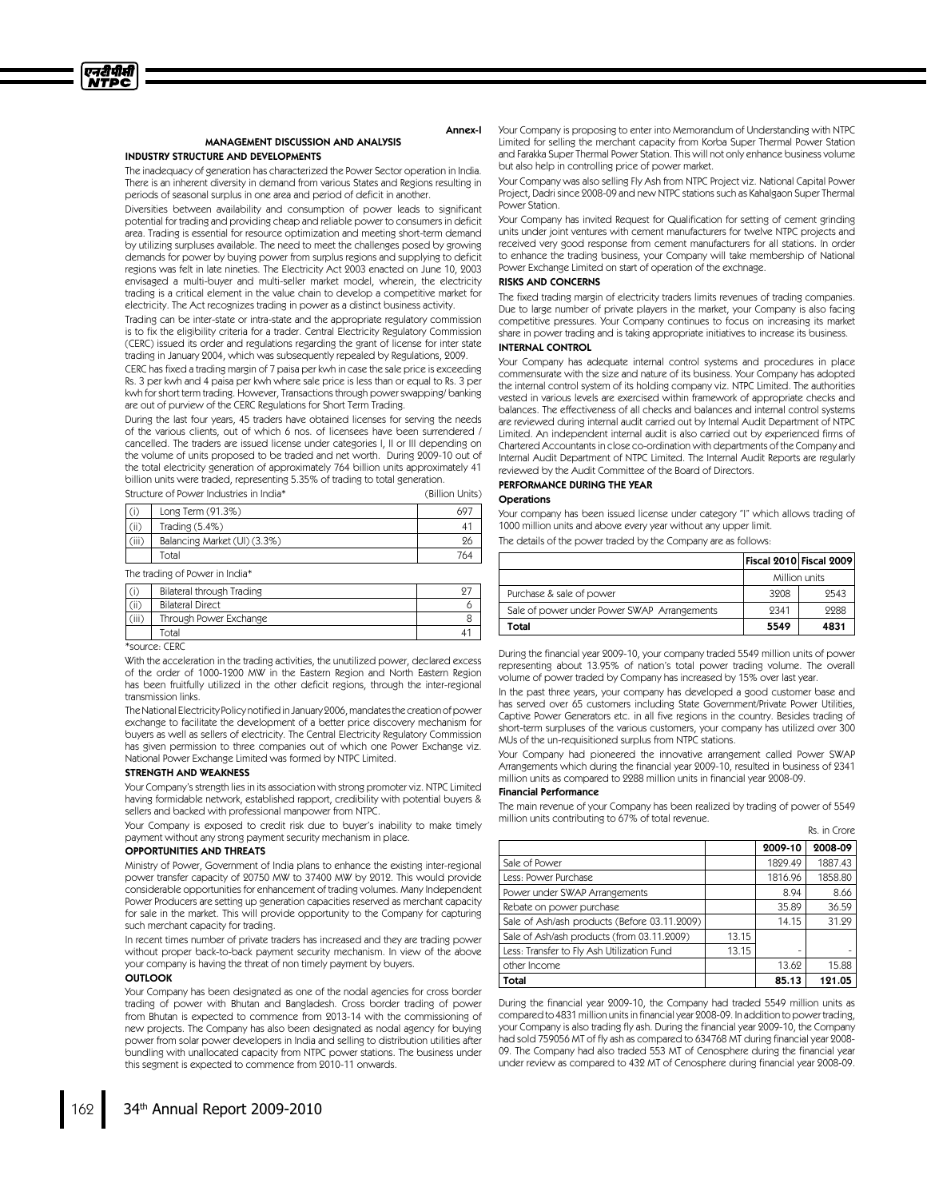Annex-I

## MANAGEMENT DISCUSSION AND ANALYSIS

### INDUSTRY STRUCTURE AND DEVELOPMENTS

The inadequacy of generation has characterized the Power Sector operation in India. There is an inherent diversity in demand from various States and Regions resulting in periods of seasonal surplus in one area and period of deficit in another.

Diversities between availability and consumption of power leads to significant potential for trading and providing cheap and reliable power to consumers in deficit area. Trading is essential for resource optimization and meeting short-term demand by utilizing surpluses available. The need to meet the challenges posed by growing demands for power by buying power from surplus regions and supplying to deficit regions was felt in late nineties. The Electricity Act 2003 enacted on June 10, 2003 envisaged a multi-buyer and multi-seller market model, wherein, the electricity trading is a critical element in the value chain to develop a competitive market for electricity. The Act recognizes trading in power as a distinct business activity.

Trading can be inter-state or intra-state and the appropriate regulatory commission is to fix the eligibility criteria for a trader. Central Electricity Regulatory Commission (CERC) issued its order and regulations regarding the grant of license for inter state trading in January 2004, which was subsequently repealed by Regulations, 2009.

CERC has fixed a trading margin of 7 paisa per kwh in case the sale price is exceeding Rs. 3 per kwh and 4 paisa per kwh where sale price is less than or equal to Rs. 3 per kwh for short term trading. However, Transactions through power swapping/ banking are out of purview of the CERC Regulations for Short Term Trading.

During the last four years, 45 traders have obtained licenses for serving the needs of the various clients, out of which 6 nos. of licensees have been surrendered / cancelled. The traders are issued license under categories I, II or III depending on the volume of units proposed to be traded and net worth. During 2009-10 out of the total electricity generation of approximately 764 billion units approximately 41 billion units were traded, representing 5.35% of trading to total generation.

Structure of Power Industries in India* (Billion Units)

| | | |
|---|---|---|
| (i) | Long Term (91.3%) | 697 |
| (ii) | Trading (5.4%) | 41 |
| (iii) | Balancing Market (UI) (3.3%) | 26 |
| | Total | 764 |

The trading of Power in India*

| | | |
|---|---|---|
| (i) | Bilateral through Trading | 27 |
| (ii) | Bilateral Direct | 6 |
| (iii) | Through Power Exchange | 8 |
| | Total | 41 |

*source: CERC

With the acceleration in the trading activities, the unutilized power, declared excess of the order of 1000-1200 MW in the Eastern Region and North Eastern Region has been fruitfully utilized in the other deficit regions, through the inter-regional transmission links.

The National Electricity Policy notified in January 2006, mandates the creation of power exchange to facilitate the development of a better price discovery mechanism for buyers as well as sellers of electricity. The Central Electricity Regulatory Commission has given permission to three companies out of which one Power Exchange viz. National Power Exchange Limited was formed by NTPC Limited.

### STRENGTH AND WEAKNESS

Your Company's strength lies in its association with strong promoter viz. NTPC Limited having formidable network, established rapport, credibility with potential buyers & sellers and backed with professional manpower from NTPC.

Your Company is exposed to credit risk due to buyer's inability to make timely payment without any strong payment security mechanism in place.

### OPPORTUNITIES AND THREATS

Ministry of Power, Government of India plans to enhance the existing inter-regional power transfer capacity of 20750 MW to 37400 MW by 2012. This would provide considerable opportunities for enhancement of trading volumes. Many Independent Power Producers are setting up generation capacities reserved as merchant capacity for sale in the market. This will provide opportunity to the Company for capturing such merchant capacity for trading.

In recent times number of private traders has increased and they are trading power without proper back-to-back payment security mechanism. In view of the above your company is having the threat of non timely payment by buyers.

### OUTLOOK

Your Company has been designated as one of the nodal agencies for cross border trading of power with Bhutan and Bangladesh. Cross border trading of power from Bhutan is expected to commence from 2013-14 with the commissioning of new projects. The Company has also been designated as nodal agency for buying power from solar power developers in India and selling to distribution utilities after bundling with unallocated capacity from NTPC power stations. The business under this segment is expected to commence from 2010-11 onwards.

Your Company is proposing to enter into Memorandum of Understanding with NTPC Limited for selling the merchant capacity from Korba Super Thermal Power Station and Farakka Super Thermal Power Station. This will not only enhance business volume but also help in controlling price of power market.

Your Company was also selling Fly Ash from NTPC Project viz. National Capital Power Project, Dadri since 2008-09 and new NTPC stations such as Kahalgaon Super Thermal Power Station.

Your Company has invited Request for Qualification for setting of cement grinding units under joint ventures with cement manufacturers for twelve NTPC projects and received very good response from cement manufacturers for all stations. In order to enhance the trading business, your Company will take membership of National Power Exchange Limited on start of operation of the exchnage.

### RISKS AND CONCERNS

The fixed trading margin of electricity traders limits revenues of trading companies. Due to large number of private players in the market, your Company is also facing competitive pressures. Your Company continues to focus on increasing its market share in power trading and is taking appropriate initiatives to increase its business.

### INTERNAL CONTROL

Your Company has adequate internal control systems and procedures in place commensurate with the size and nature of its business. Your Company has adopted the internal control system of its holding company viz. NTPC Limited. The authorities vested in various levels are exercised within framework of appropriate checks and balances. The effectiveness of all checks and balances and internal control systems are reviewed during internal audit carried out by Internal Audit Department of NTPC Limited. An independent internal audit is also carried out by experienced firms of Chartered Accountants in close co-ordination with departments of the Company and Internal Audit Department of NTPC Limited. The Internal Audit Reports are regularly reviewed by the Audit Committee of the Board of Directors.

### PERFORMANCE DURING THE YEAR

#### Operations

Your company has been issued license under category "I" which allows trading of 1000 million units and above every year without any upper limit.

The details of the power traded by the Company are as follows:

| | Fiscal 2010 | Fiscal 2009 |
|---|---|---|
| | Million units | |
| Purchase & sale of power | 3208 | 2543 |
| Sale of power under Power SWAP Arrangements | 2341 | 2288 |
| **Total** | **5549** | **4831** |

During the financial year 2009-10, your company traded 5549 million units of power representing about 13.95% of nation's total power trading volume. The overall volume of power traded by Company has increased by 15% over last year.

In the past three years, your company has developed a good customer base and has served over 65 customers including State Government/Private Power Utilities, Captive Power Generators etc. in all five regions in the country. Besides trading of short-term surpluses of the various customers, your company has utilized over 300 MUs of the un-requisitioned surplus from NTPC stations.

Your Company had pioneered the innovative arrangement called Power SWAP Arrangements which during the financial year 2009-10, resulted in business of 2341 million units as compared to 2288 million units in financial year 2008-09.

#### Financial Performance

The main revenue of your Company has been realized by trading of power of 5549 million units contributing to 67% of total revenue.

Rs. in Crore

| | | 2009-10 | 2008-09 |
|---|---|---|---|
| Sale of Power | | 1829.49 | 1887.43 |
| Less: Power Purchase | | 1816.96 | 1858.80 |
| Power under SWAP Arrangements | | 8.94 | 8.66 |
| Rebate on power purchase | | 35.89 | 36.59 |
| Sale of Ash/ash products (Before 03.11.2009) | | 14.15 | 31.29 |
| Sale of Ash/ash products (from 03.11.2009) | 13.15 | | |
| Less: Transfer to Fly Ash Utilization Fund | 13.15 | - | - |
| other Income | | 13.62 | 15.88 |
| **Total** | | **85.13** | **121.05** |

During the financial year 2009-10, the Company had traded 5549 million units as compared to 4831 million units in financial year 2008-09. In addition to power trading, your Company is also trading fly ash. During the financial year 2009-10, the Company had sold 759056 MT of fly ash as compared to 634768 MT during financial year 2008-09. The Company had also traded 553 MT of Cenosphere during the financial year under review as compared to 432 MT of Cenosphere during financial year 2008-09.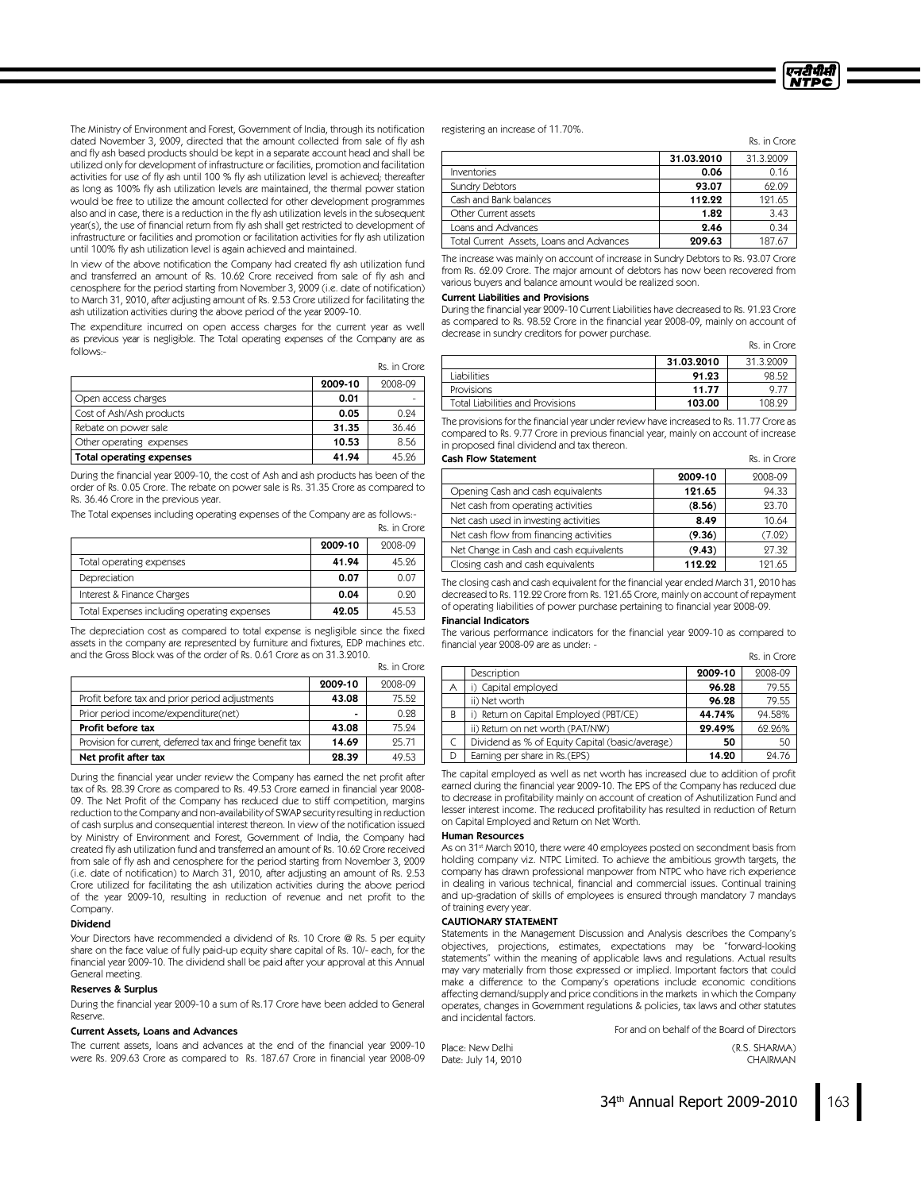The Ministry of Environment and Forest, Government of India, through its notification dated November 3, 2009, directed that the amount collected from sale of fly ash and fly ash based products should be kept in a separate account head and shall be utilized only for development of infrastructure or facilities, promotion and facilitation activities for use of fly ash until 100 % fly ash utilization level is achieved; thereafter as long as 100% fly ash utilization levels are maintained, the thermal power station would be free to utilize the amount collected for other development programmes also and in case, there is a reduction in the fly ash utilization levels in the subsequent year(s), the use of financial return from fly ash shall get restricted to development of infrastructure or facilities and promotion or facilitation activities for fly ash utilization until 100% fly ash utilization level is again achieved and maintained.

In view of the above notification the Company had created fly ash utilization fund and transferred an amount of Rs. 10.62 Crore received from sale of fly ash and cenosphere for the period starting from November 3, 2009 (i.e. date of notification) to March 31, 2010, after adjusting amount of Rs. 2.53 Crore utilized for facilitating the ash utilization activities during the above period of the year 2009-10.

The expenditure incurred on open access charges for the current year as well as previous year is negligible. The Total operating expenses of the Company are as follows:-

Rs. in Crore

| | 2009-10 | 2008-09 |
|---|---|---|
| Open access charges | 0.01 | - |
| Cost of Ash/Ash products | 0.05 | 0.24 |
| Rebate on power sale | 31.35 | 36.46 |
| Other operating expenses | 10.53 | 8.56 |
| **Total operating expenses** | **41.94** | **45.26** |

During the financial year 2009-10, the cost of Ash and ash products has been of the order of Rs. 0.05 Crore. The rebate on power sale is Rs. 31.35 Crore as compared to Rs. 36.46 Crore in the previous year.

The Total expenses including operating expenses of the Company are as follows:-

Rs. in Crore

| | 2009-10 | 2008-09 |
|---|---|---|
| Total operating expenses | 41.94 | 45.26 |
| Depreciation | 0.07 | 0.07 |
| Interest & Finance Charges | 0.04 | 0.20 |
| Total Expenses including operating expenses | 42.05 | 45.53 |

The depreciation cost as compared to total expense is negligible since the fixed assets in the company are represented by furniture and fixtures, EDP machines etc. and the Gross Block was of the order of Rs. 0.61 Crore as on 31.3.2010.

Rs. in Crore

| | 2009-10 | 2008-09 |
|---|---|---|
| Profit before tax and prior period adjustments | 43.08 | 75.52 |
| Prior period income/expenditure(net) | - | 0.28 |
| **Profit before tax** | **43.08** | **75.24** |
| Provision for current, deferred tax and fringe benefit tax | 14.69 | 25.71 |
| **Net profit after tax** | **28.39** | **49.53** |

During the financial year under review the Company has earned the net profit after tax of Rs. 28.39 Crore as compared to Rs. 49.53 Crore earned in financial year 2008-09. The Net Profit of the Company has reduced due to stiff competition, margins reduction to the Company and non-availability of SWAP security resulting in reduction of cash surplus and consequential interest thereon. In view of the notification issued by Ministry of Environment and Forest, Government of India, the Company had created fly ash utilization fund and transferred an amount of Rs. 10.62 Crore received from sale of fly ash and cenosphere for the period starting from November 3, 2009 (i.e. date of notification) to March 31, 2010, after adjusting an amount of Rs. 2.53 Crore utilized for facilitating the ash utilization activities during the above period of the year 2009-10, resulting in reduction of revenue and net profit to the Company.

#### Dividend

Your Directors have recommended a dividend of Rs. 10 Crore @ Rs. 5 per equity share on the face value of fully paid-up equity share capital of Rs. 10/- each, for the financial year 2009-10. The dividend shall be paid after your approval at this Annual General meeting.

#### Reserves & Surplus

During the financial year 2009-10 a sum of Rs.17 Crore have been added to General Reserve.

#### Current Assets, Loans and Advances

The current assets, loans and advances at the end of the financial year 2009-10 were Rs. 209.63 Crore as compared to Rs. 187.67 Crore in financial year 2008-09 registering an increase of 11.70%.

Rs. in Crore

| | 31.03.2010 | 31.3.2009 |
|---|---|---|
| Inventories | 0.06 | 0.16 |
| Sundry Debtors | 93.07 | 62.09 |
| Cash and Bank balances | 112.22 | 121.65 |
| Other Current assets | 1.82 | 3.43 |
| Loans and Advances | 2.46 | 0.34 |
| Total Current Assets, Loans and Advances | 209.63 | 187.67 |

The increase was mainly on account of increase in Sundry Debtors to Rs. 93.07 Crore from Rs. 62.09 Crore. The major amount of debtors has now been recovered from various buyers and balance amount would be realized soon.

#### Current Liabilities and Provisions

During the financial year 2009-10 Current Liabilities have decreased to Rs. 91.23 Crore as compared to Rs. 98.52 Crore in the financial year 2008-09, mainly on account of decrease in sundry creditors for power purchase.

Rs. in Crore

| | 31.03.2010 | 31.3.2009 |
|---|---|---|
| Liabilities | 91.23 | 98.52 |
| Provisions | 11.77 | 9.77 |
| Total Liabilities and Provisions | 103.00 | 108.29 |

The provisions for the financial year under review have increased to Rs. 11.77 Crore as compared to Rs. 9.77 Crore in previous financial year, mainly on account of increase in proposed final dividend and tax thereon.

#### Cash Flow Statement

Rs. in Crore

| | 2009-10 | 2008-09 |
|---|---|---|
| Opening Cash and cash equivalents | 121.65 | 94.33 |
| Net cash from operating activities | (8.56) | 23.70 |
| Net cash used in investing activities | 8.49 | 10.64 |
| Net cash flow from financing activities | (9.36) | (7.02) |
| Net Change in Cash and cash equivalents | (9.43) | 27.32 |
| Closing cash and cash equivalents | 112.22 | 121.65 |

The closing cash and cash equivalent for the financial year ended March 31, 2010 has decreased to Rs. 112.22 Crore from Rs. 121.65 Crore, mainly on account of repayment of operating liabilities of power purchase pertaining to financial year 2008-09.

#### Financial Indicators

The various performance indicators for the financial year 2009-10 as compared to financial year 2008-09 are as under: -

Rs. in Crore

| | Description | 2009-10 | 2008-09 |
|---|---|---|---|
| A | i) Capital employed | 96.28 | 79.55 |
| | ii) Net worth | 96.28 | 79.55 |
| B | i) Return on Capital Employed (PBT/CE) | 44.74% | 94.58% |
| | ii) Return on net worth (PAT/NW) | 29.49% | 62.26% |
| C | Dividend as % of Equity Capital (basic/average) | 50 | 50 |
| D | Earning per share in Rs.(EPS) | 14.20 | 24.76 |

The capital employed as well as net worth has increased due to addition of profit earned during the financial year 2009-10. The EPS of the Company has reduced due to decrease in profitability mainly on account of creation of Ashutilization Fund and lesser interest income. The reduced profitability has resulted in reduction of Return on Capital Employed and Return on Net Worth.

#### Human Resources

As on 31st March 2010, there were 40 employees posted on secondment basis from holding company viz. NTPC Limited. To achieve the ambitious growth targets, the company has drawn professional manpower from NTPC who have rich experience in dealing in various technical, financial and commercial issues. Continual training and up-gradation of skills of employees is ensured through mandatory 7 mandays of training every year.

#### CAUTIONARY STATEMENT

Statements in the Management Discussion and Analysis describes the Company's objectives, projections, estimates, expectations may be "forward-looking statements" within the meaning of applicable laws and regulations. Actual results may vary materially from those expressed or implied. Important factors that could make a difference to the Company's operations include economic conditions affecting demand/supply and price conditions in the markets in which the Company operates, changes in Government regulations & policies, tax laws and other statutes and incidental factors.

For and on behalf of the Board of Directors

Place: New Delhi
Date: July 14, 2010

(R.S. SHARMA)
CHAIRMAN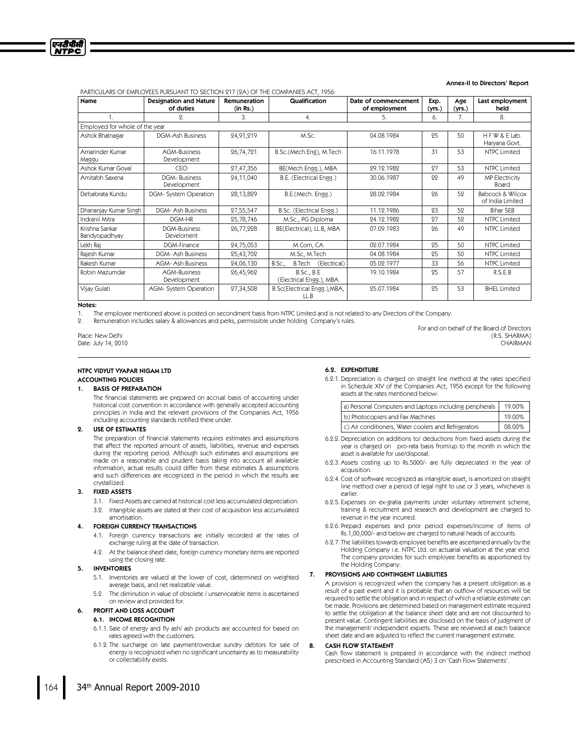**Annex-II to Directors' Report**

PARTICULARS OF EMPLOYEES PURSUANT TO SECTION 217 (2A) OF THE COMPANIES ACT, 1956:

| Name | Designation and Nature of duties | Remuneration (in Rs.) | Qualification | Date of commencement of employment | Exp. (yrs.) | Age (yrs.) | Last employment held |
|---|---|---|---|---|---|---|---|
| 1. | 2. | 3. | 4. | 5. | 6. | 7. | 8. |
| Employed for whole of the year | | | | | | | |
| Ashok Bhatnagar | DGM-Ash Business | 24,91,219 | M.Sc. | 04.08.1984 | 25 | 50 | H F W & E Lab. Haryana Govt. |
| Amarinder Kumar Maggu | AGM-Business Development | 26,74,721 | B.Sc.(Mech.Eng), M.Tech | 16.11.1978 | 31 | 53 | NTPC Limited |
| Ashok Kumar Goyal | CEO | 27,47,356 | BE(Mech.Engg.), MBA | 29.12.1982 | 27 | 53 | NTPC Limited |
| Amitabh Saxena | DGM- Business Development | 24,11,040 | B.E. (Electrical Engg.) | 30.06.1987 | 22 | 49 | MP Electricity Board |
| Debabrata Kundu | DGM- System Operation | 28,13,829 | B.E.(Mech. Engg.) | 28.02.1984 | 26 | 52 | Babcock & Wilcox of India Limited |
| Dhananjay Kumar Singh | DGM- Ash Business | 27,55,547 | B.Sc. (Electrical Engg.) | 11.12.1986 | 23 | 52 | Bihar SEB |
| Indranil Mitra | DGM-HR | 25,78,746 | M.Sc., PG Diploma | 24.12.1982 | 27 | 52 | NTPC Limited |
| Krishna Sankar Bandyopadhyay | DGM-Business Develoment | 26,77,228 | BE(Electrical), LL.B, MBA | 07.09.1983 | 26 | 49 | NTPC Limited |
| Lekh Raj | DGM-Finance | 24,75,053 | M.Com, CA | 02.07.1984 | 25 | 50 | NTPC Limited |
| Rajesh Kumar | DGM- Ash Business | 25,43,702 | M.Sc, M.Tech | 04.08.1984 | 25 | 50 | NTPC Limited |
| Rakesh Kumar | AGM- Ash Business | 24,06,130 | B.Sc., B.Tech (Electrical) | 05.02.1977 | 33 | 56 | NTPC Limited |
| Robin Mazumdar | AGM-Business Development | 26,45,962 | B.Sc., B.E (Electrical Engg.), MBA | 19.10.1984 | 25 | 57 | R.S.E.B |
| Vijay Gulati | AGM- System Operation | 27,34,508 | B.Sc(Electrical Engg.),MBA, LL.B | 25.07.1984 | 25 | 53 | BHEL Limited |

**Notes:**

1. The employee mentioned above is posted on secondment basis from NTPC Limited and is not related to any Directors of the Company.
2. Remuneration includes salary & allowances and perks, permissible under holding Company's rules.

Place: New Delhi
Date: July 14, 2010

For and on behalf of the Board of Directors
(R.S. SHARMA)
CHAIRMAN

## NTPC VIDYUT VYAPAR NIGAM LTD

### ACCOUNTING POLICIES

**1. BASIS OF PREPARATION**

The financial statements are prepared on accrual basis of accounting under historical cost convention in accordance with generally accepted accounting principles in India and the relevant provisions of the Companies Act, 1956 including accounting standards notified there under.

**2. USE OF ESTIMATES**

The preparation of financial statements requires estimates and assumptions that affect the reported amount of assets, liabilities, revenue and expenses during the reporting period. Although such estimates and assumptions are made on a reasonable and prudent basis taking into account all available information, actual results could differ from these estimates & assumptions and such differences are recognized in the period in which the results are crystallized.

**3. FIXED ASSETS**

3.1. Fixed Assets are carried at historical cost less accumulated depreciation.

3.2. Intangible assets are stated at their cost of acquisition less accumulated amortisation.

**4. FOREIGN CURRENCY TRANSACTIONS**

4.1. Foreign currency transactions are initially recorded at the rates of exchange ruling at the date of transaction.

4.2. At the balance sheet date, foreign currency monetary items are reported using the closing rate.

**5. INVENTORIES**

5.1. Inventories are valued at the lower of cost, determined on weighted average basis, and net realizable value.

5.2. The diminution in value of obsolete / unserviceable items is ascertained on review and provided for.

**6. PROFIT AND LOSS ACCOUNT**

**6.1. INCOME RECOGNITION**

6.1.1. Sale of energy and fly ash/ ash products are accounted for based on rates agreed with the customers.

6.1.2. The surcharge on late payment/overdue sundry debtors for sale of energy is recognized when no significant uncertainty as to measurability or collectability exists.

**6.2. EXPENDITURE**

6.2.1. Depreciation is charged on straight line method at the rates specified in Schedule XIV of the Companies Act, 1956 except for the following assets at the rates mentioned below:

| | |
|---|---|
| a) Personal Computers and Laptops including peripherals | 19.00% |
| b) Photocopiers and Fax Machines | 19.00% |
| c) Air conditioners, Water coolers and Refrigerators | 08.00% |

6.2.2. Depreciation on additions to/ deductions from fixed assets during the year is charged on pro-rata basis from/up to the month in which the asset is available for use/disposal.

6.2.3. Assets costing up to Rs.5000/- are fully depreciated in the year of acquisition.

6.2.4. Cost of software recognized as intangible asset, is amortized on straight line method over a period of legal right to use or 3 years, whichever is earlier.

6.2.5. Expenses on ex-gratia payments under voluntary retirement scheme, training & recruitment and research and development are charged to revenue in the year incurred.

6.2.6. Prepaid expenses and prior period expenses/income of items of Rs.1,00,000/- and below are charged to natural heads of accounts.

6.2.7. The liabilities towards employee benefits are ascertained annually by the Holding Company i.e. NTPC Ltd. on actuarial valuation at the year end. The company provides for such employee benefits as apportioned by the Holding Company.

**7. PROVISIONS AND CONTINGENT LIABILITIES**

A provision is recognized when the company has a present obligation as a result of a past event and it is probable that an outflow of resources will be required to settle the obligation and in respect of which a reliable estimate can be made. Provisions are determined based on management estimate required to settle the obligation at the balance sheet date and are not discounted to present value. Contingent liabilities are disclosed on the basis of judgment of the management/ independent experts. These are reviewed at each balance sheet date and are adjusted to reflect the current management estimate.

**8. CASH FLOW STATEMENT**

Cash flow statement is prepared in accordance with the indirect method prescribed in Accounting Standard (AS) 3 on 'Cash Flow Statements'.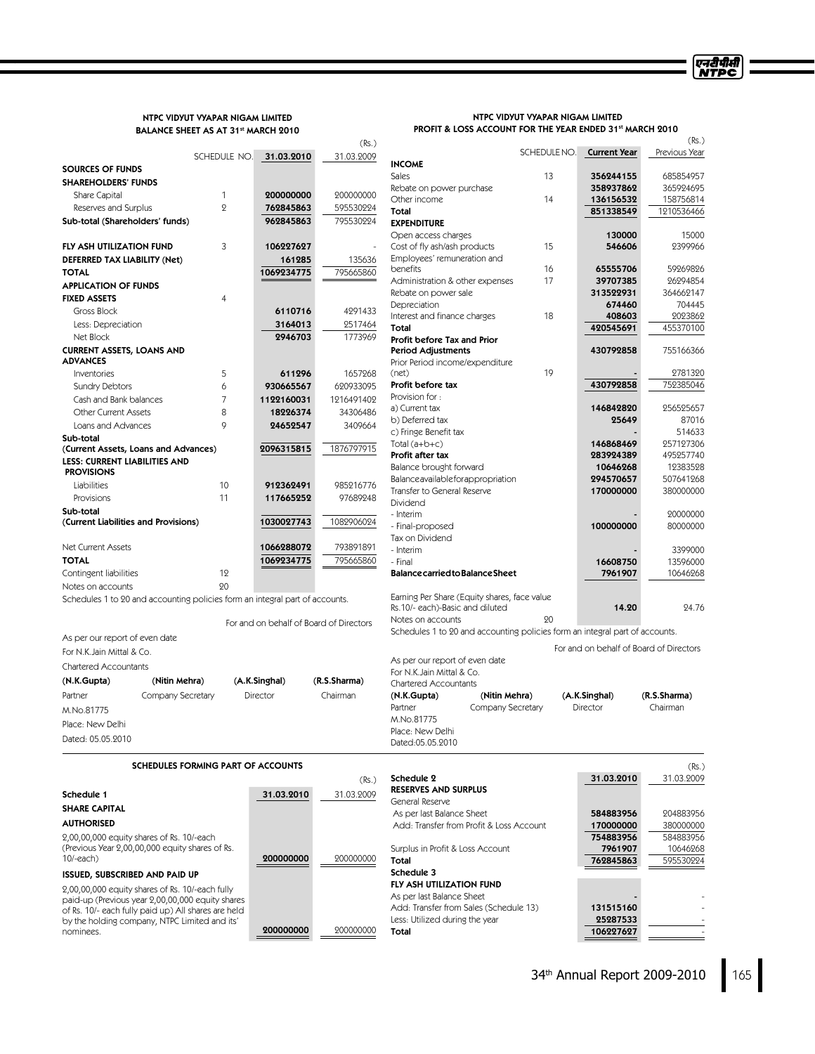## NTPC VIDYUT VYAPAR NIGAM LIMITED
### BALANCE SHEET AS AT 31st MARCH 2010

(Rs.)

| | SCHEDULE NO. | 31.03.2010 | 31.03.2009 |
|---|---|---|---|
| **SOURCES OF FUNDS** | | | |
| **SHAREHOLDERS' FUNDS** | | | |
| Share Capital | 1 | 200000000 | 200000000 |
| Reserves and Surplus | 2 | 762845863 | 595530224 |
| **Sub-total (Shareholders' funds)** | | 962845863 | 795530224 |
| **FLY ASH UTILIZATION FUND** | 3 | 106227627 | - |
| **DEFERRED TAX LIABILITY (Net)** | | 161285 | 135636 |
| **TOTAL** | | 1069234775 | 795665860 |
| **APPLICATION OF FUNDS** | | | |
| **FIXED ASSETS** | 4 | | |
| Gross Block | | 6110716 | 4291433 |
| Less: Depreciation | | 3164013 | 2517464 |
| Net Block | | 2946703 | 1773969 |
| **CURRENT ASSETS, LOANS AND ADVANCES** | | | |
| Inventories | 5 | 611296 | 1657268 |
| Sundry Debtors | 6 | 930665567 | 620933095 |
| Cash and Bank balances | 7 | 1122160031 | 1216491402 |
| Other Current Assets | 8 | 18226374 | 34306486 |
| Loans and Advances | 9 | 24652547 | 3409664 |
| **Sub-total (Current Assets, Loans and Advances)** | | 2096315815 | 1876797915 |
| **LESS: CURRENT LIABILITIES AND PROVISIONS** | | | |
| Liabilities | 10 | 912362491 | 985216776 |
| Provisions | 11 | 117665252 | 97689248 |
| **Sub-total (Current Liabilities and Provisions)** | | 1030027743 | 1082906024 |
| Net Current Assets | | 1066288072 | 793891891 |
| **TOTAL** | | 1069234775 | 795665860 |
| Contingent liabilities | 12 | | |
| Notes on accounts | 20 | | |

Schedules 1 to 20 and accounting policies form an integral part of accounts.

For and on behalf of Board of Directors

As per our report of even date
For N.K.Jain Mittal & Co.
Chartered Accountants

| (N.K.Gupta) | (Nitin Mehra) | (A.K.Singhal) | (R.S.Sharma) |
|---|---|---|---|
| Partner | Company Secretary | Director | Chairman |
| M.No.81775 | | | |

Place: New Delhi
Dated: 05.05.2010

## NTPC VIDYUT VYAPAR NIGAM LIMITED
### PROFIT & LOSS ACCOUNT FOR THE YEAR ENDED 31st MARCH 2010

(Rs.)

| | SCHEDULE NO. | Current Year | Previous Year |
|---|---|---|---|
| **INCOME** | | | |
| Sales | 13 | 356244155 | 685854957 |
| Rebate on power purchase | | 358937862 | 365924695 |
| Other income | 14 | 136156532 | 158756814 |
| **Total** | | 851338549 | 1210536466 |
| **EXPENDITURE** | | | |
| Open access charges | | 130000 | 15000 |
| Cost of fly ash/ash products | 15 | 546606 | 2399966 |
| Employees' remuneration and benefits | 16 | 65555706 | 59269826 |
| Administration & other expenses | 17 | 39707385 | 26294854 |
| Rebate on power sale | | 313522931 | 364662147 |
| Depreciation | | 674460 | 704445 |
| Interest and finance charges | 18 | 408603 | 2023862 |
| **Total** | | 420545691 | 455370100 |
| **Profit before Tax and Prior Period Adjustments** | | 430792858 | 755166366 |
| Prior Period income/expenditure (net) | 19 | - | 2781320 |
| **Profit before tax** | | 430792858 | 752385046 |
| Provision for : | | | |
| a) Current tax | | 146842820 | 256525657 |
| b) Deferred tax | | 25649 | 87016 |
| c) Fringe Benefit tax | | - | 514633 |
| Total (a+b+c) | | 146868469 | 257127306 |
| **Profit after tax** | | 283924389 | 495257740 |
| Balance brought forward | | 10646268 | 12383528 |
| Balance available for appropriation | | 294570657 | 507641268 |
| Transfer to General Reserve | | 170000000 | 380000000 |
| Dividend | | | |
| - Interim | | - | 20000000 |
| - Final-proposed | | 100000000 | 80000000 |
| Tax on Dividend | | | |
| - Interim | | - | 3399000 |
| - Final | | 16608750 | 13596000 |
| **Balance carried to Balance Sheet** | | 7961907 | 10646268 |
| Earning Per Share (Equity shares, face value Rs.10/- each)-Basic and diluted | | 14.20 | 24.76 |
| Notes on accounts | 20 | | |

Schedules 1 to 20 and accounting policies form an integral part of accounts.

For and on behalf of Board of Directors

As per our report of even date
For N.K.Jain Mittal & Co.
Chartered Accountants

| (N.K.Gupta) | (Nitin Mehra) | (A.K.Singhal) | (R.S.Sharma) |
|---|---|---|---|
| Partner | Company Secretary | Director | Chairman |
| M.No.81775 | | | |

Place: New Delhi
Dated:05.05.2010

## SCHEDULES FORMING PART OF ACCOUNTS

(Rs.)

| Schedule 1 | 31.03.2010 | 31.03.2009 |
|---|---|---|
| **SHARE CAPITAL** | | |
| **AUTHORISED** | | |
| 2,00,00,000 equity shares of Rs. 10/-each (Previous Year 2,00,00,000 equity shares of Rs. 10/-each) | 200000000 | 200000000 |
| **ISSUED, SUBSCRIBED AND PAID UP** | | |
| 2,00,00,000 equity shares of Rs. 10/-each fully paid-up (Previous year 2,00,00,000 equity shares of Rs. 10/- each fully paid up) All shares are held by the holding company, NTPC Limited and its' nominees. | 200000000 | 200000000 |

(Rs.)

| Schedule 2 | 31.03.2010 | 31.03.2009 |
|---|---|---|
| **RESERVES AND SURPLUS** | | |
| General Reserve | | |
| As per last Balance Sheet | 584883956 | 204883956 |
| Add: Transfer from Profit & Loss Account | 170000000 | 380000000 |
| | 754883956 | 584883956 |
| Surplus in Profit & Loss Account | 7961907 | 10646268 |
| **Total** | 762845863 | 595530224 |
| **Schedule 3** | | |
| **FLY ASH UTILIZATION FUND** | | |
| As per last Balance Sheet | - | - |
| Add: Transfer from Sales (Schedule 13) | 131515160 | - |
| Less: Utilized during the year | 25287533 | - |
| **Total** | 106227627 | - |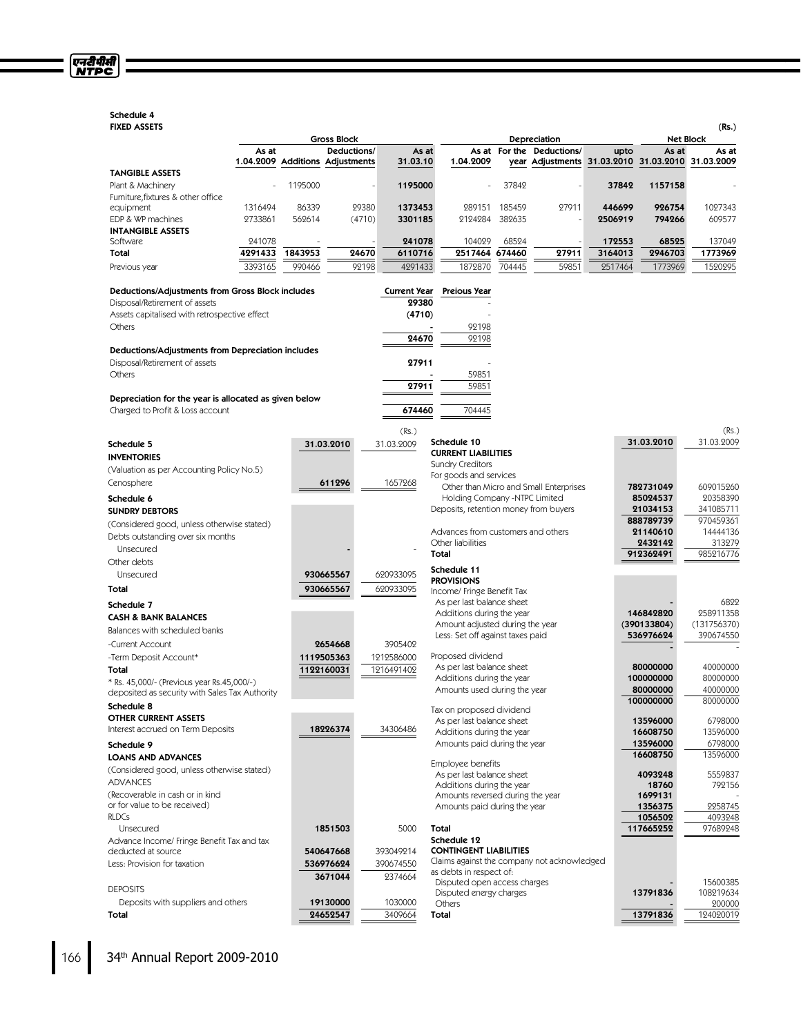## Schedule 4

### FIXED ASSETS

(Rs.)

| | Gross Block | | | | Depreciation | | | | Net Block | |
|---|---|---|---|---|---|---|---|---|---|---|
| | As at 1.04.2009 | Additions | Deductions/ Adjustments | As at 31.03.10 | As at 1.04.2009 | For the year | Deductions/ Adjustments | upto 31.03.2010 | As at 31.03.2010 | As at 31.03.2009 |
| **TANGIBLE ASSETS** | | | | | | | | | | |
| Plant & Machinery | - | 1195000 | - | **1195000** | - | 37842 | - | **37842** | **1157158** | - |
| Furniture,fixtures & other office equipment | 1316494 | 86339 | 29380 | **1373453** | 289151 | 185459 | 27911 | **446699** | **926754** | 1027343 |
| EDP & WP machines | 2733861 | 562614 | (4710) | **3301185** | 2124284 | 382635 | - | **2506919** | **794266** | 609577 |
| **INTANGIBLE ASSETS** | | | | | | | | | | |
| Software | 241078 | - | - | **241078** | 104029 | 68524 | - | **172553** | **68525** | 137049 |
| **Total** | **4291433** | **1843953** | **24670** | **6110716** | **2517464** | **674460** | **27911** | **3164013** | **2946703** | **1773969** |
| Previous year | 3393165 | 990466 | 92198 | 4291433 | 1872870 | 704445 | 59851 | 2517464 | 1773969 | 1520295 |

| **Deductions/Adjustments from Gross Block includes** | **Current Year** | **Preious Year** |
|---|---|---|
| Disposal/Retirement of assets | **29380** | - |
| Assets capitalised with retrospective effect | **(4710)** | - |
| Others | **-** | 92198 |
| | **24670** | 92198 |
| **Deductions/Adjustments from Depreciation includes** | | |
| Disposal/Retirement of assets | **27911** | - |
| Others | **-** | 59851 |
| | **27911** | 59851 |
| **Depreciation for the year is allocated as given below** | | |
| Charged to Profit & Loss account | **674460** | 704445 |

(Rs.)

| | 31.03.2010 | 31.03.2009 |
|---|---|---|
| **Schedule 5** | | |
| **INVENTORIES** | | |
| (Valuation as per Accounting Policy No.5) | | |
| Cenosphere | **611296** | 1657268 |
| **Schedule 6** | | |
| **SUNDRY DEBTORS** | | |
| (Considered good, unless otherwise stated) | | |
| Debts outstanding over six months | | |
| Unsecured | **-** | - |
| Other debts | | |
| Unsecured | **930665567** | 620933095 |
| **Total** | **930665567** | 620933095 |
| **Schedule 7** | | |
| **CASH & BANK BALANCES** | | |
| Balances with scheduled banks | | |
| -Current Account | **2654668** | 3905402 |
| -Term Deposit Account* | **1119505363** | 1212586000 |
| **Total** | **1122160031** | 1216491402 |
| * Rs. 45,000/- (Previous year Rs.45,000/-) deposited as security with Sales Tax Authority | | |
| **Schedule 8** | | |
| **OTHER CURRENT ASSETS** | | |
| Interest accrued on Term Deposits | **18226374** | 34306486 |
| **Schedule 9** | | |
| **LOANS AND ADVANCES** | | |
| (Considered good, unless otherwise stated) | | |
| ADVANCES | | |
| (Recoverable in cash or in kind or for value to be received) | | |
| RLDCs | | |
| Unsecured | **1851503** | 5000 |
| Advance Income/ Fringe Benefit Tax and tax deducted at source | **540647668** | 393049214 |
| Less: Provision for taxation | **536976624** | 390674550 |
| | **3671044** | 2374664 |
| DEPOSITS | | |
| Deposits with suppliers and others | **19130000** | 1030000 |
| **Total** | **24652547** | 3409664 |

(Rs.)

| | 31.03.2010 | 31.03.2009 |
|---|---|---|
| **Schedule 10** | | |
| **CURRENT LIABILITIES** | | |
| Sundry Creditors | | |
| For goods and services | | |
| Other than Micro and Small Enterprises | **782731049** | 609015260 |
| Holding Company -NTPC Limited | **85024537** | 20358390 |
| Deposits, retention money from buyers | **21034153** | 341085711 |
| | **888789739** | 970459361 |
| Advances from customers and others | **21140610** | 14444136 |
| Other liabilities | **2432142** | 313279 |
| **Total** | **912362491** | 985216776 |
| **Schedule 11** | | |
| **PROVISIONS** | | |
| Income/ Fringe Benefit Tax | | |
| As per last balance sheet | **-** | 6822 |
| Additions during the year | **146842820** | 258911358 |
| Amount adjusted during the year | **(390133804)** | (131756370) |
| Less: Set off against taxes paid | **536976624** | 390674550 |
| | **-** | - |
| Proposed dividend | | |
| As per last balance sheet | **80000000** | 40000000 |
| Additions during the year | **100000000** | 80000000 |
| Amounts used during the year | **80000000** | 40000000 |
| | **100000000** | 80000000 |
| Tax on proposed dividend | | |
| As per last balance sheet | **13596000** | 6798000 |
| Additions during the year | **16608750** | 13596000 |
| Amounts paid during the year | **13596000** | 6798000 |
| | **16608750** | 13596000 |
| Employee benefits | | |
| As per last balance sheet | **4093248** | 5559837 |
| Additions during the year | **18760** | 792156 |
| Amounts reversed during the year | **1699131** | - |
| Amounts paid during the year | **1356375** | 2258745 |
| | **1056502** | 4093248 |
| **Total** | **117665252** | 97689248 |
| **Schedule 12** | | |
| **CONTINGENT LIABILITIES** | | |
| Claims against the company not acknowledged as debts in respect of: | | |
| Disputed open access charges | **-** | 15600385 |
| Disputed energy charges | **13791836** | 108219634 |
| Others | **-** | 200000 |
| **Total** | **13791836** | 124020019 |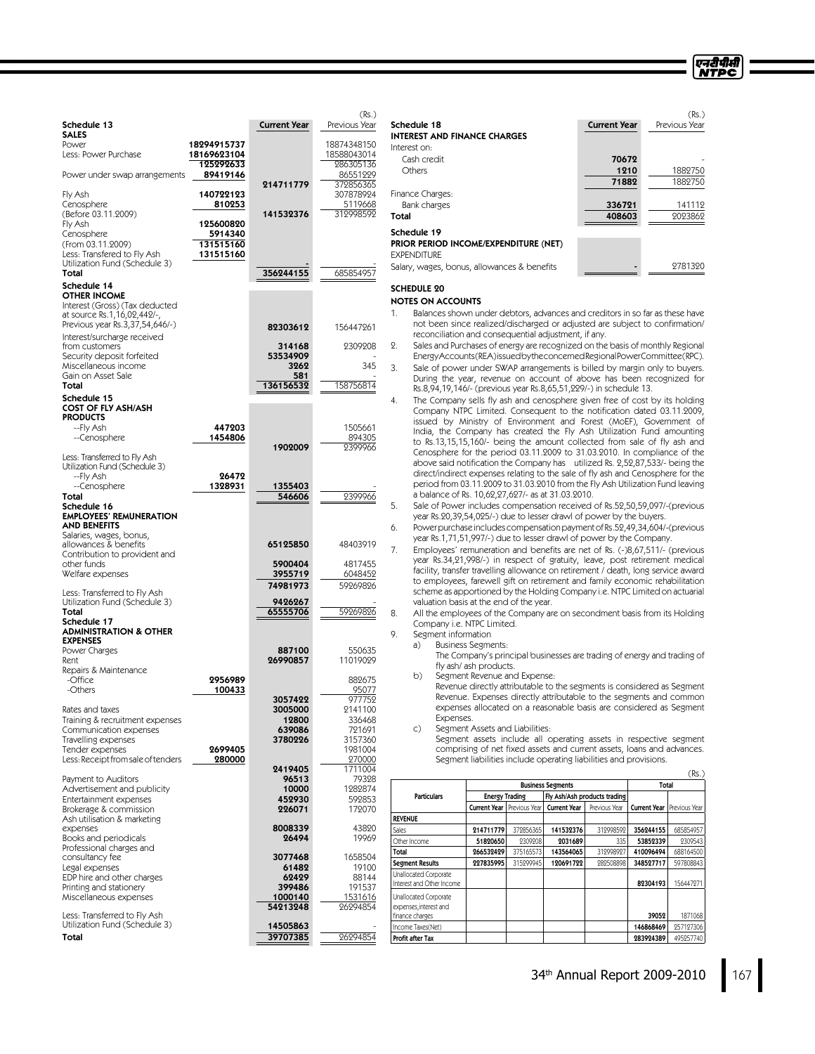(Rs.)

| Schedule 13 | | Current Year | Previous Year |
|---|---|---|---|
| **SALES** | | | |
| Power | 18294915737 | | 18874348150 |
| Less: Power Purchase | 18169623104 | | 18588043014 |
| | 125292633 | | 286305136 |
| Power under swap arrangements | 89419146 | | 86551229 |
| | | 214711779 | 372856365 |
| Fly Ash | 140722123 | | 307878924 |
| Cenosphere | 810253 | | 5119668 |
| (Before 03.11.2009) | | 141532376 | 312998592 |
| Fly Ash | 125600820 | | |
| Cenosphere | 5914340 | | |
| (From 03.11.2009) | 131515160 | | |
| Less: Transfered to Fly Ash Utilization Fund (Schedule 3) | 131515160 | - | - |
| **Total** | | **356244155** | **685854957** |

| Schedule 14 | | Current Year | Previous Year |
|---|---|---|---|
| **OTHER INCOME** | | | |
| Interest (Gross) (Tax deducted at source Rs.1,16,02,442/-, Previous year Rs.3,37,54,646/-) | | 82303612 | 156447261 |
| Interest/surcharge received from customers | | 314168 | 2309208 |
| Security deposit forfeited | | 53534909 | - |
| Miscellaneous income | | 3262 | 345 |
| Gain on Asset Sale | | 581 | |
| **Total** | | **136156532** | **158756814** |

| Schedule 15 | | Current Year | Previous Year |
|---|---|---|---|
| **COST OF FLY ASH/ASH PRODUCTS** | | | |
| --Fly Ash | 447203 | | 1505661 |
| --Cenosphere | 1454806 | | 894305 |
| | | 1902009 | 2399966 |
| Less: Transferred to Fly Ash Utilization Fund (Schedule 3) | | | |
| --Fly Ash | 26472 | | |
| --Cenosphere | 1328931 | 1355403 | - |
| **Total** | | **546606** | **2399966** |

| Schedule 16 | | Current Year | Previous Year |
|---|---|---|---|
| **EMPLOYEES' REMUNERATION AND BENEFITS** | | | |
| Salaries, wages, bonus, allowances & benefits | | 65125850 | 48403919 |
| Contribution to provident and other funds | | 5900404 | 4817455 |
| Welfare expenses | | 3955719 | 6048452 |
| | | 74981973 | 59269826 |
| Less: Transferred to Fly Ash Utilization Fund (Schedule 3) | | 9426267 | - |
| **Total** | | **65555706** | **59269826** |

| Schedule 17 | | Current Year | Previous Year |
|---|---|---|---|
| **ADMINISTRATION & OTHER EXPENSES** | | | |
| Power Charges | | 887100 | 550635 |
| Rent | | 26990857 | 11019029 |
| Repairs & Maintenance | | | |
| -Office | 2956989 | | 882675 |
| -Others | 100433 | | 95077 |
| | | 3057422 | 977752 |
| Rates and taxes | | 3005000 | 2141100 |
| Training & recruitment expenses | | 12800 | 336468 |
| Communication expenses | | 639086 | 721691 |
| Travelling expenses | | 3780226 | 3157360 |
| Tender expenses | 2699405 | | 1981004 |
| Less: Receipt from sale of tenders | 280000 | | 270000 |
| | | 2419405 | 1711004 |
| Payment to Auditors | | 96513 | 79328 |
| Advertisement and publicity | | 10000 | 1282874 |
| Entertainment expenses | | 452930 | 592853 |
| Brokerage & commission | | 226071 | 172070 |
| Ash utilisation & marketing expenses | | 8008339 | 43820 |
| Books and periodicals | | 26494 | 19969 |
| Professional charges and consultancy fee | | 3077468 | 1658504 |
| Legal expenses | | 61482 | 19100 |
| EDP hire and other charges | | 62429 | 88144 |
| Printing and stationery | | 399486 | 191537 |
| Miscellaneous expenses | | 1000140 | 1531616 |
| | | 54213248 | 26294854 |
| Less: Transferred to Fly Ash Utilization Fund (Schedule 3) | | 14505863 | - |
| **Total** | | **39707385** | **26294854** |

(Rs.)

| Schedule 18 | | Current Year | Previous Year |
|---|---|---|---|
| **INTEREST AND FINANCE CHARGES** | | | |
| Interest on: | | | |
| Cash credit | | 70672 | - |
| Others | | 1210 | 1882750 |
| | | 71882 | 1882750 |
| Finance Charges: | | | |
| Bank charges | | 336721 | 141112 |
| **Total** | | **408603** | **2023862** |

| Schedule 19 | | Current Year | Previous Year |
|---|---|---|---|
| **PRIOR PERIOD INCOME/EXPENDITURE (NET)** | | | |
| EXPENDITURE | | | |
| Salary, wages, bonus, allowances & benefits | | - | 2781320 |

## SCHEDULE 20

### NOTES ON ACCOUNTS

1. Balances shown under debtors, advances and creditors in so far as these have not been since realized/discharged or adjusted are subject to confirmation/reconciliation and consequential adjustment, if any.
2. Sales and Purchases of energy are recognized on the basis of monthly Regional Energy Accounts (REA) issued by the concerned Regional Power Committee (RPC).
3. Sale of power under SWAP arrangements is billed by margin only to buyers. During the year, revenue on account of above has been recognized for Rs.8,94,19,146/- (previous year Rs.8,65,51,229/-) in schedule 13.
4. The Company sells fly ash and cenosphere given free of cost by its holding Company NTPC Limited. Consequent to the notification dated 03.11.2009, issued by Ministry of Environment and Forest (MoEF), Government of India, the Company has created the Fly Ash Utilization Fund amounting to Rs.13,15,15,160/- being the amount collected from sale of fly ash and Cenosphere for the period 03.11.2009 to 31.03.2010. In compliance of the above said notification the Company has utilized Rs. 2,52,87,533/- being the direct/indirect expenses relating to the sale of fly ash and Cenosphere for the period from 03.11.2009 to 31.03.2010 from the Fly Ash Utilization Fund leaving a balance of Rs. 10,62,27,627/- as at 31.03.2010.
5. Sale of Power includes compensation received of Rs.52,50,59,097/-(previous year Rs.20,39,54,025/-) due to lesser drawl of power by the buyers.
6. Power purchase includes compensation payment of Rs.52,49,34,604/-(previous year Rs.1,71,51,997/-) due to lesser drawl of power by the Company.
7. Employees' remuneration and benefits are net of Rs. (-)8,67,511/- (previous year Rs.34,21,998/-) in respect of gratuity, leave, post retirement medical facility, transfer travelling allowance on retirement / death, long service award to employees, farewell gift on retirement and family economic rehabilitation scheme as apportioned by the Holding Company i.e. NTPC Limited on actuarial valuation basis at the end of the year.
8. All the employees of the Company are on secondment basis from its Holding Company i.e. NTPC Limited.
9. Segment information
   a) Business Segments:
      The Company's principal businesses are trading of energy and trading of fly ash/ ash products.
   b) Segment Revenue and Expense:
      Revenue directly attributable to the segments is considered as Segment Revenue. Expenses directly attributable to the segments and common expenses allocated on a reasonable basis are considered as Segment Expenses.
   c) Segment Assets and Liabilities:
      Segment assets include all operating assets in respective segment comprising of net fixed assets and current assets, loans and advances. Segment liabilities include operating liabilities and provisions.

(Rs.)

| Particulars | Business Segments | | | | Total | |
|---|---|---|---|---|---|---|
| | Energy Trading | | Fly Ash/Ash products trading | | | |
| | Current Year | Previous Year | Current Year | Previous Year | Current Year | Previous Year |
| **REVENUE** | | | | | | |
| Sales | 214711779 | 372856365 | 141532376 | 312998592 | 356244155 | 685854957 |
| Other Income | 51820650 | 2309208 | 2031689 | 335 | 53852339 | 2309543 |
| **Total** | 266532429 | 375165573 | 143564065 | 312998927 | 410096494 | 688164500 |
| **Segment Results** | 227835995 | 315299945 | 120691722 | 282508898 | 348527717 | 597808843 |
| Unallocated Corporate Interest and Other Income | | | | | 82304193 | 156447271 |
| Unallocated Corporate expenses, interest and finance charges | | | | | 39052 | 1871068 |
| Income Taxes(Net) | | | | | 146868469 | 257127306 |
| **Profit after Tax** | | | | | 283924389 | 495257740 |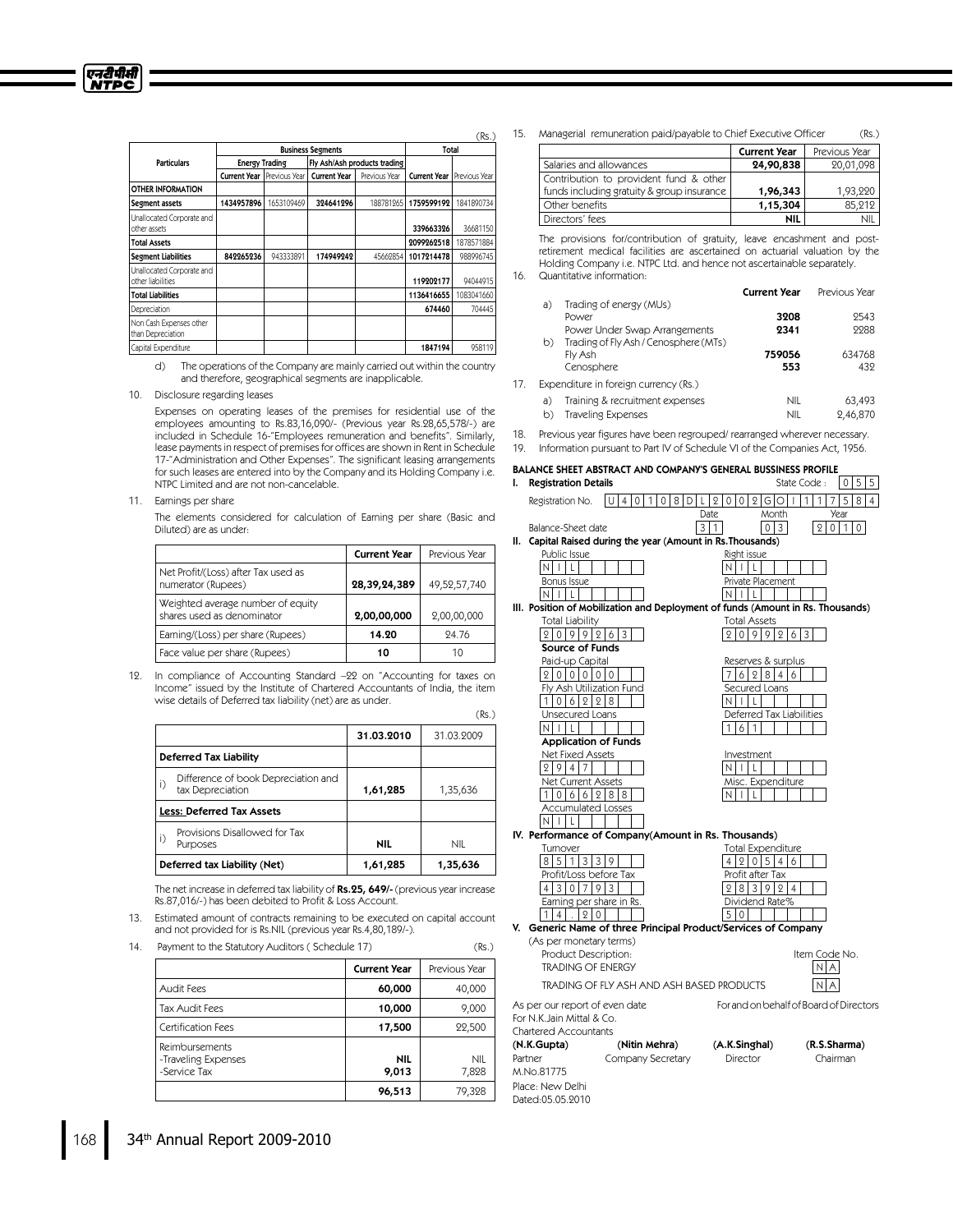(Rs.)

| Particulars | Business Segments | | | | Total | |
|---|---|---|---|---|---|---|
| | Energy Trading | | Fly Ash/Ash products trading | | | |
| | Current Year | Previous Year | Current Year | Previous Year | Current Year | Previous Year |
| **OTHER INFORMATION** | | | | | | |
| **Segment assets** | 1434957896 | 1653109469 | 324641296 | 188781265 | 1759599192 | 1841890734 |
| Unallocated Corporate and other assets | | | | | 339663326 | 36681150 |
| **Total Assets** | | | | | 2099262518 | 1878571884 |
| **Segment Liabilities** | 842265236 | 943333891 | 174949242 | 45662854 | 1017214478 | 988996745 |
| Unallocated Corporate and other liabilities | | | | | 119202177 | 94044915 |
| **Total Liabilities** | | | | | 1136416655 | 1083041660 |
| Depreciation | | | | | 674460 | 704445 |
| Non Cash Expenses other than Depreciation | | | | | | |
| Capital Expenditure | | | | | 1847194 | 958119 |

d) The operations of the Company are mainly carried out within the country and therefore, geographical segments are inapplicable.

10. Disclosure regarding leases

Expenses on operating leases of the premises for residential use of the employees amounting to Rs.83,16,090/- (Previous year Rs.28,65,578/-) are included in Schedule 16-"Employees remuneration and benefits". Similarly, lease payments in respect of premises for offices are shown in Rent in Schedule 17-"Administration and Other Expenses". The significant leasing arrangements for such leases are entered into by the Company and its Holding Company i.e. NTPC Limited and are not non-cancelable.

11. Earnings per share

The elements considered for calculation of Earning per share (Basic and Diluted) are as under:

| | Current Year | Previous Year |
|---|---|---|
| Net Profit/(Loss) after Tax used as numerator (Rupees) | **28,39,24,389** | 49,52,57,740 |
| Weighted average number of equity shares used as denominator | **2,00,00,000** | 2,00,00,000 |
| Earning/(Loss) per share (Rupees) | **14.20** | 24.76 |
| Face value per share (Rupees) | **10** | 10 |

12. In compliance of Accounting Standard –22 on "Accounting for taxes on Income" issued by the Institute of Chartered Accountants of India, the item wise details of Deferred tax liability (net) are as under.

(Rs.)

| | 31.03.2010 | 31.03.2009 |
|---|---|---|
| **Deferred Tax Liability** | | |
| i) Difference of book Depreciation and tax Depreciation | **1,61,285** | 1,35,636 |
| **Less: Deferred Tax Assets** | | |
| i) Provisions Disallowed for Tax Purposes | **NIL** | NIL |
| **Deferred tax Liability (Net)** | **1,61,285** | **1,35,636** |

The net increase in deferred tax liability of **Rs.25, 649/-** (previous year increase Rs.87,016/-) has been debited to Profit & Loss Account.

13. Estimated amount of contracts remaining to be executed on capital account and not provided for is Rs.NIL (previous year Rs.4,80,189/-).

14. Payment to the Statutory Auditors ( Schedule 17) (Rs.)

| | Current Year | Previous Year |
|---|---|---|
| Audit Fees | **60,000** | 40,000 |
| Tax Audit Fees | **10,000** | 9,000 |
| Certification Fees | **17,500** | 22,500 |
| Reimbursements -Traveling Expenses -Service Tax | **NIL** **9,013** | NIL 7,828 |
| | **96,513** | 79,328 |

15. Managerial remuneration paid/payable to Chief Executive Officer (Rs.)

| | Current Year | Previous Year |
|---|---|---|
| Salaries and allowances | **24,90,838** | 20,01,098 |
| Contribution to provident fund & other funds including gratuity & group insurance | **1,96,343** | 1,93,220 |
| Other benefits | **1,15,304** | 85,212 |
| Directors' fees | **NIL** | NIL |

The provisions for/contribution of gratuity, leave encashment and post-retirement medical facilities are ascertained on actuarial valuation by the Holding Company i.e. NTPC Ltd. and hence not ascertainable separately.

16. Quantitative information:

| | Current Year | Previous Year |
|---|---|---|
| a) Trading of energy (MUs) | | |
| Power | **3208** | 2543 |
| Power Under Swap Arrangements | **2341** | 2288 |
| b) Trading of Fly Ash / Cenosphere (MTs) | | |
| Fly Ash | **759056** | 634768 |
| Cenosphere | **553** | 432 |

17. Expenditure in foreign currency (Rs.)

| | Current Year | Previous Year |
|---|---|---|
| a) Training & recruitment expenses | NIL | 63,493 |
| b) Traveling Expenses | NIL | 2,46,870 |

18. Previous year figures have been regrouped/ rearranged wherever necessary.

19. Information pursuant to Part IV of Schedule VI of the Companies Act, 1956.

**BALANCE SHEET ABSTRACT AND COMPANY'S GENERAL BUSSINESS PROFILE**

**I. Registration Details**

Registration No. U40108DL2002GOI117584 — State Code : 055

Balance-Sheet date — Date: 31, Month: 03, Year: 2010

**II. Capital Raised during the year (Amount in Rs.Thousands)**

| | |
|---|---|
| Public Issue: NIL | Right issue: NIL |
| Bonus Issue: NIL | Private Placement: NIL |

**III. Position of Mobilization and Deployment of funds (Amount in Rs. Thousands)**

| | |
|---|---|
| Total Liability: 2099263 | Total Assets: 2099263 |
| **Source of Funds** | |
| Paid-up Capital: 200000 | Reserves & surplus: 762846 |
| Fly Ash Utilization Fund: 106228 | Secured Loans: NIL |
| Unsecured Loans: NIL | Deferred Tax Liabilities: 161 |
| **Application of Funds** | |
| Net Fixed Assets: 2947 | Investment: NIL |
| Net Current Assets: 1066288 | Misc. Expenditure: NIL |
| Accumulated Losses: NIL | |

**IV. Performance of Company(Amount in Rs. Thousands)**

| | |
|---|---|
| Turnover: 851339 | Total Expenditure: 420546 |
| Profit/Loss before Tax: 430793 | Profit after Tax: 283924 |
| Earning per share in Rs.: 14.20 | Dividend Rate%: 50 |

**V. Generic Name of three Principal Product/Services of Company**

(As per monetary terms)

| Product Description: | Item Code No. |
|---|---|
| TRADING OF ENERGY | NA |
| TRADING OF FLY ASH AND ASH BASED PRODUCTS | NA |

As per our report of even date
For N.K.Jain Mittal & Co.
Chartered Accountants

For and on behalf of Board of Directors

| (N.K.Gupta) | (Nitin Mehra) | (A.K.Singhal) | (R.S.Sharma) |
|---|---|---|---|
| Partner | Company Secretary | Director | Chairman |
| M.No.81775 | | | |

Place: New Delhi
Dated:05.05.2010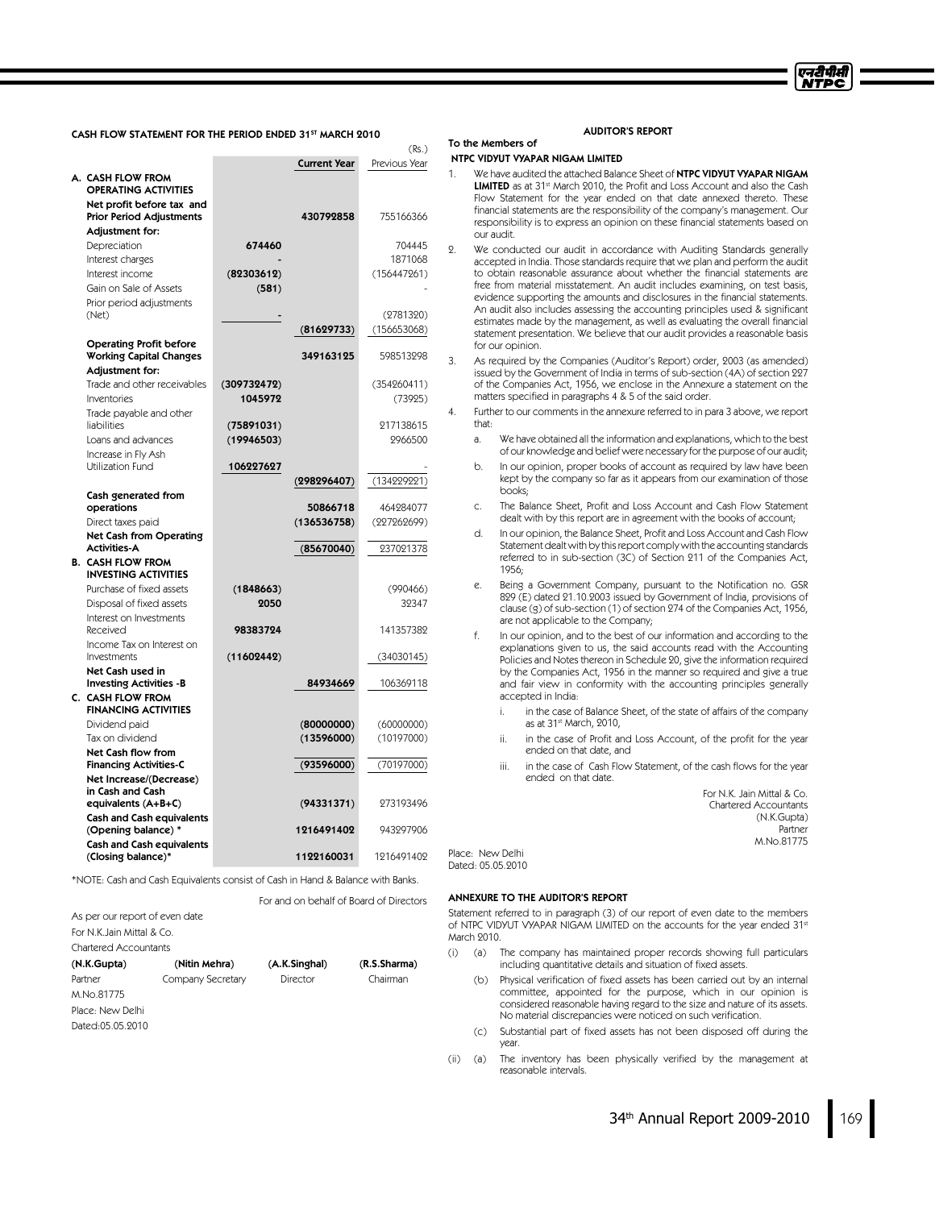## CASH FLOW STATEMENT FOR THE PERIOD ENDED 31ST MARCH 2010

(Rs.)

| | | Current Year | Previous Year |
|---|---|---|---|
| **A. CASH FLOW FROM OPERATING ACTIVITIES** | | | |
| **Net profit before tax and Prior Period Adjustments** | | **430792858** | 755166366 |
| **Adjustment for:** | | | |
| Depreciation | **674460** | | 704445 |
| Interest charges | **-** | | 1871068 |
| Interest income | **(82303612)** | | (156447261) |
| Gain on Sale of Assets | **(581)** | | - |
| Prior period adjustments (Net) | **-** | | (2781320) |
| | | **(81629733)** | (156653068) |
| **Operating Profit before Working Capital Changes** | | **349163125** | 598513298 |
| **Adjustment for:** | | | |
| Trade and other receivables | **(309732472)** | | (354260411) |
| Inventories | **1045972** | | (73925) |
| Trade payable and other liabilities | **(75891031)** | | 217138615 |
| Loans and advances | **(19946503)** | | 2966500 |
| Increase in Fly Ash Utilization Fund | **106227627** | | - |
| | | **(298296407)** | (134229221) |
| **Cash generated from operations** | | **50866718** | 464284077 |
| Direct taxes paid | | **(136536758)** | (227262699) |
| **Net Cash from Operating Activities-A** | | **(85670040)** | 237021378 |
| **B. CASH FLOW FROM INVESTING ACTIVITIES** | | | |
| Purchase of fixed assets | **(1848663)** | | (990466) |
| Disposal of fixed assets | **2050** | | 32347 |
| Interest on Investments Received | **98383724** | | 141357382 |
| Income Tax on Interest on Investments | **(11602442)** | | (34030145) |
| **Net Cash used in Investing Activities -B** | | **84934669** | 106369118 |
| **C. CASH FLOW FROM FINANCING ACTIVITIES** | | | |
| Dividend paid | | **(80000000)** | (60000000) |
| Tax on dividend | | **(13596000)** | (10197000) |
| **Net Cash flow from Financing Activities-C** | | **(93596000)** | (70197000) |
| **Net Increase/(Decrease) in Cash and Cash equivalents (A+B+C)** | | **(94331371)** | 273193496 |
| **Cash and Cash equivalents (Opening balance) \*** | | **1216491402** | 943297906 |
| **Cash and Cash equivalents (Closing balance)\*** | | **1122160031** | 1216491402 |

*NOTE: Cash and Cash Equivalents consist of Cash in Hand & Balance with Banks.

For and on behalf of Board of Directors

As per our report of even date
For N.K.Jain Mittal & Co.
Chartered Accountants

| **(N.K.Gupta)** | **(Nitin Mehra)** | **(A.K.Singhal)** | **(R.S.Sharma)** |
|---|---|---|---|
| Partner | Company Secretary | Director | Chairman |

M.No.81775
Place: New Delhi
Dated:05.05.2010

## AUDITOR'S REPORT

**To the Members of**
**NTPC VIDYUT VYAPAR NIGAM LIMITED**

1. We have audited the attached Balance Sheet of **NTPC VIDYUT VYAPAR NIGAM LIMITED** as at 31st March 2010, the Profit and Loss Account and also the Cash Flow Statement for the year ended on that date annexed thereto. These financial statements are the responsibility of the company's management. Our responsibility is to express an opinion on these financial statements based on our audit.
2. We conducted our audit in accordance with Auditing Standards generally accepted in India. Those standards require that we plan and perform the audit to obtain reasonable assurance about whether the financial statements are free from material misstatement. An audit includes examining, on test basis, evidence supporting the amounts and disclosures in the financial statements. An audit also includes assessing the accounting principles used & significant estimates made by the management, as well as evaluating the overall financial statement presentation. We believe that our audit provides a reasonable basis for our opinion.
3. As required by the Companies (Auditor's Report) order, 2003 (as amended) issued by the Government of India in terms of sub-section (4A) of section 227 of the Companies Act, 1956, we enclose in the Annexure a statement on the matters specified in paragraphs 4 & 5 of the said order.
4. Further to our comments in the annexure referred to in para 3 above, we report that:
   a. We have obtained all the information and explanations, which to the best of our knowledge and belief were necessary for the purpose of our audit;
   b. In our opinion, proper books of account as required by law have been kept by the company so far as it appears from our examination of those books;
   c. The Balance Sheet, Profit and Loss Account and Cash Flow Statement dealt with by this report are in agreement with the books of account;
   d. In our opinion, the Balance Sheet, Profit and Loss Account and Cash Flow Statement dealt with by this report comply with the accounting standards referred to in sub-section (3C) of Section 211 of the Companies Act, 1956;
   e. Being a Government Company, pursuant to the Notification no. GSR 829 (E) dated 21.10.2003 issued by Government of India, provisions of clause (g) of sub-section (1) of section 274 of the Companies Act, 1956, are not applicable to the Company;
   f. In our opinion, and to the best of our information and according to the explanations given to us, the said accounts read with the Accounting Policies and Notes thereon in Schedule 20, give the information required by the Companies Act, 1956 in the manner so required and give a true and fair view in conformity with the accounting principles generally accepted in India:
      i. in the case of Balance Sheet, of the state of affairs of the company as at 31st March, 2010,
      ii. in the case of Profit and Loss Account, of the profit for the year ended on that date, and
      iii. in the case of Cash Flow Statement, of the cash flows for the year ended on that date.

For N.K. Jain Mittal & Co.
Chartered Accountants
(N.K.Gupta)
Partner
M.No.81775

Place: New Delhi
Dated: 05.05.2010

## ANNEXURE TO THE AUDITOR'S REPORT

Statement referred to in paragraph (3) of our report of even date to the members of NTPC VIDYUT VYAPAR NIGAM LIMITED on the accounts for the year ended 31st March 2010.

(i) (a) The company has maintained proper records showing full particulars including quantitative details and situation of fixed assets.

(b) Physical verification of fixed assets has been carried out by an internal committee, appointed for the purpose, which in our opinion is considered reasonable having regard to the size and nature of its assets. No material discrepancies were noticed on such verification.

(c) Substantial part of fixed assets has not been disposed off during the year.

(ii) (a) The inventory has been physically verified by the management at reasonable intervals.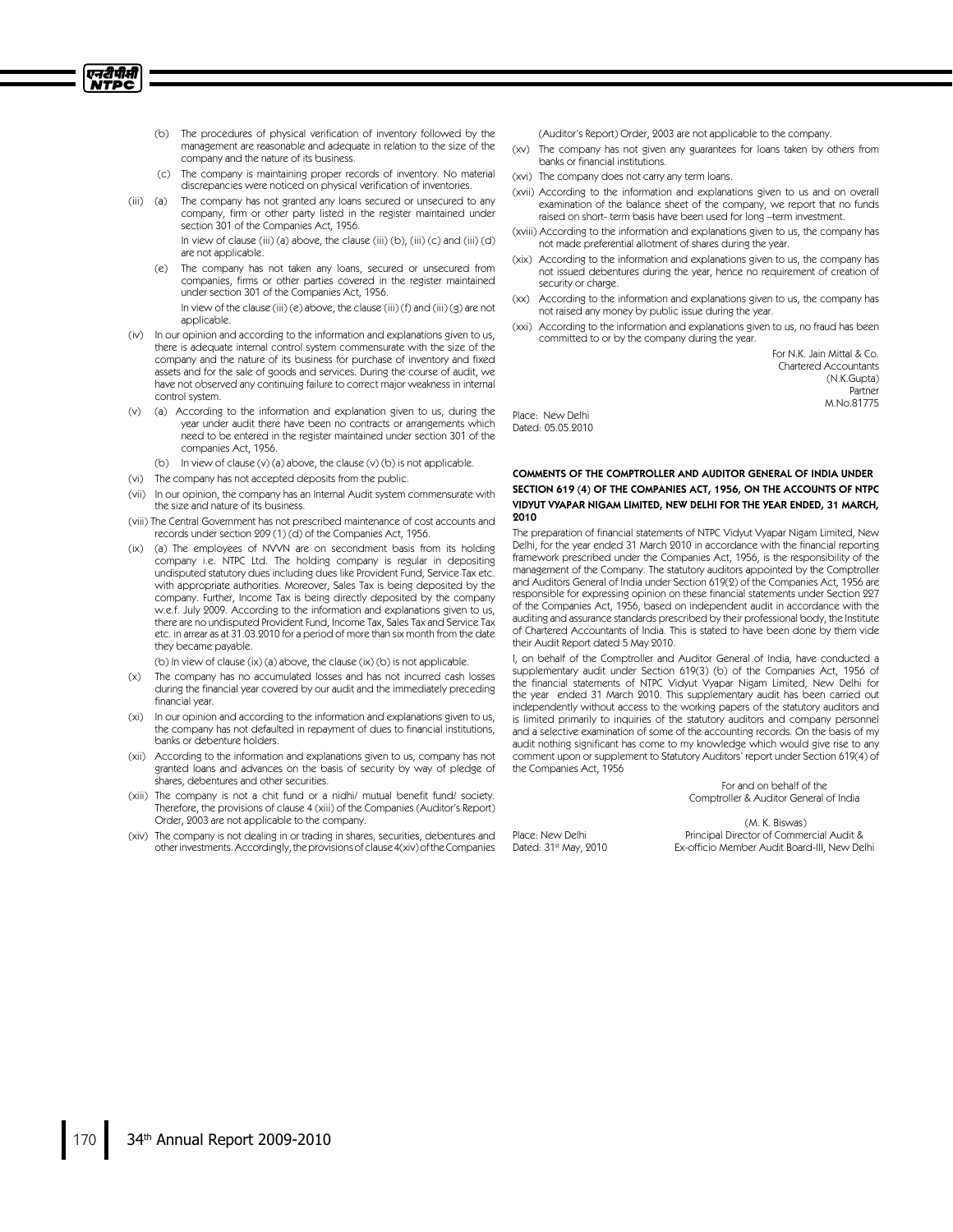(b) The procedures of physical verification of inventory followed by the management are reasonable and adequate in relation to the size of the company and the nature of its business.

(c) The company is maintaining proper records of inventory. No material discrepancies were noticed on physical verification of inventories.

(iii) (a) The company has not granted any loans secured or unsecured to any company, firm or other party listed in the register maintained under section 301 of the Companies Act, 1956.

In view of clause (iii) (a) above, the clause (iii) (b), (iii) (c) and (iii) (d) are not applicable.

(e) The company has not taken any loans, secured or unsecured from companies, firms or other parties covered in the register maintained under section 301 of the Companies Act, 1956.

In view of the clause (iii) (e) above, the clause (iii) (f) and (iii) (g) are not applicable.

(iv) In our opinion and according to the information and explanations given to us, there is adequate internal control system commensurate with the size of the company and the nature of its business for purchase of inventory and fixed assets and for the sale of goods and services. During the course of audit, we have not observed any continuing failure to correct major weakness in internal control system.

(v) (a) According to the information and explanation given to us, during the year under audit there have been no contracts or arrangements which need to be entered in the register maintained under section 301 of the companies Act, 1956.

(b) In view of clause (v) (a) above, the clause (v) (b) is not applicable.

(vi) The company has not accepted deposits from the public.

(vii) In our opinion, the company has an Internal Audit system commensurate with the size and nature of its business.

(viii) The Central Government has not prescribed maintenance of cost accounts and records under section 209 (1) (d) of the Companies Act, 1956.

(ix) (a) The employees of NVVN are on secondment basis from its holding company i.e. NTPC Ltd. The holding company is regular in depositing undisputed statutory dues including dues like Provident Fund, Service Tax etc. with appropriate authorities. Moreover, Sales Tax is being deposited by the company. Further, Income Tax is being directly deposited by the company w.e.f. July 2009. According to the information and explanations given to us, there are no undisputed Provident Fund, Income Tax, Sales Tax and Service Tax etc. in arrear as at 31.03.2010 for a period of more than six month from the date they became payable.

(b) In view of clause (ix) (a) above, the clause (ix) (b) is not applicable.

(x) The company has no accumulated losses and has not incurred cash losses during the financial year covered by our audit and the immediately preceding financial year.

(xi) In our opinion and according to the information and explanations given to us, the company has not defaulted in repayment of dues to financial institutions, banks or debenture holders.

(xii) According to the information and explanations given to us, company has not granted loans and advances on the basis of security by way of pledge of shares, debentures and other securities.

(xiii) The company is not a chit fund or a nidhi/ mutual benefit fund/ society. Therefore, the provisions of clause 4 (xiii) of the Companies (Auditor's Report) Order, 2003 are not applicable to the company.

(xiv) The company is not dealing in or trading in shares, securities, debentures and other investments. Accordingly, the provisions of clause 4(xiv) of the Companies (Auditor's Report) Order, 2003 are not applicable to the company.

(xv) The company has not given any guarantees for loans taken by others from banks or financial institutions.

(xvi) The company does not carry any term loans.

(xvii) According to the information and explanations given to us and on overall examination of the balance sheet of the company, we report that no funds raised on short- term basis have been used for long –term investment.

(xviii) According to the information and explanations given to us, the company has not made preferential allotment of shares during the year.

(xix) According to the information and explanations given to us, the company has not issued debentures during the year, hence no requirement of creation of security or charge.

(xx) According to the information and explanations given to us, the company has not raised any money by public issue during the year.

(xxi) According to the information and explanations given to us, no fraud has been committed to or by the company during the year.

For N.K. Jain Mittal & Co.
Chartered Accountants
(N.K.Gupta)
Partner
M.No.81775

Place: New Delhi
Dated: 05.05.2010

## COMMENTS OF THE COMPTROLLER AND AUDITOR GENERAL OF INDIA UNDER SECTION 619 (4) OF THE COMPANIES ACT, 1956, ON THE ACCOUNTS OF NTPC VIDYUT VYAPAR NIGAM LIMITED, NEW DELHI FOR THE YEAR ENDED, 31 MARCH, 2010

The preparation of financial statements of NTPC Vidyut Vyapar Nigam Limited, New Delhi, for the year ended 31 March 2010 in accordance with the financial reporting framework prescribed under the Companies Act, 1956, is the responsibility of the management of the Company. The statutory auditors appointed by the Comptroller and Auditors General of India under Section 619(2) of the Companies Act, 1956 are responsible for expressing opinion on these financial statements under Section 227 of the Companies Act, 1956, based on independent audit in accordance with the auditing and assurance standards prescribed by their professional body, the Institute of Chartered Accountants of India. This is stated to have been done by them vide their Audit Report dated 5 May 2010.

I, on behalf of the Comptroller and Auditor General of India, have conducted a supplementary audit under Section 619(3) (b) of the Companies Act, 1956 of the financial statements of NTPC Vidyut Vyapar Nigam Limited, New Delhi for the year ended 31 March 2010. This supplementary audit has been carried out independently without access to the working papers of the statutory auditors and is limited primarily to inquiries of the statutory auditors and company personnel and a selective examination of some of the accounting records. On the basis of my audit nothing significant has come to my knowledge which would give rise to any comment upon or supplement to Statutory Auditors' report under Section 619(4) of the Companies Act, 1956

For and on behalf of the
Comptroller & Auditor General of India

(M. K. Biswas)
Principal Director of Commercial Audit &
Ex-officio Member Audit Board-III, New Delhi

Place: New Delhi
Dated: 31st May, 2010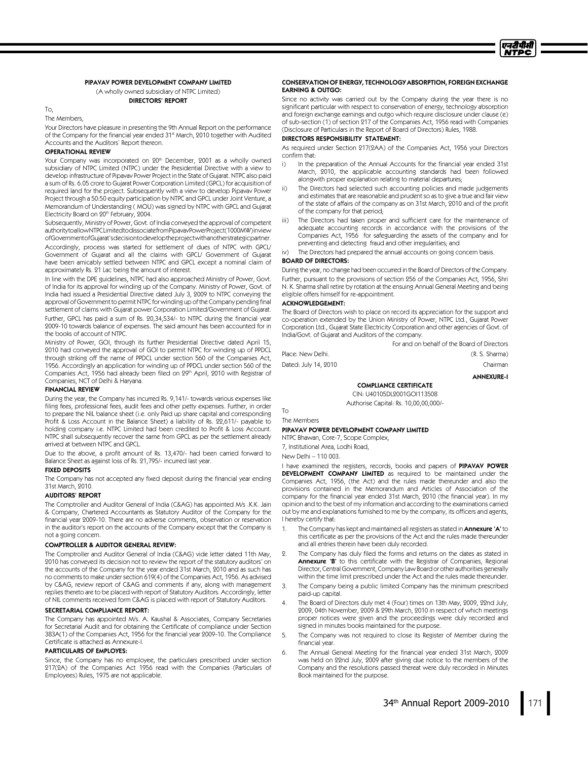## PIPAVAV POWER DEVELOPMENT COMPANY LIMITED

(A wholly owned subsidiary of NTPC Limited)

### DIRECTORS' REPORT

To,

The Members,

Your Directors have pleasure in presenting the 9th Annual Report on the performance of the Company for the financial year ended 31st March, 2010 together with Audited Accounts and the Auditors' Report thereon.

#### OPERATIONAL REVIEW

Your Company was incorporated on 20th December, 2001 as a wholly owned subsidiary of NTPC Limited (NTPC) under the Presidential Directive with a view to develop infrastructure of Pipavav Power Project in the State of Gujarat. NTPC also paid a sum of Rs. 6.05 crore to Gujarat Power Corporation Limited (GPCL) for acquisition of required land for the project. Subsequently with a view to develop Pipavav Power Project through a 50:50 equity participation by NTPC and GPCL under Joint Venture, a Memorandum of Understanding ( MOU) was signed by NTPC with GPCL and Gujarat Electricity Board on 20th February, 2004.

Subsequently, Ministry of Power, Govt. of India conveyed the approval of competent authority to allow NTPC Limited to dissociate from Pipavav Power Project (1000MW) in view of Government of Gujarat's decision to develop the project with another strategic partner.

Accordingly, process was started for settlement of dues of NTPC with GPCL/ Government of Gujarat and all the claims with GPCL/ Government of Gujarat have been amicably settled between NTPC and GPCL except a nominal claim of approximately Rs. 21 Lac being the amount of interest.

In line with the DPE guidelines, NTPC had also approached Ministry of Power, Govt. of India for its approval for winding up of the Company. Ministry of Power, Govt. of India had issued a Presidential Directive dated July 3, 2009 to NTPC conveying the approval of Government to permit NTPC for winding up of the Company pending final settlement of claims with Gujarat power Corporation Limited/Government of Gujarat.

Further, GPCL has paid a sum of Rs. 20,34,534/- to NTPC during the financial year 2009-10 towards balance of expenses. The said amount has been accounted for in the books of account of NTPC.

Ministry of Power, GOI, through its further Presidential Directive dated April 15, 2010 had conveyed the approval of GOI to permit NTPC for winding up of PPDCL through striking off the name of PPDCL under section 560 of the Companies Act, 1956. Accordingly an application for winding up of PPDCL under section 560 of the Companies Act, 1956 had already been filed on 29th April, 2010 with Registrar of Companies, NCT of Delhi & Haryana.

#### FINANCIAL REVIEW

During the year, the Company has incurred Rs. 9,141/- towards various expenses like filing fees, professional fees, audit fees and other petty expenses. Further, in order to prepare the NIL balance sheet (i.e. only Paid up share capital and corresponding Profit & Loss Account in the Balance Sheet) a liability of Rs. 22,611/- payable to holding company i.e. NTPC Limited had been credited to Profit & Loss Account. NTPC shall subsequently recover the same from GPCL as per the settlement already arrived at between NTPC and GPCL.

Due to the above, a profit amount of Rs. 13,470/- had been carried forward to Balance Sheet as against loss of Rs. 21,795/- incurred last year.

#### FIXED DEPOSITS

The Company has not accepted any fixed deposit during the financial year ending 31st March, 2010.

#### AUDITORS' REPORT

The Comptroller and Auditor General of India (C&AG) has appointed M/s .K.K. Jain & Company, Chartered Accountants as Statutory Auditor of the Company for the financial year 2009-10. There are no adverse comments, observation or reservation in the auditor's report on the accounts of the Company except that the Company is not a going concern.

#### COMPTROLLER & AUDITOR GENERAL REVIEW:

The Comptroller and Auditor General of India (C&AG) vide letter dated 11th May, 2010 has conveyed its decision not to review the report of the statutory auditors' on the accounts of the Company for the year ended 31st March, 2010 and as such has no comments to make under section 619(4) of the Companies Act, 1956. As advised by C&AG, review report of C&AG and comments if any, along with management replies thereto are to be placed with report of Statutory Auditors. Accordingly, letter of NIL comments received form C&AG is placed with report of Statutory Auditors.

#### SECRETARIAL COMPLIANCE REPORT:

The Company has appointed M/s. A. Kaushal & Associates, Company Secretaries for Secretarial Audit and for obtaining the Certificate of compliance under Section 383A(1) of the Companies Act, 1956 for the financial year 2009-10. The Compliance Certificate is attached as Annexure-I.

#### PARTICULARS OF EMPLOYES:

Since, the Company has no employee, the particulars prescribed under section 217(2A) of the Companies Act 1956 read with the Companies (Particulars of Employees) Rules, 1975 are not applicable.

#### CONSERVATION OF ENERGY, TECHNOLOGY ABSORPTION, FOREIGN EXCHANGE EARNING & OUTGO:

Since no activity was carried out by the Company during the year there is no significant particular with respect to conservation of energy, technology absorption and foreign exchange earnings and outgo which require disclosure under clause (e) of sub-section (1) of section 217 of the Companies Act, 1956 read with Companies (Disclosure of Particulars in the Report of Board of Directors) Rules, 1988.

#### DIRECTORS RESPONSIBILITY STATEMENT:

As required under Section 217(2AA) of the Companies Act, 1956 your Directors confirm that:

i) In the preparation of the Annual Accounts for the financial year ended 31st March, 2010, the applicable accounting standards had been followed alongwith proper explanation relating to material departures;

ii) The Directors had selected such accounting policies and made judgements and estimates that are reasonable and prudent so as to give a true and fair view of the state of affairs of the company as on 31st March, 2010 and of the profit of the company for that period;

iii) The Directors had taken proper and sufficient care for the maintenance of adequate accounting records in accordance with the provisions of the Companies Act, 1956 for safeguarding the assets of the company and for preventing and detecting fraud and other irregularities; and

iv) The Directors had prepared the annual accounts on going concern basis.

#### BOARD OF DIRECTORS:

During the year, no change had been occurred in the Board of Directors of the Company.

Further, pursuant to the provisions of section 256 of the Companies Act, 1956, Shri N. K. Sharma shall retire by rotation at the ensuing Annual General Meeting and being eligible offers himself for re-appointment.

#### ACKNOWLEDGEMENT:

The Board of Directors wish to place on record its appreciation for the support and co-operation extended by the Union Ministry of Power, NTPC Ltd., Gujarat Power Corporation Ltd., Gujarat State Electricity Corporation and other agencies of Govt. of India/Govt. of Gujarat and Auditors of the company.

For and on behalf of the Board of Directors

Place: New Delhi. (R. S. Sharma)

Dated: July 14, 2010 Chairman

**ANNEXURE-I**

### COMPLIANCE CERTIFICATE

CIN: U40105DL2001GOI113508

Authorise Capital: Rs. 10,00,00,000/-

To

The Members

**PIPAVAV POWER DEVELOPMENT COMPANY LIMITED**

NTPC Bhawan, Core-7, Scope Complex,

7, Institutional Area, Lodhi Road,

New Delhi – 110 003.

I have examined the registers, records, books and papers of **PIPAVAV POWER DEVELOPMENT COMPANY LIMITED** as required to be maintained under the Companies Act, 1956, (the Act) and the rules made thereunder and also the provisions contained in the Memorandum and Articles of Association of the company for the financial year ended 31st March, 2010 (the financial year). In my opinion and to the best of my information and according to the examinations carried out by me and explanations furnished to me by the company, its officers and agents, I hereby certify that:

1. The Company has kept and maintained all registers as stated in **Annexure 'A'** to this certificate as per the provisions of the Act and the rules made thereunder and all entries therein have been duly recorded.
2. The Company has duly filed the forms and returns on the dates as stated in **Annexure 'B'** to this certificate with the Registrar of Companies, Regional Director, Central Government, Company Law Board or other authorities generally within the time limit prescribed under the Act and the rules made thereunder.
3. The Company being a public limited Company has the minimum prescribed paid-up capital.
4. The Board of Directors duly met 4 (Four) times on 13th May, 2009, 22nd July, 2009, 04th November, 2009 & 29th March, 2010 in respect of which meetings proper notices were given and the proceedings were duly recorded and signed in minutes books maintained for the purpose.
5. The Company was not required to close its Register of Member during the financial year.
6. The Annual General Meeting for the financial year ended 31st March, 2009 was held on 22nd July, 2009 after giving due notice to the members of the Company and the resolutions passed thereat were duly recorded in Minutes Book maintained for the purpose.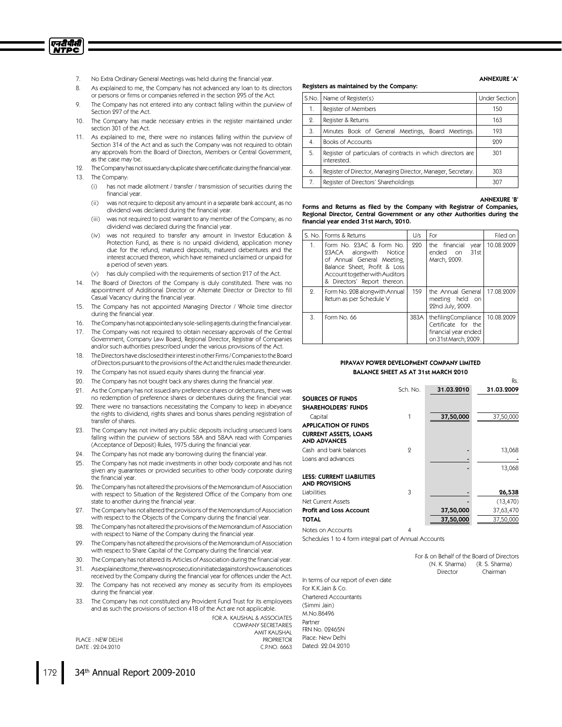7. No Extra Ordinary General Meetings was held during the financial year.
8. As explained to me, the Company has not advanced any loan to its directors or persons or firms or companies referred in the section 295 of the Act.
9. The Company has not entered into any contract falling within the purview of Section 297 of the Act.
10. The Company has made necessary entries in the register maintained under section 301 of the Act.
11. As explained to me, there were no instances falling within the purview of Section 314 of the Act and as such the Company was not required to obtain any approvals from the Board of Directors, Members or Central Government, as the case may be.
12. The Company has not issued any duplicate share certificate during the financial year.
13. The Company:
    (i) has not made allotment / transfer / transmission of securities during the financial year.
    (ii) was not require to deposit any amount in a separate bank account, as no dividend was declared during the financial year.
    (iii) was not required to post warrant to any member of the Company, as no dividend was declared during the financial year.
    (iv) was not required to transfer any amount in Investor Education & Protection Fund, as there is no unpaid dividend, application money due for the refund, matured deposits, matured debentures and the interest accrued thereon, which have remained unclaimed or unpaid for a period of seven years.
    (v) has duly complied with the requirements of section 217 of the Act.
14. The Board of Directors of the Company is duly constituted. There was no appointment of Additional Director or Alternate Director or Director to fill Casual Vacancy during the financial year.
15. The Company has not appointed Managing Director / Whole time director during the financial year.
16. The Company has not appointed any sole-selling agents during the financial year.
17. The Company was not required to obtain necessary approvals of the Central Government, Company Law Board, Regional Director, Registrar of Companies and/or such authorities prescribed under the various provisions of the Act.
18. The Directors have disclosed their interest in other Firms / Companies to the Board of Directors pursuant to the provisions of the Act and the rules made thereunder.
19. The Company has not issued equity shares during the financial year.
20. The Company has not bought back any shares during the financial year.
21. As the Company has not issued any preference shares or debentures, there was no redemption of preference shares or debentures during the financial year.
22. There were no transactions necessitating the Company to keep in abeyance the rights to dividend, rights shares and bonus shares pending registration of transfer of shares.
23. The Company has not invited any public deposits including unsecured loans falling within the purview of sections 58A and 58AA read with Companies (Acceptance of Deposit) Rules, 1975 during the financial year.
24. The Company has not made any borrowing during the financial year.
25. The Company has not made investments in other body corporate and has not given any guarantees or provided securities to other body corporate during the financial year.
26. The Company has not altered the provisions of the Memorandum of Association with respect to Situation of the Registered Office of the Company from one state to another during the financial year.
27. The Company has not altered the provisions of the Memorandum of Association with respect to the Objects of the Company during the financial year.
28. The Company has not altered the provisions of the Memorandum of Association with respect to Name of the Company during the financial year.
29. The Company has not altered the provisions of the Memorandum of Association with respect to Share Capital of the Company during the financial year.
30. The Company has not altered its Articles of Association during the financial year.
31. As explained to me, there was no prosecution initiated against or show cause notices received by the Company during the financial year for offences under the Act.
32. The Company has not received any money as security from its employees during the financial year.
33. The Company has not constituted any Provident Fund Trust for its employees and as such the provisions of section 418 of the Act are not applicable.

FOR A. KAUSHAL & ASSOCIATES
COMPANY SECRETARIES
AMIT KAUSHAL
PROPRIETOR
C.P.NO. 6663

PLACE : NEW DELHI
DATE : 22.04.2010

**ANNEXURE 'A'**

**Registers as maintained by the Company:**

| S.No. | Name of Register(s) | Under Section |
|---|---|---|
| 1. | Register of Members | 150 |
| 2. | Register & Returns | 163 |
| 3. | Minutes Book of General Meetings, Board Meetings. | 193 |
| 4. | Books of Accounts | 209 |
| 5. | Register of particulars of contracts in which directors are interested. | 301 |
| 6. | Register of Director, Managing Director, Manager, Secretary. | 303 |
| 7. | Register of Directors' Shareholdings | 307 |

**ANNEXURE 'B'**

**Forms and Returns as filed by the Company with Registrar of Companies, Regional Director, Central Government or any other Authorities during the financial year ended 31st March, 2010.**

| S. No. | Forms & Returns | U/s | For | Filed on |
|---|---|---|---|---|
| 1. | Form No. 23AC & Form No. 23ACA alongwith Notice of Annual General Meeting, Balance Sheet, Profit & Loss Account together with Auditors & Directors' Report thereon. | 220 | the financial year ended on 31st March, 2009. | 10.08.2009 |
| 2. | Form No. 20B alongwith Annual Return as per Schedule V | 159 | the Annual General meeting held on 22nd July, 2009. | 17.08.2009 |
| 3. | Form No. 66 | 383A | the filing Compliance Certificate for the financial year ended on 31st March, 2009. | 10.08.2009 |

## PIPAVAV POWER DEVELOPMENT COMPANY LIMITED
## BALANCE SHEET AS AT 31st MARCH 2010

| | Sch. No. | 31.03.2010 | Rs. 31.03.2009 |
|---|---|---|---|
| **SOURCES OF FUNDS** | | | |
| **SHAREHOLDERS' FUNDS** | | | |
| Capital | 1 | 37,50,000 | 37,50,000 |
| **APPLICATION OF FUNDS** | | | |
| **CURRENT ASSETS, LOANS AND ADVANCES** | | | |
| Cash and bank balances | 2 | - | 13,068 |
| Loans and advances | | - | - |
| | | - | 13,068 |
| **LESS: CURRENT LIABILITIES AND PROVISIONS** | | | |
| Liabilities | 3 | - | **26,538** |
| Net Current Assets | | - | (13,470) |
| **Profit and Loss Account** | | 37,50,000 | 37,63,470 |
| **TOTAL** | | 37,50,000 | 37,50,000 |
| Notes on Accounts | 4 | | |

Schedules 1 to 4 form integral part of Annual Accounts

For & on Behalf of the Board of Directors

(N. K. Sharma) Director    (R. S. Sharma) Chairman

In terms of our report of even date
For K.K.Jain & Co.
Chartered Accountants
(Simmi Jain)
M.No.86496
Partner
FRN No. 02465N
Place: New Delhi
Dated: 22.04.2010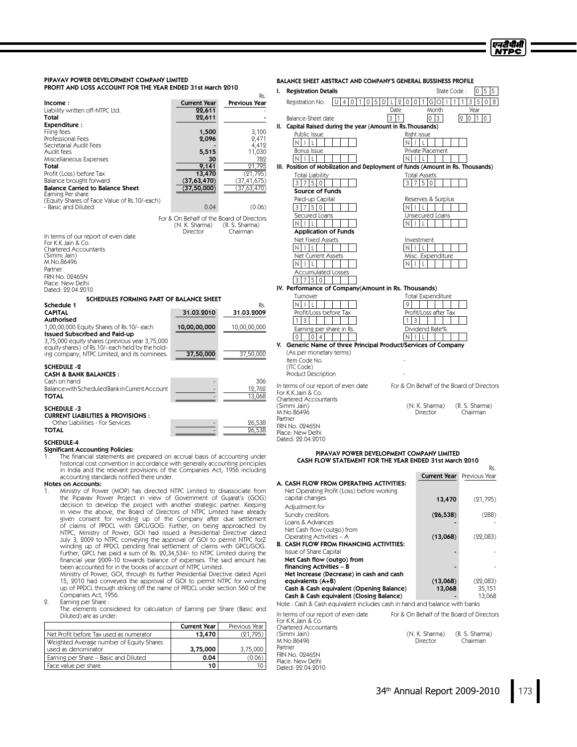## PIPAVAV POWER DEVELOPMENT COMPANY LIMITED
### PROFIT AND LOSS ACCOUNT FOR THE YEAR ENDED 31st March 2010

Rs.

| | Current Year | Previous Year |
|---|---|---|
| **Income :** | | |
| Liability written off-NTPC Ltd. | **22,611** | - |
| **Total** | **22,611** | - |
| **Expenditure :** | | |
| Filing fees | **1,500** | 3,100 |
| Professional Fees | **2,096** | 2,471 |
| Secretarial Audit Fees | **-** | 4,412 |
| Audit fees | **5,515** | 11,030 |
| Miscellaneous Expenses | **30** | 782 |
| **Total** | **9,141** | 21,795 |
| Profit (Loss) before Tax | **13,470** | (21,795) |
| Balance brought forward | **(37,63,470)** | (37,41,675) |
| **Balance Carried to Balance Sheet** | **(37,50,000)** | (37,63,470) |
| Earning Per share (Equity Shares of Face Value of Rs.10/-each) - Basic and Diluted | 0.04 | (0.06) |

For & On Behalf of the Board of Directors

(N. K. Sharma) Director — (R. S. Sharma) Chairman

In terms of our report of even date
For K.K.Jain & Co.
Chartered Accountants
(Simmi Jain)
M.No.86496
Partner
FRN No. 02465N
Place: New Delhi
Dated: 22.04.2010

### SCHEDULES FORMING PART OF BALANCE SHEET

**Schedule 1** — Rs.

| **CAPITAL** | **31.03.2010** | **31.03.2009** |
|---|---|---|
| **Authorised** | | |
| 1,00,00,000 Equity Shares of Rs.10/- each | **10,00,00,000** | 10,00,00,000 |
| **Issued Subscribed and Paid-up** | | |
| 3,75,000 equity shares (previous year 3,75,000 equity shares) of Rs.10/- each held by the holding company, NTPC Limited, and its nominees. | **37,50,000** | 37,50,000 |

**SCHEDULE -2**

| **CASH & BANK BALANCES :** | | |
|---|---|---|
| Cash on hand | - | 306 |
| Balance with Scheduled Bank in Current Account | - | 12,762 |
| **TOTAL** | - | 13,068 |

**SCHEDULE -3**

| **CURRENT LIABILITIES & PROVISIONS :** | | |
|---|---|---|
| Other Liabilities - For Services | - | 26,538 |
| **TOTAL** | - | 26,538 |

**SCHEDULE-4**

**Significant Accounting Policies:**

1. The financial statements are prepared on accrual basis of accounting under historical cost convention in accordance with generally accounting principles in India and the relevant provisions of the Companies Act, 1956 including accounting standards notified there under.

**Notes on Accounts:**

1. Ministry of Power (MOP) has directed NTPC Limited to disassociate from the Pipavav Power Project in view of Government of Gujarat's (GOG) decision to develop the project with another strategic partner. Keeping in view the above, the Board of Directors of NTPC Limited have already given consent for winding up of the Company after due settlement of claims of PPDCL with GPCL/GOG. Further, on being approached by NTPC, Ministry of Power, GOI had issued a Presidential Directive dated July 3, 2009 to NTPC conveying the approval of GOI to permit NTPC forZ winding up of PPDCL pending final settlement of claims with GPCL/GOG. Further, GPCL has paid a sum of Rs. 20,34,534/- to NTPC Limited during the financial year 2009-10 towards balance of expenses. The said amount has been accounted for in the books of account of NTPC Limited.

   Ministry of Power, GOI, through its further Presidential Directive dated April 15, 2010 had conveyed the approval of GOI to permit NTPC for winding up of PPDCL through striking off the name of PPDCL under section 560 of the Companies Act, 1956.

2. Earning per Share :

   The elements considered for calculation of Earning per Share (Basic and Diluted) are as under:

| | Current Year | Previous Year |
|---|---|---|
| Net Profit before Tax used as numerator | **13,470** | (21,795) |
| Weighted Average number of Equity Shares used as denominator | **3,75,000** | 3,75,000 |
| Earning per Share – Basic and Diluted | **0.04** | (0.06) |
| Face value per share | **10** | 10 |

### BALANCE SHEET ABSTRACT AND COMPANY'S GENERAL BUSSINESS PROFILE

**I. Registration Details**

Registration No. U40105DL2001GOI113508 — State Code : 055

Balance-Sheet date: Date 31, Month 03, Year 2010

**II. Capital Raised during the year (Amount in Rs.Thousands)**

| Public Issue | Right issue |
|---|---|
| NIL | NIL |
| Bonus Issue | Private Placement |
| NIL | NIL |

**III. Position of Mobilization and Deployment of funds (Amount in Rs. Thousands)**

| Total Liability | Total Assets |
|---|---|
| 3750 | 3750 |
| **Source of Funds** | |
| Paid-up Capital | Reserves & Surplus |
| 3750 | NIL |
| Secured Loans | Unsecured Loans |
| NIL | NIL |
| **Application of Funds** | |
| Net Fixed Assets | Investment |
| NIL | NIL |
| Net Current Assets | Misc. Expenditure |
| NIL | NIL |
| Accumulated Losses | |
| 3750 | |

**IV. Performance of Company(Amount in Rs. Thousands)**

| Turnover | Total Expenditure |
|---|---|
| NIL | 9 |
| Profit/Loss before Tax | Profit/Loss after Tax |
| 13 | 13 |
| Earning per share in Rs. | Dividend Rate% |
| 0.04 | NIL |

**V. Generic Name of three Principal Product/Services of Company**
(As per monetary terms)

Item Code No. (ITC Code) -

Product Description -

In terms of our report of even date
For K.K.Jain & Co.
Chartered Accountants
(Simmi Jain)
M.No.86496
Partner
FRN No. 02465N
Place: New Delhi
Dated: 22.04.2010

For & On Behalf of the Board of Directors

(N. K. Sharma) Director — (R. S. Sharma) Chairman

## PIPAVAV POWER DEVELOPMENT COMPANY LIMITED
### CASH FLOW STATEMENT FOR THE YEAR ENDED 31st March 2010

Rs.

| | Current Year | Previous Year |
|---|---|---|
| **A. CASH FLOW FROM OPERATING ACTIVITIES:** | | |
| Net Operating Profit (Loss) before working capital changes | **13,470** | (21,795) |
| Adjustment for | | |
| Sundry creditors | **(26,538)** | (288) |
| Loans & Advances | **-** | - |
| Net Cash flow (outgo) from Operating Activities – A | **(13,068)** | (22,083) |
| **B. CASH FLOW FROM FINANCING ACTIVITIES:** | | |
| Issue of Share Capital | **-** | - |
| **Net Cash flow (outgo) from financing Activities – B** | **-** | - |
| **Net Increase (Decrease) in cash and cash equivalents (A+B)** | **(13,068)** | (22,083) |
| **Cash & Cash equivalent (Opening Balance)** | **13,068** | 35,151 |
| **Cash & Cash equivalent (Closing Balance)** | **-** | 13,068 |

Note : Cash & Cash equivalent includes cash in hand and balance with banks

In terms of our report of even date
For K.K.Jain & Co.
Chartered Accountants
(Simmi Jain)
M.No.86496
Partner
FRN No. 02465N
Place: New Delhi
Dated: 22.04.2010

For & On Behalf of the Board of Directors

(N. K. Sharma) Director — (R. S. Sharma) Chairman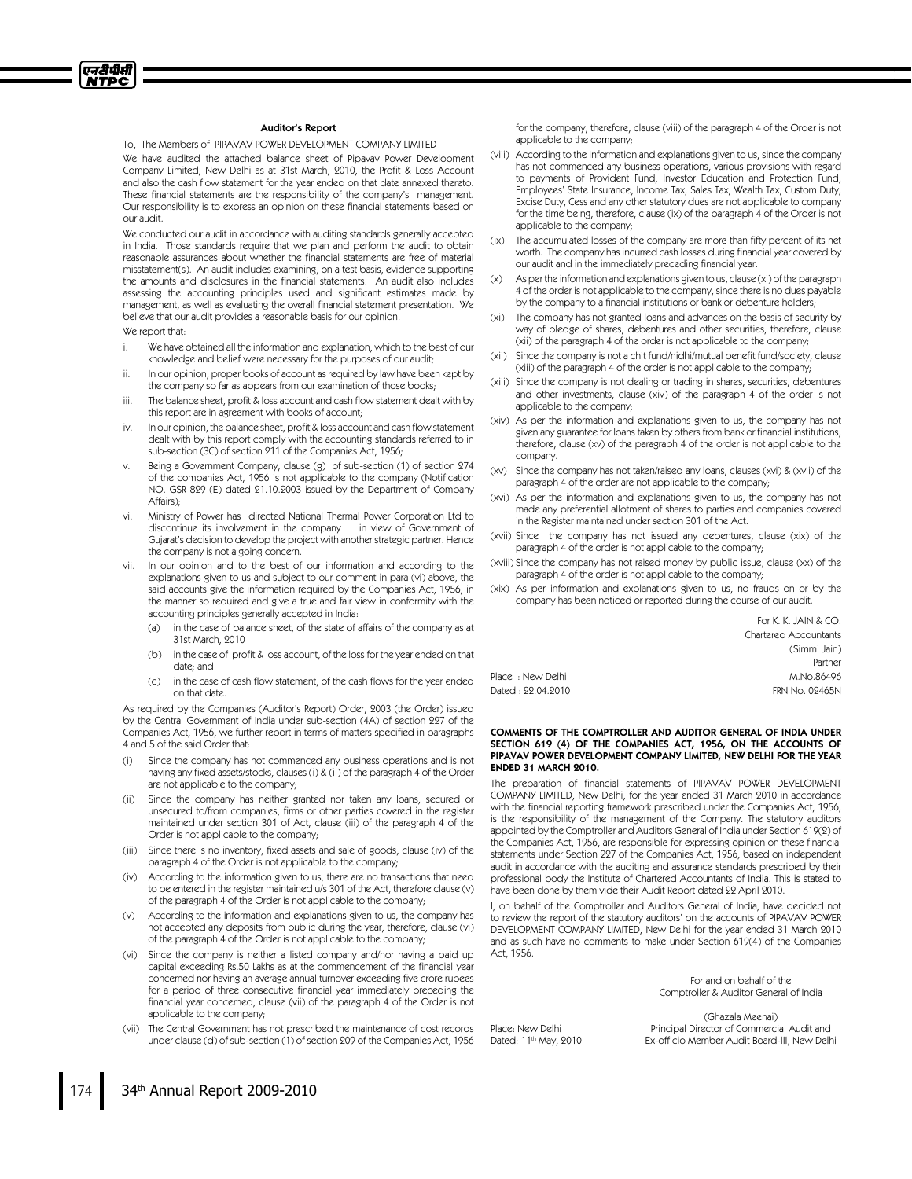## Auditor's Report

To, The Members of PIPAVAV POWER DEVELOPMENT COMPANY LIMITED

We have audited the attached balance sheet of Pipavav Power Development Company Limited, New Delhi as at 31st March, 2010, the Profit & Loss Account and also the cash flow statement for the year ended on that date annexed thereto. These financial statements are the responsibility of the company's management. Our responsibility is to express an opinion on these financial statements based on our audit.

We conducted our audit in accordance with auditing standards generally accepted in India. Those standards require that we plan and perform the audit to obtain reasonable assurances about whether the financial statements are free of material misstatement(s). An audit includes examining, on a test basis, evidence supporting the amounts and disclosures in the financial statements. An audit also includes assessing the accounting principles used and significant estimates made by management, as well as evaluating the overall financial statement presentation. We believe that our audit provides a reasonable basis for our opinion.

We report that:

i. We have obtained all the information and explanation, which to the best of our knowledge and belief were necessary for the purposes of our audit;

ii. In our opinion, proper books of account as required by law have been kept by the company so far as appears from our examination of those books;

iii. The balance sheet, profit & loss account and cash flow statement dealt with by this report are in agreement with books of account;

iv. In our opinion, the balance sheet, profit & loss account and cash flow statement dealt with by this report comply with the accounting standards referred to in sub-section (3C) of section 211 of the Companies Act, 1956;

v. Being a Government Company, clause (g) of sub-section (1) of section 274 of the companies Act, 1956 is not applicable to the company (Notification NO. GSR 829 (E) dated 21.10.2003 issued by the Department of Company Affairs);

vi. Ministry of Power has directed National Thermal Power Corporation Ltd to discontinue its involvement in the company in view of Government of Gujarat's decision to develop the project with another strategic partner. Hence the company is not a going concern.

vii. In our opinion and to the best of our information and according to the explanations given to us and subject to our comment in para (vi) above, the said accounts give the information required by the Companies Act, 1956, in the manner so required and give a true and fair view in conformity with the accounting principles generally accepted in India:

   (a) in the case of balance sheet, of the state of affairs of the company as at 31st March, 2010

   (b) in the case of profit & loss account, of the loss for the year ended on that date; and

   (c) in the case of cash flow statement, of the cash flows for the year ended on that date.

As required by the Companies (Auditor's Report) Order, 2003 (the Order) issued by the Central Government of India under sub-section (4A) of section 227 of the Companies Act, 1956, we further report in terms of matters specified in paragraphs 4 and 5 of the said Order that:

(i) Since the company has not commenced any business operations and is not having any fixed assets/stocks, clauses (i) & (ii) of the paragraph 4 of the Order are not applicable to the company;

(ii) Since the company has neither granted nor taken any loans, secured or unsecured to/from companies, firms or other parties covered in the register maintained under section 301 of Act, clause (iii) of the paragraph 4 of the Order is not applicable to the company;

(iii) Since there is no inventory, fixed assets and sale of goods, clause (iv) of the paragraph 4 of the Order is not applicable to the company;

(iv) According to the information given to us, there are no transactions that need to be entered in the register maintained u/s 301 of the Act, therefore clause (v) of the paragraph 4 of the Order is not applicable to the company;

(v) According to the information and explanations given to us, the company has not accepted any deposits from public during the year, therefore, clause (vi) of the paragraph 4 of the Order is not applicable to the company;

(vi) Since the company is neither a listed company and/nor having a paid up capital exceeding Rs.50 Lakhs as at the commencement of the financial year concerned nor having an average annual turnover exceeding five crore rupees for a period of three consecutive financial year immediately preceding the financial year concerned, clause (vii) of the paragraph 4 of the Order is not applicable to the company;

(vii) The Central Government has not prescribed the maintenance of cost records under clause (d) of sub-section (1) of section 209 of the Companies Act, 1956 for the company, therefore, clause (viii) of the paragraph 4 of the Order is not applicable to the company;

(viii) According to the information and explanations given to us, since the company has not commenced any business operations, various provisions with regard to payments of Provident Fund, Investor Education and Protection Fund, Employees' State Insurance, Income Tax, Sales Tax, Wealth Tax, Custom Duty, Excise Duty, Cess and any other statutory dues are not applicable to company for the time being, therefore, clause (ix) of the paragraph 4 of the Order is not applicable to the company;

(ix) The accumulated losses of the company are more than fifty percent of its net worth. The company has incurred cash losses during financial year covered by our audit and in the immediately preceding financial year.

(x) As per the information and explanations given to us, clause (xi) of the paragraph 4 of the order is not applicable to the company, since there is no dues payable by the company to a financial institutions or bank or debenture holders;

(xi) The company has not granted loans and advances on the basis of security by way of pledge of shares, debentures and other securities, therefore, clause (xii) of the paragraph 4 of the order is not applicable to the company;

(xii) Since the company is not a chit fund/nidhi/mutual benefit fund/society, clause (xiii) of the paragraph 4 of the order is not applicable to the company;

(xiii) Since the company is not dealing or trading in shares, securities, debentures and other investments, clause (xiv) of the paragraph 4 of the order is not applicable to the company;

(xiv) As per the information and explanations given to us, the company has not given any guarantee for loans taken by others from bank or financial institutions, therefore, clause (xv) of the paragraph 4 of the order is not applicable to the company.

(xv) Since the company has not taken/raised any loans, clauses (xvi) & (xvii) of the paragraph 4 of the order are not applicable to the company;

(xvi) As per the information and explanations given to us, the company has not made any preferential allotment of shares to parties and companies covered in the Register maintained under section 301 of the Act.

(xvii) Since the company has not issued any debentures, clause (xix) of the paragraph 4 of the order is not applicable to the company;

(xviii) Since the company has not raised money by public issue, clause (xx) of the paragraph 4 of the order is not applicable to the company;

(xix) As per information and explanations given to us, no frauds on or by the company has been noticed or reported during the course of our audit.

For K. K. JAIN & CO.
Chartered Accountants
(Simmi Jain)
Partner
M.No.86496
FRN No. 02465N

Place : New Delhi
Dated : 22.04.2010

## COMMENTS OF THE COMPTROLLER AND AUDITOR GENERAL OF INDIA UNDER SECTION 619 (4) OF THE COMPANIES ACT, 1956, ON THE ACCOUNTS OF PIPAVAV POWER DEVELOPMENT COMPANY LIMITED, NEW DELHI FOR THE YEAR ENDED 31 MARCH 2010.

The preparation of financial statements of PIPAVAV POWER DEVELOPMENT COMPANY LIMITED, New Delhi, for the year ended 31 March 2010 in accordance with the financial reporting framework prescribed under the Companies Act, 1956, is the responsibility of the management of the Company. The statutory auditors appointed by the Comptroller and Auditors General of India under Section 619(2) of the Companies Act, 1956, are responsible for expressing opinion on these financial statements under Section 227 of the Companies Act, 1956, based on independent audit in accordance with the auditing and assurance standards prescribed by their professional body the Institute of Chartered Accountants of India. This is stated to have been done by them vide their Audit Report dated 22 April 2010.

I, on behalf of the Comptroller and Auditors General of India, have decided not to review the report of the statutory auditors' on the accounts of PIPAVAV POWER DEVELOPMENT COMPANY LIMITED, New Delhi for the year ended 31 March 2010 and as such have no comments to make under Section 619(4) of the Companies Act, 1956.

For and on behalf of the
Comptroller & Auditor General of India

(Ghazala Meenai)
Principal Director of Commercial Audit and
Ex-officio Member Audit Board-III, New Delhi

Place: New Delhi
Dated: 11th May, 2010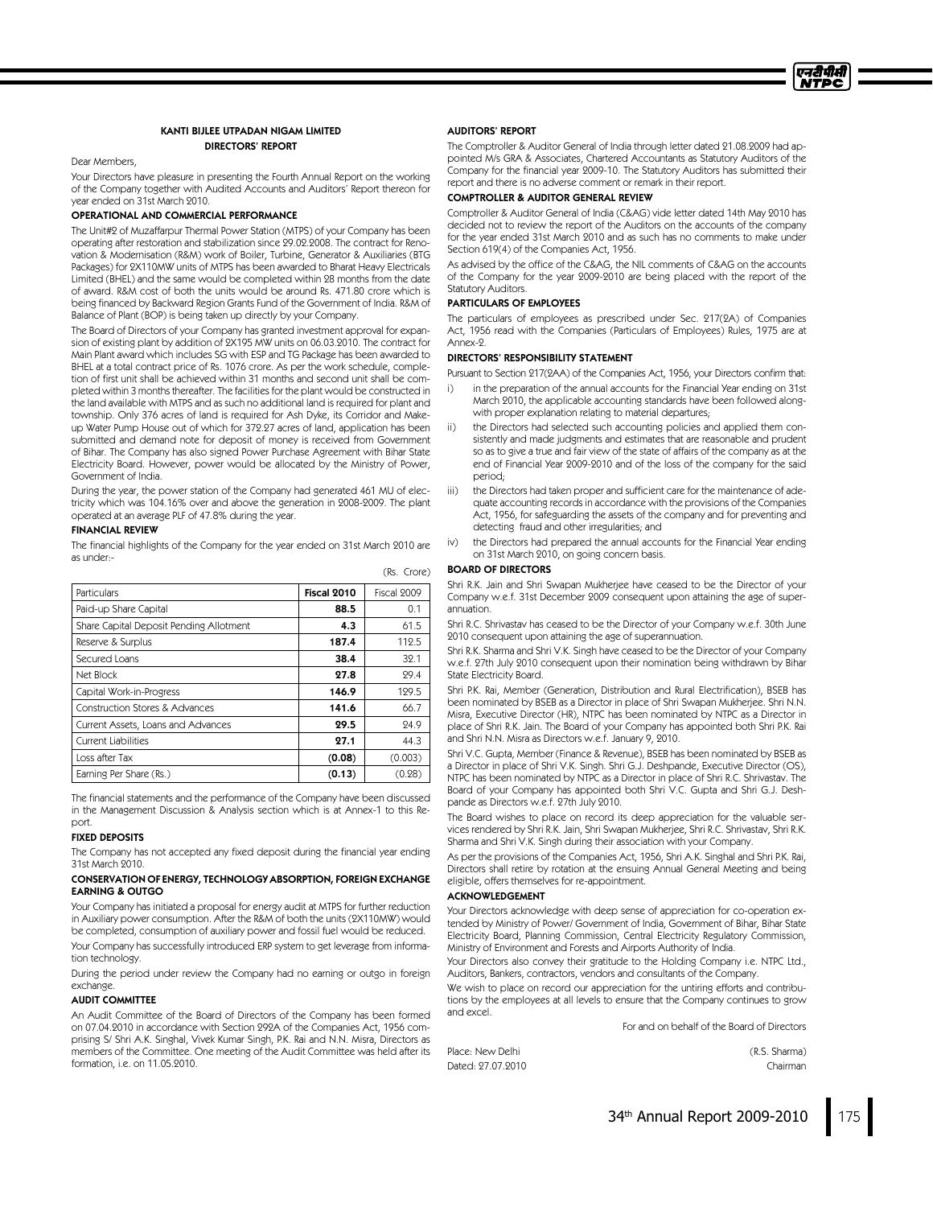## KANTI BIJLEE UTPADAN NIGAM LIMITED

## DIRECTORS' REPORT

Dear Members,

Your Directors have pleasure in presenting the Fourth Annual Report on the working of the Company together with Audited Accounts and Auditors' Report thereon for year ended on 31st March 2010.

### OPERATIONAL AND COMMERCIAL PERFORMANCE

The Unit#2 of Muzaffarpur Thermal Power Station (MTPS) of your Company has been operating after restoration and stabilization since 29.02.2008. The contract for Renovation & Modernisation (R&M) work of Boiler, Turbine, Generator & Auxiliaries (BTG Packages) for 2X110MW units of MTPS has been awarded to Bharat Heavy Electricals Limited (BHEL) and the same would be completed within 28 months from the date of award. R&M cost of both the units would be around Rs. 471.80 crore which is being financed by Backward Region Grants Fund of the Government of India. R&M of Balance of Plant (BOP) is being taken up directly by your Company.

The Board of Directors of your Company has granted investment approval for expansion of existing plant by addition of 2X195 MW units on 06.03.2010. The contract for Main Plant award which includes SG with ESP and TG Package has been awarded to BHEL at a total contract price of Rs. 1076 crore. As per the work schedule, completion of first unit shall be achieved within 31 months and second unit shall be completed within 3 months thereafter. The facilities for the plant would be constructed in the land available with MTPS and as such no additional land is required for plant and township. Only 376 acres of land is required for Ash Dyke, its Corridor and Make-up Water Pump House out of which for 372.27 acres of land, application has been submitted and demand note for deposit of money is received from Government of Bihar. The Company has also signed Power Purchase Agreement with Bihar State Electricity Board. However, power would be allocated by the Ministry of Power, Government of India.

During the year, the power station of the Company had generated 461 MU of electricity which was 104.16% over and above the generation in 2008-2009. The plant operated at an average PLF of 47.8% during the year.

### FINANCIAL REVIEW

The financial highlights of the Company for the year ended on 31st March 2010 are as under:-

(Rs. Crore)

| Particulars | Fiscal 2010 | Fiscal 2009 |
|---|---|---|
| Paid-up Share Capital | **88.5** | 0.1 |
| Share Capital Deposit Pending Allotment | **4.3** | 61.5 |
| Reserve & Surplus | **187.4** | 112.5 |
| Secured Loans | **38.4** | 32.1 |
| Net Block | **27.8** | 29.4 |
| Capital Work-in-Progress | **146.9** | 129.5 |
| Construction Stores & Advances | **141.6** | 66.7 |
| Current Assets, Loans and Advances | **29.5** | 24.9 |
| Current Liabilities | **27.1** | 44.3 |
| Loss after Tax | **(0.08)** | (0.003) |
| Earning Per Share (Rs.) | **(0.13)** | (0.28) |

The financial statements and the performance of the Company have been discussed in the Management Discussion & Analysis section which is at Annex-1 to this Report.

### FIXED DEPOSITS

The Company has not accepted any fixed deposit during the financial year ending 31st March 2010.

### CONSERVATION OF ENERGY, TECHNOLOGY ABSORPTION, FOREIGN EXCHANGE EARNING & OUTGO

Your Company has initiated a proposal for energy audit at MTPS for further reduction in Auxiliary power consumption. After the R&M of both the units (2X110MW) would be completed, consumption of auxiliary power and fossil fuel would be reduced.

Your Company has successfully introduced ERP system to get leverage from information technology.

During the period under review the Company had no earning or outgo in foreign exchange.

### AUDIT COMMITTEE

An Audit Committee of the Board of Directors of the Company has been formed on 07.04.2010 in accordance with Section 292A of the Companies Act, 1956 comprising S/ Shri A.K. Singhal, Vivek Kumar Singh, P.K. Rai and N.N. Misra, Directors as members of the Committee. One meeting of the Audit Committee was held after its formation, i.e. on 11.05.2010.

### AUDITORS' REPORT

The Comptroller & Auditor General of India through letter dated 21.08.2009 had appointed M/s GRA & Associates, Chartered Accountants as Statutory Auditors of the Company for the financial year 2009-10. The Statutory Auditors has submitted their report and there is no adverse comment or remark in their report.

### COMPTROLLER & AUDITOR GENERAL REVIEW

Comptroller & Auditor General of India (C&AG) vide letter dated 14th May 2010 has decided not to review the report of the Auditors on the accounts of the company for the year ended 31st March 2010 and as such has no comments to make under Section 619(4) of the Companies Act, 1956.

As advised by the office of the C&AG, the NIL comments of C&AG on the accounts of the Company for the year 2009-2010 are being placed with the report of the Statutory Auditors.

### PARTICULARS OF EMPLOYEES

The particulars of employees as prescribed under Sec. 217(2A) of Companies Act, 1956 read with the Companies (Particulars of Employees) Rules, 1975 are at Annex-2.

### DIRECTORS' RESPONSIBILITY STATEMENT

Pursuant to Section 217(2AA) of the Companies Act, 1956, your Directors confirm that:

i) in the preparation of the annual accounts for the Financial Year ending on 31st March 2010, the applicable accounting standards have been followed along-with proper explanation relating to material departures;

ii) the Directors had selected such accounting policies and applied them consistently and made judgments and estimates that are reasonable and prudent so as to give a true and fair view of the state of affairs of the company as at the end of Financial Year 2009-2010 and of the loss of the company for the said period;

iii) the Directors had taken proper and sufficient care for the maintenance of adequate accounting records in accordance with the provisions of the Companies Act, 1956, for safeguarding the assets of the company and for preventing and detecting fraud and other irregularities; and

iv) the Directors had prepared the annual accounts for the Financial Year ending on 31st March 2010, on going concern basis.

### BOARD OF DIRECTORS

Shri R.K. Jain and Shri Swapan Mukherjee have ceased to be the Director of your Company w.e.f. 31st December 2009 consequent upon attaining the age of superannuation.

Shri R.C. Shrivastav has ceased to be the Director of your Company w.e.f. 30th June 2010 consequent upon attaining the age of superannuation.

Shri R.K. Sharma and Shri V.K. Singh have ceased to be the Director of your Company w.e.f. 27th July 2010 consequent upon their nomination being withdrawn by Bihar State Electricity Board.

Shri P.K. Rai, Member (Generation, Distribution and Rural Electrification), BSEB has been nominated by BSEB as a Director in place of Shri Swapan Mukherjee. Shri N.N. Misra, Executive Director (HR), NTPC has been nominated by NTPC as a Director in place of Shri R.K. Jain. The Board of your Company has appointed both Shri P.K. Rai and Shri N.N. Misra as Directors w.e.f. January 9, 2010.

Shri V.C. Gupta, Member (Finance & Revenue), BSEB has been nominated by BSEB as a Director in place of Shri V.K. Singh. Shri G.J. Deshpande, Executive Director (OS), NTPC has been nominated by NTPC as a Director in place of Shri R.C. Shrivastav. The Board of your Company has appointed both Shri V.C. Gupta and Shri G.J. Deshpande as Directors w.e.f. 27th July 2010.

The Board wishes to place on record its deep appreciation for the valuable services rendered by Shri R.K. Jain, Shri Swapan Mukherjee, Shri R.C. Shrivastav, Shri R.K. Sharma and Shri V.K. Singh during their association with your Company.

As per the provisions of the Companies Act, 1956, Shri A.K. Singhal and Shri P.K. Rai, Directors shall retire by rotation at the ensuing Annual General Meeting and being eligible, offers themselves for re-appointment.

### ACKNOWLEDGEMENT

Your Directors acknowledge with deep sense of appreciation for co-operation extended by Ministry of Power/ Government of India, Government of Bihar, Bihar State Electricity Board, Planning Commission, Central Electricity Regulatory Commission, Ministry of Environment and Forests and Airports Authority of India.

Your Directors also convey their gratitude to the Holding Company i.e. NTPC Ltd., Auditors, Bankers, contractors, vendors and consultants of the Company.

We wish to place on record our appreciation for the untiring efforts and contributions by the employees at all levels to ensure that the Company continues to grow and excel.

For and on behalf of the Board of Directors

Place: New Delhi
Dated: 27.07.2010

(R.S. Sharma)
Chairman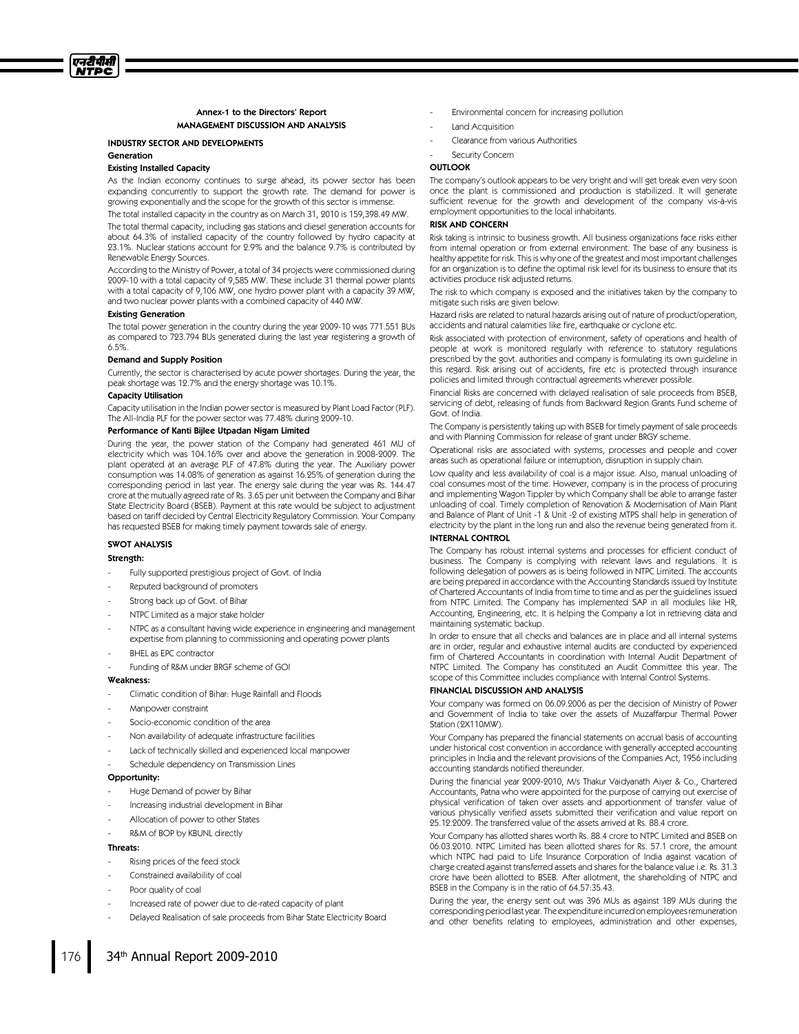## Annex-1 to the Directors' Report

## MANAGEMENT DISCUSSION AND ANALYSIS

### INDUSTRY SECTOR AND DEVELOPMENTS

#### Generation

#### Existing Installed Capacity

As the Indian economy continues to surge ahead, its power sector has been expanding concurrently to support the growth rate. The demand for power is growing exponentially and the scope for the growth of this sector is immense.

The total installed capacity in the country as on March 31, 2010 is 159,398.49 MW.

The total thermal capacity, including gas stations and diesel generation accounts for about 64.3% of installed capacity of the country followed by hydro capacity at 23.1%. Nuclear stations account for 2.9% and the balance 9.7% is contributed by Renewable Energy Sources.

According to the Ministry of Power, a total of 34 projects were commissioned during 2009-10 with a total capacity of 9,585 MW. These include 31 thermal power plants with a total capacity of 9,106 MW, one hydro power plant with a capacity 39 MW, and two nuclear power plants with a combined capacity of 440 MW.

#### Existing Generation

The total power generation in the country during the year 2009-10 was 771.551 BUs as compared to 723.794 BUs generated during the last year registering a growth of 6.5%.

#### Demand and Supply Position

Currently, the sector is characterised by acute power shortages. During the year, the peak shortage was 12.7% and the energy shortage was 10.1%.

#### Capacity Utilisation

Capacity utilisation in the Indian power sector is measured by Plant Load Factor (PLF). The All-India PLF for the power sector was 77.48% during 2009-10.

#### Performance of Kanti Bijlee Utpadan Nigam Limited

During the year, the power station of the Company had generated 461 MU of electricity which was 104.16% over and above the generation in 2008-2009. The plant operated at an average PLF of 47.8% during the year. The Auxiliary power consumption was 14.08% of generation as against 16.25% of generation during the corresponding period in last year. The energy sale during the year was Rs. 144.47 crore at the mutually agreed rate of Rs. 3.65 per unit between the Company and Bihar State Electricity Board (BSEB). Payment at this rate would be subject to adjustment based on tariff decided by Central Electricity Regulatory Commission. Your Company has requested BSEB for making timely payment towards sale of energy.

### SWOT ANALYSIS

#### Strength:

- Fully supported prestigious project of Govt. of India
- Reputed background of promoters
- Strong back up of Govt. of Bihar
- NTPC Limited as a major stake holder
- NTPC as a consultant having wide experience in engineering and management expertise from planning to commissioning and operating power plants
- BHEL as EPC contractor
- Funding of R&M under BRGF scheme of GOI

#### Weakness:

- Climatic condition of Bihar: Huge Rainfall and Floods
- Manpower constraint
- Socio-economic condition of the area
- Non availability of adequate infrastructure facilities
- Lack of technically skilled and experienced local manpower
- Schedule dependency on Transmission Lines

#### Opportunity:

- Huge Demand of power by Bihar
- Increasing industrial development in Bihar
- Allocation of power to other States
- R&M of BOP by KBUNL directly

#### Threats:

- Rising prices of the feed stock
- Constrained availability of coal
- Poor quality of coal
- Increased rate of power due to de-rated capacity of plant
- Delayed Realisation of sale proceeds from Bihar State Electricity Board
- Environmental concern for increasing pollution
- Land Acquisition
- Clearance from various Authorities
- Security Concern

### OUTLOOK

The company's outlook appears to be very bright and will get break even very soon once the plant is commissioned and production is stabilized. It will generate sufficient revenue for the growth and development of the company vis-à-vis employment opportunities to the local inhabitants.

### RISK AND CONCERN

Risk taking is intrinsic to business growth. All business organizations face risks either from internal operation or from external environment. The base of any business is healthy appetite for risk. This is why one of the greatest and most important challenges for an organization is to define the optimal risk level for its business to ensure that its activities produce risk adjusted returns.

The risk to which company is exposed and the initiatives taken by the company to mitigate such risks are given below:

Hazard risks are related to natural hazards arising out of nature of product/operation, accidents and natural calamities like fire, earthquake or cyclone etc.

Risk associated with protection of environment, safety of operations and health of people at work is monitored regularly with reference to statutory regulations prescribed by the govt. authorities and company is formulating its own guideline in this regard. Risk arising out of accidents, fire etc is protected through insurance policies and limited through contractual agreements wherever possible.

Financial Risks are concerned with delayed realisation of sale proceeds from BSEB, servicing of debt, releasing of funds from Backward Region Grants Fund scheme of Govt. of India.

The Company is persistently taking up with BSEB for timely payment of sale proceeds and with Planning Commission for release of grant under BRGY scheme.

Operational risks are associated with systems, processes and people and cover areas such as operational failure or interruption, disruption in supply chain.

Low quality and less availability of coal is a major issue. Also, manual unloading of coal consumes most of the time. However, company is in the process of procuring and implementing Wagon Tippler by which Company shall be able to arrange faster unloading of coal. Timely completion of Renovation & Modernisation of Main Plant and Balance of Plant of Unit -1 & Unit -2 of existing MTPS shall help in generation of electricity by the plant in the long run and also the revenue being generated from it.

### INTERNAL CONTROL

The Company has robust internal systems and processes for efficient conduct of business. The Company is complying with relevant laws and regulations. It is following delegation of powers as is being followed in NTPC Limited. The accounts are being prepared in accordance with the Accounting Standards issued by Institute of Chartered Accountants of India from time to time and as per the guidelines issued from NTPC Limited. The Company has implemented SAP in all modules like HR, Accounting, Engineering, etc. It is helping the Company a lot in retrieving data and maintaining systematic backup.

In order to ensure that all checks and balances are in place and all internal systems are in order, regular and exhaustive internal audits are conducted by experienced firm of Chartered Accountants in coordination with Internal Audit Department of NTPC Limited. The Company has constituted an Audit Committee this year. The scope of this Committee includes compliance with Internal Control Systems.

### FINANCIAL DISCUSSION AND ANALYSIS

Your company was formed on 06.09.2006 as per the decision of Ministry of Power and Government of India to take over the assets of Muzaffarpur Thermal Power Station (2X110MW).

Your Company has prepared the financial statements on accrual basis of accounting under historical cost convention in accordance with generally accepted accounting principles in India and the relevant provisions of the Companies Act, 1956 including accounting standards notified thereunder.

During the financial year 2009-2010, M/s Thakur Vaidyanath Aiyer & Co., Chartered Accountants, Patna who were appointed for the purpose of carrying out exercise of physical verification of taken over assets and apportionment of transfer value of various physically verified assets submitted their verification and value report on 25.12.2009. The transferred value of the assets arrived at Rs. 88.4 crore.

Your Company has allotted shares worth Rs. 88.4 crore to NTPC Limited and BSEB on 06.03.2010. NTPC Limited has been allotted shares for Rs. 57.1 crore, the amount which NTPC had paid to Life Insurance Corporation of India against vacation of charge created against transferred assets and shares for the balance value i.e. Rs. 31.3 crore have been allotted to BSEB. After allotment, the shareholding of NTPC and BSEB in the Company is in the ratio of 64.57:35.43.

During the year, the energy sent out was 396 MUs as against 189 MUs during the corresponding period last year. The expenditure incurred on employees remuneration and other benefits relating to employees, administration and other expenses,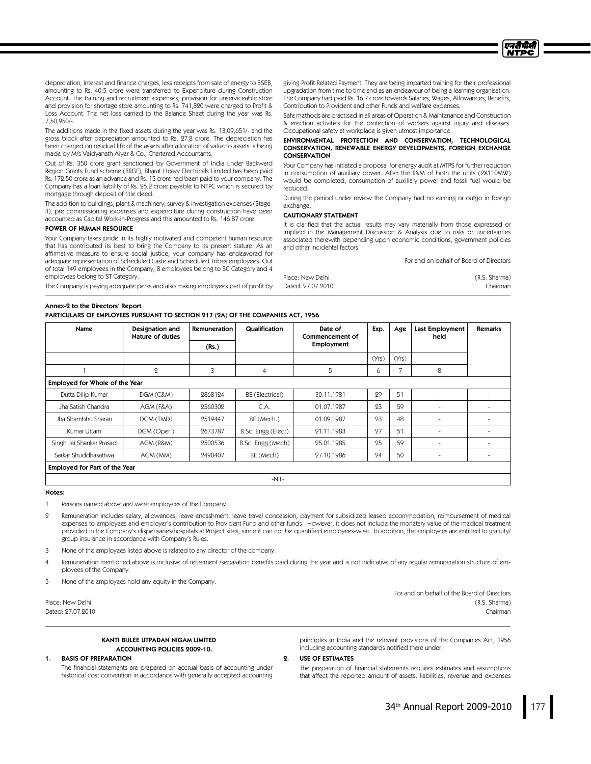depreciation, interest and finance charges, less receipts from sale of energy to BSEB, amounting to Rs. 40.5 crore were transferred to Expenditure during Construction Account. The training and recruitment expenses, provision for unserviceable store and provision for shortage store amounting to Rs. 741,820 were charged to Profit & Loss Account. The net loss carried to the Balance Sheet during the year was Rs. 7,50,950/-.

The additions made in the fixed assets during the year was Rs. 13,09,651/- and the gross block after depreciation amounted to Rs. 27.8 crore. The depreciation has been charged on residual life of the assets after allocation of value to assets is being made by M/s Vaidyanath Aiyer & Co., Chartered Accountants.

Out of Rs. 350 crore grant sanctioned by Government of India under Backward Region Grants Fund scheme (BRGF), Bharat Heavy Electricals Limited has been paid Rs. 172.50 crore as an advance and Rs. 15 crore had been paid to your company. The Company has a loan liability of Rs. 26.2 crore payable to NTPC which is secured by mortgage through deposit of title deed.

The addition to buildings, plant & machinery, survey & investigation expenses (Stage-II), pre commissioning expenses and expenditure during construction have been accounted as Capital Work-in-Progress and this amounted to Rs. 146.87 crore.

**POWER OF HUMAN RESOURCE**

Your Company takes pride in its highly motivated and competent human resource that has contributed its best to bring the Company to its present stature. As an affirmative measure to ensure social justice, your company has endeavored for adequate representation of Scheduled Caste and Scheduled Tribes employees. Out of total 149 employees in the Company, 8 employees belong to SC Category and 4 employees belong to ST Category.

The Company is paying adequate perks and also making employees part of profit by giving Profit Related Payment. They are being imparted training for their professional upgradation from time to time and as an endeavour of being a learning organisation. The Company had paid Rs. 16.7 crore towards Salaries, Wages, Allowances, Benefits, Contribution to Provident and other Funds and welfare expenses.

Safe methods are practised in all areas of Operation & Maintenance and Construction & erection activities for the protection of workers against injury and diseases. Occupational safety at workplace is given utmost importance.

**ENVIRONMENTAL PROTECTION AND CONSERVATION, TECHNOLOGICAL CONSERVATION, RENEWABLE ENERGY DEVELOPMENTS, FOREIGN EXCHANGE CONSERVATION**

Your Company has initiated a proposal for energy audit at MTPS for further reduction in consumption of auxiliary power. After the R&M of both the units (2X110MW) would be completed, consumption of auxiliary power and fossil fuel would be reduced.

During the period under review the Company had no earning or outgo in foreign exchange.

**CAUTIONARY STATEMENT**

It is clarified that the actual results may vary materially from those expressed or implied in the Management Discussion & Analysis due to risks or uncertainties associated therewith depending upon economic conditions, government policies and other incidental factors.

For and on behalf of Board of Directors

Place: New Delhi (R.S. Sharma)
Dated: 27.07.2010 Chairman

**Annex-2 to the Directors' Report**

**PARTICULARS OF EMPLOYEES PURSUANT TO SECTION 217 (2A) OF THE COMPANIES ACT, 1956**

| Name | Designation and Nature of duties | Remuneration (Rs.) | Qualification | Date of Commencement of Employment | Exp. (Yrs) | Age (Yrs) | Last Employment held | Remarks |
|---|---|---|---|---|---|---|---|---|
| 1 | 2 | 3 | 4 | 5 | 6 | 7 | 8 | |
| **Employed for Whole of the Year** | | | | | | | | |
| Dutta Dilip Kumar | DGM (C&M) | 2868124 | BE (Electrical) | 30.11.1981 | 29 | 51 | - | - |
| Jha Satish Chandra | AGM (F&A) | 2560302 | C.A. | 01.07.1987 | 23 | 59 | - | - |
| Jha Shambhu Sharan | DGM (TMD) | 2519447 | BE (Mech.) | 01.09.1987 | 23 | 48 | - | - |
| Kumar Uttam | DGM (Oper.) | 2673787 | B.Sc. Engg.(Elect) | 21.11.1983 | 27 | 51 | - | - |
| Singh Jai Shankar Prasad | AGM (R&M) | 2500536 | B.Sc. Engg.(Mech) | 25.01.1985 | 25 | 59 | - | - |
| Sarkar Shuddhasattwa | AGM (MM) | 2490407 | BE (Mech) | 27.10.1986 | 24 | 50 | - | - |
| **Employed for Part of the Year** | | | | | | | | |
| -NIL- | | | | | | | | |

**Notes:**

1. Persons named above are/ were employees of the Company.
2. Remuneration includes salary, allowances, leave encashment, leave travel concession, payment for subsidized leased accommodation, reimbursement of medical expenses to employees and employer's contribution to Provident Fund and other funds. However, it does not include the monetary value of the medical treatment provided in the Company's dispensaries/hospitals at Project sites, since it can not be quantified employees-wise. In addition, the employees are entitled to gratuity/ group insurance in accordance with Company's Rules.
3. None of the employees listed above is related to any director of the company.
4. Remuneration mentioned above is inclusive of retirement /separation benefits paid during the year and is not indicative of any regular remuneration structure of employees of the Company.
5. None of the employees hold any equity in the Company.

For and on behalf of the Board of Directors

Place: New Delhi (R.S. Sharma)
Dated: 27.07.2010 Chairman

**KANTI BIJLEE UTPADAN NIGAM LIMITED**
**ACCOUNTING POLICIES 2009-10.**

**1. BASIS OF PREPARATION**

The financial statements are prepared on accrual basis of accounting under historical cost convention in accordance with generally accepted accounting principles in India and the relevant provisions of the Companies Act, 1956 including accounting standards notified there under.

**2. USE OF ESTIMATES**

The preparation of financial statements requires estimates and assumptions that affect the reported amount of assets, liabilities, revenue and expenses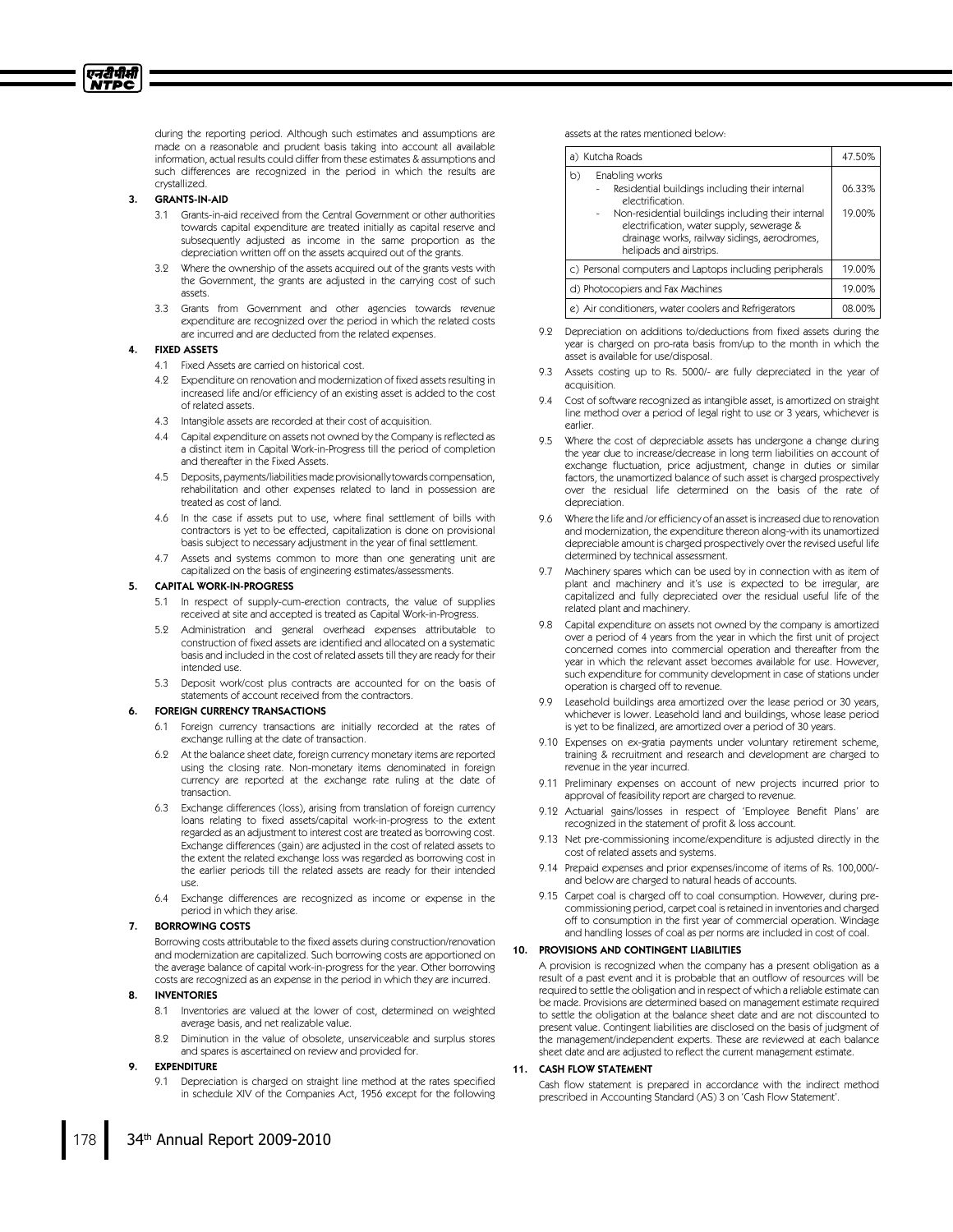during the reporting period. Although such estimates and assumptions are made on a reasonable and prudent basis taking into account all available information, actual results could differ from these estimates & assumptions and such differences are recognized in the period in which the results are crystallized.

## 3. GRANTS-IN-AID

3.1 Grants-in-aid received from the Central Government or other authorities towards capital expenditure are treated initially as capital reserve and subsequently adjusted as income in the same proportion as the depreciation written off on the assets acquired out of the grants.

3.2 Where the ownership of the assets acquired out of the grants vests with the Government, the grants are adjusted in the carrying cost of such assets.

3.3 Grants from Government and other agencies towards revenue expenditure are recognized over the period in which the related costs are incurred and are deducted from the related expenses.

## 4. FIXED ASSETS

4.1 Fixed Assets are carried on historical cost.

4.2 Expenditure on renovation and modernization of fixed assets resulting in increased life and/or efficiency of an existing asset is added to the cost of related assets.

4.3 Intangible assets are recorded at their cost of acquisition.

4.4 Capital expenditure on assets not owned by the Company is reflected as a distinct item in Capital Work-in-Progress till the period of completion and thereafter in the Fixed Assets.

4.5 Deposits, payments/liabilities made provisionally towards compensation, rehabilitation and other expenses related to land in possession are treated as cost of land.

4.6 In the case if assets put to use, where final settlement of bills with contractors is yet to be effected, capitalization is done on provisional basis subject to necessary adjustment in the year of final settlement.

4.7 Assets and systems common to more than one generating unit are capitalized on the basis of engineering estimates/assessments.

## 5. CAPITAL WORK-IN-PROGRESS

5.1 In respect of supply-cum-erection contracts, the value of supplies received at site and accepted is treated as Capital Work-in-Progress.

5.2 Administration and general overhead expenses attributable to construction of fixed assets are identified and allocated on a systematic basis and included in the cost of related assets till they are ready for their intended use.

5.3 Deposit work/cost plus contracts are accounted for on the basis of statements of account received from the contractors.

## 6. FOREIGN CURRENCY TRANSACTIONS

6.1 Foreign currency transactions are initially recorded at the rates of exchange rulling at the date of transaction.

6.2 At the balance sheet date, foreign currency monetary items are reported using the closing rate. Non-monetary items denominated in foreign currency are reported at the exchange rate ruling at the date of transaction.

6.3 Exchange differences (loss), arising from translation of foreign currency loans relating to fixed assets/capital work-in-progress to the extent regarded as an adjustment to interest cost are treated as borrowing cost. Exchange differences (gain) are adjusted in the cost of related assets to the extent the related exchange loss was regarded as borrowing cost in the earlier periods till the related assets are ready for their intended use.

6.4 Exchange differences are recognized as income or expense in the period in which they arise.

## 7. BORROWING COSTS

Borrowing costs attributable to the fixed assets during construction/renovation and modernization are capitalized. Such borrowing costs are apportioned on the average balance of capital work-in-progress for the year. Other borrowing costs are recognized as an expense in the period in which they are incurred.

## 8. INVENTORIES

8.1 Inventories are valued at the lower of cost, determined on weighted average basis, and net realizable value.

8.2 Diminution in the value of obsolete, unserviceable and surplus stores and spares is ascertained on review and provided for.

## 9. EXPENDITURE

9.1 Depreciation is charged on straight line method at the rates specified in schedule XIV of the Companies Act, 1956 except for the following assets at the rates mentioned below:

| | |
|---|---|
| a) Kutcha Roads | 47.50% |
| b) Enabling works<br>- Residential buildings including their internal electrification.<br>- Non-residential buildings including their internal electrification, water supply, sewerage & drainage works, railway sidings, aerodromes, helipads and airstrips. | <br>06.33%<br>19.00% |
| c) Personal computers and Laptops including peripherals | 19.00% |
| d) Photocopiers and Fax Machines | 19.00% |
| e) Air conditioners, water coolers and Refrigerators | 08.00% |

9.2 Depreciation on additions to/deductions from fixed assets during the year is charged on pro-rata basis from/up to the month in which the asset is available for use/disposal.

9.3 Assets costing up to Rs. 5000/- are fully depreciated in the year of acquisition.

9.4 Cost of software recognized as intangible asset, is amortized on straight line method over a period of legal right to use or 3 years, whichever is earlier.

9.5 Where the cost of depreciable assets has undergone a change during the year due to increase/decrease in long term liabilities on account of exchange fluctuation, price adjustment, change in duties or similar factors, the unamortized balance of such asset is charged prospectively over the residual life determined on the basis of the rate of depreciation.

9.6 Where the life and /or efficiency of an asset is increased due to renovation and modernization, the expenditure thereon along-with its unamortized depreciable amount is charged prospectively over the revised useful life determined by technical assessment.

9.7 Machinery spares which can be used by in connection with as item of plant and machinery and it's use is expected to be irregular, are capitalized and fully depreciated over the residual useful life of the related plant and machinery.

9.8 Capital expenditure on assets not owned by the company is amortized over a period of 4 years from the year in which the first unit of project concerned comes into commercial operation and thereafter from the year in which the relevant asset becomes available for use. However, such expenditure for community development in case of stations under operation is charged off to revenue.

9.9 Leasehold buildings area amortized over the lease period or 30 years, whichever is lower. Leasehold land and buildings, whose lease period is yet to be finalized, are amortized over a period of 30 years.

9.10 Expenses on ex-gratia payments under voluntary retirement scheme, training & recruitment and research and development are charged to revenue in the year incurred.

9.11 Preliminary expenses on account of new projects incurred prior to approval of feasibility report are charged to revenue.

9.12 Actuarial gains/losses in respect of 'Employee Benefit Plans' are recognized in the statement of profit & loss account.

9.13 Net pre-commissioning income/expenditure is adjusted directly in the cost of related assets and systems.

9.14 Prepaid expenses and prior expenses/income of items of Rs. 100,000/- and below are charged to natural heads of accounts.

9.15 Carpet coal is charged off to coal consumption. However, during pre-commissioning period, carpet coal is retained in inventories and charged off to consumption in the first year of commercial operation. Windage and handling losses of coal as per norms are included in cost of coal.

## 10. PROVISIONS AND CONTINGENT LIABILITIES

A provision is recognized when the company has a present obligation as a result of a past event and it is probable that an outflow of resources will be required to settle the obligation and in respect of which a reliable estimate can be made. Provisions are determined based on management estimate required to settle the obligation at the balance sheet date and are not discounted to present value. Contingent liabilities are disclosed on the basis of judgment of the management/independent experts. These are reviewed at each balance sheet date and are adjusted to reflect the current management estimate.

## 11. CASH FLOW STATEMENT

Cash flow statement is prepared in accordance with the indirect method prescribed in Accounting Standard (AS) 3 on 'Cash Flow Statement'.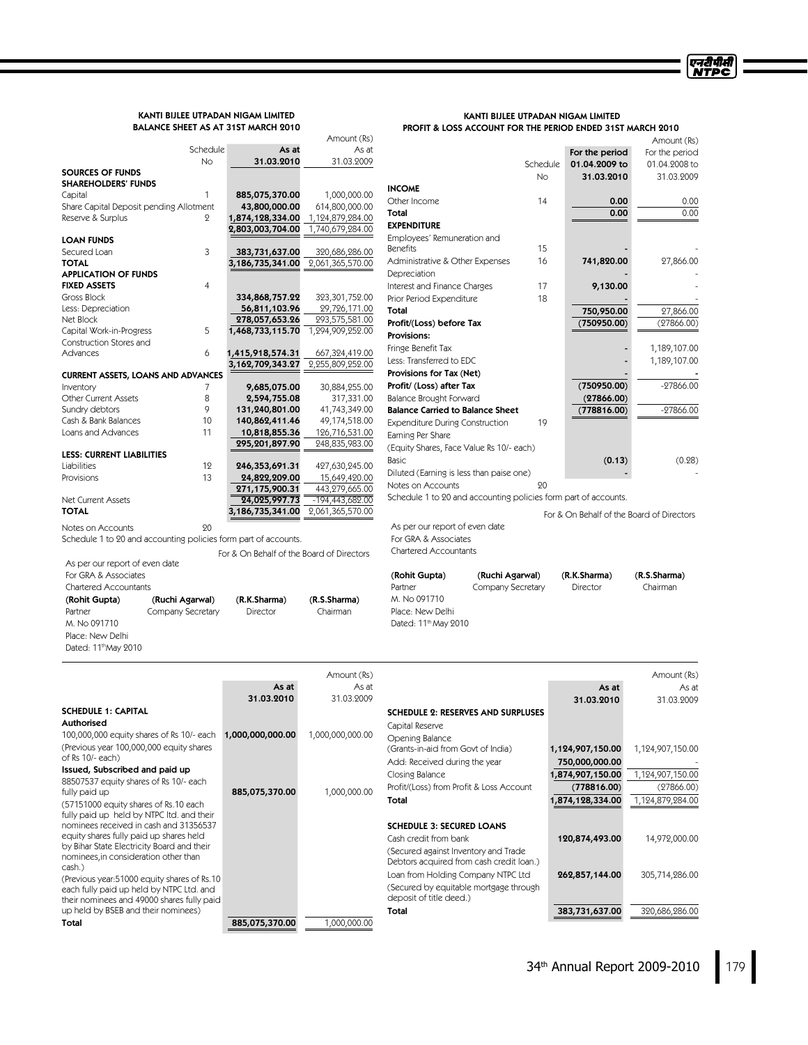## KANTI BIJLEE UTPADAN NIGAM LIMITED
## BALANCE SHEET AS AT 31ST MARCH 2010

Amount (Rs)

| | Schedule No | As at 31.03.2010 | As at 31.03.2009 |
|---|---|---|---|
| **SOURCES OF FUNDS** | | | |
| **SHAREHOLDERS' FUNDS** | | | |
| Capital | 1 | **885,075,370.00** | 1,000,000.00 |
| Share Capital Deposit pending Allotment | | **43,800,000.00** | 614,800,000.00 |
| Reserve & Surplus | 2 | **1,874,128,334.00** | 1,124,879,284.00 |
| | | **2,803,003,704.00** | 1,740,679,284.00 |
| **LOAN FUNDS** | | | |
| Secured Loan | 3 | **383,731,637.00** | 320,686,286.00 |
| **TOTAL** | | **3,186,735,341.00** | 2,061,365,570.00 |
| **APPLICATION OF FUNDS** | | | |
| **FIXED ASSETS** | 4 | | |
| Gross Block | | **334,868,757.22** | 323,301,752.00 |
| Less: Depreciation | | **56,811,103.96** | 29,726,171.00 |
| Net Block | | **278,057,653.26** | 293,575,581.00 |
| Capital Work-in-Progress | 5 | **1,468,733,115.70** | 1,294,909,252.00 |
| Construction Stores and Advances | 6 | **1,415,918,574.31** | 667,324,419.00 |
| | | **3,162,709,343.27** | 2,255,809,252.00 |
| **CURRENT ASSETS, LOANS AND ADVANCES** | | | |
| Inventory | 7 | **9,685,075.00** | 30,884,255.00 |
| Other Current Assets | 8 | **2,594,755.08** | 317,331.00 |
| Sundry debtors | 9 | **131,240,801.00** | 41,743,349.00 |
| Cash & Bank Balances | 10 | **140,862,411.46** | 49,174,518.00 |
| Loans and Advances | 11 | **10,818,855.36** | 126,716,531.00 |
| | | **295,201,897.90** | 248,835,983.00 |
| **LESS: CURRENT LIABILITIES** | | | |
| Liabilities | 12 | **246,353,691.31** | 427,630,245.00 |
| Provisions | 13 | **24,822,209.00** | 15,649,420.00 |
| | | **271,175,900.31** | 443,279,665.00 |
| Net Current Assets | | **24,025,997.73** | -194,443,682.00 |
| **TOTAL** | | **3,186,735,341.00** | 2,061,365,570.00 |

Notes on Accounts 20

Schedule 1 to 20 and accounting policies form part of accounts.

For & On Behalf of the Board of Directors

As per our report of even date
For GRA & Associates
Chartered Accountants

| (Rohit Gupta) | (Ruchi Agarwal) | (R.K.Sharma) | (R.S.Sharma) |
|---|---|---|---|
| Partner | Company Secretary | Director | Chairman |

M. No 091710
Place: New Delhi
Dated: 11th May 2010

## KANTI BIJLEE UTPADAN NIGAM LIMITED
## PROFIT & LOSS ACCOUNT FOR THE PERIOD ENDED 31ST MARCH 2010

Amount (Rs)

| | Schedule No | For the period 01.04.2009 to 31.03.2010 | For the period 01.04.2008 to 31.03.2009 |
|---|---|---|---|
| **INCOME** | | | |
| Other Income | 14 | **0.00** | 0.00 |
| **Total** | | **0.00** | 0.00 |
| **EXPENDITURE** | | | |
| Employees' Remuneration and Benefits | 15 | - | - |
| Administrative & Other Expenses | 16 | **741,820.00** | 27,866.00 |
| Depreciation | | - | - |
| Interest and Finance Charges | 17 | **9,130.00** | - |
| Prior Period Expenditure | 18 | - | - |
| **Total** | | **750,950.00** | 27,866.00 |
| **Profit/(Loss) before Tax** | | **(750950.00)** | (27866.00) |
| **Provisions:** | | | |
| Fringe Benefit Tax | | - | 1,189,107.00 |
| Less: Transferred to EDC | | - | 1,189,107.00 |
| **Provisions for Tax (Net)** | | - | - |
| **Profit/ (Loss) after Tax** | | **(750950.00)** | -27866.00 |
| Balance Brought Forward | | **(27866.00)** | |
| **Balance Carried to Balance Sheet** | | **(778816.00)** | -27866.00 |
| Expenditure During Construction | 19 | | |
| Earning Per Share | | | |
| (Equity Shares, Face Value Rs 10/- each) | | | |
| Basic | | **(0.13)** | (0.28) |
| Diluted (Earning is less than paise one) | | - | - |
| Notes on Accounts | 20 | | |

Schedule 1 to 20 and accounting policies form part of accounts.

For & On Behalf of the Board of Directors

As per our report of even date
For GRA & Associates
Chartered Accountants

| (Rohit Gupta) | (Ruchi Agarwal) | (R.K.Sharma) | (R.S.Sharma) |
|---|---|---|---|
| Partner | Company Secretary | Director | Chairman |

M. No 091710
Place: New Delhi
Dated: 11th May 2010

Amount (Rs)

| | As at 31.03.2010 | As at 31.03.2009 |
|---|---|---|
| **SCHEDULE 1: CAPITAL** | | |
| **Authorised** | | |
| 100,000,000 equity shares of Rs 10/- each | **1,000,000,000.00** | 1,000,000,000.00 |
| (Previous year 100,000,000 equity shares of Rs 10/- each) | | |
| **Issued, Subscribed and paid up** | | |
| 88507537 equity shares of Rs 10/- each fully paid up | **885,075,370.00** | 1,000,000.00 |
| (57151000 equity shares of Rs.10 each fully paid up held by NTPC ltd. and their nominees received in cash and 31356537 equity shares fully paid up shares held by Bihar State Electricity Board and their nominees,in consideration other than cash.) | | |
| (Previous year:51000 equity shares of Rs.10 each fully paid up held by NTPC Ltd. and their nominees and 49000 shares fully paid up held by BSEB and their nominees) | | |
| **Total** | **885,075,370.00** | 1,000,000.00 |

Amount (Rs)

| | As at 31.03.2010 | As at 31.03.2009 |
|---|---|---|
| **SCHEDULE 2: RESERVES AND SURPLUSES** | | |
| Capital Reserve | | |
| Opening Balance (Grants-in-aid from Govt of India) | **1,124,907,150.00** | 1,124,907,150.00 |
| Add: Received during the year | **750,000,000.00** | - |
| Closing Balance | **1,874,907,150.00** | 1,124,907,150.00 |
| Profit/(Loss) from Profit & Loss Account | **(778816.00)** | (27866.00) |
| **Total** | **1,874,128,334.00** | 1,124,879,284.00 |
| **SCHEDULE 3: SECURED LOANS** | | |
| Cash credit from bank | **120,874,493.00** | 14,972,000.00 |
| (Secured against Inventory and Trade Debtors acquired from cash credit loan.) | | |
| Loan from Holding Company NTPC Ltd | **262,857,144.00** | 305,714,286.00 |
| (Secured by equitable mortgage through deposit of title deed.) | | |
| **Total** | **383,731,637.00** | 320,686,286.00 |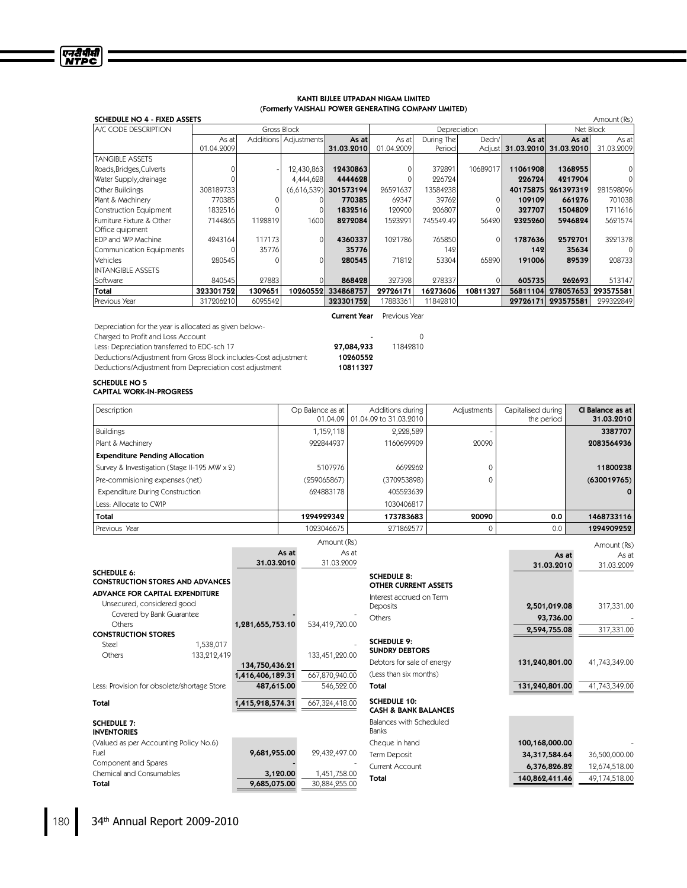## KANTI BIJLEE UTPADAN NIGAM LIMITED
## (Formerly VAISHALI POWER GENERATING COMPANY LIMITED)

### SCHEDULE NO 4 - FIXED ASSETS

Amount (Rs)

| A/C CODE DESCRIPTION | Gross Block | | | | Depreciation | | | | Net Block | |
|---|---|---|---|---|---|---|---|---|---|---|
| | As at 01.04.2009 | Additions | Adjustments | As at 31.03.2010 | As at 01.04.2009 | During The Period | Dedn/ Adjust | As at 31.03.2010 | As at 31.03.2010 | As at 31.03.2009 |
| TANGIBLE ASSETS | | | | | | | | | | |
| Roads,Bridges,Culverts | 0 | - | 12,430,863 | **12430863** | 0 | 372891 | 10689017 | **11061908** | **1368955** | 0 |
| Water Supply,drainage | 0 | | 4,444,628 | **4444628** | 0 | 226724 | | **226724** | **4217904** | 0 |
| Other Buildings | 308189733 | | (6,616,539) | **301573194** | 26591637 | 13584238 | | **40175875** | **261397319** | 281598096 |
| Plant & Machinery | 770385 | 0 | 0 | **770385** | 69347 | 39762 | 0 | **109109** | **661276** | 701038 |
| Construction Equipment | 1832516 | 0 | 0 | **1832516** | 120900 | 206807 | 0 | **327707** | **1504809** | 1711616 |
| Furniture Fixture & Other Office quipment | 7144865 | 1128819 | 1600 | **8272084** | 1523291 | 745549.49 | 56420 | **2325260** | **5946824** | 5621574 |
| EDP and WP Machine | 4243164 | 117173 | 0 | **4360337** | 1021786 | 765850 | 0 | **1787636** | **2572701** | 3221378 |
| Communication Equipments | 0 | 35776 | | **35776** | | 142 | | **142** | **35634** | 0 |
| Vehicles | 280545 | 0 | 0 | **280545** | 71812 | 53304 | 65890 | **191006** | **89539** | 208733 |
| INTANGIBLE ASSETS | | | | | | | | | | |
| Software | 840545 | 27883 | 0 | **868428** | 327398 | 278337 | 0 | **605735** | **262693** | 513147 |
| **Total** | **323301752** | **1309651** | **10260552** | **334868757** | **29726171** | **16273606** | **10811327** | **56811104** | **278057653** | **293575581** |
| Previous Year | 317206210 | 6095542 | | **323301752** | 17883361 | 11842810 | | **29726171** | **293575581** | 299322849 |

| | Current Year | Previous Year |
|---|---|---|
| Depreciation for the year is allocated as given below:- | | |
| Charged to Profit and Loss Account | - | 0 |
| Less: Depreciation transferred to EDC-sch 17 | **27,084,933** | 11842810 |
| Deductions/Adjustment from Gross Block includes-Cost adjustment | **10260552** | |
| Deductions/Adjustment from Depreciation cost adjustment | **10811327** | |

### SCHEDULE NO 5
### CAPITAL WORK-IN-PROGRESS

| Description | Op Balance as at 01.04.09 | Additions during 01.04.09 to 31.03.2010 | Adjustments | Capitalised during the period | Cl Balance as at 31.03.2010 |
|---|---|---|---|---|---|
| Buildings | 1,159,118 | 2,228,589 | - | | **3387707** |
| Plant & Machinery | 922844937 | 1160699909 | 20090 | | **2083564936** |
| **Expenditure Pending Allocation** | | | | | |
| Survey & Investigation (Stage II-195 MW x 2) | 5107976 | 6692262 | 0 | | **11800238** |
| Pre-commisioning expenses (net) | (259065867) | (370953898) | 0 | | **(630019765)** |
| Expenditure During Construction | 624883178 | 405523639 | | | **0** |
| Less: Allocate to CWIP | | 1030406817 | | | |
| **Total** | **1294929342** | **173783683** | **20090** | **0.0** | **1468733116** |
| Previous Year | 1023046675 | 271862577 | 0 | 0.0 | **1294909252** |

Amount (Rs)

| | | As at 31.03.2010 | As at 31.03.2009 |
|---|---|---|---|
| **SCHEDULE 6: CONSTRUCTION STORES AND ADVANCES** | | | |
| **ADVANCE FOR CAPITAL EXPENDITURE** | | | |
| Unsecured, considered good | | | |
| Covered by Bank Guarantee | | - | - |
| Others | | **1,281,655,753.10** | 534,419,720.00 |
| **CONSTRUCTION STORES** | | | |
| Steel | 1,538,017 | | - |
| Others | 133,212,419 | **134,750,436.21** | 133,451,220.00 |
| | | **1,416,406,189.31** | 667,870,940.00 |
| Less: Provision for obsolete/shortage Store | | **487,615.00** | 546,522.00 |
| **Total** | | **1,415,918,574.31** | 667,324,418.00 |
| **SCHEDULE 7: INVENTORIES** | | | |
| (Valued as per Accounting Policy No.6) | | | |
| Fuel | | **9,681,955.00** | 29,432,497.00 |
| Component and Spares | | - | - |
| Chemical and Consumables | | **3,120.00** | 1,451,758.00 |
| **Total** | | **9,685,075.00** | 30,884,255.00 |

Amount (Rs)

| | As at 31.03.2010 | As at 31.03.2009 |
|---|---|---|
| **SCHEDULE 8: OTHER CURRENT ASSETS** | | |
| Interest accrued on Term Deposits | **2,501,019.08** | 317,331.00 |
| Others | **93,736.00** | - |
| | **2,594,755.08** | 317,331.00 |
| **SCHEDULE 9: SUNDRY DEBTORS** | | |
| Debtors for sale of energy | **131,240,801.00** | 41,743,349.00 |
| (Less than six months) | | |
| **Total** | **131,240,801.00** | 41,743,349.00 |
| **SCHEDULE 10: CASH & BANK BALANCES** | | |
| Balances with Scheduled Banks | | |
| Cheque in hand | **100,168,000.00** | - |
| Term Deposit | **34,317,584.64** | 36,500,000.00 |
| Current Account | **6,376,826.82** | 12,674,518.00 |
| **Total** | **140,862,411.46** | 49,174,518.00 |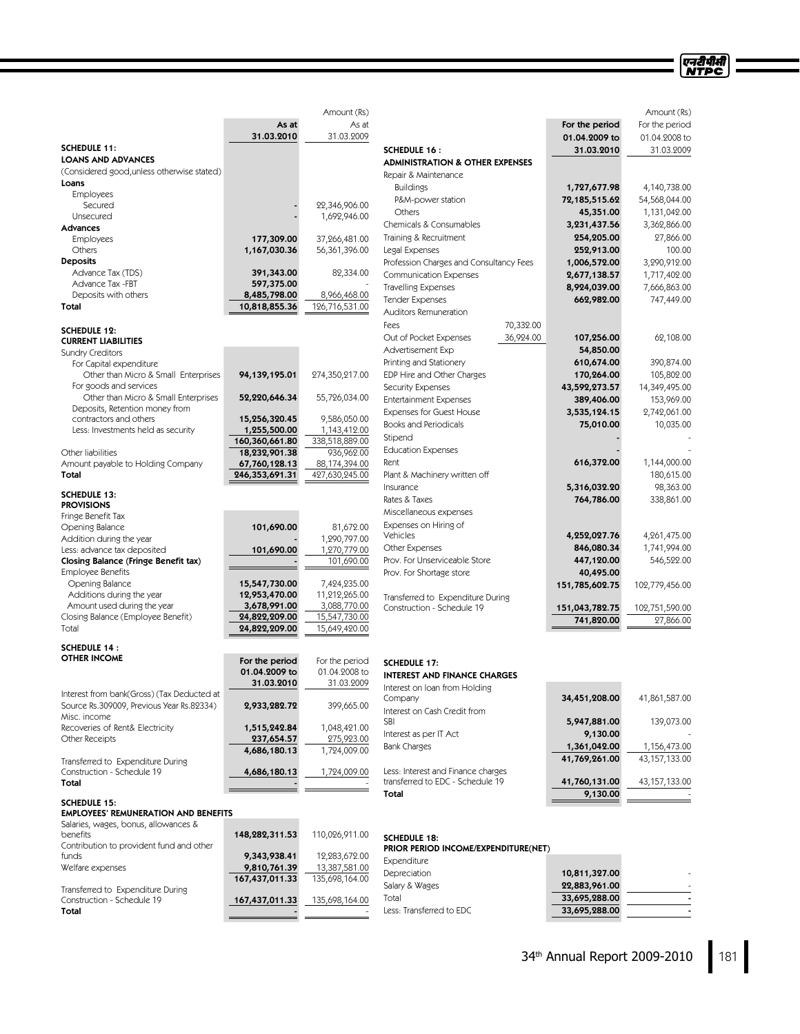Amount (Rs)

| | As at 31.03.2010 | As at 31.03.2009 |
|---|---|---|
| **SCHEDULE 11:** | | |
| **LOANS AND ADVANCES** | | |
| (Considered good,unless otherwise stated) | | |
| **Loans** | | |
| Employees | | |
| Secured | - | 22,346,906.00 |
| Unsecured | - | 1,692,946.00 |
| **Advances** | | |
| Employees | 177,309.00 | 37,266,481.00 |
| Others | 1,167,030.36 | 56,361,396.00 |
| **Deposits** | | |
| Advance Tax (TDS) | 391,343.00 | 82,334.00 |
| Advance Tax -FBT | 597,375.00 | - |
| Deposits with others | 8,485,798.00 | 8,966,468.00 |
| **Total** | 10,818,855.36 | 126,716,531.00 |
| **SCHEDULE 12:** | | |
| **CURRENT LIABILITIES** | | |
| Sundry Creditors | | |
| For Capital expenditure | | |
| Other than Micro & Small Enterprises | 94,139,195.01 | 274,350,217.00 |
| For goods and services | | |
| Other than Micro & Small Enterprises | 52,220,646.34 | 55,726,034.00 |
| Deposits, Retention money from contractors and others | 15,256,320.45 | 9,586,050.00 |
| Less: Investments held as security | 1,255,500.00 | 1,143,412.00 |
| | 160,360,661.80 | 338,518,889.00 |
| Other liabilities | 18,232,901.38 | 936,962.00 |
| Amount payable to Holding Company | 67,760,128.13 | 88,174,394.00 |
| **Total** | 246,353,691.31 | 427,630,245.00 |
| **SCHEDULE 13:** | | |
| **PROVISIONS** | | |
| Fringe Benefit Tax | | |
| Opening Balance | 101,690.00 | 81,672.00 |
| Addition during the year | - | 1,290,797.00 |
| Less: advance tax deposited | 101,690.00 | 1,270,779.00 |
| **Closing Balance (Fringe Benefit tax)** | - | 101,690.00 |
| Employee Benefits | | |
| Opening Balance | 15,547,730.00 | 7,424,235.00 |
| Additions during the year | 12,953,470.00 | 11,212,265.00 |
| Amount used during the year | 3,678,991.00 | 3,088,770.00 |
| Closing Balance (Employee Benefit) | 24,822,209.00 | 15,547,730.00 |
| Total | 24,822,209.00 | 15,649,420.00 |

| | For the period 01.04.2009 to 31.03.2010 | For the period 01.04.2008 to 31.03.2009 |
|---|---|---|
| **SCHEDULE 14 : OTHER INCOME** | | |
| Interest from bank(Gross) (Tax Deducted at Source Rs.309009, Previous Year Rs.82334) | 2,933,282.72 | 399,665.00 |
| Misc. income | | |
| Recoveries of Rent& Electricity | 1,515,242.84 | 1,048,421.00 |
| Other Receipts | 237,654.57 | 275,923.00 |
| | 4,686,180.13 | 1,724,009.00 |
| Transferred to Expenditure During Construction - Schedule 19 | 4,686,180.13 | 1,724,009.00 |
| **Total** | - | - |
| **SCHEDULE 15:** | | |
| **EMPLOYEES' REMUNERATION AND BENEFITS** | | |
| Salaries, wages, bonus, allowances & benefits | 148,282,311.53 | 110,026,911.00 |
| Contribution to provident fund and other funds | 9,343,938.41 | 12,283,672.00 |
| Welfare expenses | 9,810,761.39 | 13,387,581.00 |
| | 167,437,011.33 | 135,698,164.00 |
| Transferred to Expenditure During Construction - Schedule 19 | 167,437,011.33 | 135,698,164.00 |
| **Total** | - | - |

Amount (Rs)

| | | For the period 01.04.2009 to 31.03.2010 | For the period 01.04.2008 to 31.03.2009 |
|---|---|---|---|
| **SCHEDULE 16 :** | | | |
| **ADMINISTRATION & OTHER EXPENSES** | | | |
| Repair & Maintenance | | | |
| Buildings | | 1,727,677.98 | 4,140,738.00 |
| P&M-power station | | 72,185,515.62 | 54,568,044.00 |
| Others | | 45,351.00 | 1,131,042.00 |
| Chemicals & Consumables | | 3,231,437.56 | 3,362,866.00 |
| Training & Recruitment | | 254,205.00 | 27,866.00 |
| Legal Expenses | | 252,913.00 | 100.00 |
| Profession Charges and Consultancy Fees | | 1,006,572.00 | 3,290,912.00 |
| Communication Expenses | | 2,677,138.57 | 1,717,402.00 |
| Travelling Expenses | | 8,924,039.00 | 7,666,863.00 |
| Tender Expenses | | 662,982.00 | 747,449.00 |
| Auditors Remuneration | | | |
| Fees | 70,332.00 | | |
| Out of Pocket Expenses | 36,924.00 | 107,256.00 | 62,108.00 |
| Advertisement Exp | | 54,850.00 | |
| Printing and Stationery | | 610,674.00 | 390,874.00 |
| EDP Hire and Other Charges | | 170,264.00 | 105,802.00 |
| Security Expenses | | 43,592,273.57 | 14,349,495.00 |
| Entertainment Expenses | | 389,406.00 | 153,969.00 |
| Expenses for Guest House | | 3,535,124.15 | 2,742,061.00 |
| Books and Periodicals | | 75,010.00 | 10,035.00 |
| Stipend | | - | - |
| Education Expenses | | - | - |
| Rent | | 616,372.00 | 1,144,000.00 |
| Plant & Machinery written off | | | 180,615.00 |
| Insurance | | 5,316,032.20 | 98,363.00 |
| Rates & Taxes | | 764,786.00 | 338,861.00 |
| Miscellaneous expenses | | | |
| Expenses on Hiring of Vehicles | | 4,252,027.76 | 4,261,475.00 |
| Other Expenses | | 846,080.34 | 1,741,994.00 |
| Prov. For Unserviceable Store | | 447,120.00 | 546,522.00 |
| Prov. For Shortage store | | 40,495.00 | |
| | | 151,785,602.75 | 102,779,456.00 |
| Transferred to Expenditure During Construction - Schedule 19 | | 151,043,782.75 | 102,751,590.00 |
| | | 741,820.00 | 27,866.00 |
| **SCHEDULE 17:** | | | |
| **INTEREST AND FINANCE CHARGES** | | | |
| Interest on loan from Holding Company | | 34,451,208.00 | 41,861,587.00 |
| Interest on Cash Credit from SBI | | 5,947,881.00 | 139,073.00 |
| Interest as per IT Act | | 9,130.00 | - |
| Bank Charges | | 1,361,042.00 | 1,156,473.00 |
| | | 41,769,261.00 | 43,157,133.00 |
| Less: Interest and Finance charges transferred to EDC - Schedule 19 | | 41,760,131.00 | 43,157,133.00 |
| **Total** | | 9,130.00 | - |
| **SCHEDULE 18:** | | | |
| **PRIOR PERIOD INCOME/EXPENDITURE(NET)** | | | |
| Expenditure | | | |
| Depreciation | | 10,811,327.00 | - |
| Salary & Wages | | 22,883,961.00 | - |
| Total | | 33,695,288.00 | - |
| Less: Transferred to EDC | | 33,695,288.00 | - |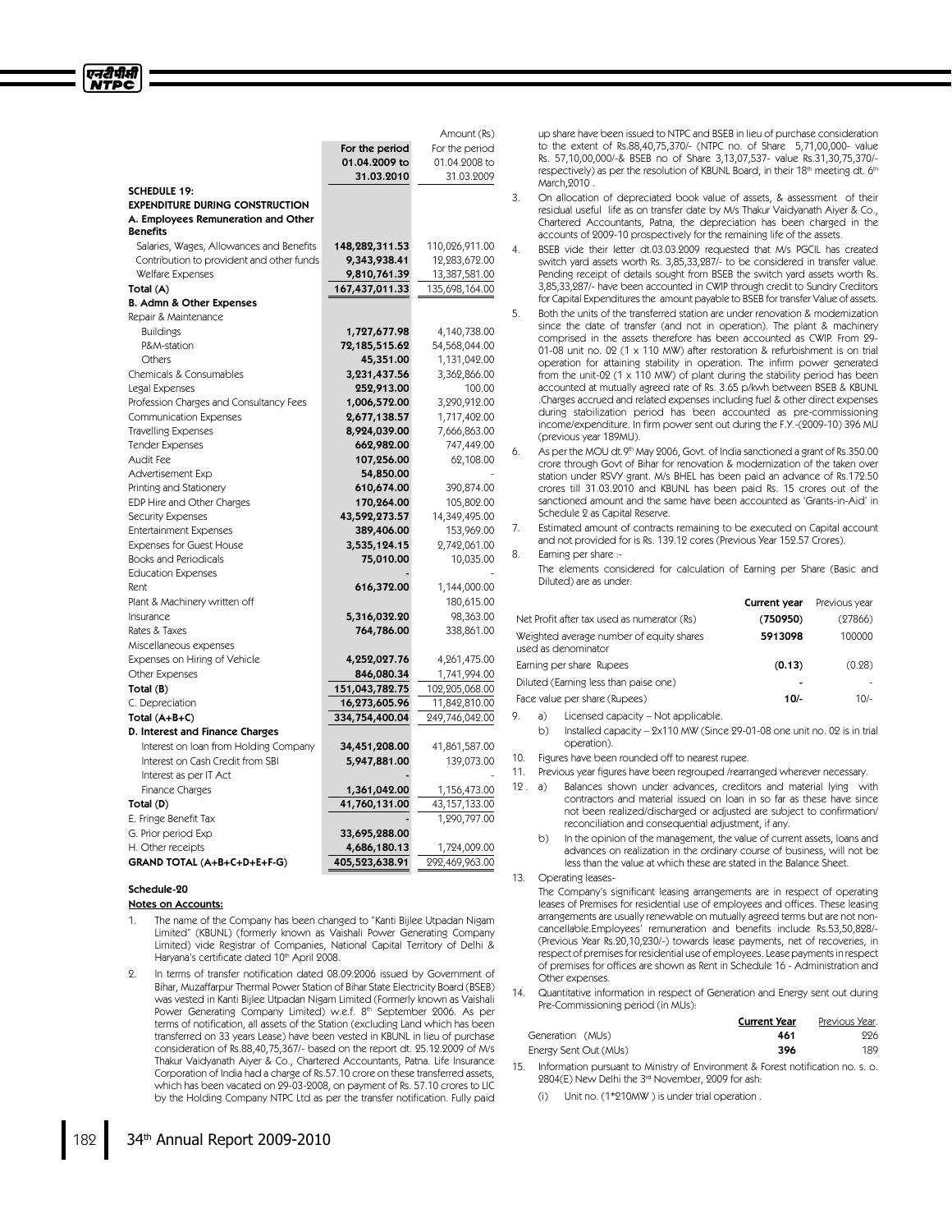Amount (Rs)

| | For the period 01.04.2009 to 31.03.2010 | For the period 01.04.2008 to 31.03.2009 |
|---|---|---|
| **SCHEDULE 19:** | | |
| **EXPENDITURE DURING CONSTRUCTION** | | |
| **A. Employees Remuneration and Other Benefits** | | |
| Salaries, Wages, Allowances and Benefits | 148,282,311.53 | 110,026,911.00 |
| Contribution to provident and other funds | 9,343,938.41 | 12,283,672.00 |
| Welfare Expenses | 9,810,761.39 | 13,387,581.00 |
| **Total (A)** | 167,437,011.33 | 135,698,164.00 |
| **B. Admn & Other Expenses** | | |
| Repair & Maintenance | | |
| Buildings | 1,727,677.98 | 4,140,738.00 |
| P&M-station | 72,185,515.62 | 54,568,044.00 |
| Others | 45,351.00 | 1,131,042.00 |
| Chemicals & Consumables | 3,231,437.56 | 3,362,866.00 |
| Legal Expenses | 252,913.00 | 100.00 |
| Profession Charges and Consultancy Fees | 1,006,572.00 | 3,290,912.00 |
| Communication Expenses | 2,677,138.57 | 1,717,402.00 |
| Travelling Expenses | 8,924,039.00 | 7,666,863.00 |
| Tender Expenses | 662,982.00 | 747,449.00 |
| Audit Fee | 107,256.00 | 62,108.00 |
| Advertisement Exp | 54,850.00 | - |
| Printing and Stationery | 610,674.00 | 390,874.00 |
| EDP Hire and Other Charges | 170,264.00 | 105,802.00 |
| Security Expenses | 43,592,273.57 | 14,349,495.00 |
| Entertainment Expenses | 389,406.00 | 153,969.00 |
| Expenses for Guest House | 3,535,124.15 | 2,742,061.00 |
| Books and Periodicals | 75,010.00 | 10,035.00 |
| Education Expenses | - | - |
| Rent | 616,372.00 | 1,144,000.00 |
| Plant & Machinery written off | | 180,615.00 |
| Insurance | 5,316,032.20 | 98,363.00 |
| Rates & Taxes | 764,786.00 | 338,861.00 |
| Miscellaneous expenses | | |
| Expenses on Hiring of Vehicle | 4,252,027.76 | 4,261,475.00 |
| Other Expenses | 846,080.34 | 1,741,994.00 |
| **Total (B)** | 151,043,782.75 | 102,205,068.00 |
| C. Depreciation | 16,273,605.96 | 11,842,810.00 |
| **Total (A+B+C)** | 334,754,400.04 | 249,746,042.00 |
| **D. Interest and Finance Charges** | | |
| Interest on loan from Holding Company | 34,451,208.00 | 41,861,587.00 |
| Interest on Cash Credit from SBI | 5,947,881.00 | 139,073.00 |
| Interest as per IT Act | - | - |
| Finance Charges | 1,361,042.00 | 1,156,473.00 |
| **Total (D)** | 41,760,131.00 | 43,157,133.00 |
| E. Fringe Benefit Tax | - | 1,290,797.00 |
| G. Prior period Exp | 33,695,288.00 | |
| H. Other receipts | 4,686,180.13 | 1,724,009.00 |
| **GRAND TOTAL (A+B+C+D+E+F-G)** | 405,523,638.91 | 292,469,963.00 |

### Schedule-20

**Notes on Accounts:**

1. The name of the Company has been changed to "Kanti Bijlee Utpadan Nigam Limited" (KBUNL) (formerly known as Vaishali Power Generating Company Limited) vide Registrar of Companies, National Capital Territory of Delhi & Haryana's certificate dated 10th April 2008.

2. In terms of transfer notification dated 08.09.2006 issued by Government of Bihar, Muzaffarpur Thermal Power Station of Bihar State Electricity Board (BSEB) was vested in Kanti Bijlee Utpadan Nigam Limited (Formerly known as Vaishali Power Generating Company Limited) w.e.f. 8th September 2006. As per terms of notification, all assets of the Station (excluding Land which has been transferred on 33 years Lease) have been vested in KBUNL in lieu of purchase consideration of Rs.88,40,75,367/- based on the report dt. 25.12.2009 of M/s Thakur Vaidyanath Aiyer & Co., Chartered Accountants, Patna. Life Insurance Corporation of India had a charge of Rs.57.10 crore on these transferred assets, which has been vacated on 29-03-2008, on payment of Rs. 57.10 crores to LIC by the Holding Company NTPC Ltd as per the transfer notification. Fully paid up share have been issued to NTPC and BSEB in lieu of purchase consideration to the extent of Rs.88,40,75,370/- (NTPC no. of Share 5,71,00,000- value Rs. 57,10,00,000/-& BSEB no of Share 3,13,07,537- value Rs.31,30,75,370/- respectively) as per the resolution of KBUNL Board, in their 18th meeting dt. 6th March,2010 .

3. On allocation of depreciated book value of assets, & assessment of their residual useful life as on transfer date by M/s Thakur Vaidyanath Aiyer & Co., Chartered Accountants, Patna, the depreciation has been charged in the accounts of 2009-10 prospectively for the remaining life of the assets.

4. BSEB vide their letter dt.03.03.2009 requested that M/s PGCIL has created switch yard assets worth Rs. 3,85,33,287/- to be considered in transfer value. Pending receipt of details sought from BSEB the switch yard assets worth Rs. 3,85,33,287/- have been accounted in CWIP through credit to Sundry Creditors for Capital Expenditures the amount payable to BSEB for transfer Value of assets.

5. Both the units of the transferred station are under renovation & modernization since the date of transfer (and not in operation). The plant & machinery comprised in the assets therefore has been accounted as CWIP. From 29-01-08 unit no. 02 (1 x 110 MW) after restoration & refurbishment is on trial operation for attaining stability in operation. The infirm power generated from the unit-02 (1 x 110 MW) of plant during the stability period has been accounted at mutually agreed rate of Rs. 3.65 p/kwh between BSEB & KBUNL .Charges accrued and related expenses including fuel & other direct expenses during stabilization period has been accounted as pre-commissioning income/expenditure. In firm power sent out during the F.Y.-(2009-10) 396 MU (previous year 189MU).

6. As per the MOU dt.9th May 2006, Govt. of India sanctioned a grant of Rs.350.00 crore through Govt of Bihar for renovation & modernization of the taken over station under RSVY grant. M/s BHEL has been paid an advance of Rs.172.50 crores till 31.03.2010 and KBUNL has been paid Rs. 15 crores out of the sanctioned amount and the same have been accounted as 'Grants-in-Aid' in Schedule 2 as Capital Reserve.

7. Estimated amount of contracts remaining to be executed on Capital account and not provided for is Rs. 139.12 cores (Previous Year 152.57 Crores).

8. Earning per share :-

   The elements considered for calculation of Earning per Share (Basic and Diluted) are as under:

| | Current year | Previous year |
|---|---|---|
| Net Profit after tax used as numerator (Rs) | (750950) | (27866) |
| Weighted average number of equity shares used as denominator | 5913098 | 100000 |
| Earning per share Rupees | (0.13) | (0.28) |
| Diluted (Earning less than paise one) | - | - |
| Face value per share (Rupees) | 10/- | 10/- |

9. a) Licensed capacity – Not applicable.

   b) Installed capacity – 2x110 MW (Since 29-01-08 one unit no. 02 is in trial operation).

10. Figures have been rounded off to nearest rupee.

11. Previous year figures have been regrouped /rearranged wherever necessary.

12. a) Balances shown under advances, creditors and material lying with contractors and material issued on loan in so far as these have since not been realized/discharged or adjusted are subject to confirmation/ reconciliation and consequential adjustment, if any.

    b) In the opinion of the management, the value of current assets, loans and advances on realization in the ordinary course of business, will not be less than the value at which these are stated in the Balance Sheet.

13. Operating leases-

    The Company's significant leasing arrangements are in respect of operating leases of Premises for residential use of employees and offices. These leasing arrangements are usually renewable on mutually agreed terms but are not non-cancellable.Employees' remuneration and benefits include Rs.53,50,828/- (Previous Year Rs.20,10,230/-) towards lease payments, net of recoveries, in respect of premises for residential use of employees. Lease payments in respect of premises for offices are shown as Rent in Schedule 16 - Administration and Other expenses.

14. Quantitative information in respect of Generation and Energy sent out during Pre-Commissioning period (in MUs):

| | Current Year | Previous Year. |
|---|---|---|
| Generation (MUs) | 461 | 226 |
| Energy Sent Out (MUs) | 396 | 189 |

15. Information pursuant to Ministry of Environment & Forest notification no. s. o. 2804(E) New Delhi the 3rd November, 2009 for ash:

    (i) Unit no. (1*210MW ) is under trial operation .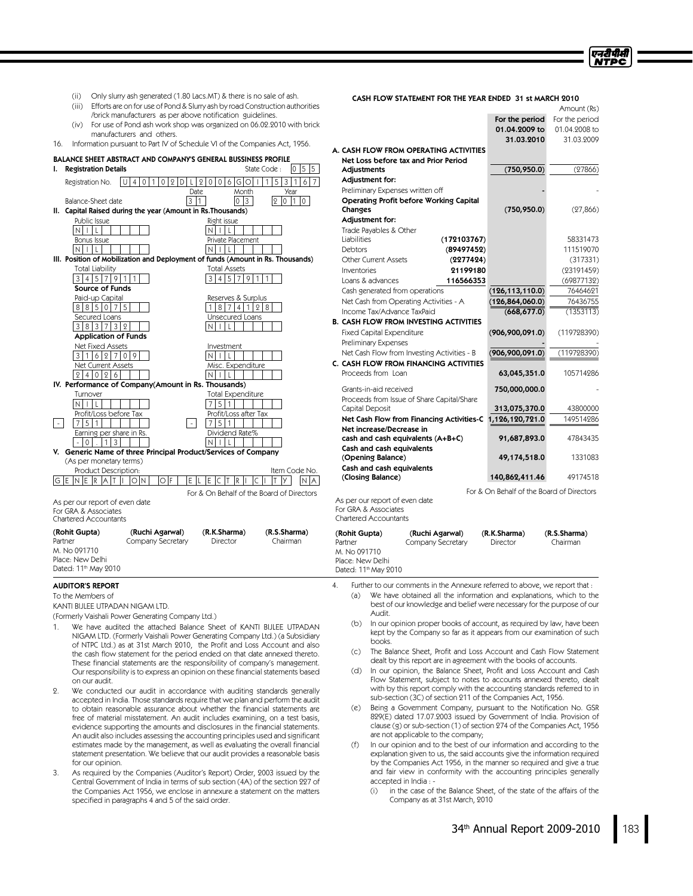(ii) Only slurry ash generated (1.80 Lacs.MT) & there is no sale of ash.

(iii) Efforts are on for use of Pond & Slurry ash by road Construction authorities /brick manufacturers as per above notification guidelines.

(iv) For use of Pond ash work shop was organized on 06.02.2010 with brick manufacturers and others.

16. Information pursuant to Part IV of Schedule VI of the Companies Act, 1956.

### BALANCE SHEET ABSTRACT AND COMPANY'S GENERAL BUSSINESS PROFILE

**I. Registration Details**

| | |
|---|---|
| Registration No. | U40102DL2006GOI153167 |
| State Code : | 055 |
| Balance-Sheet date | Date 31, Month 03, Year 2010 |

**II. Capital Raised during the year (Amount in Rs.Thousands)**

| | |
|---|---|
| Public Issue | Right issue |
| NIL | NIL |
| Bonus Issue | Private Placement |
| NIL | NIL |

**III. Position of Mobilization and Deployment of funds (Amount in Rs. Thousands)**

| | |
|---|---|
| Total Liability | Total Assets |
| 3457911 | 3457911 |
| **Source of Funds** | |
| Paid-up Capital | Reserves & Surplus |
| 885075 | 1874128 |
| Secured Loans | Unsecured Loans |
| 383732 | NIL |
| **Application of Funds** | |
| Net Fixed Assets | Investment |
| 3162709 | NIL |
| Net Current Assets | Misc. Expenditure |
| 24026 | NIL |

**IV. Performance of Company(Amount in Rs. Thousands)**

| | |
|---|---|
| Turnover | Total Expenditure |
| NIL | 751 |
| Profit/Loss before Tax | Profit/Loss after Tax |
| - 751 | - 751 |
| Earning per share in Rs. | Dividend Rate% |
| -0.13 | NIL |

**V. Generic Name of three Principal Product/Services of Company**

(As per monetary terms)

| Product Description: | Item Code No. |
|---|---|
| GENERATION OF ELECTRICITY | NA |

For & On Behalf of the Board of Directors

As per our report of even date
For GRA & Associates
Chartered Accountants

| (Rohit Gupta) | (Ruchi Agarwal) | (R.K.Sharma) | (R.S.Sharma) |
|---|---|---|---|
| Partner | Company Secretary | Director | Chairman |
| M. No 091710 | | | |

Place: New Delhi
Dated: 11th May 2010

### CASH FLOW STATEMENT FOR THE YEAR ENDED 31 st MARCH 2010

Amount (Rs)

| | | For the period 01.04.2009 to 31.03.2010 | For the period 01.04.2008 to 31.03.2009 |
|---|---|---|---|
| **A. CASH FLOW FROM OPERATING ACTIVITIES** | | | |
| **Net Loss before tax and Prior Period Adjustments** | | (750,950.0) | (27866) |
| **Adjustment for:** | | | |
| Preliminary Expenses written off | | - | - |
| **Operating Profit before Working Capital Changes** | | (750,950.0) | (27,866) |
| **Adjustment for:** | | | |
| Trade Payables & Other Liabilities | (172103767) | | 58331473 |
| Debtors | (89497452) | | 111519070 |
| Other Current Assets | (2277424) | | (317331) |
| Inventories | 21199180 | | (23191459) |
| Loans & advances | 116566353 | | (69877132) |
| Cash generated from operations | | (126,113,110.0) | 76464621 |
| Net Cash from Operating Activities - A | | (126,864,060.0) | 76436755 |
| Income Tax/Advance TaxPaid | | (668,677.0) | (1353113) |
| **B. CASH FLOW FROM INVESTING ACTIVITIES** | | | |
| Fixed Capital Expenditure | | (906,900,091.0) | (119728390) |
| Preliminary Expenses | | - | - |
| Net Cash Flow from Investing Activities - B | | (906,900,091.0) | (119728390) |
| **C. CASH FLOW FROM FINANCING ACTIVITIES** | | | |
| Proceeds from Loan | | 63,045,351.0 | 105714286 |
| Grants-in-aid received | | 750,000,000.0 | - |
| Proceeds from Issue of Share Capital/Share Capital Deposit | | 313,075,370.0 | 43800000 |
| **Net Cash Flow from Financing Activities-C** | | 1,126,120,721.0 | 149514286 |
| **Net increase/Decrease in cash and cash equivalents (A+B+C)** | | 91,687,893.0 | 47843435 |
| **Cash and cash equivalents (Opening Balance)** | | 49,174,518.0 | 1331083 |
| **Cash and cash equivalents (Closing Balance)** | | 140,862,411.46 | 49174518 |

For & On Behalf of the Board of Directors

As per our report of even date
For GRA & Associates
Chartered Accountants

| (Rohit Gupta) | (Ruchi Agarwal) | (R.K.Sharma) | (R.S.Sharma) |
|---|---|---|---|
| Partner | Company Secretary | Director | Chairman |
| M. No 091710 | | | |

Place: New Delhi
Dated: 11th May 2010

### AUDITOR'S REPORT

To the Members of
KANTI BIJLEE UTPADAN NIGAM LTD.
(Formerly Vaishali Power Generating Company Ltd.)

1. We have audited the attached Balance Sheet of KANTI BIJLEE UTPADAN NIGAM LTD. (Formerly Vaishali Power Generating Company Ltd.) (a Subsidiary of NTPC Ltd.) as at 31st March 2010, the Profit and Loss Account and also the cash flow statement for the period ended on that date annexed thereto. These financial statements are the responsibility of company's management. Our responsibility is to express an opinion on these financial statements based on our audit.

2. We conducted our audit in accordance with auditing standards generally accepted in India. Those standards require that we plan and perform the audit to obtain reasonable assurance about whether the financial statements are free of material misstatement. An audit includes examining, on a test basis, evidence supporting the amounts and disclosures in the financial statements. An audit also includes assessing the accounting principles used and significant estimates made by the management, as well as evaluating the overall financial statement presentation. We believe that our audit provides a reasonable basis for our opinion.

3. As required by the Companies (Auditor's Report) Order, 2003 issued by the Central Government of India in terms of sub section (4A) of the section 227 of the Companies Act 1956, we enclose in annexure a statement on the matters specified in paragraphs 4 and 5 of the said order.

4. Further to our comments in the Annexure referred to above, we report that :

   (a) We have obtained all the information and explanations, which to the best of our knowledge and belief were necessary for the purpose of our Audit.

   (b) In our opinion proper books of account, as required by law, have been kept by the Company so far as it appears from our examination of such books.

   (c) The Balance Sheet, Profit and Loss Account and Cash Flow Statement dealt by this report are in agreement with the books of accounts.

   (d) In our opinion, the Balance Sheet, Profit and Loss Account and Cash Flow Statement, subject to notes to accounts annexed thereto, dealt with by this report comply with the accounting standards referred to in sub-section (3C) of section 211 of the Companies Act, 1956.

   (e) Being a Government Company, pursuant to the Notification No. GSR 829(E) dated 17.07.2003 issued by Government of India. Provision of clause (g) or sub-section (1) of section 274 of the Companies Act, 1956 are not applicable to the company;

   (f) In our opinion and to the best of our information and according to the explanation given to us, the said accounts give the information required by the Companies Act 1956, in the manner so required and give a true and fair view in conformity with the accounting principles generally accepted in India : -

      (i) in the case of the Balance Sheet, of the state of the affairs of the Company as at 31st March, 2010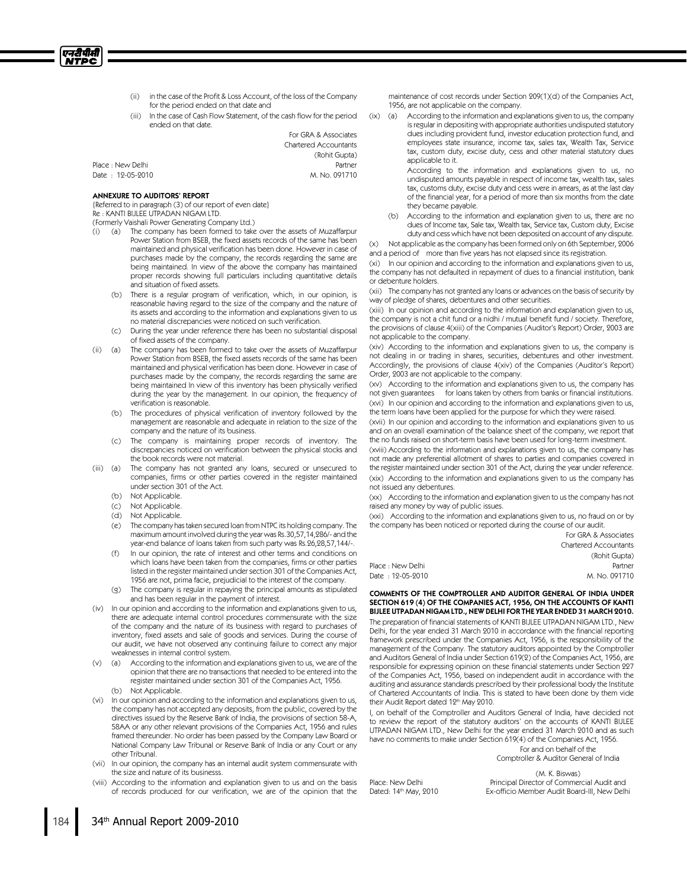(ii) in the case of the Profit & Loss Account, of the loss of the Company for the period ended on that date and

(iii) In the case of Cash Flow Statement, of the cash flow for the period ended on that date.

For GRA & Associates
Chartered Accountants
(Rohit Gupta)
Partner
M. No. 091710

Place : New Delhi
Date : 12-05-2010

**ANNEXURE TO AUDITORS' REPORT**

{Referred to in paragraph (3) of our report of even date}
Re : KANTI BIJLEE UTPADAN NIGAM LTD.
(Formerly Vaishali Power Generating Company Ltd.)

(i) (a) The company has been formed to take over the assets of Muzaffarpur Power Station from BSEB, the fixed assets records of the same has been maintained and physical verification has been done. However in case of purchases made by the company, the records regarding the same are being maintained. In view of the above the company has maintained proper records showing full particulars including quantitative details and situation of fixed assets.

(b) There is a regular program of verification, which, in our opinion, is reasonable having regard to the size of the company and the nature of its assets and according to the information and explanations given to us no material discrepancies were noticed on such verification.

(c) During the year under reference there has been no substantial disposal of fixed assets of the company.

(ii) (a) The company has been formed to take over the assets of Muzaffarpur Power Station from BSEB, the fixed assets records of the same has been maintained and physical verification has been done. However in case of purchases made by the company, the records regarding the same are being maintained In view of this inventory has been physically verified during the year by the management. In our opinion, the frequency of verification is reasonable.

(b) The procedures of physical verification of inventory followed by the management are reasonable and adequate in relation to the size of the company and the nature of its business.

(c) The company is maintaining proper records of inventory. The discrepancies noticed on verification between the physical stocks and the book records were not material.

(iii) (a) The company has not granted any loans, secured or unsecured to companies, firms or other parties covered in the register maintained under section 301 of the Act.

(b) Not Applicable.

(c) Not Applicable.

(d) Not Applicable.

(e) The company has taken secured loan from NTPC its holding company. The maximum amount involved during the year was Rs.30,57,14,286/- and the year-end balance of loans taken from such party was Rs.26,28,57,144/-.

(f) In our opinion, the rate of interest and other terms and conditions on which loans have been taken from the companies, firms or other parties listed in the register maintained under section 301 of the Companies Act, 1956 are not, prima facie, prejudicial to the interest of the company.

(g) The company is regular in repaying the principal amounts as stipulated and has been regular in the payment of interest.

(iv) In our opinion and according to the information and explanations given to us, there are adequate internal control procedures commensurate with the size of the company and the nature of its business with regard to purchases of inventory, fixed assets and sale of goods and services. During the course of our audit, we have not observed any continuing failure to correct any major weaknesses in internal control system.

(v) (a) According to the information and explanations given to us, we are of the opinion that there are no transactions that needed to be entered into the register maintained under section 301 of the Companies Act, 1956.

(b) Not Applicable.

(vi) In our opinion and according to the information and explanations given to us, the company has not accepted any deposits, from the public, covered by the directives issued by the Reserve Bank of India, the provisions of section 58-A, 58AA or any other relevant provisions of the Companies Act, 1956 and rules framed thereunder. No order has been passed by the Company Law Board or National Company Law Tribunal or Reserve Bank of India or any Court or any other Tribunal.

(vii) In our opinion, the company has an internal audit system commensurate with the size and nature of its businesss.

(viii) According to the information and explanation given to us and on the basis of records produced for our verification, we are of the opinion that the maintenance of cost records under Section 209(1)(d) of the Companies Act, 1956, are not applicable on the company.

(ix) (a) According to the information and explanations given to us, the company is regular in depositing with appropriate authorities undisputed statutory dues including provident fund, investor education protection fund, and employees state insurance, income tax, sales tax, Wealth Tax, Service tax, custom duty, excise duty, cess and other material statutory dues applicable to it.

According to the information and explanations given to us, no undisputed amounts payable in respect of income tax, wealth tax, sales tax, customs duty, excise duty and cess were in arrears, as at the last day of the financial year, for a period of more than six months from the date they became payable.

(b) According to the information and explanation given to us, there are no dues of Income tax, Sale tax, Wealth tax, Service tax, Custom duty, Excise duty and cess which have not been deposited on account of any dispute.

(x) Not applicable as the company has been formed only on 6th September, 2006 and a period of more than five years has not elapsed since its registration.

(xi) In our opinion and according to the information and explanations given to us, the company has not defaulted in repayment of dues to a financial institution, bank or debenture holders.

(xii) The company has not granted any loans or advances on the basis of security by way of pledge of shares, debentures and other securities.

(xiii) In our opinion and according to the information and explanation given to us, the company is not a chit fund or a nidhi / mutual benefit fund / society. Therefore, the provisions of clause 4(xiii) of the Companies (Auditor's Report) Order, 2003 are not applicable to the company.

(xiv) According to the information and explanations given to us, the company is not dealing in or trading in shares, securities, debentures and other investment. Accordingly, the provisions of clause 4(xiv) of the Companies (Auditor's Report) Order, 2003 are not applicable to the company.

(xv) According to the information and explanations given to us, the company has not given guarantees for loans taken by others from banks or financial institutions.

(xvi) In our opinion and according to the information and explanations given to us, the term loans have been applied for the purpose for which they were raised.

(xvii) In our opinion and according to the information and explanations given to us and on an overall examination of the balance sheet of the company, we report that the no funds raised on short-term basis have been used for long-term investment.

(xviii) According to the information and explanations given to us, the company has not made any preferential allotment of shares to parties and companies covered in the register maintained under section 301 of the Act, during the year under reference.

(xix) According to the information and explanations given to us the company has not issued any debentures.

(xx) According to the information and explanation given to us the company has not raised any money by way of public issues.

(xxi) According to the information and explanations given to us, no fraud on or by the company has been noticed or reported during the course of our audit.

For GRA & Associates
Chartered Accountants
(Rohit Gupta)
Partner
M. No. 091710

Place : New Delhi
Date : 12-05-2010

**COMMENTS OF THE COMPTROLLER AND AUDITOR GENERAL OF INDIA UNDER SECTION 619 (4) OF THE COMPANIES ACT, 1956, ON THE ACCOUNTS OF KANTI BIJLEE UTPADAN NIGAM LTD., NEW DELHI FOR THE YEAR ENDED 31 MARCH 2010.**

The preparation of financial statements of KANTI BIJLEE UTPADAN NIGAM LTD., New Delhi, for the year ended 31 March 2010 in accordance with the financial reporting framework prescribed under the Companies Act, 1956, is the responsibility of the management of the Company. The statutory auditors appointed by the Comptroller and Auditors General of India under Section 619(2) of the Companies Act, 1956, are responsible for expressing opinion on these financial statements under Section 227 of the Companies Act, 1956, based on independent audit in accordance with the auditing and assurance standards prescribed by their professional body the Institute of Chartered Accountants of India. This is stated to have been done by them vide their Audit Report dated 12th May 2010.

I, on behalf of the Comptroller and Auditors General of India, have decided not to review the report of the statutory auditors' on the accounts of KANTI BIJLEE UTPADAN NIGAM LTD., New Delhi for the year ended 31 March 2010 and as such have no comments to make under Section 619(4) of the Companies Act, 1956.

For and on behalf of the
Comptroller & Auditor General of India

(M. K. Biswas)
Principal Director of Commercial Audit and
Ex-officio Member Audit Board-III, New Delhi

Place: New Delhi
Dated: 14th May, 2010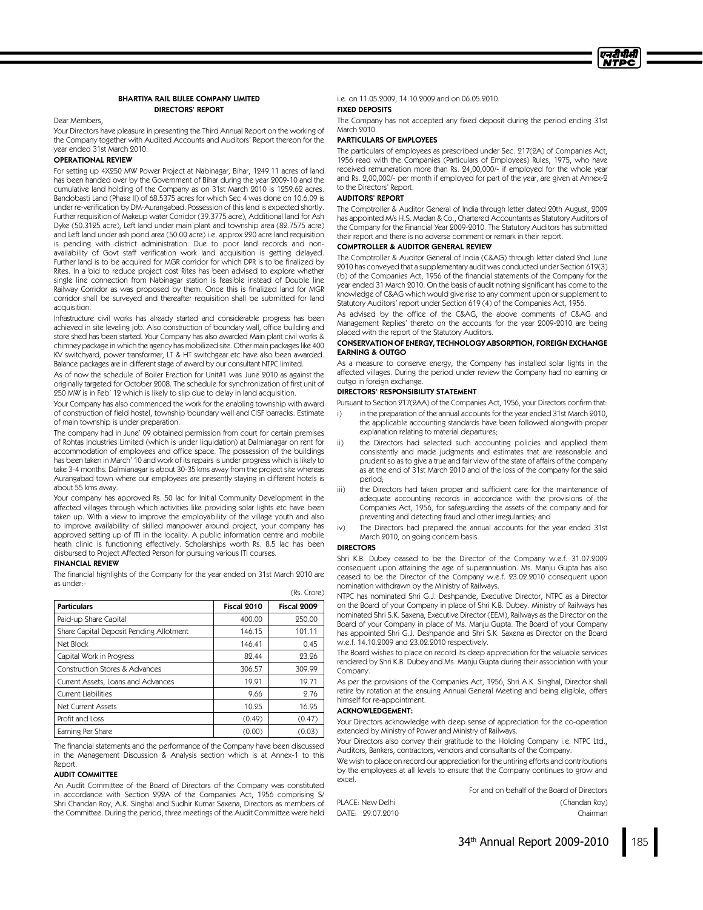## BHARTIYA RAIL BIJLEE COMPANY LIMITED
## DIRECTORS' REPORT

Dear Members,

Your Directors have pleasure in presenting the Third Annual Report on the working of the Company together with Audited Accounts and Auditors' Report thereon for the year ended 31st March 2010.

### OPERATIONAL REVIEW

For setting up 4X250 MW Power Project at Nabinagar, Bihar, 1249.11 acres of land has been handed over by the Government of Bihar during the year 2009-10 and the cumulative land holding of the Company as on 31st March 2010 is 1259.62 acres. Bandobasti Land (Phase II) of 68.5375 acres for which Sec 4 was done on 10.6.09 is under re-verification by DM-Aurangabad. Possession of this land is expected shortly. Further requisition of Makeup water Corridor (39.3775 acre), Additional land for Ash Dyke (50.3125 acre), Left land under main plant and township area (82.7575 acre) and Left land under ash pond area (50.00 acre) i.e. approx 220 acre land requisition is pending with district administration. Due to poor land records and non-availability of Govt staff verification work land acquisition is getting delayed. Further land is to be acquired for MGR corridor for which DPR is to be finalized by Rites. In a bid to reduce project cost Rites has been advised to explore whether single line connection from Nabinagar station is feasible instead of Double line Railway Corridor as was proposed by them. Once this is finalized land for MGR corridor shall be surveyed and thereafter requisition shall be submitted for land acquisition.

Infrastructure civil works has already started and considerable progress has been achieved in site leveling job. Also construction of boundary wall, office building and store shed has been started. Your Company has also awarded Main plant civil works & chimney package in which the agency has mobilized site. Other main packages like 400 KV switchyard, power transformer, LT & HT switchgear etc have also been awarded. Balance packages are in different stage of award by our consultant NTPC limited.

As of now the schedule of Boiler Erection for Unit#1 was June 2010 as against the originally targeted for October 2008. The schedule for synchronization of first unit of 250 MW is in Feb' 12 which is likely to slip due to delay in land acquisition.

Your Company has also commenced the work for the enabling township with award of construction of field hostel, township boundary wall and CISF barracks. Estimate of main township is under preparation.

The company had in June' 09 obtained permission from court for certain premises of Rohtas Industries Limited (which is under liquidation) at Dalmianagar on rent for accommodation of employees and office space. The possession of the buildings has been taken in March' 10 and work of its repairs is under progress which is likely to take 3-4 months. Dalmianagar is about 30-35 kms away from the project site whereas Aurangabad town where our employees are presently staying in different hotels is about 55 kms away.

Your company has approved Rs. 50 lac for Initial Community Development in the affected villages through which activities like providing solar lights etc have been taken up. With a view to improve the employability of the village youth and also to improve availability of skilled manpower around project, your company has approved setting up of ITI in the locality. A public information centre and mobile heath clinic is functioning effectively. Scholarships worth Rs. 8.5 lac has been disbursed to Project Affected Person for pursuing various ITI courses.

### FINANCIAL REVIEW

The financial highlights of the Company for the year ended on 31st March 2010 are as under:-

(Rs. Crore)

| Particulars | Fiscal 2010 | Fiscal 2009 |
|---|---|---|
| Paid-up Share Capital | 400.00 | 250.00 |
| Share Capital Deposit Pending Allotment | 146.15 | 101.11 |
| Net Block | 146.41 | 0.45 |
| Capital Work in Progress | 82.44 | 23.26 |
| Construction Stores & Advances | 306.57 | 309.99 |
| Current Assets, Loans and Advances | 19.91 | 19.71 |
| Current Liabilities | 9.66 | 2.76 |
| Net Current Assets | 10.25 | 16.95 |
| Profit and Loss | (0.49) | (0.47) |
| Earning Per Share | (0.00) | (0.03) |

The financial statements and the performance of the Company have been discussed in the Management Discussion & Analysis section which is at Annex-1 to this Report.

### AUDIT COMMITTEE

An Audit Committee of the Board of Directors of the Company was constituted in accordance with Section 292A of the Companies Act, 1956 comprising S/ Shri Chandan Roy, A.K. Singhal and Sudhir Kumar Saxena, Directors as members of the Committee. During the period, three meetings of the Audit Committee were held i.e. on 11.05.2009, 14.10.2009 and on 06.05.2010.

### FIXED DEPOSITS

The Company has not accepted any fixed deposit during the period ending 31st March 2010.

### PARTICULARS OF EMPLOYEES

The particulars of employees as prescribed under Sec. 217(2A) of Companies Act, 1956 read with the Companies (Particulars of Employees) Rules, 1975, who have received remuneration more than Rs. 24,00,000/- if employed for the whole year and Rs. 2,00,000/- per month if employed for part of the year, are given at Annex-2 to the Directors' Report.

### AUDITORS' REPORT

The Comptroller & Auditor General of India through letter dated 20th August, 2009 has appointed M/s H.S. Madan & Co., Chartered Accountants as Statutory Auditors of the Company for the Financial Year 2009-2010. The Statutory Auditors has submitted their report and there is no adverse comment or remark in their report.

### COMPTROLLER & AUDITOR GENERAL REVIEW

The Comptroller & Auditor General of India (C&AG) through letter dated 2nd June 2010 has conveyed that a supplementary audit was conducted under Section 619(3) (b) of the Companies Act, 1956 of the financial statements of the Company for the year ended 31 March 2010. On the basis of audit nothing significant has come to the knowledge of C&AG which would give rise to any comment upon or supplement to Statutory Auditors' report under Section 619 (4) of the Companies Act, 1956.

As advised by the office of the C&AG, the above comments of C&AG and Management Replies' thereto on the accounts for the year 2009-2010 are being placed with the report of the Statutory Auditors.

### CONSERVATION OF ENERGY, TECHNOLOGY ABSORPTION, FOREIGN EXCHANGE EARNING & OUTGO

As a measure to conserve energy, the Company has installed solar lights in the affected villages. During the period under review the Company had no earning or outgo in foreign exchange.

### DIRECTORS' RESPONSIBILITY STATEMENT

Pursuant to Section 217(2AA) of the Companies Act, 1956, your Directors confirm that:

i) in the preparation of the annual accounts for the year ended 31st March 2010, the applicable accounting standards have been followed alongwith proper explanation relating to material departures;

ii) the Directors had selected such accounting policies and applied them consistently and made judgments and estimates that are reasonable and prudent so as to give a true and fair view of the state of affairs of the company as at the end of 31st March 2010 and of the loss of the company for the said period;

iii) the Directors had taken proper and sufficient care for the maintenance of adequate accounting records in accordance with the provisions of the Companies Act, 1956, for safeguarding the assets of the company and for preventing and detecting fraud and other irregularities; and

iv) The Directors had prepared the annual accounts for the year ended 31st March 2010, on going concern basis.

### DIRECTORS

Shri K.B. Dubey ceased to be the Director of the Company w.e.f. 31.07.2009 consequent upon attaining the age of superannuation. Ms. Manju Gupta has also ceased to be the Director of the Company w.e.f. 23.02.2010 consequent upon nomination withdrawn by the Ministry of Railways.

NTPC has nominated Shri G.J. Deshpande, Executive Director, NTPC as a Director on the Board of your Company in place of Shri K.B. Dubey. Ministry of Railways has nominated Shri S.K. Saxena, Executive Director (EEM), Railways as the Director on the Board of your Company in place of Ms. Manju Gupta. The Board of your Company has appointed Shri G.J. Deshpande and Shri S.K. Saxena as Director on the Board w.e.f. 14.10.2009 and 23.02.2010 respectively.

The Board wishes to place on record its deep appreciation for the valuable services rendered by Shri K.B. Dubey and Ms. Manju Gupta during their association with your Company.

As per the provisions of the Companies Act, 1956, Shri A.K. Singhal, Director shall retire by rotation at the ensuing Annual General Meeting and being eligible, offers himself for re-appointment.

### ACKNOWLEDGEMENT:

Your Directors acknowledge with deep sense of appreciation for the co-operation extended by Ministry of Power and Ministry of Railways.

Your Directors also convey their gratitude to the Holding Company i.e. NTPC Ltd., Auditors, Bankers, contractors, vendors and consultants of the Company.

We wish to place on record our appreciation for the untiring efforts and contributions by the employees at all levels to ensure that the Company continues to grow and excel.

For and on behalf of the Board of Directors

PLACE: New Delhi
DATE: 29.07.2010

(Chandan Roy)
Chairman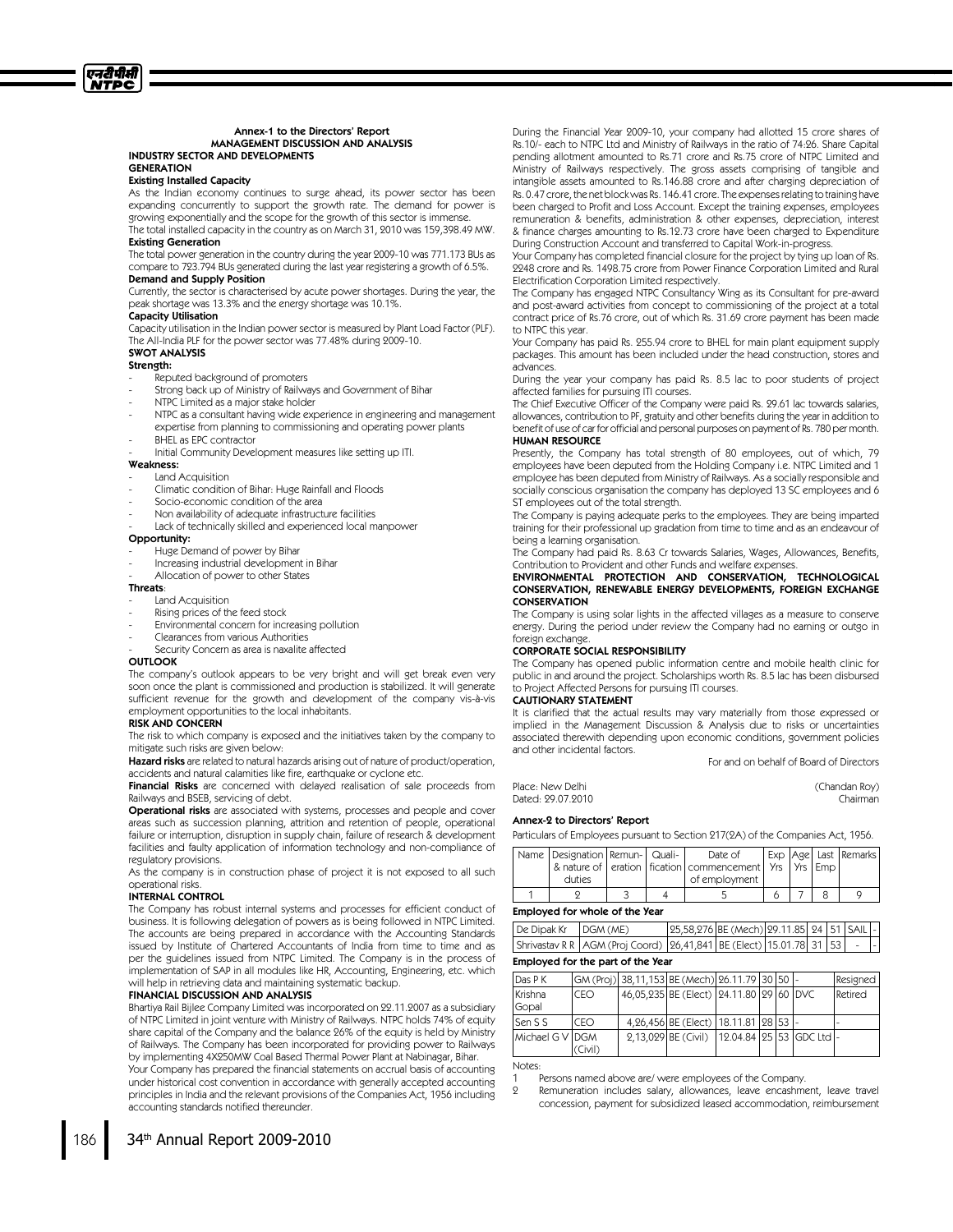## Annex-1 to the Directors' Report
## MANAGEMENT DISCUSSION AND ANALYSIS

### INDUSTRY SECTOR AND DEVELOPMENTS

#### GENERATION

**Existing Installed Capacity**

As the Indian economy continues to surge ahead, its power sector has been expanding concurrently to support the growth rate. The demand for power is growing exponentially and the scope for the growth of this sector is immense.

The total installed capacity in the country as on March 31, 2010 was 159,398.49 MW.

**Existing Generation**

The total power generation in the country during the year 2009-10 was 771.173 BUs as compare to 723.794 BUs generated during the last year registering a growth of 6.5%.

**Demand and Supply Position**

Currently, the sector is characterised by acute power shortages. During the year, the peak shortage was 13.3% and the energy shortage was 10.1%.

**Capacity Utilisation**

Capacity utilisation in the Indian power sector is measured by Plant Load Factor (PLF). The All-India PLF for the power sector was 77.48% during 2009-10.

### SWOT ANALYSIS

**Strength:**

- Reputed background of promoters
- Strong back up of Ministry of Railways and Government of Bihar
- NTPC Limited as a major stake holder
- NTPC as a consultant having wide experience in engineering and management expertise from planning to commissioning and operating power plants
- BHEL as EPC contractor
- Initial Community Development measures like setting up ITI.

**Weakness:**

- Land Acquisition
- Climatic condition of Bihar: Huge Rainfall and Floods
- Socio-economic condition of the area
- Non availability of adequate infrastructure facilities
- Lack of technically skilled and experienced local manpower

**Opportunity:**

- Huge Demand of power by Bihar
- Increasing industrial development in Bihar
- Allocation of power to other States

**Threats**:

- Land Acquisition
- Rising prices of the feed stock
- Environmental concern for increasing pollution
- Clearances from various Authorities
- Security Concern as area is naxalite affected

### OUTLOOK

The company's outlook appears to be very bright and will get break even very soon once the plant is commissioned and production is stabilized. It will generate sufficient revenue for the growth and development of the company vis-à-vis employment opportunities to the local inhabitants.

### RISK AND CONCERN

The risk to which company is exposed and the initiatives taken by the company to mitigate such risks are given below:

**Hazard risks** are related to natural hazards arising out of nature of product/operation, accidents and natural calamities like fire, earthquake or cyclone etc.

**Financial Risks** are concerned with delayed realisation of sale proceeds from Railways and BSEB, servicing of debt.

**Operational risks** are associated with systems, processes and people and cover areas such as succession planning, attrition and retention of people, operational failure or interruption, disruption in supply chain, failure of research & development facilities and faulty application of information technology and non-compliance of regulatory provisions.

As the company is in construction phase of project it is not exposed to all such operational risks.

### INTERNAL CONTROL

The Company has robust internal systems and processes for efficient conduct of business. It is following delegation of powers as is being followed in NTPC Limited. The accounts are being prepared in accordance with the Accounting Standards issued by Institute of Chartered Accountants of India from time to time and as per the guidelines issued from NTPC Limited. The Company is in the process of implementation of SAP in all modules like HR, Accounting, Engineering, etc. which will help in retrieving data and maintaining systematic backup.

### FINANCIAL DISCUSSION AND ANALYSIS

Bhartiya Rail Bijlee Company Limited was incorporated on 22.11.2007 as a subsidiary of NTPC Limited in joint venture with Ministry of Railways. NTPC holds 74% of equity share capital of the Company and the balance 26% of the equity is held by Ministry of Railways. The Company has been incorporated for providing power to Railways by implementing 4X250MW Coal Based Thermal Power Plant at Nabinagar, Bihar.

Your Company has prepared the financial statements on accrual basis of accounting under historical cost convention in accordance with generally accepted accounting principles in India and the relevant provisions of the Companies Act, 1956 including accounting standards notified thereunder.

During the Financial Year 2009-10, your company had allotted 15 crore shares of Rs.10/- each to NTPC Ltd and Ministry of Railways in the ratio of 74:26. Share Capital pending allotment amounted to Rs.71 crore and Rs.75 crore of NTPC Limited and Ministry of Railways respectively. The gross assets comprising of tangible and intangible assets amounted to Rs.146.88 crore and after charging depreciation of Rs. 0.47 crore, the net block was Rs. 146.41 crore. The expenses relating to training have been charged to Profit and Loss Account. Except the training expenses, employees remuneration & benefits, administration & other expenses, depreciation, interest & finance charges amounting to Rs.12.73 crore have been charged to Expenditure During Construction Account and transferred to Capital Work-in-progress.

Your Company has completed financial closure for the project by tying up loan of Rs. 2248 crore and Rs. 1498.75 crore from Power Finance Corporation Limited and Rural Electrification Corporation Limited respectively.

The Company has engaged NTPC Consultancy Wing as its Consultant for pre-award and post-award activities from concept to commissioning of the project at a total contract price of Rs.76 crore, out of which Rs. 31.69 crore payment has been made to NTPC this year.

Your Company has paid Rs. 255.94 crore to BHEL for main plant equipment supply packages. This amount has been included under the head construction, stores and advances.

During the year your company has paid Rs. 8.5 lac to poor students of project affected families for pursuing ITI courses.

The Chief Executive Officer of the Company were paid Rs. 29.61 lac towards salaries, allowances, contribution to PF, gratuity and other benefits during the year in addition to benefit of use of car for official and personal purposes on payment of Rs. 780 per month.

### HUMAN RESOURCE

Presently, the Company has total strength of 80 employees, out of which, 79 employees have been deputed from the Holding Company i.e. NTPC Limited and 1 employee has been deputed from Ministry of Railways. As a socially responsible and socially conscious organisation the company has deployed 13 SC employees and 6 ST employees out of the total strength.

The Company is paying adequate perks to the employees. They are being imparted training for their professional up gradation from time to time and as an endeavour of being a learning organisation.

The Company had paid Rs. 8.63 Cr towards Salaries, Wages, Allowances, Benefits, Contribution to Provident and other Funds and welfare expenses.

### ENVIRONMENTAL PROTECTION AND CONSERVATION, TECHNOLOGICAL CONSERVATION, RENEWABLE ENERGY DEVELOPMENTS, FOREIGN EXCHANGE CONSERVATION

The Company is using solar lights in the affected villages as a measure to conserve energy. During the period under review the Company had no earning or outgo in foreign exchange.

### CORPORATE SOCIAL RESPONSIBILITY

The Company has opened public information centre and mobile health clinic for public in and around the project. Scholarships worth Rs. 8.5 lac has been disbursed to Project Affected Persons for pursuing ITI courses.

### CAUTIONARY STATEMENT

It is clarified that the actual results may vary materially from those expressed or implied in the Management Discussion & Analysis due to risks or uncertainties associated therewith depending upon economic conditions, government policies and other incidental factors.

For and on behalf of Board of Directors

Place: New Delhi
Dated: 29.07.2010

(Chandan Roy)
Chairman

## Annex-2 to Directors' Report

Particulars of Employees pursuant to Section 217(2A) of the Companies Act, 1956.

| Name | Designation & nature of duties | Remuneration | Qualification | Date of commencement of employment | Exp Yrs | Age Yrs | Last Emp | Remarks |
|---|---|---|---|---|---|---|---|---|
| 1 | 2 | 3 | 4 | 5 | 6 | 7 | 8 | 9 |
| **Employed for whole of the Year** | | | | | | | | |
| De Dipak Kr | DGM (ME) | 25,58,276 | BE (Mech) | 29.11.85 | 24 | 51 | SAIL | - |
| Shrivastav R R | AGM (Proj Coord) | 26,41,841 | BE (Elect) | 15.01.78 | 31 | 53 | - | - |
| **Employed for the part of the Year** | | | | | | | | |
| Das P K | GM (Proj) | 38,11,153 | BE (Mech) | 26.11.79 | 30 | 50 | - | Resigned |
| Krishna Gopal | CEO | 46,05,235 | BE (Elect) | 24.11.80 | 29 | 60 | DVC | Retired |
| Sen S S | CEO | 4,26,456 | BE (Elect) | 18.11.81 | 28 | 53 | - | - |
| Michael G V | DGM (Civil) | 2,13,029 | BE (Civil) | 12.04.84 | 25 | 53 | GDC Ltd | - |

Notes:

1 Persons named above are/ were employees of the Company.

2 Remuneration includes salary, allowances, leave encashment, leave travel concession, payment for subsidized leased accommodation, reimbursement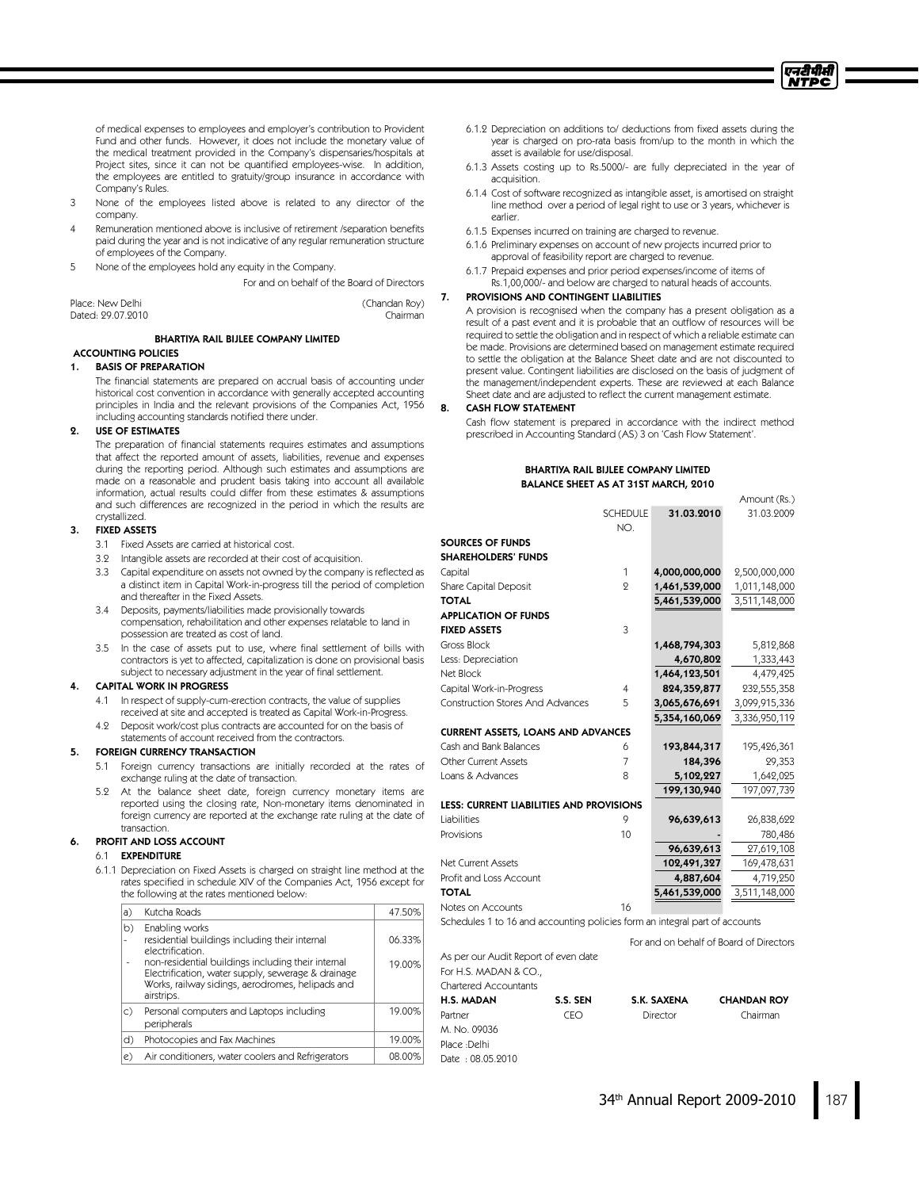of medical expenses to employees and employer's contribution to Provident Fund and other funds. However, it does not include the monetary value of the medical treatment provided in the Company's dispensaries/hospitals at Project sites, since it can not be quantified employees-wise. In addition, the employees are entitled to gratuity/group insurance in accordance with Company's Rules.

3 None of the employees listed above is related to any director of the company.

4 Remuneration mentioned above is inclusive of retirement /separation benefits paid during the year and is not indicative of any regular remuneration structure of employees of the Company.

5 None of the employees hold any equity in the Company.

For and on behalf of the Board of Directors

Place: New Delhi
Dated: 29.07.2010

(Chandan Roy)
Chairman

## BHARTIYA RAIL BIJLEE COMPANY LIMITED

### ACCOUNTING POLICIES

**1. BASIS OF PREPARATION**

The financial statements are prepared on accrual basis of accounting under historical cost convention in accordance with generally accepted accounting principles in India and the relevant provisions of the Companies Act, 1956 including accounting standards notified there under.

**2. USE OF ESTIMATES**

The preparation of financial statements requires estimates and assumptions that affect the reported amount of assets, liabilities, revenue and expenses during the reporting period. Although such estimates and assumptions are made on a reasonable and prudent basis taking into account all available information, actual results could differ from these estimates & assumptions and such differences are recognized in the period in which the results are crystallized.

**3. FIXED ASSETS**

3.1 Fixed Assets are carried at historical cost.

3.2 Intangible assets are recorded at their cost of acquisition.

3.3 Capital expenditure on assets not owned by the company is reflected as a distinct item in Capital Work-in-progress till the period of completion and thereafter in the Fixed Assets.

3.4 Deposits, payments/liabilities made provisionally towards compensation, rehabilitation and other expenses relatable to land in possession are treated as cost of land.

3.5 In the case of assets put to use, where final settlement of bills with contractors is yet to affected, capitalization is done on provisional basis subject to necessary adjustment in the year of final settlement.

**4. CAPITAL WORK IN PROGRESS**

4.1 In respect of supply-cum-erection contracts, the value of supplies received at site and accepted is treated as Capital Work-in-Progress.

4.2 Deposit work/cost plus contracts are accounted for on the basis of statements of account received from the contractors.

**5. FOREIGN CURRENCY TRANSACTION**

5.1 Foreign currency transactions are initially recorded at the rates of exchange ruling at the date of transaction.

5.2 At the balance sheet date, foreign currency monetary items are reported using the closing rate, Non-monetary items denominated in foreign currency are reported at the exchange rate ruling at the date of transaction.

**6. PROFIT AND LOSS ACCOUNT**

6.1 **EXPENDITURE**

6.1.1 Depreciation on Fixed Assets is charged on straight line method at the rates specified in schedule XIV of the Companies Act, 1956 except for the following at the rates mentioned below:

| | | |
|---|---|---|
| a) | Kutcha Roads | 47.50% |
| b) | Enabling works<br>- residential buildings including their internal electrification.<br>- non-residential buildings including their internal Electrification, water supply, sewerage & drainage Works, railway sidings, aerodromes, helipads and airstrips. | <br>06.33%<br>19.00% |
| c) | Personal computers and Laptops including peripherals | 19.00% |
| d) | Photocopies and Fax Machines | 19.00% |
| e) | Air conditioners, water coolers and Refrigerators | 08.00% |

6.1.2 Depreciation on additions to/ deductions from fixed assets during the year is charged on pro-rata basis from/up to the month in which the asset is available for use/disposal.

6.1.3 Assets costing up to Rs.5000/- are fully depreciated in the year of acquisition.

6.1.4 Cost of software recognized as intangible asset, is amortised on straight line method over a period of legal right to use or 3 years, whichever is earlier.

6.1.5 Expenses incurred on training are charged to revenue.

6.1.6 Preliminary expenses on account of new projects incurred prior to approval of feasibility report are charged to revenue.

6.1.7 Prepaid expenses and prior period expenses/income of items of Rs.1,00,000/- and below are charged to natural heads of accounts.

**7. PROVISIONS AND CONTINGENT LIABILITIES**

A provision is recognised when the company has a present obligation as a result of a past event and it is probable that an outflow of resources will be required to settle the obligation and in respect of which a reliable estimate can be made. Provisions are determined based on management estimate required to settle the obligation at the Balance Sheet date and are not discounted to present value. Contingent liabilities are disclosed on the basis of judgment of the management/independent experts. These are reviewed at each Balance Sheet date and are adjusted to reflect the current management estimate.

**8. CASH FLOW STATEMENT**

Cash flow statement is prepared in accordance with the indirect method prescribed in Accounting Standard (AS) 3 on 'Cash Flow Statement'.

## BHARTIYA RAIL BIJLEE COMPANY LIMITED
## BALANCE SHEET AS AT 31ST MARCH, 2010

Amount (Rs.)

| | SCHEDULE NO. | 31.03.2010 | 31.03.2009 |
|---|---|---|---|
| **SOURCES OF FUNDS** | | | |
| **SHAREHOLDERS' FUNDS** | | | |
| Capital | 1 | **4,000,000,000** | 2,500,000,000 |
| Share Capital Deposit | 2 | **1,461,539,000** | 1,011,148,000 |
| **TOTAL** | | **5,461,539,000** | 3,511,148,000 |
| **APPLICATION OF FUNDS** | | | |
| **FIXED ASSETS** | 3 | | |
| Gross Block | | **1,468,794,303** | 5,812,868 |
| Less: Depreciation | | **4,670,802** | 1,333,443 |
| Net Block | | **1,464,123,501** | 4,479,425 |
| Capital Work-in-Progress | 4 | **824,359,877** | 232,555,358 |
| Construction Stores And Advances | 5 | **3,065,676,691** | 3,099,915,336 |
| | | **5,354,160,069** | 3,336,950,119 |
| **CURRENT ASSETS, LOANS AND ADVANCES** | | | |
| Cash and Bank Balances | 6 | **193,844,317** | 195,426,361 |
| Other Current Assets | 7 | **184,396** | 29,353 |
| Loans & Advances | 8 | **5,102,227** | 1,642,025 |
| | | **199,130,940** | 197,097,739 |
| **LESS: CURRENT LIABILITIES AND PROVISIONS** | | | |
| Liabilities | 9 | **96,639,613** | 26,838,622 |
| Provisions | 10 | **-** | 780,486 |
| | | **96,639,613** | 27,619,108 |
| Net Current Assets | | **102,491,327** | 169,478,631 |
| Profit and Loss Account | | **4,887,604** | 4,719,250 |
| **TOTAL** | | **5,461,539,000** | 3,511,148,000 |
| Notes on Accounts | 16 | | |

Schedules 1 to 16 and accounting policies form an integral part of accounts

For and on behalf of Board of Directors

As per our Audit Report of even date
For H.S. MADAN & CO.,
Chartered Accountants

| **H.S. MADAN** | **S.S. SEN** | **S.K. SAXENA** | **CHANDAN ROY** |
|---|---|---|---|
| Partner | CEO | Director | Chairman |
| M. No. 09036 | | | |

Place :Delhi
Date : 08.05.2010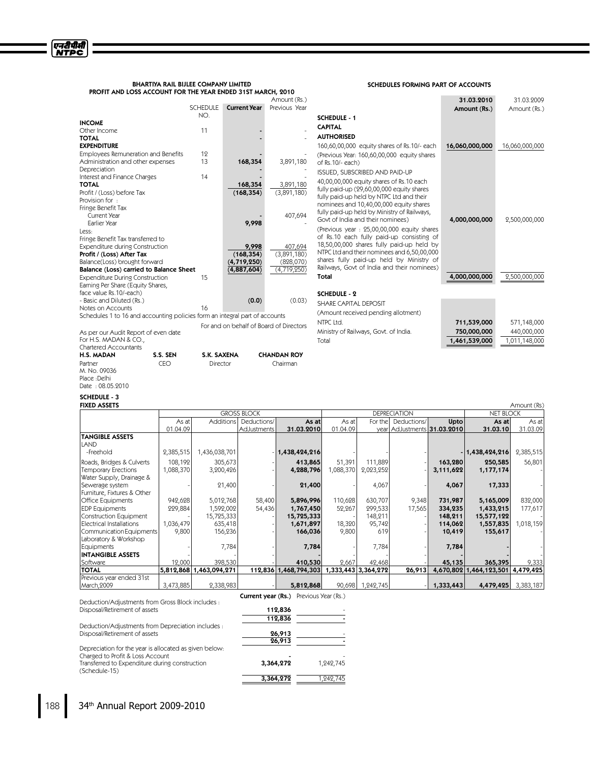## BHARTIYA RAIL BIJLEE COMPANY LIMITED

### PROFIT AND LOSS ACCOUNT FOR THE YEAR ENDED 31ST MARCH, 2010

Amount (Rs.)

| | SCHEDULE NO. | Current Year | Previous Year |
|---|---|---|---|
| **INCOME** | | | |
| Other Income | 11 | - | - |
| **TOTAL** | | - | - |
| **EXPENDITURE** | | | |
| Employees Remuneration and Benefits | 12 | - | - |
| Administration and other expenses | 13 | 168,354 | 3,891,180 |
| Depreciation | | - | - |
| Interest and Finance Charges | 14 | - | - |
| **TOTAL** | | 168,354 | 3,891,180 |
| Profit / (Loss) before Tax | | (168,354) | (3,891,180) |
| Provision for : | | | |
| Fringe Benefit Tax | | | |
| Current Year | | - | 407,694 |
| Earlier Year | | 9,998 | - |
| Less: | | | |
| Fringe Benefit Tax transferred to Expenditure during Construction | | 9,998 | 407,694 |
| **Profit / (Loss) After Tax** | | (168,354) | (3,891,180) |
| Balance(Loss) brought forward | | (4,719,250) | (828,070) |
| **Balance (Loss) carried to Balance Sheet** | | (4,887,604) | (4,719,250) |
| Expenditure During Construction | 15 | | |
| Earning Per Share (Equity Shares, face value Rs.10/-each) | | | |
| - Basic and Diluted (Rs.) | | (0.0) | (0.03) |
| Notes on Accounts | 16 | | |

Schedules 1 to 16 and accounting policies form an integral part of accounts

For and on behalf of Board of Directors

As per our Audit Report of even date
For H.S. MADAN & CO.,
Chartered Accountants

| **H.S. MADAN** | **S.S. SEN** | **S.K. SAXENA** | **CHANDAN ROY** |
|---|---|---|---|
| Partner | CEO | Director | Chairman |

M. No. 09036
Place :Delhi
Date : 08.05.2010

## SCHEDULES FORMING PART OF ACCOUNTS

| | 31.03.2010 Amount (Rs.) | 31.03.2009 Amount (Rs.) |
|---|---|---|
| **SCHEDULE - 1** | | |
| **CAPITAL** | | |
| **AUTHORISED** | | |
| 160,60,00,000 equity shares of Rs.10/- each | 16,060,000,000 | 16,060,000,000 |
| (Previous Year: 160,60,00,000 equity shares of Rs.10/- each) | | |
| ISSUED, SUBSCRIBED AND PAID-UP | | |
| 40,00,00,000 equity shares of Rs.10 each fully paid-up (29,60,00,000 equity shares fully paid-up held by NTPC Ltd and their nominees and 10,40,00,000 equity shares fully paid-up held by Ministry of Railways, Govt of India and their nominees) | 4,000,000,000 | 2,500,000,000 |
| (Previous year : 25,00,00,000 equity shares of Rs.10 each fully paid-up consisting of 18,50,00,000 shares fully paid-up held by NTPC Ltd and their nominees and 6,50,00,000 shares fully paid-up held by Ministry of Railways, Govt of India and their nominees) | | |
| **Total** | 4,000,000,000 | 2,500,000,000 |

| | 31.03.2010 Amount (Rs.) | 31.03.2009 Amount (Rs.) |
|---|---|---|
| **SCHEDULE - 2** | | |
| SHARE CAPITAL DEPOSIT | | |
| (Amount received pending allotment) | | |
| NTPC Ltd. | 711,539,000 | 571,148,000 |
| Ministry of Railways, Govt. of India. | 750,000,000 | 440,000,000 |
| Total | 1,461,539,000 | 1,011,148,000 |

### SCHEDULE - 3

### FIXED ASSETS

Amount (Rs)

| | GROSS BLOCK | | | | DEPRECIATION | | | | NET BLOCK | |
|---|---|---|---|---|---|---|---|---|---|---|
| | As at 01.04.09 | Additions | Deductions/ AdJustments | As at 31.03.2010 | As at 01.04.09 | For the year | Deductions/ AdJustments | Upto 31.03.2010 | As at 31.03.10 | As at 31.03.09 |
| **TANGIBLE ASSETS** | | | | | | | | | | |
| LAND | | | | | | | | | | |
| -Freehold | 2,385,515 | 1,436,038,701 | - | 1,438,424,216 | - | - | - | - | 1,438,424,216 | 2,385,515 |
| Roads, Bridges & Culverts | 108,192 | 305,673 | - | 413,865 | 51,391 | 111,889 | - | 163,280 | 250,585 | 56,801 |
| Temporary Erections | 1,088,370 | 3,200,426 | - | 4,288,796 | 1,088,370 | 2,023,252 | - | 3,111,622 | 1,177,174 | - |
| Water Supply, Drainage & Sewerage system | - | 21,400 | - | 21,400 | - | 4,067 | - | 4,067 | 17,333 | - |
| Furniture, Fixtures & Other Office Equipments | 942,628 | 5,012,768 | 58,400 | 5,896,996 | 110,628 | 630,707 | 9,348 | 731,987 | 5,165,009 | 832,000 |
| EDP Equipments | 229,884 | 1,592,002 | 54,436 | 1,767,450 | 52,267 | 299,533 | 17,565 | 334,235 | 1,433,215 | 177,617 |
| Construction Equipment | - | 15,725,333 | - | 15,725,333 | - | 148,211 | - | 148,211 | 15,577,122 | - |
| Electrical Installations | 1,036,479 | 635,418 | - | 1,671,897 | 18,320 | 95,742 | - | 114,062 | 1,557,835 | 1,018,159 |
| Communication Equipments | 9,800 | 156,236 | - | 166,036 | 9,800 | 619 | - | 10,419 | 155,617 | - |
| Laboratory & Workshop Equipments | - | 7,784 | - | 7,784 | - | 7,784 | - | 7,784 | - | - |
| **INTANGIBLE ASSETS** | - | | - | - | | | - | | - | - |
| Software | 12,000 | 398,530 | - | 410,530 | 2,667 | 42,468 | - | 45,135 | 365,395 | 9,333 |
| **TOTAL** | 5,812,868 | 1,463,094,271 | 112,836 | 1,468,794,303 | 1,333,443 | 3,364,272 | 26,913 | 4,670,802 | 1,464,123,501 | 4,479,425 |
| Previous year ended 31st March,2009 | 3,473,885 | 2,338,983 | - | 5,812,868 | 90,698 | 1,242,745 | - | 1,333,443 | 4,479,425 | 3,383,187 |

| | Current year (Rs.) | Previous Year (Rs.) |
|---|---|---|
| Deduction/Adjustments from Gross Block includes : | | |
| Disposal/Retirement of assets | 112,836 | - |
| | 112,836 | - |
| Deduction/Adjustments from Depreciation includes : | | |
| Disposal/Retirement of assets | 26,913 | - |
| | 26,913 | - |
| Depreciation for the year is allocated as given below: | | |
| Charged to Profit & Loss Account | - | - |
| Transferred to Expenditure during construction (Schedule-15) | 3,364,272 | 1,242,745 |
| | 3,364,272 | 1,242,745 |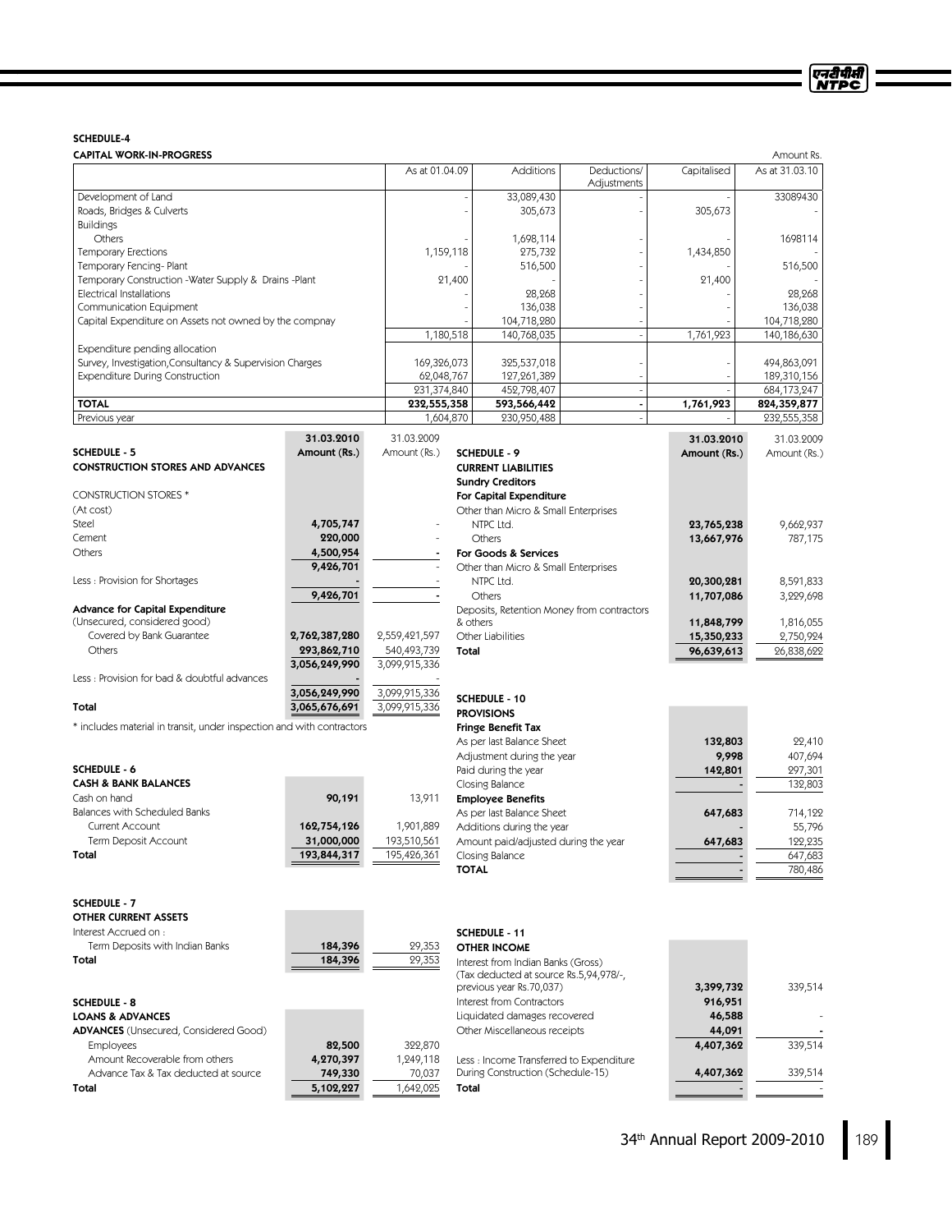## SCHEDULE-4

### CAPITAL WORK-IN-PROGRESS

Amount Rs.

| | As at 01.04.09 | Additions | Deductions/ Adjustments | Capitalised | As at 31.03.10 |
|---|---|---|---|---|---|
| Development of Land | - | 33,089,430 | - | - | 33089430 |
| Roads, Bridges & Culverts | - | 305,673 | - | 305,673 | - |
| Buildings | | | | | |
| Others | - | 1,698,114 | - | - | 1698114 |
| Temporary Erections | 1,159,118 | 275,732 | - | 1,434,850 | - |
| Temporary Fencing- Plant | - | 516,500 | - | - | 516,500 |
| Temporary Construction -Water Supply & Drains -Plant | 21,400 | - | - | 21,400 | - |
| Electrical Installations | - | 28,268 | - | - | 28,268 |
| Communication Equipment | - | 136,038 | - | - | 136,038 |
| Capital Expenditure on Assets not owned by the compnay | - | 104,718,280 | - | - | 104,718,280 |
| | 1,180,518 | 140,768,035 | - | 1,761,923 | 140,186,630 |
| Expenditure pending allocation | | | | | |
| Survey, Investigation,Consultancy & Supervision Charges | 169,326,073 | 325,537,018 | - | - | 494,863,091 |
| Expenditure During Construction | 62,048,767 | 127,261,389 | - | - | 189,310,156 |
| | 231,374,840 | 452,798,407 | - | - | 684,173,247 |
| **TOTAL** | **232,555,358** | **593,566,442** | **-** | **1,761,923** | **824,359,877** |
| Previous year | 1,604,870 | 230,950,488 | - | - | 232,555,358 |

## SCHEDULE - 5

### CONSTRUCTION STORES AND ADVANCES

| | 31.03.2010 Amount (Rs.) | 31.03.2009 Amount (Rs.) |
|---|---|---|
| CONSTRUCTION STORES * | | |
| (At cost) | | |
| Steel | 4,705,747 | - |
| Cement | 220,000 | - |
| Others | 4,500,954 | - |
| | 9,426,701 | - |
| Less : Provision for Shortages | - | - |
| | 9,426,701 | - |
| **Advance for Capital Expenditure** | | |
| (Unsecured, considered good) | | |
| Covered by Bank Guarantee | 2,762,387,280 | 2,559,421,597 |
| Others | 293,862,710 | 540,493,739 |
| | 3,056,249,990 | 3,099,915,336 |
| Less : Provision for bad & doubtful advances | - | - |
| | 3,056,249,990 | 3,099,915,336 |
| **Total** | **3,065,676,691** | 3,099,915,336 |

* includes material in transit, under inspection and with contractors

## SCHEDULE - 6

### CASH & BANK BALANCES

| | 31.03.2010 Amount (Rs.) | 31.03.2009 Amount (Rs.) |
|---|---|---|
| Cash on hand | 90,191 | 13,911 |
| Balances with Scheduled Banks | | |
| Current Account | 162,754,126 | 1,901,889 |
| Term Deposit Account | 31,000,000 | 193,510,561 |
| **Total** | **193,844,317** | 195,426,361 |

## SCHEDULE - 7

### OTHER CURRENT ASSETS

| | 31.03.2010 Amount (Rs.) | 31.03.2009 Amount (Rs.) |
|---|---|---|
| Interest Accrued on : | | |
| Term Deposits with Indian Banks | 184,396 | 29,353 |
| **Total** | **184,396** | 29,353 |

## SCHEDULE - 8

### LOANS & ADVANCES

| | 31.03.2010 Amount (Rs.) | 31.03.2009 Amount (Rs.) |
|---|---|---|
| **ADVANCES** (Unsecured, Considered Good) | | |
| Employees | 82,500 | 322,870 |
| Amount Recoverable from others | 4,270,397 | 1,249,118 |
| Advance Tax & Tax deducted at source | 749,330 | 70,037 |
| **Total** | **5,102,227** | 1,642,025 |

## SCHEDULE - 9

### CURRENT LIABILITIES

| | 31.03.2010 Amount (Rs.) | 31.03.2009 Amount (Rs.) |
|---|---|---|
| **Sundry Creditors** | | |
| **For Capital Expenditure** | | |
| Other than Micro & Small Enterprises | | |
| NTPC Ltd. | 23,765,238 | 9,662,937 |
| Others | 13,667,976 | 787,175 |
| **For Goods & Services** | | |
| Other than Micro & Small Enterprises | | |
| NTPC Ltd. | 20,300,281 | 8,591,833 |
| Others | 11,707,086 | 3,229,698 |
| Deposits, Retention Money from contractors & others | 11,848,799 | 1,816,055 |
| Other Liabilities | 15,350,233 | 2,750,924 |
| **Total** | **96,639,613** | 26,838,622 |

## SCHEDULE - 10

### PROVISIONS

| | 31.03.2010 Amount (Rs.) | 31.03.2009 Amount (Rs.) |
|---|---|---|
| **Fringe Benefit Tax** | | |
| As per last Balance Sheet | 132,803 | 22,410 |
| Adjustment during the year | 9,998 | 407,694 |
| Paid during the year | 142,801 | 297,301 |
| Closing Balance | - | 132,803 |
| **Employee Benefits** | | |
| As per last Balance Sheet | 647,683 | 714,122 |
| Additions during the year | - | 55,796 |
| Amount paid/adjusted during the year | 647,683 | 122,235 |
| Closing Balance | - | 647,683 |
| **TOTAL** | - | 780,486 |

## SCHEDULE - 11

### OTHER INCOME

| | 31.03.2010 Amount (Rs.) | 31.03.2009 Amount (Rs.) |
|---|---|---|
| Interest from Indian Banks (Gross) (Tax deducted at source Rs.5,94,978/-, previous year Rs.70,037) | 3,399,732 | 339,514 |
| Interest from Contractors | 916,951 | |
| Liquidated damages recovered | 46,588 | - |
| Other Miscellaneous receipts | 44,091 | - |
| | 4,407,362 | 339,514 |
| Less : Income Transferred to Expenditure During Construction (Schedule-15) | 4,407,362 | 339,514 |
| **Total** | - | - |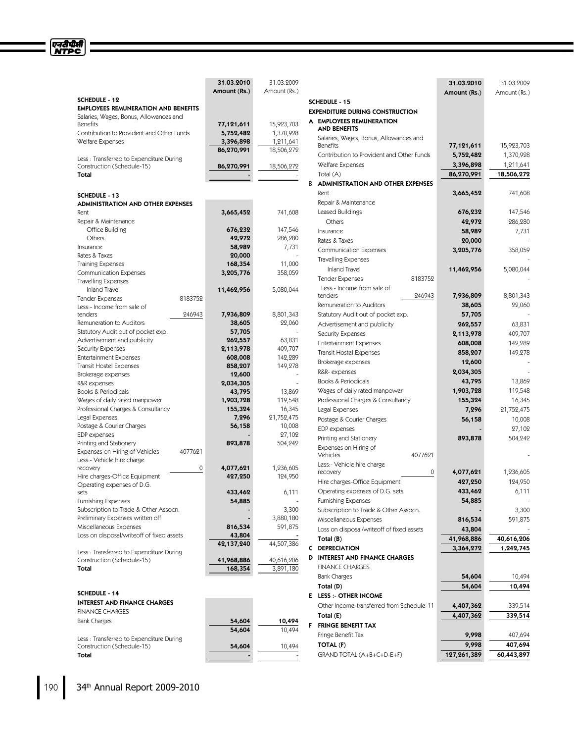### SCHEDULE - 12

**EMPLOYEES REMUNERATION AND BENEFITS**

| | | 31.03.2010 Amount (Rs.) | 31.03.2009 Amount (Rs.) |
|---|---|---|---|
| Salaries, Wages, Bonus, Allowances and Benefits | | **77,121,611** | 15,923,703 |
| Contribution to Provident and Other Funds | | **5,752,482** | 1,370,928 |
| Welfare Expenses | | **3,396,898** | 1,211,641 |
| | | **86,270,991** | 18,506,272 |
| Less : Transferred to Expenditure During Construction (Schedule-15) | | **86,270,991** | 18,506,272 |
| **Total** | | **-** | - |

### SCHEDULE - 13

**ADMINISTRATION AND OTHER EXPENSES**

| | | 31.03.2010 Amount (Rs.) | 31.03.2009 Amount (Rs.) |
|---|---|---|---|
| Rent | | **3,665,452** | 741,608 |
| Repair & Maintenance | | | |
| Office Building | | **676,232** | 147,546 |
| Others | | **42,972** | 286,280 |
| Insurance | | **58,989** | 7,731 |
| Rates & Taxes | | **20,000** | - |
| Training Expenses | | **168,354** | 11,000 |
| Communication Expenses | | **3,205,776** | 358,059 |
| Travelling Expenses | | | |
| Inland Travel | | **11,462,956** | 5,080,044 |
| Tender Expenses | 8183752 | | |
| Less:- Income from sale of tenders | 246943 | **7,936,809** | 8,801,343 |
| Remuneration to Auditors | | **38,605** | 22,060 |
| Statutory Audit out of pocket exp. | | **57,705** | - |
| Advertisement and publicity | | **262,557** | 63,831 |
| Security Expenses | | **2,113,978** | 409,707 |
| Entertainment Expenses | | **608,008** | 142,289 |
| Transit Hostel Expenses | | **858,207** | 149,278 |
| Brokerage expenses | | **12,600** | - |
| R&R expenses | | **2,034,305** | - |
| Books & Periodicals | | **43,795** | 13,869 |
| Wages of daily rated manpower | | **1,903,728** | 119,548 |
| Professional Charges & Consultancy | | **155,324** | 16,345 |
| Legal Expenses | | **7,296** | 21,752,475 |
| Postage & Courier Charges | | **56,158** | 10,008 |
| EDP expenses | | **-** | 27,102 |
| Printing and Stationery | | **893,878** | 504,242 |
| Expenses on Hiring of Vehicles | 4077621 | | |
| Less:- Vehicle hire charge recovery | 0 | **4,077,621** | 1,236,605 |
| Hire charges-Office Equipment | | **427,250** | 124,950 |
| Operating expenses of D.G. sets | | **433,462** | 6,111 |
| Furnishing Expenses | | **54,885** | - |
| Subscription to Trade & Other Assocn. | | **-** | 3,300 |
| Preliminary Expenses written off | | **-** | 3,880,180 |
| Miscellaneous Expenses | | **816,534** | 591,875 |
| Loss on disposal/writeoff of fixed assets | | **43,804** | - |
| | | **42,137,240** | 44,507,386 |
| Less : Transferred to Expenditure During Construction (Schedule-15) | | **41,968,886** | 40,616,206 |
| **Total** | | **168,354** | 3,891,180 |

### SCHEDULE - 14

**INTEREST AND FINANCE CHARGES**

| | 31.03.2010 Amount (Rs.) | 31.03.2009 Amount (Rs.) |
|---|---|---|
| FINANCE CHARGES | | |
| Bank Charges | **54,604** | 10,494 |
| | **54,604** | 10,494 |
| Less : Transferred to Expenditure During Construction (Schedule-15) | **54,604** | 10,494 |
| **Total** | **-** | - |

### SCHEDULE - 15

**EXPENDITURE DURING CONSTRUCTION**

| | | 31.03.2010 Amount (Rs.) | 31.03.2009 Amount (Rs.) |
|---|---|---|---|
| **A EMPLOYEES REMUNERATION AND BENEFITS** | | | |
| Salaries, Wages, Bonus, Allowances and Benefits | | **77,121,611** | 15,923,703 |
| Contribution to Provident and Other Funds | | **5,752,482** | 1,370,928 |
| Welfare Expenses | | **3,396,898** | 1,211,641 |
| Total (A) | | **86,270,991** | **18,506,272** |
| **B ADMINISTRATION AND OTHER EXPENSES** | | | |
| Rent | | **3,665,452** | 741,608 |
| Repair & Maintenance | | | |
| Leased Buildings | | **676,232** | 147,546 |
| Others | | **42,972** | 286,280 |
| Insurance | | **58,989** | 7,731 |
| Rates & Taxes | | **20,000** | - |
| Communication Expenses | | **3,205,776** | 358,059 |
| Travelling Expenses | | | - |
| Inland Travel | | **11,462,956** | 5,080,044 |
| Tender Expenses | 8183752 | | - |
| Less:- Income from sale of tenders | 246943 | **7,936,809** | 8,801,343 |
| Remuneration to Auditors | | **38,605** | 22,060 |
| Statutory Audit out of pocket exp. | | **57,705** | - |
| Advertisement and publicity | | **262,557** | 63,831 |
| Security Expenses | | **2,113,978** | 409,707 |
| Entertainment Expenses | | **608,008** | 142,289 |
| Transit Hostel Expenses | | **858,207** | 149,278 |
| Brokerage expenses | | **12,600** | - |
| R&R- expenses | | **2,034,305** | - |
| Books & Periodicals | | **43,795** | 13,869 |
| Wages of daily rated manpower | | **1,903,728** | 119,548 |
| Professional Charges & Consultancy | | **155,324** | 16,345 |
| Legal Expenses | | **7,296** | 21,752,475 |
| Postage & Courier Charges | | **56,158** | 10,008 |
| EDP expenses | | **-** | 27,102 |
| Printing and Stationery | | **893,878** | 504,242 |
| Expenses on Hiring of Vehicles | 4077621 | | - |
| Less:- Vehicle hire charge recovery | 0 | **4,077,621** | 1,236,605 |
| Hire charges-Office Equipment | | **427,250** | 124,950 |
| Operating expenses of D.G. sets | | **433,462** | 6,111 |
| Furnishing Expenses | | **54,885** | - |
| Subscription to Trade & Other Assocn. | | **-** | 3,300 |
| Miscellaneous Expenses | | **816,534** | 591,875 |
| Loss on disposal/writeoff of fixed assets | | **43,804** | - |
| **Total (B)** | | **41,968,886** | **40,616,206** |
| **C DEPRECIATION** | | **3,364,272** | **1,242,745** |
| **D INTEREST AND FINANCE CHARGES** | | | |
| FINANCE CHARGES | | | |
| Bank Charges | | **54,604** | 10,494 |
| **Total (D)** | | **54,604** | **10,494** |
| **E LESS :- OTHER INCOME** | | | |
| Other Income-transferred from Schedule-11 | | **4,407,362** | 339,514 |
| **Total (E)** | | **4,407,362** | **339,514** |
| **F FRINGE BENEFIT TAX** | | | |
| Fringe Benefit Tax | | **9,998** | 407,694 |
| **TOTAL (F)** | | **9,998** | **407,694** |
| GRAND TOTAL (A+B+C+D-E+F) | | **127,261,389** | **60,443,897** |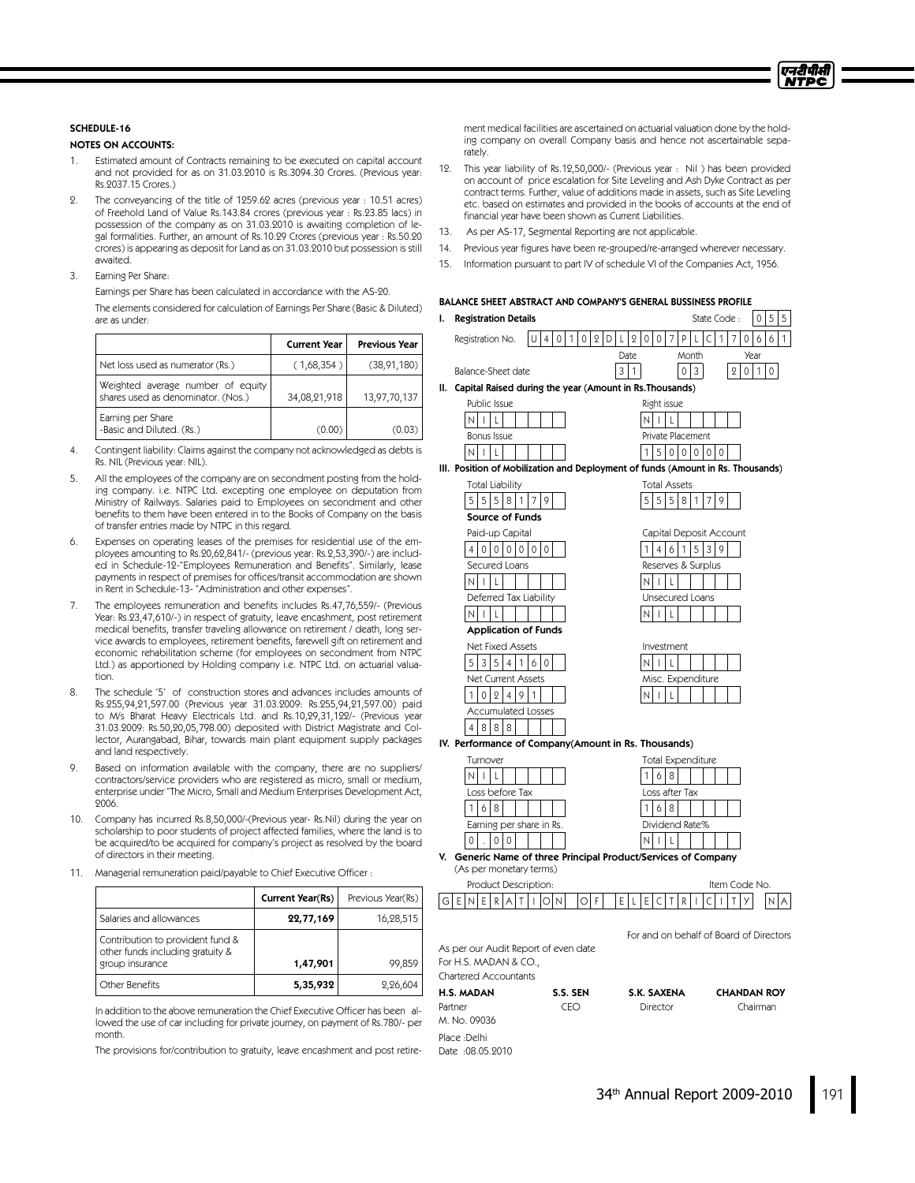## SCHEDULE-16

### NOTES ON ACCOUNTS:

1. Estimated amount of Contracts remaining to be executed on capital account and not provided for as on 31.03.2010 is Rs.3094.30 Crores. (Previous year: Rs.2037.15 Crores.)

2. The conveyancing of the title of 1259.62 acres (previous year : 10.51 acres) of Freehold Land of Value Rs.143.84 crores (previous year : Rs.23.85 lacs) in possession of the company as on 31.03.2010 is awaiting completion of legal formalities. Further, an amount of Rs.10.29 Crores (previous year : Rs.50.20 crores) is appearing as deposit for Land as on 31.03.2010 but possession is still awaited.

3. Earning Per Share:

   Earnings per Share has been calculated in accordance with the AS-20.

   The elements considered for calculation of Earnings Per Share (Basic & Diluted) are as under:

| | Current Year | Previous Year |
|---|---|---|
| Net loss used as numerator (Rs.) | ( 1,68,354 ) | (38,91,180) |
| Weighted average number of equity shares used as denominator. (Nos.) | 34,08,21,918 | 13,97,70,137 |
| Earning per Share -Basic and Diluted. (Rs.) | (0.00) | (0.03) |

4. Contingent liability: Claims against the company not acknowledged as debts is Rs. NIL (Previous year: NIL).

5. All the employees of the company are on secondment posting from the holding company. i.e. NTPC Ltd. excepting one employee on deputation from Ministry of Railways. Salaries paid to Employees on secondment and other benefits to them have been entered in to the Books of Company on the basis of transfer entries made by NTPC in this regard.

6. Expenses on operating leases of the premises for residential use of the employees amounting to Rs.20,62,841/- (previous year: Rs.2,53,390/-) are included in Schedule-12-"Employees Remuneration and Benefits". Similarly, lease payments in respect of premises for offices/transit accommodation are shown in Rent in Schedule-13- "Administration and other expenses".

7. The employees remuneration and benefits includes Rs.47,76,559/- (Previous Year: Rs.23,47,610/-) in respect of gratuity, leave encashment, post retirement medical benefits, transfer traveling allowance on retirement / death, long service awards to employees, retirement benefits, farewell gift on retirement and economic rehabilitation scheme (for employees on secondment from NTPC Ltd.) as apportioned by Holding company i.e. NTPC Ltd. on actuarial valuation.

8. The schedule '5' of construction stores and advances includes amounts of Rs.255,94,21,597.00 (Previous year 31.03.2009: Rs.255,94,21,597.00) paid to M/s Bharat Heavy Electricals Ltd. and Rs.10,29,31,122/- (Previous year 31.03.2009: Rs.50,20,05,798.00) deposited with District Magistrate and Collector, Aurangabad, Bihar, towards main plant equipment supply packages and land respectively.

9. Based on information available with the company, there are no suppliers/ contractors/service providers who are registered as micro, small or medium, enterprise under "The Micro, Small and Medium Enterprises Development Act, 2006.

10. Company has incurred Rs.8,50,000/-(Previous year- Rs.Nil) during the year on scholarship to poor students of project affected families, where the land is to be acquired/to be acquired for company's project as resolved by the board of directors in their meeting.

11. Managerial remuneration paid/payable to Chief Executive Officer :

| | Current Year(Rs) | Previous Year(Rs) |
|---|---|---|
| Salaries and allowances | **22,77,169** | 16,28,515 |
| Contribution to provident fund & other funds including gratuity & group insurance | **1,47,901** | 99,859 |
| Other Benefits | **5,35,932** | 2,26,604 |

   In addition to the above remuneration the Chief Executive Officer has been allowed the use of car including for private journey, on payment of Rs.780/- per month.

   The provisions for/contribution to gratuity, leave encashment and post retirement medical facilities are ascertained on actuarial valuation done by the holding company on overall Company basis and hence not ascertainable separately.

12. This year liability of Rs.12,50,000/- (Previous year : Nil ) has been provided on account of price escalation for Site Leveling and Ash Dyke Contract as per contract terms. Further, value of additions made in assets, such as Site Leveling etc. based on estimates and provided in the books of accounts at the end of financial year have been shown as Current Liabilities.

13. As per AS-17, Segmental Reporting are not applicable.

14. Previous year figures have been re-grouped/re-arranged wherever necessary.

15. Information pursuant to part IV of schedule VI of the Companies Act, 1956.

### BALANCE SHEET ABSTRACT AND COMPANY'S GENERAL BUSSINESS PROFILE

**I. Registration Details**

Registration No.: U40102DL2007PLC170661 &nbsp;&nbsp; State Code : 055

Balance-Sheet date: Date 31, Month 03, Year 2010

**II. Capital Raised during the year (Amount in Rs.Thousands)**

| Public Issue | Right issue |
|---|---|
| NIL | NIL |
| **Bonus Issue** | **Private Placement** |
| NIL | 1500000 |

**III. Position of Mobilization and Deployment of funds (Amount in Rs. Thousands)**

| Total Liability | Total Assets |
|---|---|
| 5558179 | 5558179 |

**Source of Funds**

| Paid-up Capital | Capital Deposit Account |
|---|---|
| 4000000 | 1461539 |
| **Secured Loans** | **Reserves & Surplus** |
| NIL | NIL |
| **Deferred Tax Liability** | **Unsecured Loans** |
| NIL | NIL |

**Application of Funds**

| Net Fixed Assets | Investment |
|---|---|
| 5354160 | NIL |
| **Net Current Assets** | **Misc. Expenditure** |
| 102491 | NIL |
| **Accumulated Losses** | |
| 4888 | |

**IV. Performance of Company(Amount in Rs. Thousands)**

| Turnover | Total Expenditure |
|---|---|
| NIL | 168 |
| **Loss before Tax** | **Loss after Tax** |
| 168 | 168 |
| **Earning per share in Rs.** | **Dividend Rate%** |
| 0.00 | NIL |

**V. Generic Name of three Principal Product/Services of Company**
(As per monetary terms)

| Product Description: | Item Code No. |
|---|---|
| GENERATION OF ELECTRICITY | NA |

For and on behalf of Board of Directors

As per our Audit Report of even date
For H.S. MADAN & CO.,
Chartered Accountants

| **H.S. MADAN** | **S.S. SEN** | **S.K. SAXENA** | **CHANDAN ROY** |
|---|---|---|---|
| Partner | CEO | Director | Chairman |
| M. No. 09036 | | | |

Place :Delhi
Date :08.05.2010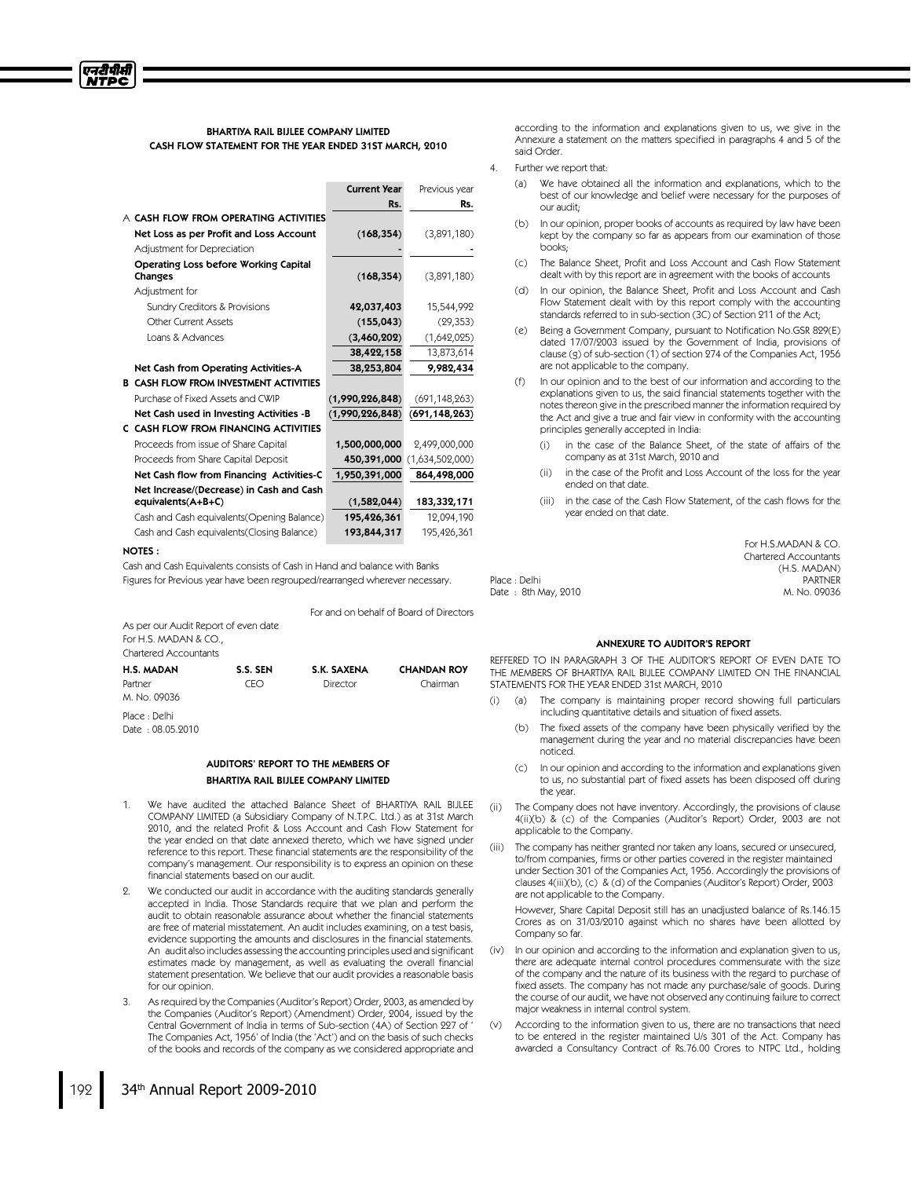## BHARTIYA RAIL BIJLEE COMPANY LIMITED
## CASH FLOW STATEMENT FOR THE YEAR ENDED 31ST MARCH, 2010

| | Current Year Rs. | Previous year Rs. |
|---|---|---|
| **A CASH FLOW FROM OPERATING ACTIVITIES** | | |
| **Net Loss as per Profit and Loss Account** | **(168,354)** | (3,891,180) |
| Adjustment for Depreciation | - | - |
| **Operating Loss before Working Capital Changes** | **(168,354)** | (3,891,180) |
| Adjustment for | | |
| Sundry Creditors & Provisions | **42,037,403** | 15,544,992 |
| Other Current Assets | **(155,043)** | (29,353) |
| Loans & Advances | **(3,460,202)** | (1,642,025) |
| | **38,422,158** | 13,873,614 |
| **Net Cash from Operating Activities-A** | **38,253,804** | **9,982,434** |
| **B CASH FLOW FROM INVESTMENT ACTIVITIES** | | |
| Purchase of Fixed Assets and CWIP | **(1,990,226,848)** | (691,148,263) |
| **Net Cash used in Investing Activities -B** | **(1,990,226,848)** | **(691,148,263)** |
| **C CASH FLOW FROM FINANCING ACTIVITIES** | | |
| Proceeds from issue of Share Capital | **1,500,000,000** | 2,499,000,000 |
| Proceeds from Share Capital Deposit | **450,391,000** | (1,634,502,000) |
| **Net Cash flow from Financing Activities-C** | **1,950,391,000** | **864,498,000** |
| **Net Increase/(Decrease) in Cash and Cash equivalents(A+B+C)** | **(1,582,044)** | **183,332,171** |
| Cash and Cash equivalents(Opening Balance) | **195,426,361** | 12,094,190 |
| Cash and Cash equivalents(Closing Balance) | **193,844,317** | 195,426,361 |

**NOTES :**

Cash and Cash Equivalents consists of Cash in Hand and balance with Banks

Figures for Previous year have been regrouped/rearranged wherever necessary.

For and on behalf of Board of Directors

As per our Audit Report of even date
For H.S. MADAN & CO.,
Chartered Accountants

| **H.S. MADAN** | **S.S. SEN** | **S.K. SAXENA** | **CHANDAN ROY** |
|---|---|---|---|
| Partner | CEO | Director | Chairman |
| M. No. 09036 | | | |

Place : Delhi
Date : 08.05.2010

## AUDITORS' REPORT TO THE MEMBERS OF BHARTIYA RAIL BIJLEE COMPANY LIMITED

1. We have audited the attached Balance Sheet of BHARTIYA RAIL BIJLEE COMPANY LIMITED (a Subsidiary Company of N.T.P.C. Ltd.) as at 31st March 2010, and the related Profit & Loss Account and Cash Flow Statement for the year ended on that date annexed thereto, which we have signed under reference to this report. These financial statements are the responsibility of the company's management. Our responsibility is to express an opinion on these financial statements based on our audit.

2. We conducted our audit in accordance with the auditing standards generally accepted in India. Those Standards require that we plan and perform the audit to obtain reasonable assurance about whether the financial statements are free of material misstatement. An audit includes examining, on a test basis, evidence supporting the amounts and disclosures in the financial statements. An audit also includes assessing the accounting principles used and significant estimates made by management, as well as evaluating the overall financial statement presentation. We believe that our audit provides a reasonable basis for our opinion.

3. As required by the Companies (Auditor's Report) Order, 2003, as amended by the Companies (Auditor's Report) (Amendment) Order, 2004, issued by the Central Government of India in terms of Sub-section (4A) of Section 227 of ' The Companies Act, 1956' of India (the 'Act') and on the basis of such checks of the books and records of the company as we considered appropriate and according to the information and explanations given to us, we give in the Annexure a statement on the matters specified in paragraphs 4 and 5 of the said Order.

4. Further we report that:

   (a) We have obtained all the information and explanations, which to the best of our knowledge and belief were necessary for the purposes of our audit;

   (b) In our opinion, proper books of accounts as required by law have been kept by the company so far as appears from our examination of those books;

   (c) The Balance Sheet, Profit and Loss Account and Cash Flow Statement dealt with by this report are in agreement with the books of accounts

   (d) In our opinion, the Balance Sheet, Profit and Loss Account and Cash Flow Statement dealt with by this report comply with the accounting standards referred to in sub-section (3C) of Section 211 of the Act;

   (e) Being a Government Company, pursuant to Notification No.GSR 829(E) dated 17/07/2003 issued by the Government of India, provisions of clause (g) of sub-section (1) of section 274 of the Companies Act, 1956 are not applicable to the company.

   (f) In our opinion and to the best of our information and according to the explanations given to us, the said financial statements together with the notes thereon give in the prescribed manner the information required by the Act and give a true and fair view in conformity with the accounting principles generally accepted in India:

      (i) in the case of the Balance Sheet, of the state of affairs of the company as at 31st March, 2010 and

      (ii) in the case of the Profit and Loss Account of the loss for the year ended on that date.

      (iii) in the case of the Cash Flow Statement, of the cash flows for the year ended on that date.

For H.S.MADAN & CO.
Chartered Accountants
(H.S. MADAN)
PARTNER
M. No. 09036

Place : Delhi
Date : 8th May, 2010

## ANNEXURE TO AUDITOR'S REPORT

REFFERED TO IN PARAGRAPH 3 OF THE AUDITOR'S REPORT OF EVEN DATE TO THE MEMBERS OF BHARTIYA RAIL BIJLEE COMPANY LIMITED ON THE FINANCIAL STATEMENTS FOR THE YEAR ENDED 31st MARCH, 2010

(i) (a) The company is maintaining proper record showing full particulars including quantitative details and situation of fixed assets.

   (b) The fixed assets of the company have been physically verified by the management during the year and no material discrepancies have been noticed.

   (c) In our opinion and according to the information and explanations given to us, no substantial part of fixed assets has been disposed off during the year.

(ii) The Company does not have inventory. Accordingly, the provisions of clause 4(ii)(b) & (c) of the Companies (Auditor's Report) Order, 2003 are not applicable to the Company.

(iii) The company has neither granted nor taken any loans, secured or unsecured, to/from companies, firms or other parties covered in the register maintained under Section 301 of the Companies Act, 1956. Accordingly the provisions of clauses 4(iii)(b), (c) & (d) of the Companies (Auditor's Report) Order, 2003 are not applicable to the Company.

   However, Share Capital Deposit still has an unadjusted balance of Rs.146.15 Crores as on 31/03/2010 against which no shares have been allotted by Company so far.

(iv) In our opinion and according to the information and explanation given to us, there are adequate internal control procedures commensurate with the size of the company and the nature of its business with the regard to purchase of fixed assets. The company has not made any purchase/sale of goods. During the course of our audit, we have not observed any continuing failure to correct major weakness in internal control system.

(v) According to the information given to us, there are no transactions that need to be entered in the register maintained U/s 301 of the Act. Company has awarded a Consultancy Contract of Rs.76.00 Crores to NTPC Ltd., holding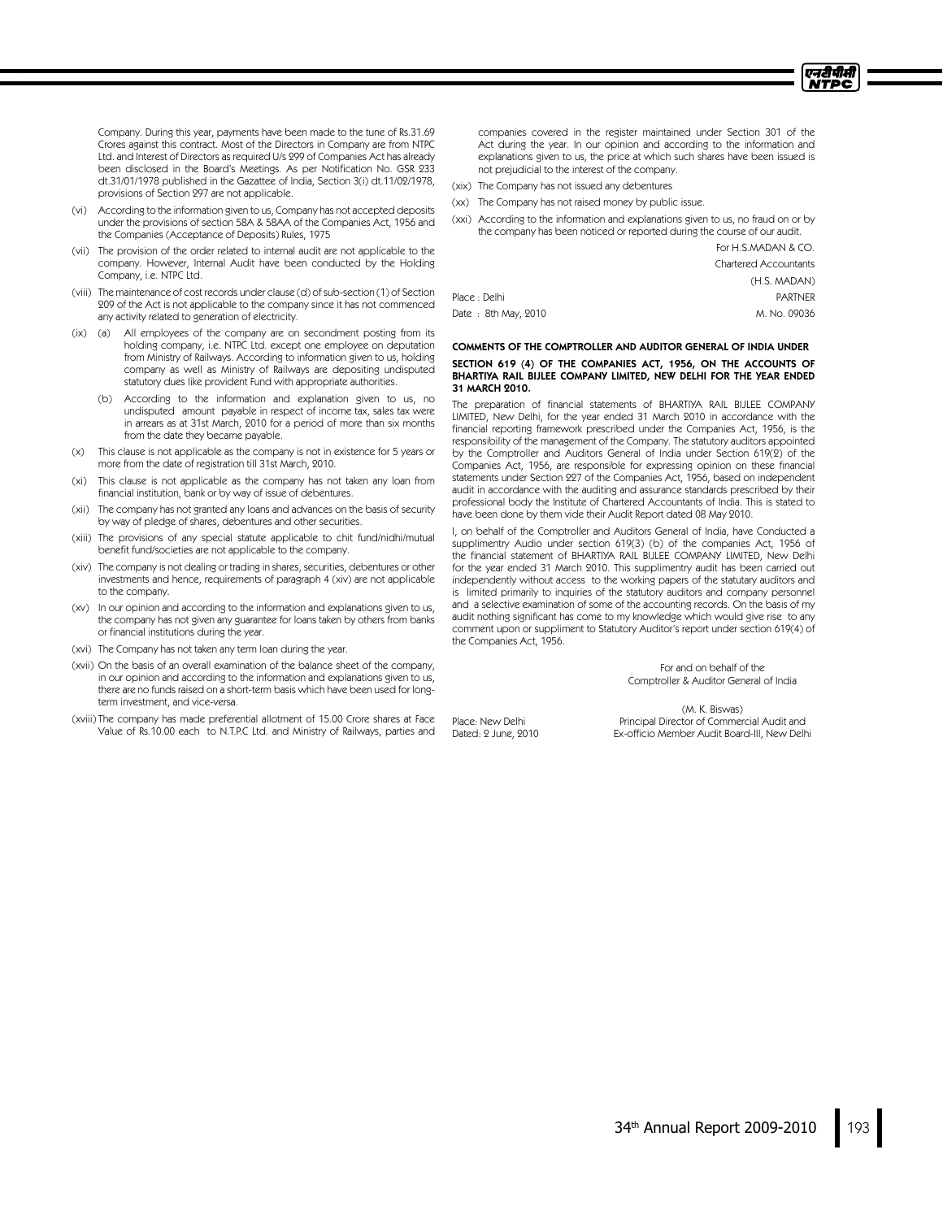Company. During this year, payments have been made to the tune of Rs.31.69 Crores against this contract. Most of the Directors in Company are from NTPC Ltd. and Interest of Directors as required U/s 299 of Companies Act has already been disclosed in the Board's Meetings. As per Notification No. GSR 233 dt.31/01/1978 published in the Gazattee of India, Section 3(i) dt.11/02/1978, provisions of Section 297 are not applicable.

(vi) According to the information given to us, Company has not accepted deposits under the provisions of section 58A & 58AA of the Companies Act, 1956 and the Companies (Acceptance of Deposits) Rules, 1975

(vii) The provision of the order related to internal audit are not applicable to the company. However, Internal Audit have been conducted by the Holding Company, i.e. NTPC Ltd.

(viii) The maintenance of cost records under clause (d) of sub-section (1) of Section 209 of the Act is not applicable to the company since it has not commenced any activity related to generation of electricity.

(ix) (a) All employees of the company are on secondment posting from its holding company, i.e. NTPC Ltd. except one employee on deputation from Ministry of Railways. According to information given to us, holding company as well as Ministry of Railways are depositing undisputed statutory dues like provident Fund with appropriate authorities.

(b) According to the information and explanation given to us, no undisputed amount payable in respect of income tax, sales tax were in arrears as at 31st March, 2010 for a period of more than six months from the date they became payable.

(x) This clause is not applicable as the company is not in existence for 5 years or more from the date of registration till 31st March, 2010.

(xi) This clause is not applicable as the company has not taken any loan from financial institution, bank or by way of issue of debentures.

(xii) The company has not granted any loans and advances on the basis of security by way of pledge of shares, debentures and other securities.

(xiii) The provisions of any special statute applicable to chit fund/nidhi/mutual benefit fund/societies are not applicable to the company.

(xiv) The company is not dealing or trading in shares, securities, debentures or other investments and hence, requirements of paragraph 4 (xiv) are not applicable to the company.

(xv) In our opinion and according to the information and explanations given to us, the company has not given any guarantee for loans taken by others from banks or financial institutions during the year.

(xvi) The Company has not taken any term loan during the year.

(xvii) On the basis of an overall examination of the balance sheet of the company, in our opinion and according to the information and explanations given to us, there are no funds raised on a short-term basis which have been used for long-term investment, and vice-versa.

(xviii) The company has made preferential allotment of 15.00 Crore shares at Face Value of Rs.10.00 each to N.T.P.C Ltd. and Ministry of Railways, parties and companies covered in the register maintained under Section 301 of the Act during the year. In our opinion and according to the information and explanations given to us, the price at which such shares have been issued is not prejudicial to the interest of the company.

(xix) The Company has not issued any debentures

(xx) The Company has not raised money by public issue.

(xxi) According to the information and explanations given to us, no fraud on or by the company has been noticed or reported during the course of our audit.

For H.S.MADAN & CO.
Chartered Accountants

(H.S. MADAN)
PARTNER
M. No. 09036

Place : Delhi
Date : 8th May, 2010

**COMMENTS OF THE COMPTROLLER AND AUDITOR GENERAL OF INDIA UNDER SECTION 619 (4) OF THE COMPANIES ACT, 1956, ON THE ACCOUNTS OF BHARTIYA RAIL BIJLEE COMPANY LIMITED, NEW DELHI FOR THE YEAR ENDED 31 MARCH 2010.**

The preparation of financial statements of BHARTIYA RAIL BIJLEE COMPANY LIMITED, New Delhi, for the year ended 31 March 2010 in accordance with the financial reporting framework prescribed under the Companies Act, 1956, is the responsibility of the management of the Company. The statutory auditors appointed by the Comptroller and Auditors General of India under Section 619(2) of the Companies Act, 1956, are responsible for expressing opinion on these financial statements under Section 227 of the Companies Act, 1956, based on independent audit in accordance with the auditing and assurance standards prescribed by their professional body the Institute of Chartered Accountants of India. This is stated to have been done by them vide their Audit Report dated 08 May 2010.

I, on behalf of the Comptroller and Auditors General of India, have Conducted a supplimentry Audio under section 619(3) (b) of the companies Act, 1956 of the financial statement of BHARTIYA RAIL BIJLEE COMPANY LIMITED, New Delhi for the year ended 31 March 2010. This supplimentry audit has been carried out independently without access to the working papers of the statutary auditors and is limited primarily to inquiries of the statutory auditors and company personnel and a selective examination of some of the accounting records. On the basis of my audit nothing significant has come to my knowledge which would give rise to any comment upon or suppliment to Statutory Auditor's report under section 619(4) of the Companies Act, 1956.

For and on behalf of the
Comptroller & Auditor General of India

(M. K. Biswas)
Principal Director of Commercial Audit and
Ex-officio Member Audit Board-III, New Delhi

Place: New Delhi
Dated: 2 June, 2010